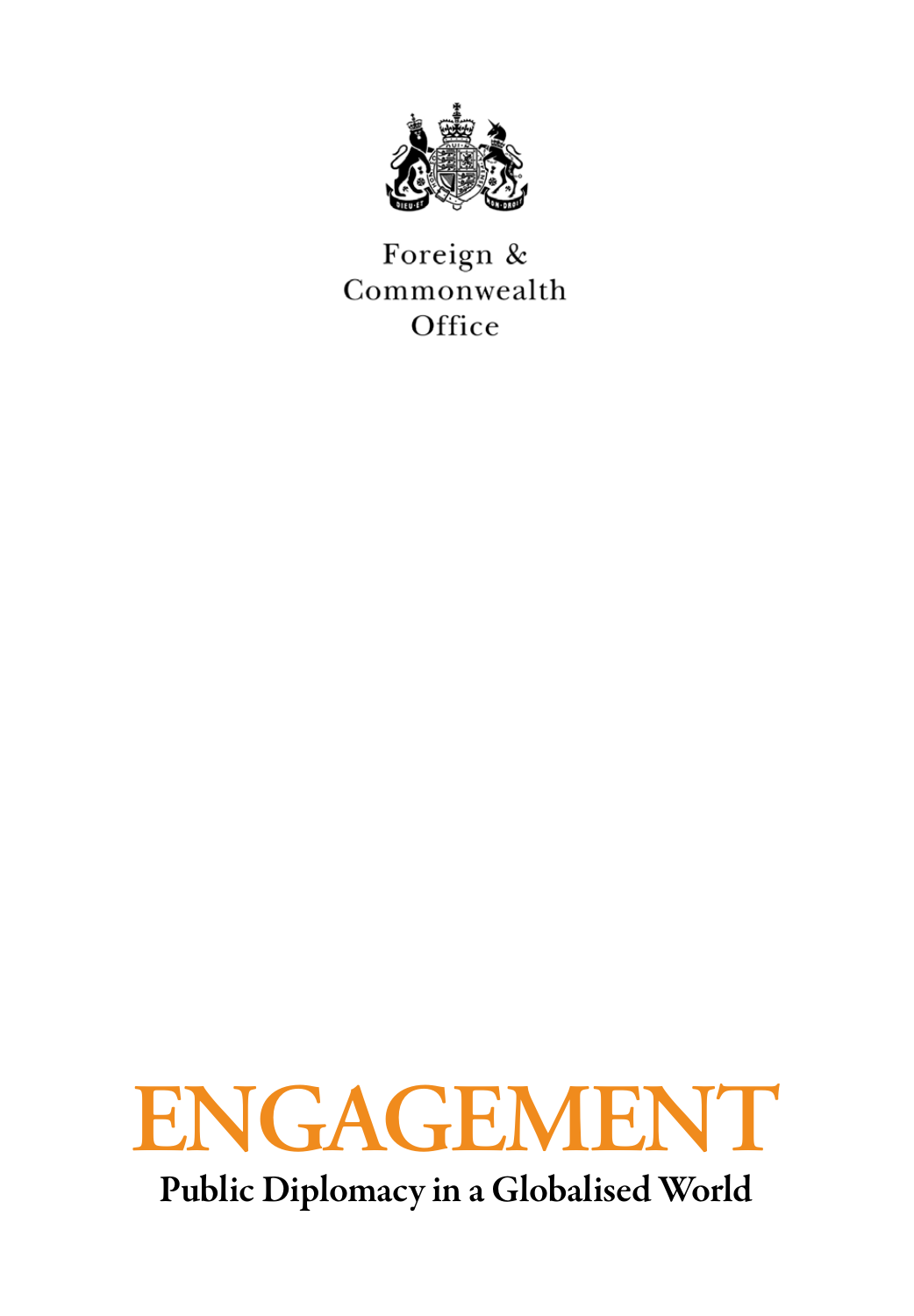Foreign & Commonwealth Office

# ENGAGEMENT

## Public Diplomacy in a Globalised World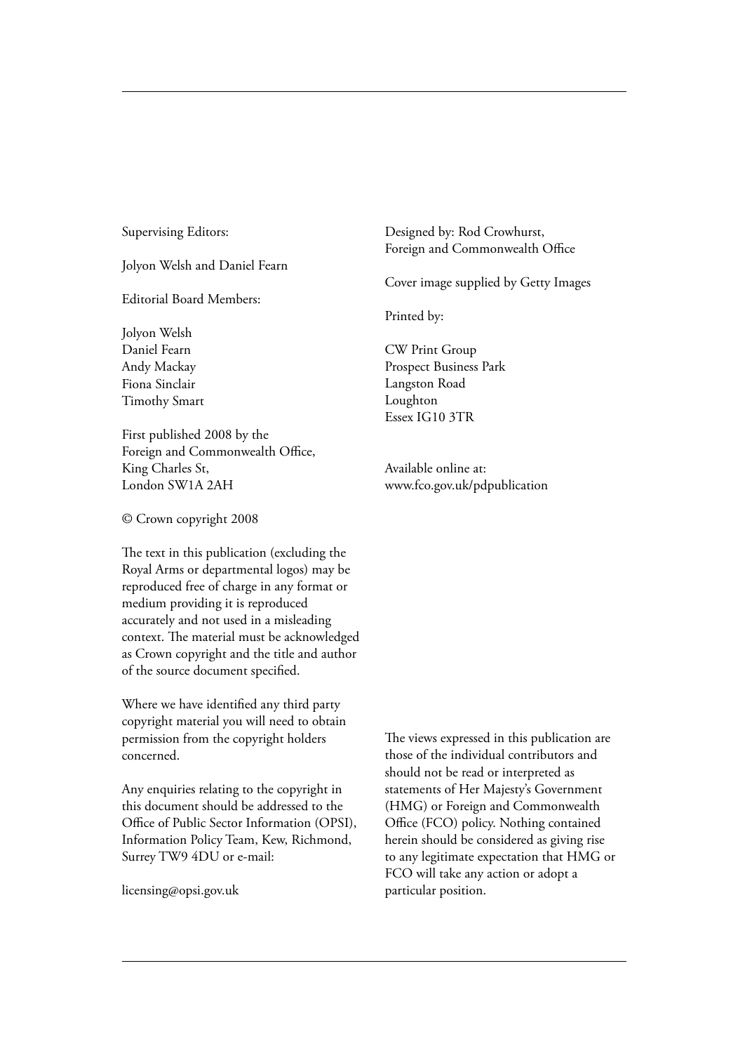Supervising Editors:

Jolyon Welsh and Daniel Fearn

Editorial Board Members:

Jolyon Welsh
Daniel Fearn
Andy Mackay
Fiona Sinclair
Timothy Smart

First published 2008 by the
Foreign and Commonwealth Office,
King Charles St,
London SW1A 2AH

© Crown copyright 2008

The text in this publication (excluding the Royal Arms or departmental logos) may be reproduced free of charge in any format or medium providing it is reproduced accurately and not used in a misleading context. The material must be acknowledged as Crown copyright and the title and author of the source document specified.

Where we have identified any third party copyright material you will need to obtain permission from the copyright holders concerned.

Any enquiries relating to the copyright in this document should be addressed to the Office of Public Sector Information (OPSI), Information Policy Team, Kew, Richmond, Surrey TW9 4DU or e-mail:

licensing@opsi.gov.uk

Designed by: Rod Crowhurst,
Foreign and Commonwealth Office

Cover image supplied by Getty Images

Printed by:

CW Print Group
Prospect Business Park
Langston Road
Loughton
Essex IG10 3TR

Available online at:
www.fco.gov.uk/pdpublication

The views expressed in this publication are those of the individual contributors and should not be read or interpreted as statements of Her Majesty's Government (HMG) or Foreign and Commonwealth Office (FCO) policy. Nothing contained herein should be considered as giving rise to any legitimate expectation that HMG or FCO will take any action or adopt a particular position.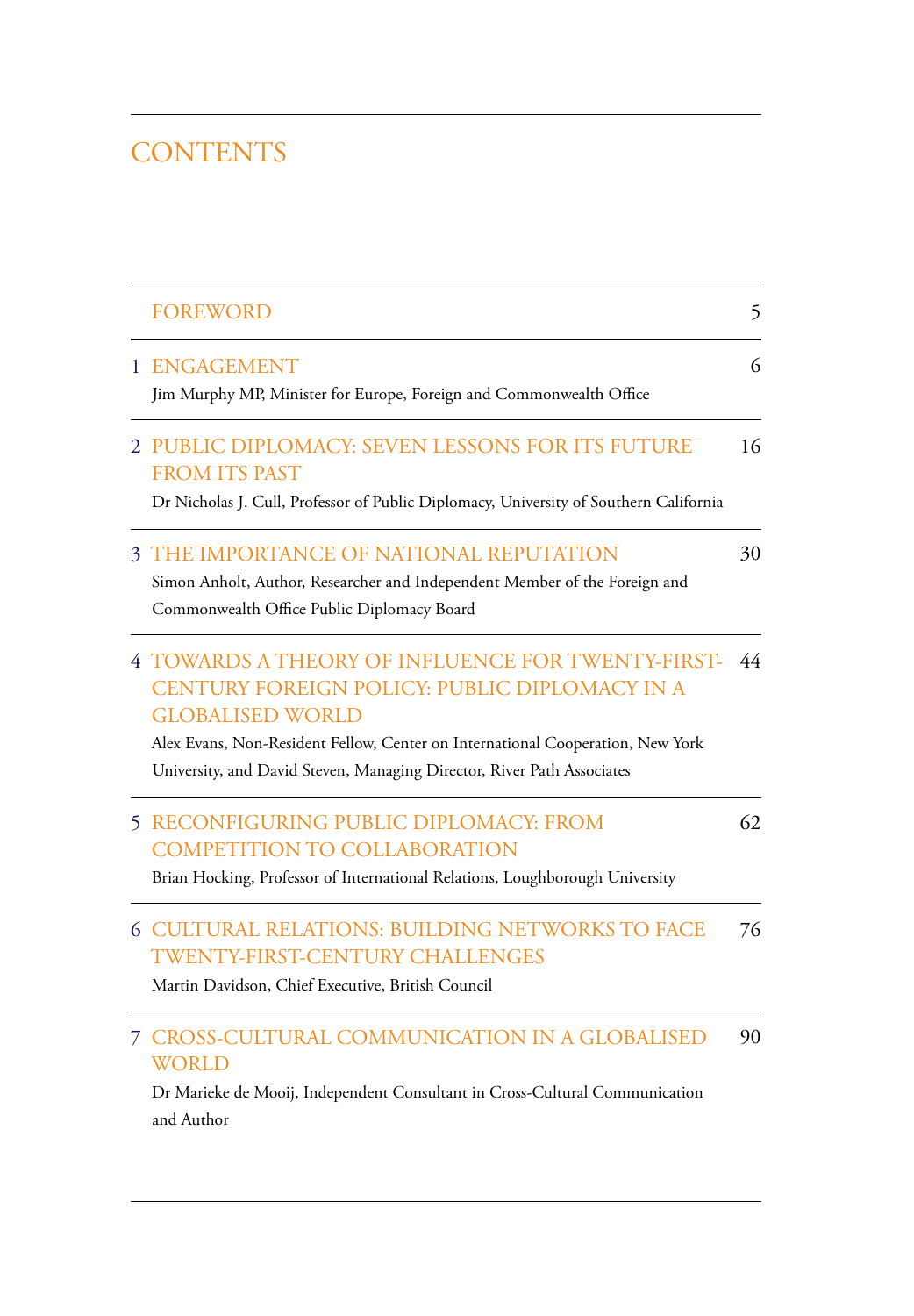# CONTENTS

| | | |
|---|---|---|
| | FOREWORD | 5 |
| 1 | ENGAGEMENT<br>Jim Murphy MP, Minister for Europe, Foreign and Commonwealth Office | 6 |
| 2 | PUBLIC DIPLOMACY: SEVEN LESSONS FOR ITS FUTURE FROM ITS PAST<br>Dr Nicholas J. Cull, Professor of Public Diplomacy, University of Southern California | 16 |
| 3 | THE IMPORTANCE OF NATIONAL REPUTATION<br>Simon Anholt, Author, Researcher and Independent Member of the Foreign and Commonwealth Office Public Diplomacy Board | 30 |
| 4 | TOWARDS A THEORY OF INFLUENCE FOR TWENTY-FIRST-CENTURY FOREIGN POLICY: PUBLIC DIPLOMACY IN A GLOBALISED WORLD<br>Alex Evans, Non-Resident Fellow, Center on International Cooperation, New York University, and David Steven, Managing Director, River Path Associates | 44 |
| 5 | RECONFIGURING PUBLIC DIPLOMACY: FROM COMPETITION TO COLLABORATION<br>Brian Hocking, Professor of International Relations, Loughborough University | 62 |
| 6 | CULTURAL RELATIONS: BUILDING NETWORKS TO FACE TWENTY-FIRST-CENTURY CHALLENGES<br>Martin Davidson, Chief Executive, British Council | 76 |
| 7 | CROSS-CULTURAL COMMUNICATION IN A GLOBALISED WORLD<br>Dr Marieke de Mooij, Independent Consultant in Cross-Cultural Communication and Author | 90 |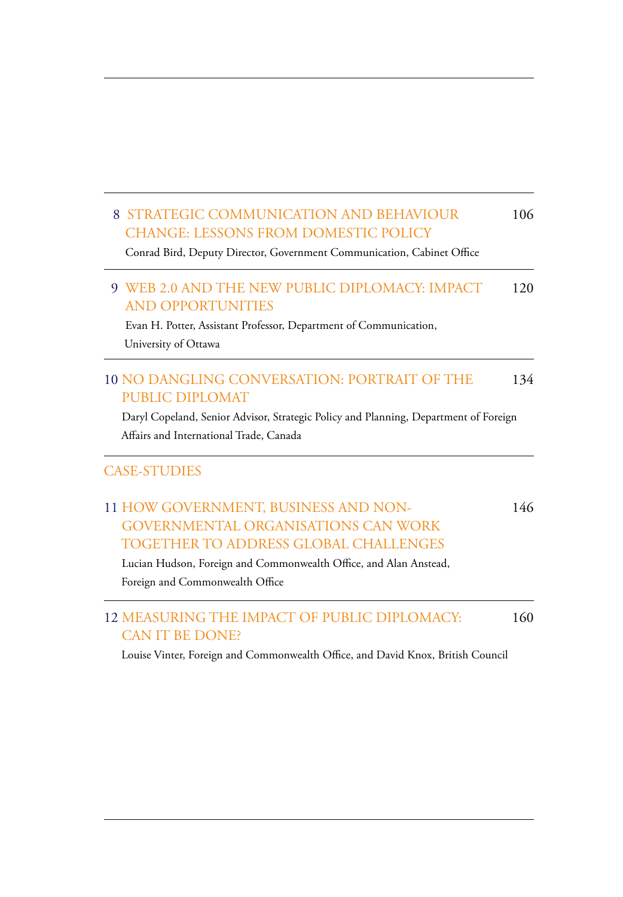8 STRATEGIC COMMUNICATION AND BEHAVIOUR CHANGE: LESSONS FROM DOMESTIC POLICY — 106

Conrad Bird, Deputy Director, Government Communication, Cabinet Office

9 WEB 2.0 AND THE NEW PUBLIC DIPLOMACY: IMPACT AND OPPORTUNITIES — 120

Evan H. Potter, Assistant Professor, Department of Communication, University of Ottawa

10 NO DANGLING CONVERSATION: PORTRAIT OF THE PUBLIC DIPLOMAT — 134

Daryl Copeland, Senior Advisor, Strategic Policy and Planning, Department of Foreign Affairs and International Trade, Canada

## CASE-STUDIES

11 HOW GOVERNMENT, BUSINESS AND NON-GOVERNMENTAL ORGANISATIONS CAN WORK TOGETHER TO ADDRESS GLOBAL CHALLENGES — 146

Lucian Hudson, Foreign and Commonwealth Office, and Alan Anstead, Foreign and Commonwealth Office

12 MEASURING THE IMPACT OF PUBLIC DIPLOMACY: CAN IT BE DONE? — 160

Louise Vinter, Foreign and Commonwealth Office, and David Knox, British Council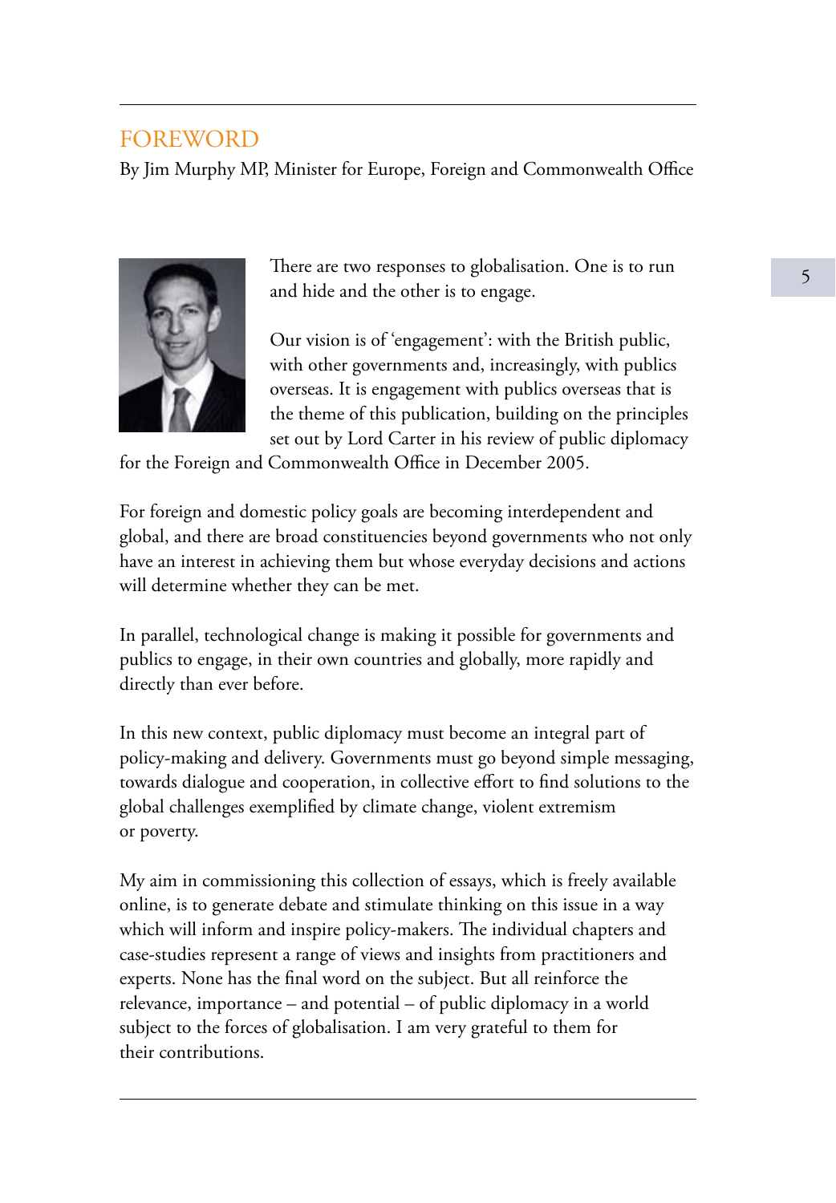# FOREWORD

By Jim Murphy MP, Minister for Europe, Foreign and Commonwealth Office

There are two responses to globalisation. One is to run and hide and the other is to engage.

Our vision is of 'engagement': with the British public, with other governments and, increasingly, with publics overseas. It is engagement with publics overseas that is the theme of this publication, building on the principles set out by Lord Carter in his review of public diplomacy for the Foreign and Commonwealth Office in December 2005.

For foreign and domestic policy goals are becoming interdependent and global, and there are broad constituencies beyond governments who not only have an interest in achieving them but whose everyday decisions and actions will determine whether they can be met.

In parallel, technological change is making it possible for governments and publics to engage, in their own countries and globally, more rapidly and directly than ever before.

In this new context, public diplomacy must become an integral part of policy-making and delivery. Governments must go beyond simple messaging, towards dialogue and cooperation, in collective effort to find solutions to the global challenges exemplified by climate change, violent extremism or poverty.

My aim in commissioning this collection of essays, which is freely available online, is to generate debate and stimulate thinking on this issue in a way which will inform and inspire policy-makers. The individual chapters and case-studies represent a range of views and insights from practitioners and experts. None has the final word on the subject. But all reinforce the relevance, importance – and potential – of public diplomacy in a world subject to the forces of globalisation. I am very grateful to them for their contributions.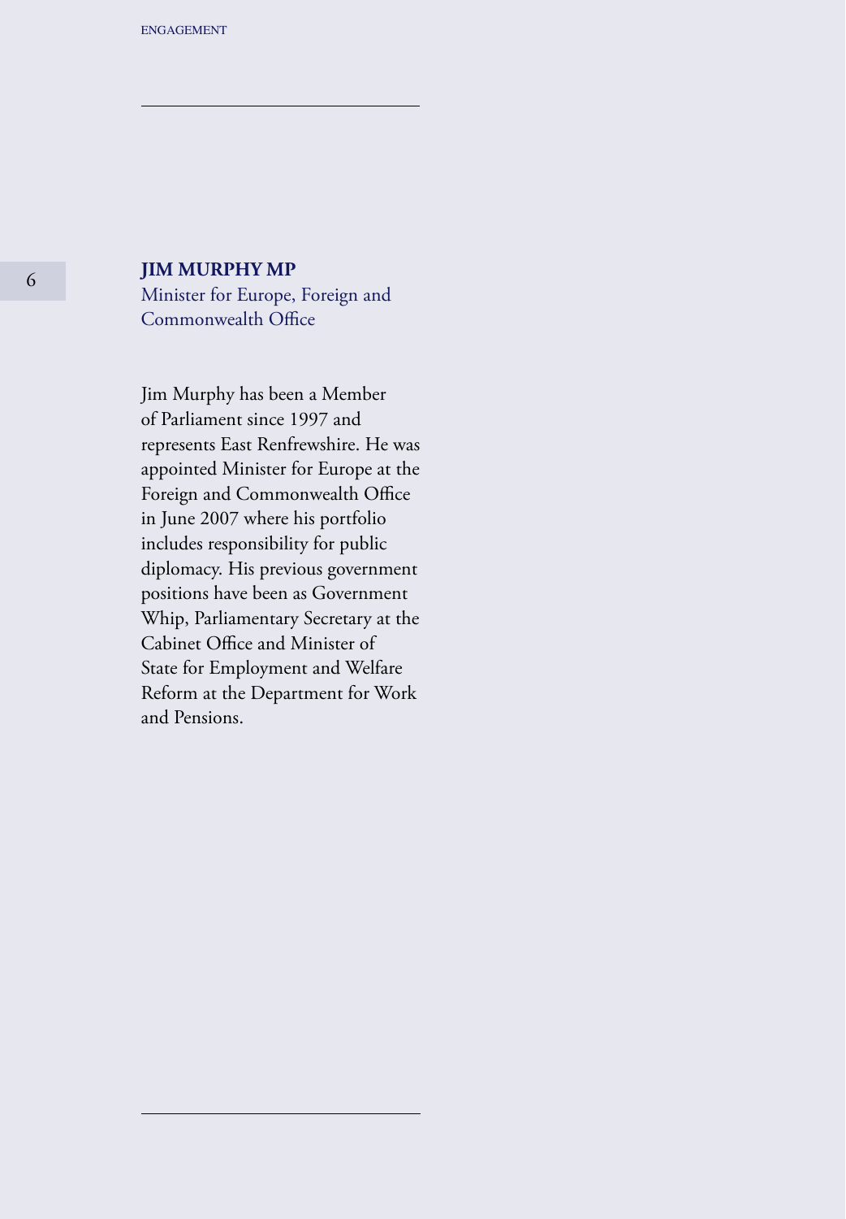## JIM MURPHY MP

Minister for Europe, Foreign and Commonwealth Office

Jim Murphy has been a Member of Parliament since 1997 and represents East Renfrewshire. He was appointed Minister for Europe at the Foreign and Commonwealth Office in June 2007 where his portfolio includes responsibility for public diplomacy. His previous government positions have been as Government Whip, Parliamentary Secretary at the Cabinet Office and Minister of State for Employment and Welfare Reform at the Department for Work and Pensions.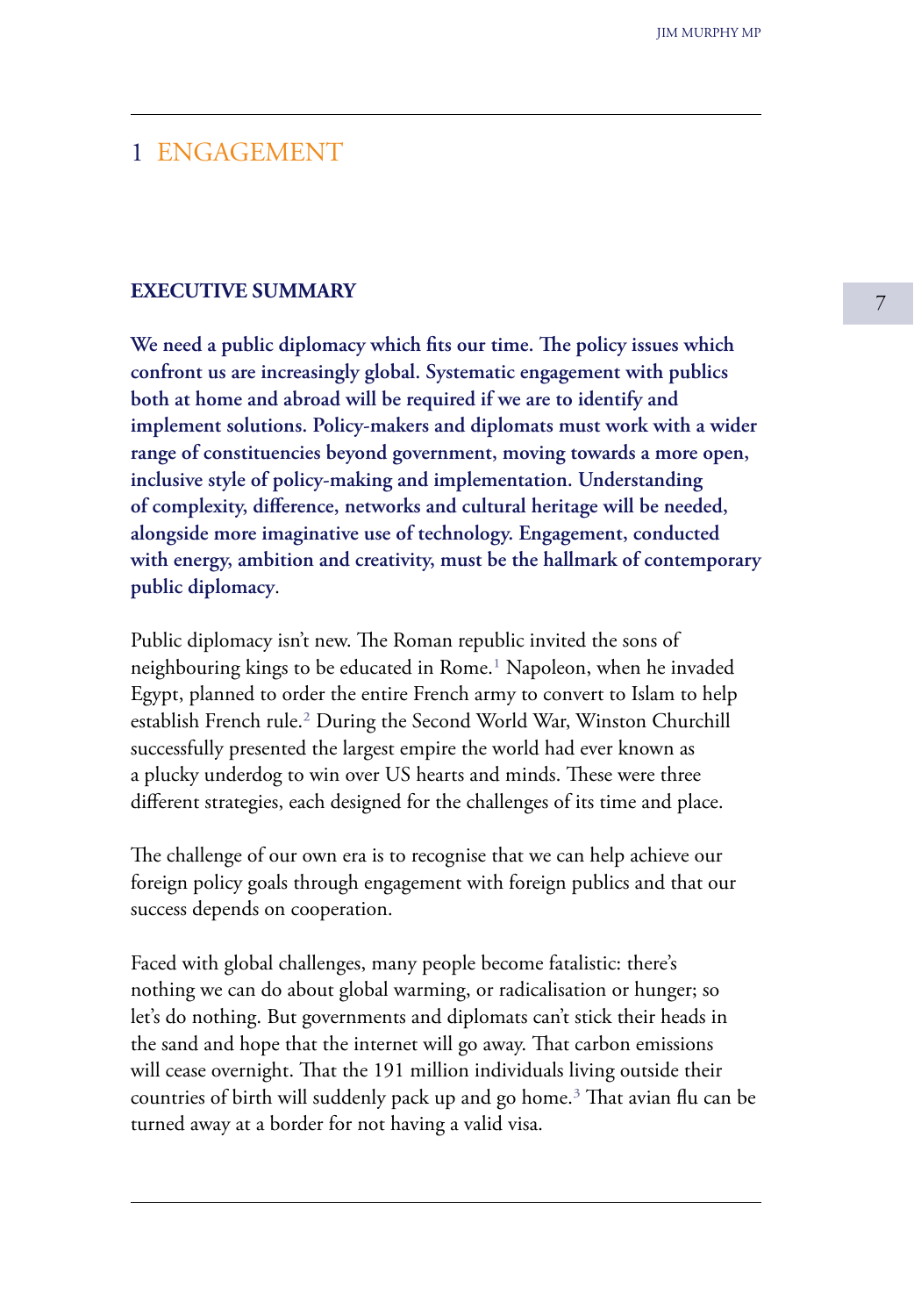# 1 ENGAGEMENT

## EXECUTIVE SUMMARY

**We need a public diplomacy which fits our time. The policy issues which confront us are increasingly global. Systematic engagement with publics both at home and abroad will be required if we are to identify and implement solutions. Policy-makers and diplomats must work with a wider range of constituencies beyond government, moving towards a more open, inclusive style of policy-making and implementation. Understanding of complexity, difference, networks and cultural heritage will be needed, alongside more imaginative use of technology. Engagement, conducted with energy, ambition and creativity, must be the hallmark of contemporary public diplomacy.**

Public diplomacy isn't new. The Roman republic invited the sons of neighbouring kings to be educated in Rome.[1] Napoleon, when he invaded Egypt, planned to order the entire French army to convert to Islam to help establish French rule.[2] During the Second World War, Winston Churchill successfully presented the largest empire the world had ever known as a plucky underdog to win over US hearts and minds. These were three different strategies, each designed for the challenges of its time and place.

The challenge of our own era is to recognise that we can help achieve our foreign policy goals through engagement with foreign publics and that our success depends on cooperation.

Faced with global challenges, many people become fatalistic: there's nothing we can do about global warming, or radicalisation or hunger; so let's do nothing. But governments and diplomats can't stick their heads in the sand and hope that the internet will go away. That carbon emissions will cease overnight. That the 191 million individuals living outside their countries of birth will suddenly pack up and go home.[3] That avian flu can be turned away at a border for not having a valid visa.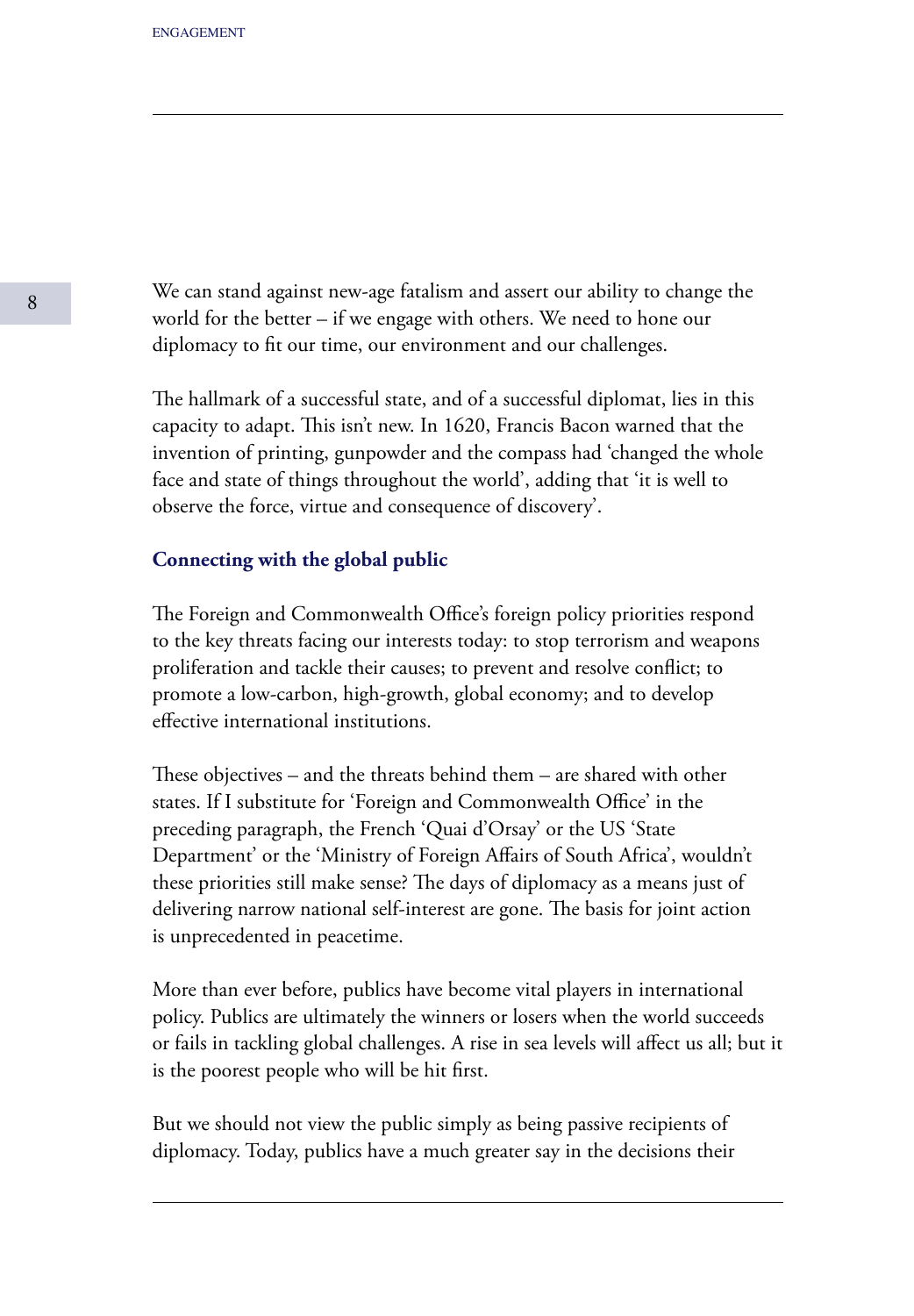We can stand against new-age fatalism and assert our ability to change the world for the better – if we engage with others. We need to hone our diplomacy to fit our time, our environment and our challenges.

The hallmark of a successful state, and of a successful diplomat, lies in this capacity to adapt. This isn't new. In 1620, Francis Bacon warned that the invention of printing, gunpowder and the compass had 'changed the whole face and state of things throughout the world', adding that 'it is well to observe the force, virtue and consequence of discovery'.

### Connecting with the global public

The Foreign and Commonwealth Office's foreign policy priorities respond to the key threats facing our interests today: to stop terrorism and weapons proliferation and tackle their causes; to prevent and resolve conflict; to promote a low-carbon, high-growth, global economy; and to develop effective international institutions.

These objectives – and the threats behind them – are shared with other states. If I substitute for 'Foreign and Commonwealth Office' in the preceding paragraph, the French 'Quai d'Orsay' or the US 'State Department' or the 'Ministry of Foreign Affairs of South Africa', wouldn't these priorities still make sense? The days of diplomacy as a means just of delivering narrow national self-interest are gone. The basis for joint action is unprecedented in peacetime.

More than ever before, publics have become vital players in international policy. Publics are ultimately the winners or losers when the world succeeds or fails in tackling global challenges. A rise in sea levels will affect us all; but it is the poorest people who will be hit first.

But we should not view the public simply as being passive recipients of diplomacy. Today, publics have a much greater say in the decisions their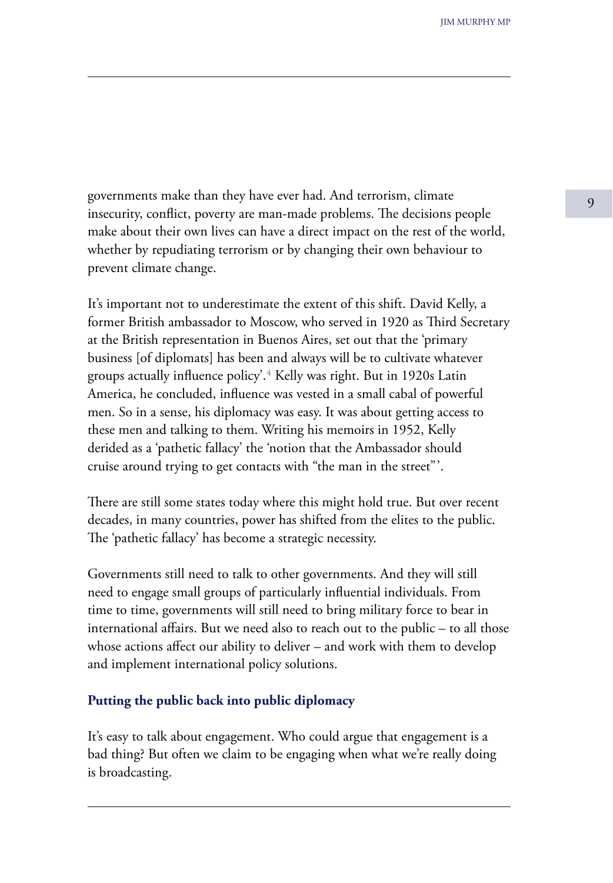governments make than they have ever had. And terrorism, climate insecurity, conflict, poverty are man-made problems. The decisions people make about their own lives can have a direct impact on the rest of the world, whether by repudiating terrorism or by changing their own behaviour to prevent climate change.

It's important not to underestimate the extent of this shift. David Kelly, a former British ambassador to Moscow, who served in 1920 as Third Secretary at the British representation in Buenos Aires, set out that the 'primary business [of diplomats] has been and always will be to cultivate whatever groups actually influence policy'.[4] Kelly was right. But in 1920s Latin America, he concluded, influence was vested in a small cabal of powerful men. So in a sense, his diplomacy was easy. It was about getting access to these men and talking to them. Writing his memoirs in 1952, Kelly derided as a 'pathetic fallacy' the 'notion that the Ambassador should cruise around trying to get contacts with "the man in the street"'.

There are still some states today where this might hold true. But over recent decades, in many countries, power has shifted from the elites to the public. The 'pathetic fallacy' has become a strategic necessity.

Governments still need to talk to other governments. And they will still need to engage small groups of particularly influential individuals. From time to time, governments will still need to bring military force to bear in international affairs. But we need also to reach out to the public – to all those whose actions affect our ability to deliver – and work with them to develop and implement international policy solutions.

### Putting the public back into public diplomacy

It's easy to talk about engagement. Who could argue that engagement is a bad thing? But often we claim to be engaging when what we're really doing is broadcasting.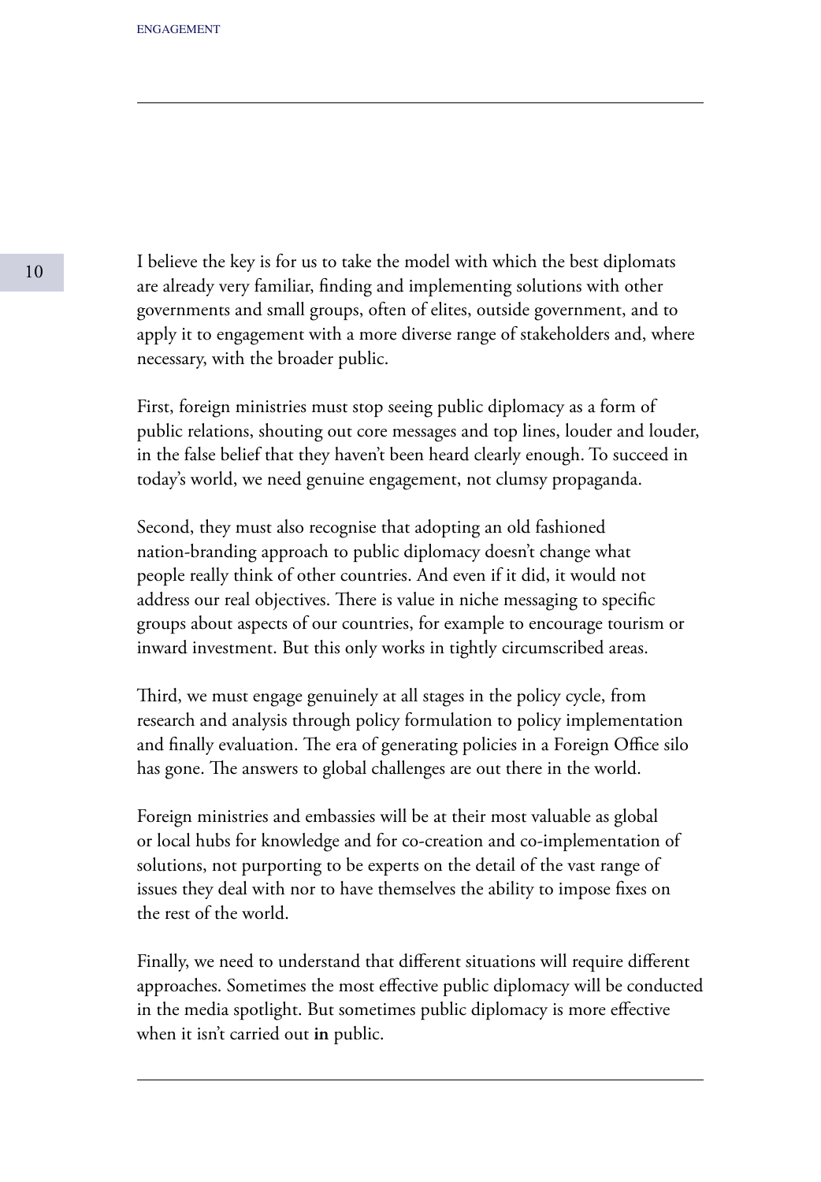I believe the key is for us to take the model with which the best diplomats are already very familiar, finding and implementing solutions with other governments and small groups, often of elites, outside government, and to apply it to engagement with a more diverse range of stakeholders and, where necessary, with the broader public.

First, foreign ministries must stop seeing public diplomacy as a form of public relations, shouting out core messages and top lines, louder and louder, in the false belief that they haven't been heard clearly enough. To succeed in today's world, we need genuine engagement, not clumsy propaganda.

Second, they must also recognise that adopting an old fashioned nation-branding approach to public diplomacy doesn't change what people really think of other countries. And even if it did, it would not address our real objectives. There is value in niche messaging to specific groups about aspects of our countries, for example to encourage tourism or inward investment. But this only works in tightly circumscribed areas.

Third, we must engage genuinely at all stages in the policy cycle, from research and analysis through policy formulation to policy implementation and finally evaluation. The era of generating policies in a Foreign Office silo has gone. The answers to global challenges are out there in the world.

Foreign ministries and embassies will be at their most valuable as global or local hubs for knowledge and for co-creation and co-implementation of solutions, not purporting to be experts on the detail of the vast range of issues they deal with nor to have themselves the ability to impose fixes on the rest of the world.

Finally, we need to understand that different situations will require different approaches. Sometimes the most effective public diplomacy will be conducted in the media spotlight. But sometimes public diplomacy is more effective when it isn't carried out **in** public.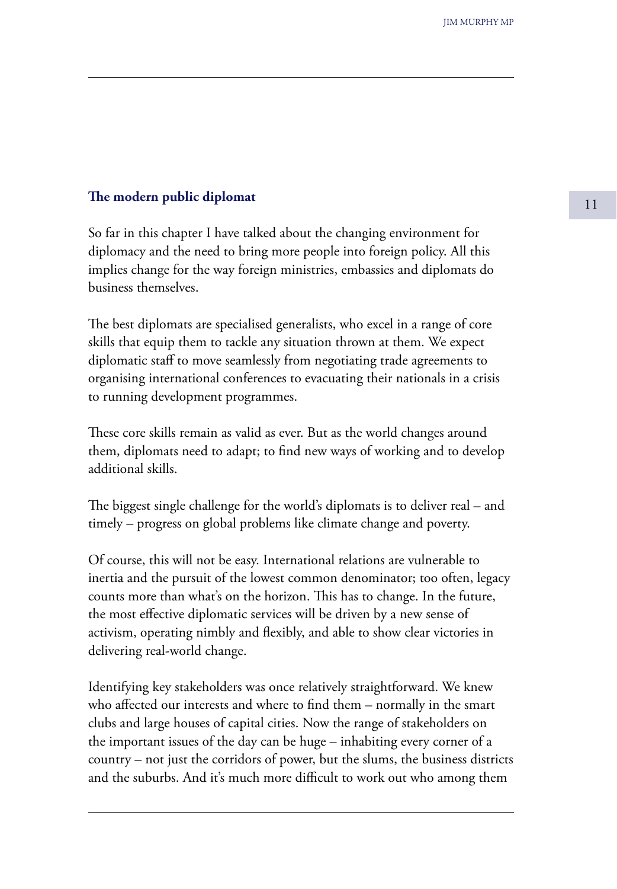### The modern public diplomat

So far in this chapter I have talked about the changing environment for diplomacy and the need to bring more people into foreign policy. All this implies change for the way foreign ministries, embassies and diplomats do business themselves.

The best diplomats are specialised generalists, who excel in a range of core skills that equip them to tackle any situation thrown at them. We expect diplomatic staff to move seamlessly from negotiating trade agreements to organising international conferences to evacuating their nationals in a crisis to running development programmes.

These core skills remain as valid as ever. But as the world changes around them, diplomats need to adapt; to find new ways of working and to develop additional skills.

The biggest single challenge for the world's diplomats is to deliver real – and timely – progress on global problems like climate change and poverty.

Of course, this will not be easy. International relations are vulnerable to inertia and the pursuit of the lowest common denominator; too often, legacy counts more than what's on the horizon. This has to change. In the future, the most effective diplomatic services will be driven by a new sense of activism, operating nimbly and flexibly, and able to show clear victories in delivering real-world change.

Identifying key stakeholders was once relatively straightforward. We knew who affected our interests and where to find them – normally in the smart clubs and large houses of capital cities. Now the range of stakeholders on the important issues of the day can be huge – inhabiting every corner of a country – not just the corridors of power, but the slums, the business districts and the suburbs. And it's much more difficult to work out who among them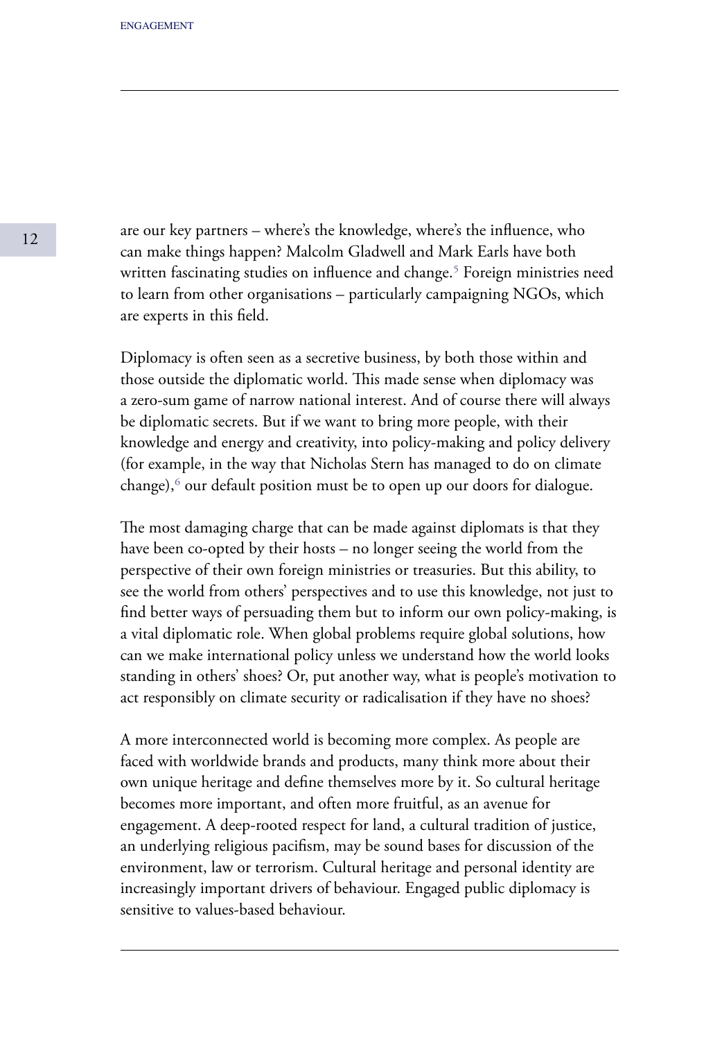are our key partners – where's the knowledge, where's the influence, who can make things happen? Malcolm Gladwell and Mark Earls have both written fascinating studies on influence and change.[5] Foreign ministries need to learn from other organisations – particularly campaigning NGOs, which are experts in this field.

Diplomacy is often seen as a secretive business, by both those within and those outside the diplomatic world. This made sense when diplomacy was a zero-sum game of narrow national interest. And of course there will always be diplomatic secrets. But if we want to bring more people, with their knowledge and energy and creativity, into policy-making and policy delivery (for example, in the way that Nicholas Stern has managed to do on climate change),[6] our default position must be to open up our doors for dialogue.

The most damaging charge that can be made against diplomats is that they have been co-opted by their hosts – no longer seeing the world from the perspective of their own foreign ministries or treasuries. But this ability, to see the world from others' perspectives and to use this knowledge, not just to find better ways of persuading them but to inform our own policy-making, is a vital diplomatic role. When global problems require global solutions, how can we make international policy unless we understand how the world looks standing in others' shoes? Or, put another way, what is people's motivation to act responsibly on climate security or radicalisation if they have no shoes?

A more interconnected world is becoming more complex. As people are faced with worldwide brands and products, many think more about their own unique heritage and define themselves more by it. So cultural heritage becomes more important, and often more fruitful, as an avenue for engagement. A deep-rooted respect for land, a cultural tradition of justice, an underlying religious pacifism, may be sound bases for discussion of the environment, law or terrorism. Cultural heritage and personal identity are increasingly important drivers of behaviour. Engaged public diplomacy is sensitive to values-based behaviour.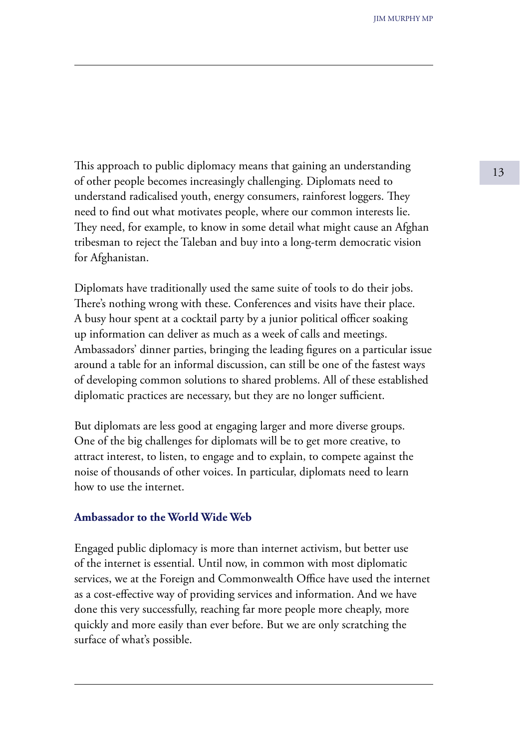This approach to public diplomacy means that gaining an understanding of other people becomes increasingly challenging. Diplomats need to understand radicalised youth, energy consumers, rainforest loggers. They need to find out what motivates people, where our common interests lie. They need, for example, to know in some detail what might cause an Afghan tribesman to reject the Taleban and buy into a long-term democratic vision for Afghanistan.

Diplomats have traditionally used the same suite of tools to do their jobs. There's nothing wrong with these. Conferences and visits have their place. A busy hour spent at a cocktail party by a junior political officer soaking up information can deliver as much as a week of calls and meetings. Ambassadors' dinner parties, bringing the leading figures on a particular issue around a table for an informal discussion, can still be one of the fastest ways of developing common solutions to shared problems. All of these established diplomatic practices are necessary, but they are no longer sufficient.

But diplomats are less good at engaging larger and more diverse groups. One of the big challenges for diplomats will be to get more creative, to attract interest, to listen, to engage and to explain, to compete against the noise of thousands of other voices. In particular, diplomats need to learn how to use the internet.

### Ambassador to the World Wide Web

Engaged public diplomacy is more than internet activism, but better use of the internet is essential. Until now, in common with most diplomatic services, we at the Foreign and Commonwealth Office have used the internet as a cost-effective way of providing services and information. And we have done this very successfully, reaching far more people more cheaply, more quickly and more easily than ever before. But we are only scratching the surface of what's possible.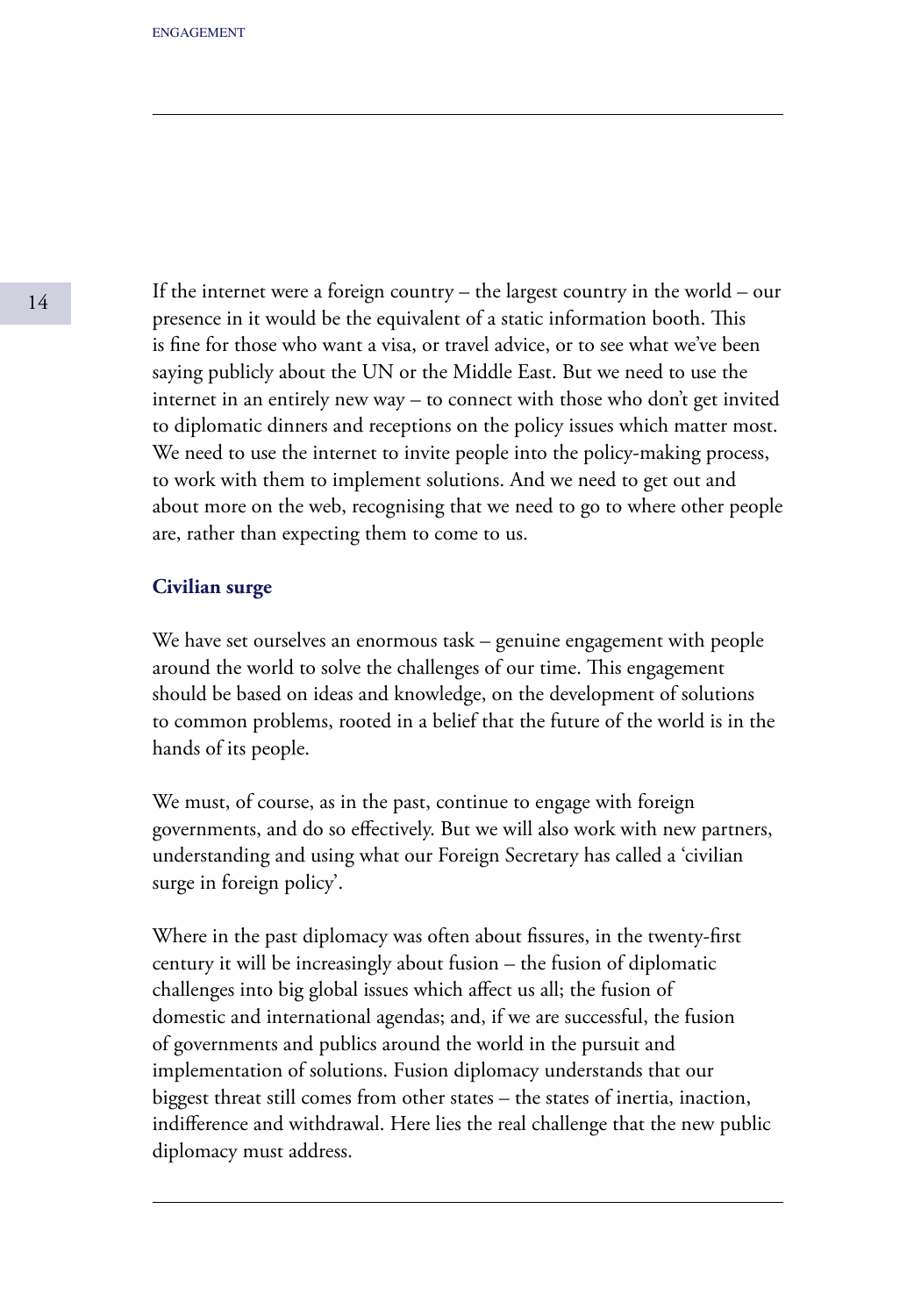If the internet were a foreign country – the largest country in the world – our presence in it would be the equivalent of a static information booth. This is fine for those who want a visa, or travel advice, or to see what we've been saying publicly about the UN or the Middle East. But we need to use the internet in an entirely new way – to connect with those who don't get invited to diplomatic dinners and receptions on the policy issues which matter most. We need to use the internet to invite people into the policy-making process, to work with them to implement solutions. And we need to get out and about more on the web, recognising that we need to go to where other people are, rather than expecting them to come to us.

### Civilian surge

We have set ourselves an enormous task – genuine engagement with people around the world to solve the challenges of our time. This engagement should be based on ideas and knowledge, on the development of solutions to common problems, rooted in a belief that the future of the world is in the hands of its people.

We must, of course, as in the past, continue to engage with foreign governments, and do so effectively. But we will also work with new partners, understanding and using what our Foreign Secretary has called a 'civilian surge in foreign policy'.

Where in the past diplomacy was often about fissures, in the twenty-first century it will be increasingly about fusion – the fusion of diplomatic challenges into big global issues which affect us all; the fusion of domestic and international agendas; and, if we are successful, the fusion of governments and publics around the world in the pursuit and implementation of solutions. Fusion diplomacy understands that our biggest threat still comes from other states – the states of inertia, inaction, indifference and withdrawal. Here lies the real challenge that the new public diplomacy must address.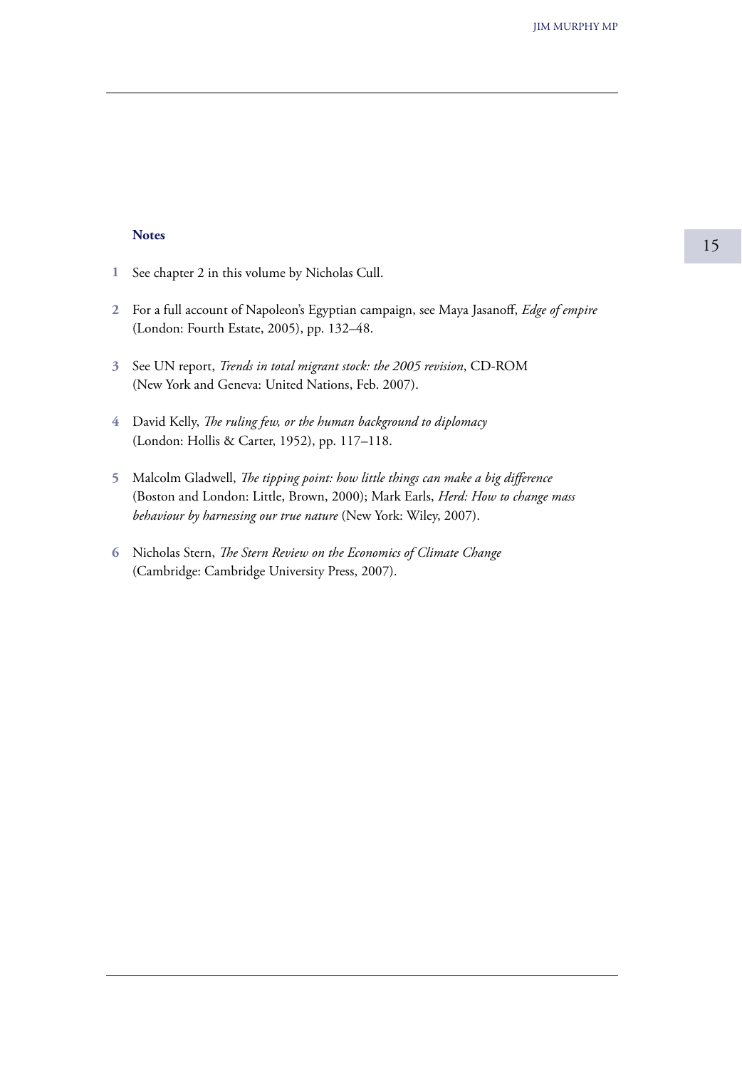### Notes

1. See chapter 2 in this volume by Nicholas Cull.

2. For a full account of Napoleon's Egyptian campaign, see Maya Jasanoff, *Edge of empire* (London: Fourth Estate, 2005), pp. 132–48.

3. See UN report, *Trends in total migrant stock: the 2005 revision*, CD-ROM (New York and Geneva: United Nations, Feb. 2007).

4. David Kelly, *The ruling few, or the human background to diplomacy* (London: Hollis & Carter, 1952), pp. 117–118.

5. Malcolm Gladwell, *The tipping point: how little things can make a big difference* (Boston and London: Little, Brown, 2000); Mark Earls, *Herd: How to change mass behaviour by harnessing our true nature* (New York: Wiley, 2007).

6. Nicholas Stern, *The Stern Review on the Economics of Climate Change* (Cambridge: Cambridge University Press, 2007).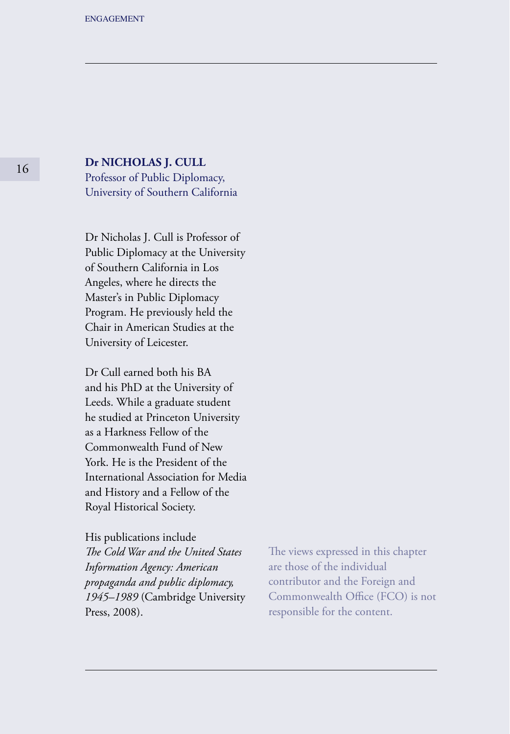**Dr NICHOLAS J. CULL**
Professor of Public Diplomacy,
University of Southern California

Dr Nicholas J. Cull is Professor of Public Diplomacy at the University of Southern California in Los Angeles, where he directs the Master's in Public Diplomacy Program. He previously held the Chair in American Studies at the University of Leicester.

Dr Cull earned both his BA and his PhD at the University of Leeds. While a graduate student he studied at Princeton University as a Harkness Fellow of the Commonwealth Fund of New York. He is the President of the International Association for Media and History and a Fellow of the Royal Historical Society.

His publications include *The Cold War and the United States Information Agency: American propaganda and public diplomacy, 1945–1989* (Cambridge University Press, 2008).

The views expressed in this chapter are those of the individual contributor and the Foreign and Commonwealth Office (FCO) is not responsible for the content.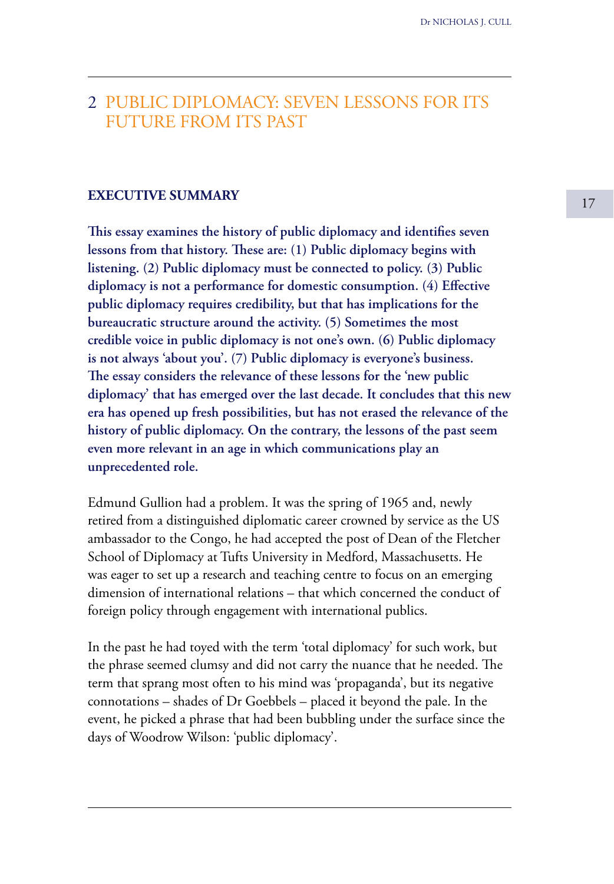# 2 PUBLIC DIPLOMACY: SEVEN LESSONS FOR ITS FUTURE FROM ITS PAST

## EXECUTIVE SUMMARY

**This essay examines the history of public diplomacy and identifies seven lessons from that history. These are: (1) Public diplomacy begins with listening. (2) Public diplomacy must be connected to policy. (3) Public diplomacy is not a performance for domestic consumption. (4) Effective public diplomacy requires credibility, but that has implications for the bureaucratic structure around the activity. (5) Sometimes the most credible voice in public diplomacy is not one's own. (6) Public diplomacy is not always 'about you'. (7) Public diplomacy is everyone's business. The essay considers the relevance of these lessons for the 'new public diplomacy' that has emerged over the last decade. It concludes that this new era has opened up fresh possibilities, but has not erased the relevance of the history of public diplomacy. On the contrary, the lessons of the past seem even more relevant in an age in which communications play an unprecedented role.**

Edmund Gullion had a problem. It was the spring of 1965 and, newly retired from a distinguished diplomatic career crowned by service as the US ambassador to the Congo, he had accepted the post of Dean of the Fletcher School of Diplomacy at Tufts University in Medford, Massachusetts. He was eager to set up a research and teaching centre to focus on an emerging dimension of international relations – that which concerned the conduct of foreign policy through engagement with international publics.

In the past he had toyed with the term 'total diplomacy' for such work, but the phrase seemed clumsy and did not carry the nuance that he needed. The term that sprang most often to his mind was 'propaganda', but its negative connotations – shades of Dr Goebbels – placed it beyond the pale. In the event, he picked a phrase that had been bubbling under the surface since the days of Woodrow Wilson: 'public diplomacy'.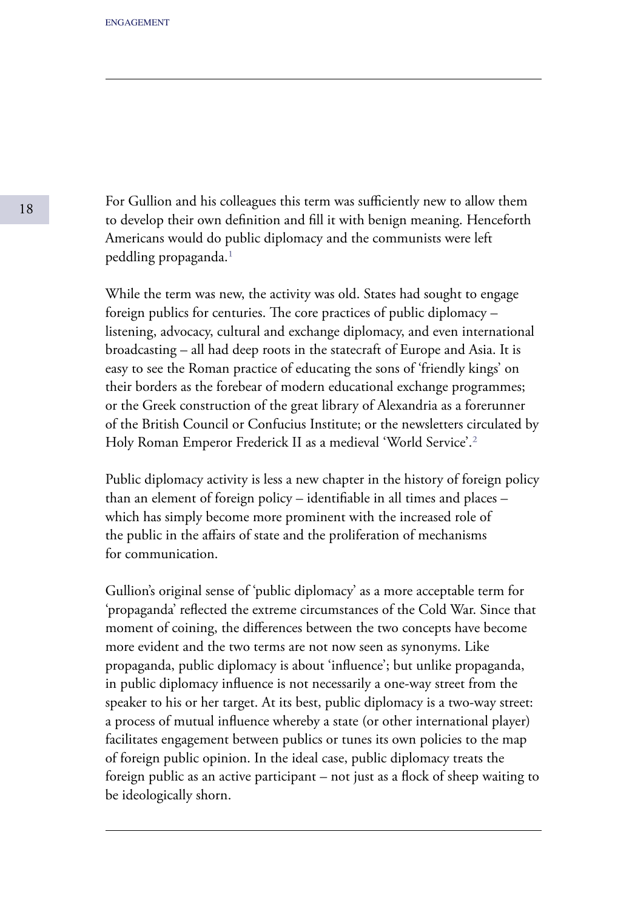For Gullion and his colleagues this term was sufficiently new to allow them to develop their own definition and fill it with benign meaning. Henceforth Americans would do public diplomacy and the communists were left peddling propaganda.[1]

While the term was new, the activity was old. States had sought to engage foreign publics for centuries. The core practices of public diplomacy – listening, advocacy, cultural and exchange diplomacy, and even international broadcasting – all had deep roots in the statecraft of Europe and Asia. It is easy to see the Roman practice of educating the sons of 'friendly kings' on their borders as the forebear of modern educational exchange programmes; or the Greek construction of the great library of Alexandria as a forerunner of the British Council or Confucius Institute; or the newsletters circulated by Holy Roman Emperor Frederick II as a medieval 'World Service'.[2]

Public diplomacy activity is less a new chapter in the history of foreign policy than an element of foreign policy – identifiable in all times and places – which has simply become more prominent with the increased role of the public in the affairs of state and the proliferation of mechanisms for communication.

Gullion's original sense of 'public diplomacy' as a more acceptable term for 'propaganda' reflected the extreme circumstances of the Cold War. Since that moment of coining, the differences between the two concepts have become more evident and the two terms are not now seen as synonyms. Like propaganda, public diplomacy is about 'influence'; but unlike propaganda, in public diplomacy influence is not necessarily a one-way street from the speaker to his or her target. At its best, public diplomacy is a two-way street: a process of mutual influence whereby a state (or other international player) facilitates engagement between publics or tunes its own policies to the map of foreign public opinion. In the ideal case, public diplomacy treats the foreign public as an active participant – not just as a flock of sheep waiting to be ideologically shorn.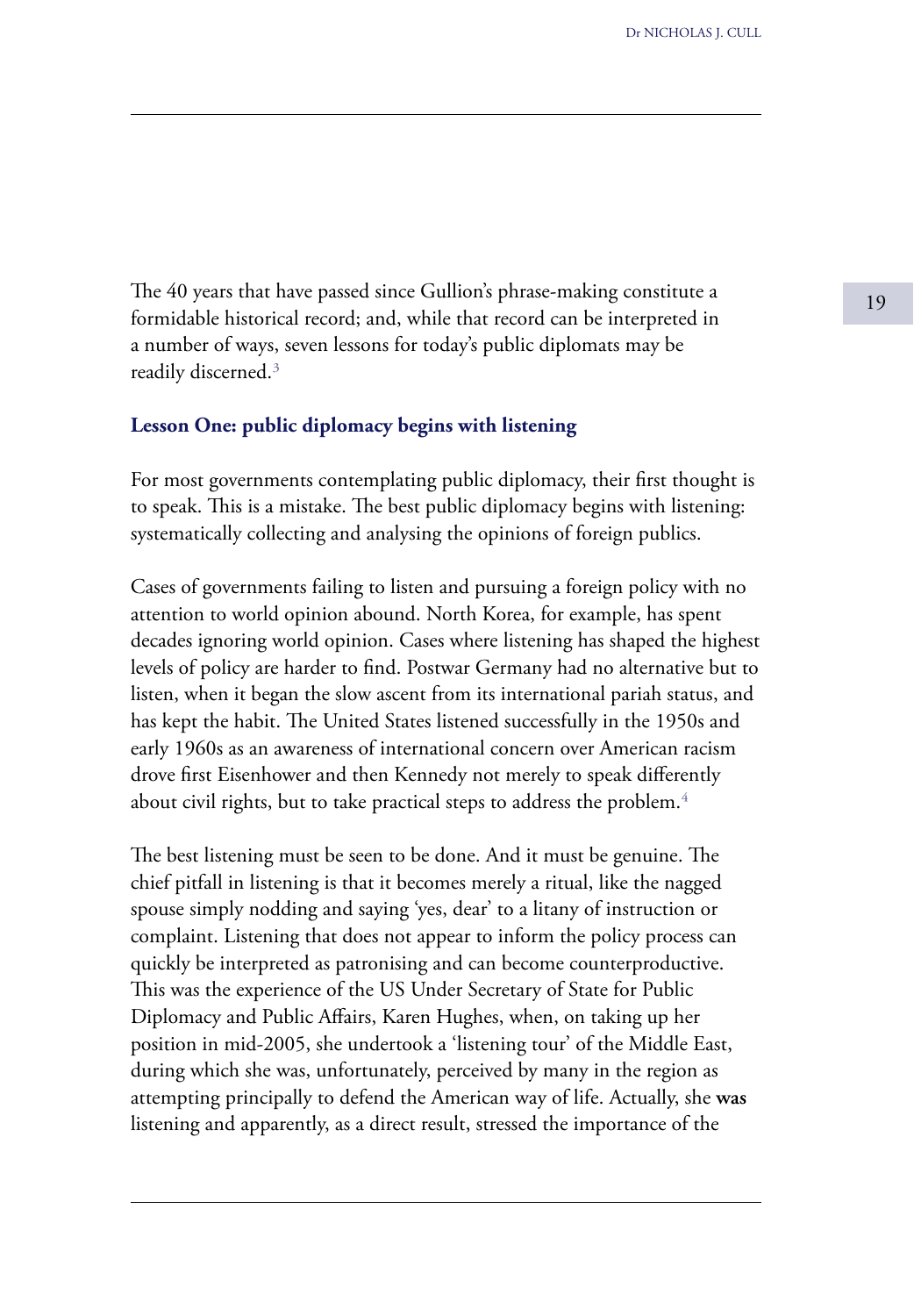The 40 years that have passed since Gullion's phrase-making constitute a formidable historical record; and, while that record can be interpreted in a number of ways, seven lessons for today's public diplomats may be readily discerned.[3]

### Lesson One: public diplomacy begins with listening

For most governments contemplating public diplomacy, their first thought is to speak. This is a mistake. The best public diplomacy begins with listening: systematically collecting and analysing the opinions of foreign publics.

Cases of governments failing to listen and pursuing a foreign policy with no attention to world opinion abound. North Korea, for example, has spent decades ignoring world opinion. Cases where listening has shaped the highest levels of policy are harder to find. Postwar Germany had no alternative but to listen, when it began the slow ascent from its international pariah status, and has kept the habit. The United States listened successfully in the 1950s and early 1960s as an awareness of international concern over American racism drove first Eisenhower and then Kennedy not merely to speak differently about civil rights, but to take practical steps to address the problem.[4]

The best listening must be seen to be done. And it must be genuine. The chief pitfall in listening is that it becomes merely a ritual, like the nagged spouse simply nodding and saying 'yes, dear' to a litany of instruction or complaint. Listening that does not appear to inform the policy process can quickly be interpreted as patronising and can become counterproductive. This was the experience of the US Under Secretary of State for Public Diplomacy and Public Affairs, Karen Hughes, when, on taking up her position in mid-2005, she undertook a 'listening tour' of the Middle East, during which she was, unfortunately, perceived by many in the region as attempting principally to defend the American way of life. Actually, she **was** listening and apparently, as a direct result, stressed the importance of the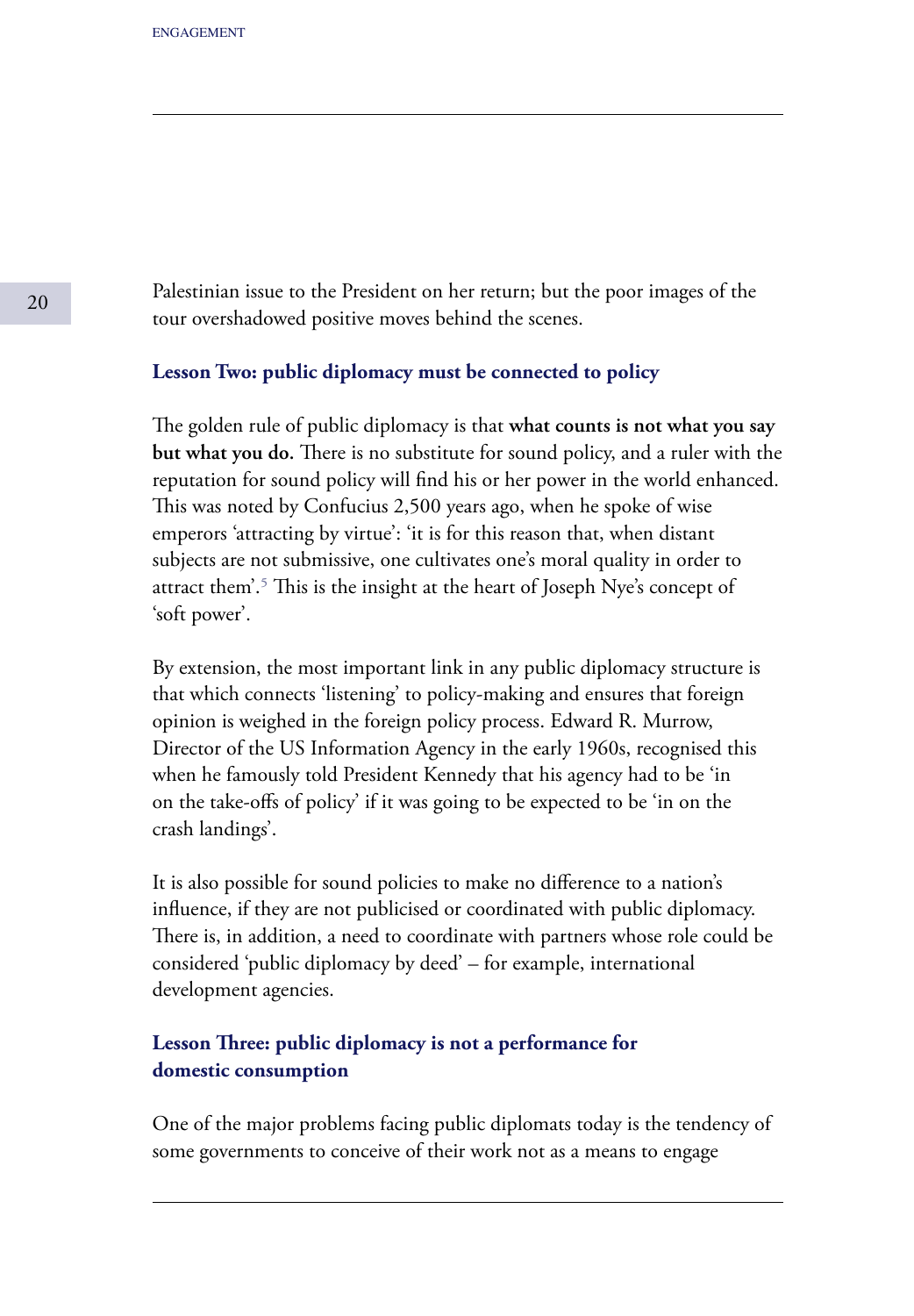Palestinian issue to the President on her return; but the poor images of the tour overshadowed positive moves behind the scenes.

### Lesson Two: public diplomacy must be connected to policy

The golden rule of public diplomacy is that **what counts is not what you say but what you do.** There is no substitute for sound policy, and a ruler with the reputation for sound policy will find his or her power in the world enhanced. This was noted by Confucius 2,500 years ago, when he spoke of wise emperors 'attracting by virtue': 'it is for this reason that, when distant subjects are not submissive, one cultivates one's moral quality in order to attract them'.[5] This is the insight at the heart of Joseph Nye's concept of 'soft power'.

By extension, the most important link in any public diplomacy structure is that which connects 'listening' to policy-making and ensures that foreign opinion is weighed in the foreign policy process. Edward R. Murrow, Director of the US Information Agency in the early 1960s, recognised this when he famously told President Kennedy that his agency had to be 'in on the take-offs of policy' if it was going to be expected to be 'in on the crash landings'.

It is also possible for sound policies to make no difference to a nation's influence, if they are not publicised or coordinated with public diplomacy. There is, in addition, a need to coordinate with partners whose role could be considered 'public diplomacy by deed' – for example, international development agencies.

### Lesson Three: public diplomacy is not a performance for domestic consumption

One of the major problems facing public diplomats today is the tendency of some governments to conceive of their work not as a means to engage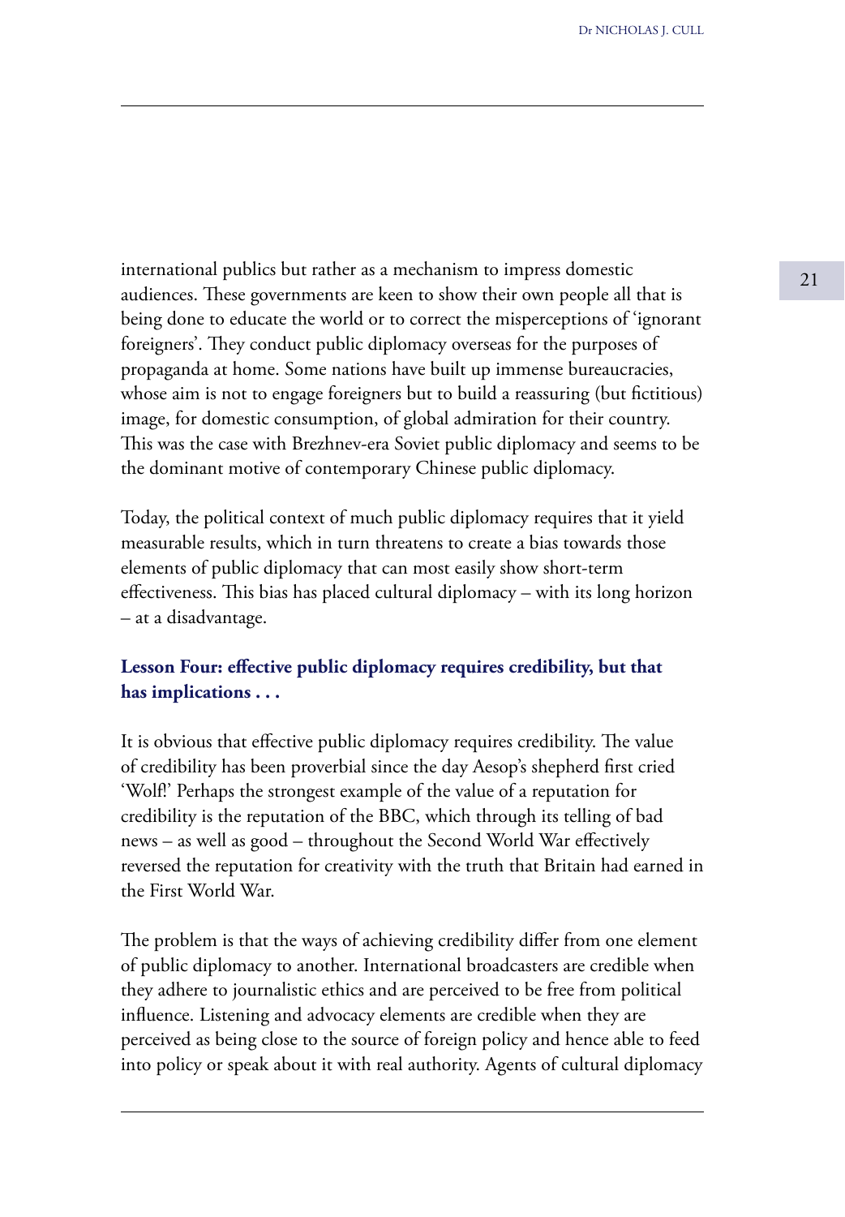international publics but rather as a mechanism to impress domestic audiences. These governments are keen to show their own people all that is being done to educate the world or to correct the misperceptions of 'ignorant foreigners'. They conduct public diplomacy overseas for the purposes of propaganda at home. Some nations have built up immense bureaucracies, whose aim is not to engage foreigners but to build a reassuring (but fictitious) image, for domestic consumption, of global admiration for their country. This was the case with Brezhnev-era Soviet public diplomacy and seems to be the dominant motive of contemporary Chinese public diplomacy.

Today, the political context of much public diplomacy requires that it yield measurable results, which in turn threatens to create a bias towards those elements of public diplomacy that can most easily show short-term effectiveness. This bias has placed cultural diplomacy – with its long horizon – at a disadvantage.

### Lesson Four: effective public diplomacy requires credibility, but that has implications . . .

It is obvious that effective public diplomacy requires credibility. The value of credibility has been proverbial since the day Aesop's shepherd first cried 'Wolf!' Perhaps the strongest example of the value of a reputation for credibility is the reputation of the BBC, which through its telling of bad news – as well as good – throughout the Second World War effectively reversed the reputation for creativity with the truth that Britain had earned in the First World War.

The problem is that the ways of achieving credibility differ from one element of public diplomacy to another. International broadcasters are credible when they adhere to journalistic ethics and are perceived to be free from political influence. Listening and advocacy elements are credible when they are perceived as being close to the source of foreign policy and hence able to feed into policy or speak about it with real authority. Agents of cultural diplomacy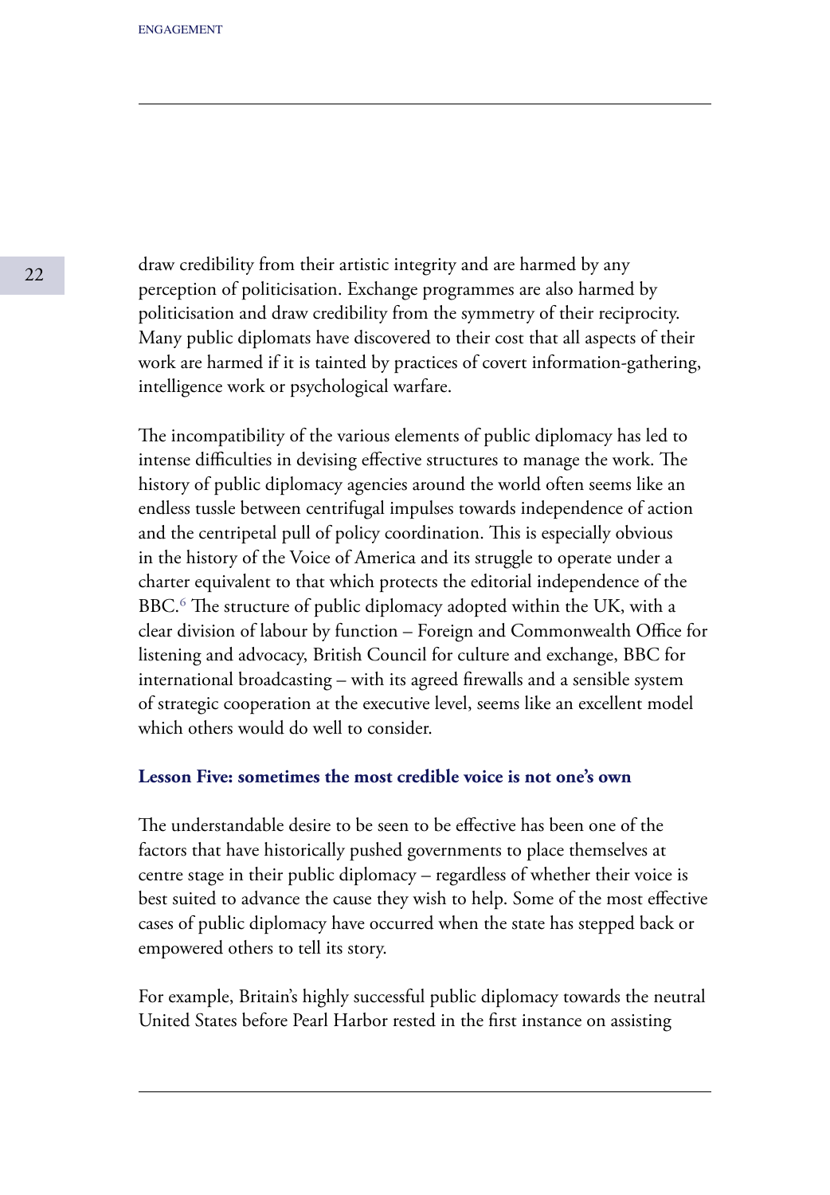draw credibility from their artistic integrity and are harmed by any perception of politicisation. Exchange programmes are also harmed by politicisation and draw credibility from the symmetry of their reciprocity. Many public diplomats have discovered to their cost that all aspects of their work are harmed if it is tainted by practices of covert information-gathering, intelligence work or psychological warfare.

The incompatibility of the various elements of public diplomacy has led to intense difficulties in devising effective structures to manage the work. The history of public diplomacy agencies around the world often seems like an endless tussle between centrifugal impulses towards independence of action and the centripetal pull of policy coordination. This is especially obvious in the history of the Voice of America and its struggle to operate under a charter equivalent to that which protects the editorial independence of the BBC.[6] The structure of public diplomacy adopted within the UK, with a clear division of labour by function – Foreign and Commonwealth Office for listening and advocacy, British Council for culture and exchange, BBC for international broadcasting – with its agreed firewalls and a sensible system of strategic cooperation at the executive level, seems like an excellent model which others would do well to consider.

### Lesson Five: sometimes the most credible voice is not one's own

The understandable desire to be seen to be effective has been one of the factors that have historically pushed governments to place themselves at centre stage in their public diplomacy – regardless of whether their voice is best suited to advance the cause they wish to help. Some of the most effective cases of public diplomacy have occurred when the state has stepped back or empowered others to tell its story.

For example, Britain's highly successful public diplomacy towards the neutral United States before Pearl Harbor rested in the first instance on assisting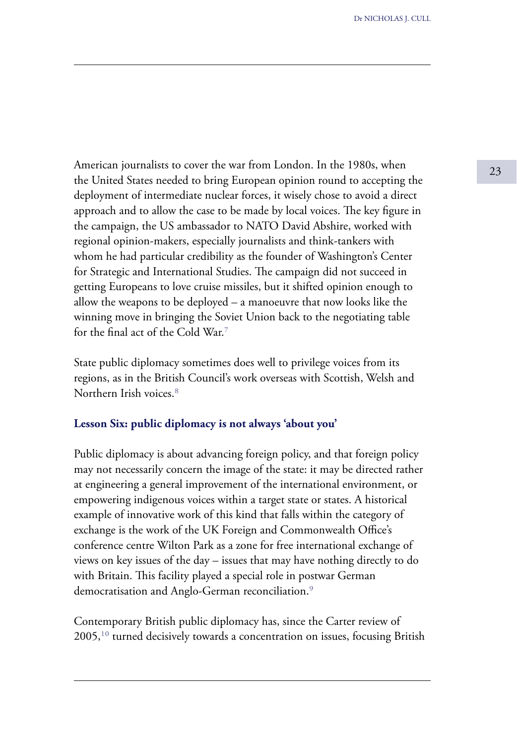American journalists to cover the war from London. In the 1980s, when the United States needed to bring European opinion round to accepting the deployment of intermediate nuclear forces, it wisely chose to avoid a direct approach and to allow the case to be made by local voices. The key figure in the campaign, the US ambassador to NATO David Abshire, worked with regional opinion-makers, especially journalists and think-tankers with whom he had particular credibility as the founder of Washington's Center for Strategic and International Studies. The campaign did not succeed in getting Europeans to love cruise missiles, but it shifted opinion enough to allow the weapons to be deployed – a manoeuvre that now looks like the winning move in bringing the Soviet Union back to the negotiating table for the final act of the Cold War.[7]

State public diplomacy sometimes does well to privilege voices from its regions, as in the British Council's work overseas with Scottish, Welsh and Northern Irish voices.[8]

**Lesson Six: public diplomacy is not always 'about you'**

Public diplomacy is about advancing foreign policy, and that foreign policy may not necessarily concern the image of the state: it may be directed rather at engineering a general improvement of the international environment, or empowering indigenous voices within a target state or states. A historical example of innovative work of this kind that falls within the category of exchange is the work of the UK Foreign and Commonwealth Office's conference centre Wilton Park as a zone for free international exchange of views on key issues of the day – issues that may have nothing directly to do with Britain. This facility played a special role in postwar German democratisation and Anglo-German reconciliation.[9]

Contemporary British public diplomacy has, since the Carter review of 2005,[10] turned decisively towards a concentration on issues, focusing British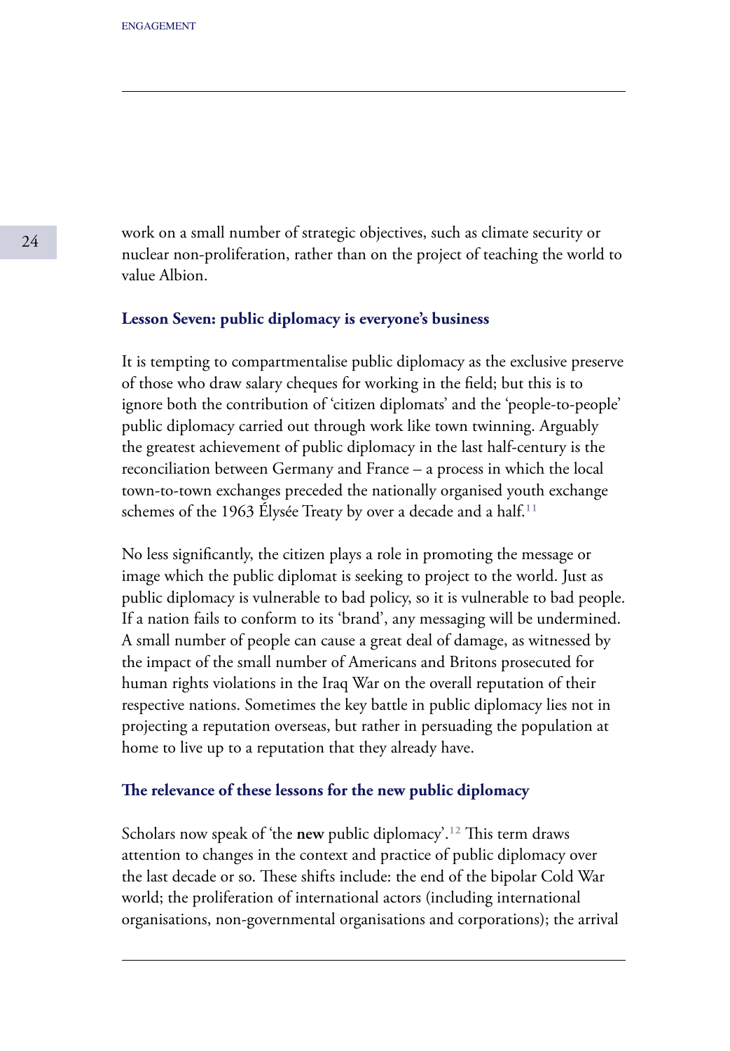work on a small number of strategic objectives, such as climate security or nuclear non-proliferation, rather than on the project of teaching the world to value Albion.

### Lesson Seven: public diplomacy is everyone's business

It is tempting to compartmentalise public diplomacy as the exclusive preserve of those who draw salary cheques for working in the field; but this is to ignore both the contribution of 'citizen diplomats' and the 'people-to-people' public diplomacy carried out through work like town twinning. Arguably the greatest achievement of public diplomacy in the last half-century is the reconciliation between Germany and France – a process in which the local town-to-town exchanges preceded the nationally organised youth exchange schemes of the 1963 Élysée Treaty by over a decade and a half.[11]

No less significantly, the citizen plays a role in promoting the message or image which the public diplomat is seeking to project to the world. Just as public diplomacy is vulnerable to bad policy, so it is vulnerable to bad people. If a nation fails to conform to its 'brand', any messaging will be undermined. A small number of people can cause a great deal of damage, as witnessed by the impact of the small number of Americans and Britons prosecuted for human rights violations in the Iraq War on the overall reputation of their respective nations. Sometimes the key battle in public diplomacy lies not in projecting a reputation overseas, but rather in persuading the population at home to live up to a reputation that they already have.

### The relevance of these lessons for the new public diplomacy

Scholars now speak of 'the **new** public diplomacy'.[12] This term draws attention to changes in the context and practice of public diplomacy over the last decade or so. These shifts include: the end of the bipolar Cold War world; the proliferation of international actors (including international organisations, non-governmental organisations and corporations); the arrival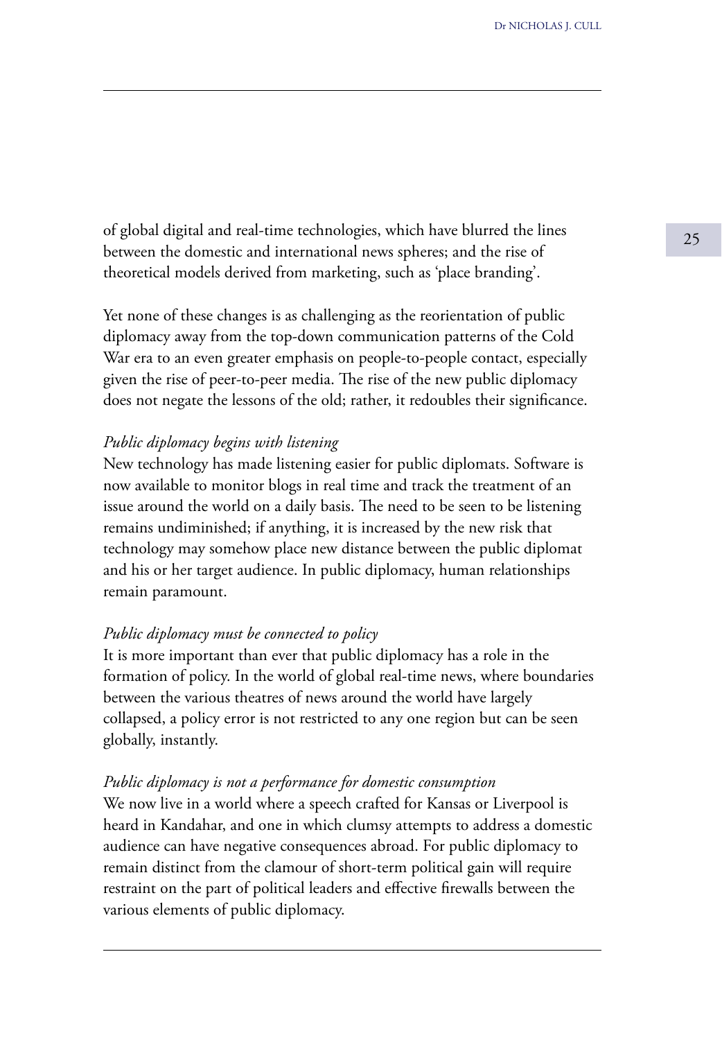of global digital and real-time technologies, which have blurred the lines between the domestic and international news spheres; and the rise of theoretical models derived from marketing, such as 'place branding'.

Yet none of these changes is as challenging as the reorientation of public diplomacy away from the top-down communication patterns of the Cold War era to an even greater emphasis on people-to-people contact, especially given the rise of peer-to-peer media. The rise of the new public diplomacy does not negate the lessons of the old; rather, it redoubles their significance.

*Public diplomacy begins with listening*

New technology has made listening easier for public diplomats. Software is now available to monitor blogs in real time and track the treatment of an issue around the world on a daily basis. The need to be seen to be listening remains undiminished; if anything, it is increased by the new risk that technology may somehow place new distance between the public diplomat and his or her target audience. In public diplomacy, human relationships remain paramount.

*Public diplomacy must be connected to policy*

It is more important than ever that public diplomacy has a role in the formation of policy. In the world of global real-time news, where boundaries between the various theatres of news around the world have largely collapsed, a policy error is not restricted to any one region but can be seen globally, instantly.

*Public diplomacy is not a performance for domestic consumption*

We now live in a world where a speech crafted for Kansas or Liverpool is heard in Kandahar, and one in which clumsy attempts to address a domestic audience can have negative consequences abroad. For public diplomacy to remain distinct from the clamour of short-term political gain will require restraint on the part of political leaders and effective firewalls between the various elements of public diplomacy.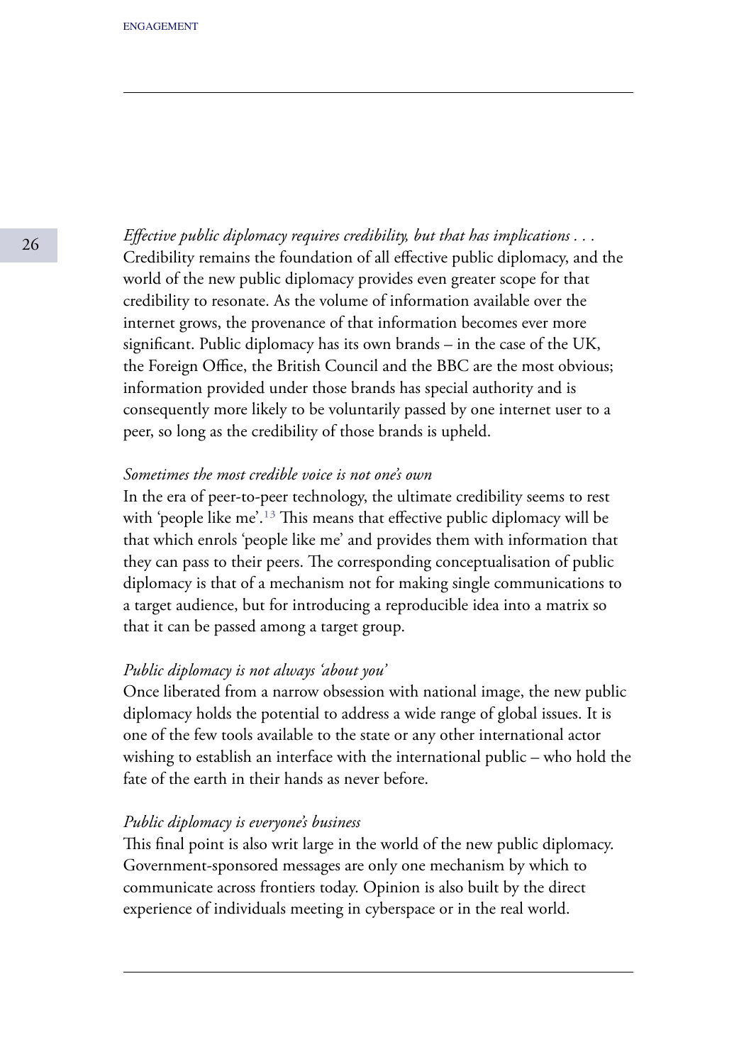*Effective public diplomacy requires credibility, but that has implications . . .*
Credibility remains the foundation of all effective public diplomacy, and the world of the new public diplomacy provides even greater scope for that credibility to resonate. As the volume of information available over the internet grows, the provenance of that information becomes ever more significant. Public diplomacy has its own brands – in the case of the UK, the Foreign Office, the British Council and the BBC are the most obvious; information provided under those brands has special authority and is consequently more likely to be voluntarily passed by one internet user to a peer, so long as the credibility of those brands is upheld.

*Sometimes the most credible voice is not one's own*
In the era of peer-to-peer technology, the ultimate credibility seems to rest with 'people like me'.[13] This means that effective public diplomacy will be that which enrols 'people like me' and provides them with information that they can pass to their peers. The corresponding conceptualisation of public diplomacy is that of a mechanism not for making single communications to a target audience, but for introducing a reproducible idea into a matrix so that it can be passed among a target group.

*Public diplomacy is not always 'about you'*
Once liberated from a narrow obsession with national image, the new public diplomacy holds the potential to address a wide range of global issues. It is one of the few tools available to the state or any other international actor wishing to establish an interface with the international public – who hold the fate of the earth in their hands as never before.

*Public diplomacy is everyone's business*
This final point is also writ large in the world of the new public diplomacy. Government-sponsored messages are only one mechanism by which to communicate across frontiers today. Opinion is also built by the direct experience of individuals meeting in cyberspace or in the real world.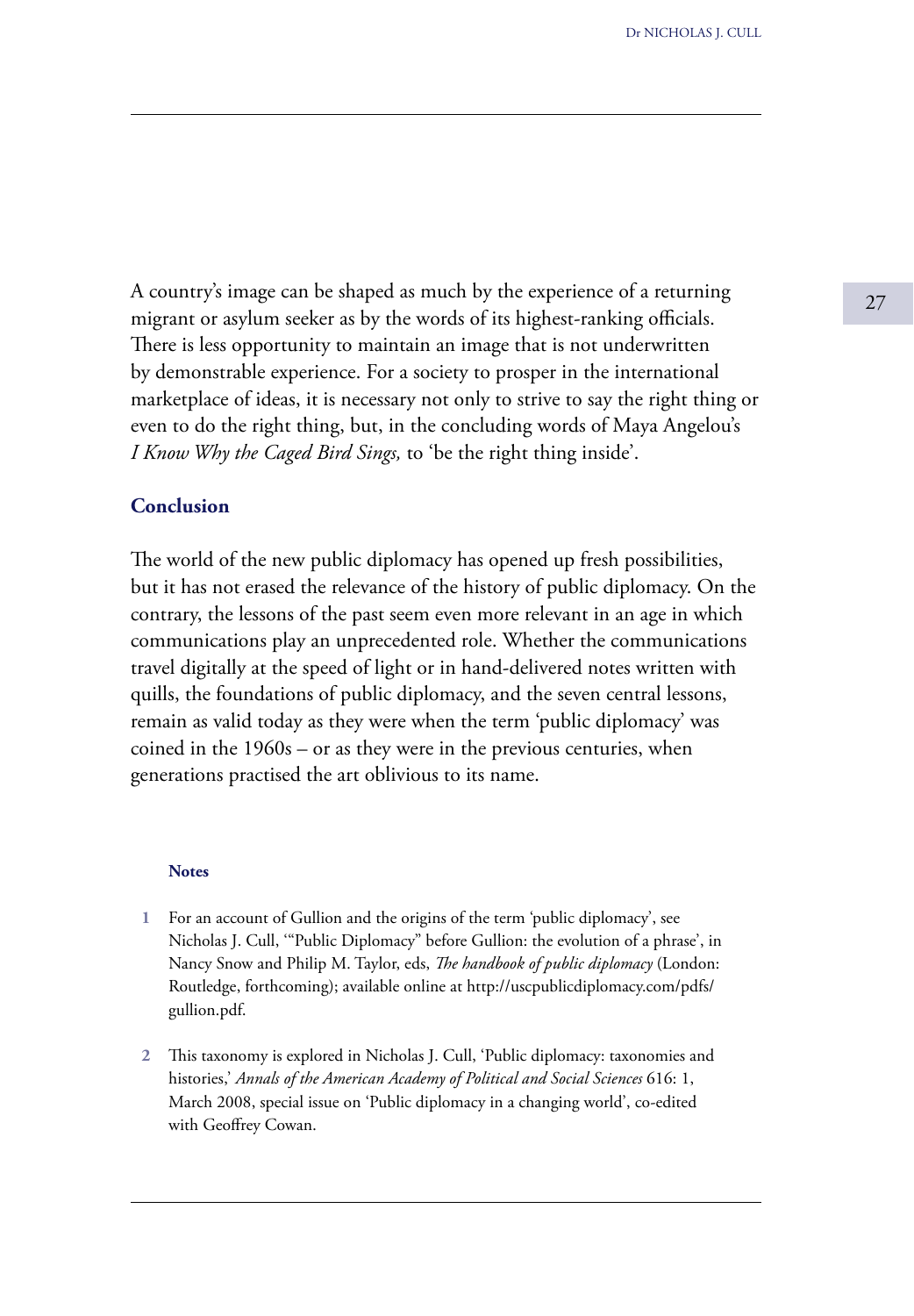A country's image can be shaped as much by the experience of a returning migrant or asylum seeker as by the words of its highest-ranking officials. There is less opportunity to maintain an image that is not underwritten by demonstrable experience. For a society to prosper in the international marketplace of ideas, it is necessary not only to strive to say the right thing or even to do the right thing, but, in the concluding words of Maya Angelou's *I Know Why the Caged Bird Sings,* to 'be the right thing inside'.

## Conclusion

The world of the new public diplomacy has opened up fresh possibilities, but it has not erased the relevance of the history of public diplomacy. On the contrary, the lessons of the past seem even more relevant in an age in which communications play an unprecedented role. Whether the communications travel digitally at the speed of light or in hand-delivered notes written with quills, the foundations of public diplomacy, and the seven central lessons, remain as valid today as they were when the term 'public diplomacy' was coined in the 1960s – or as they were in the previous centuries, when generations practised the art oblivious to its name.

### Notes

1. For an account of Gullion and the origins of the term 'public diplomacy', see Nicholas J. Cull, '"Public Diplomacy" before Gullion: the evolution of a phrase', in Nancy Snow and Philip M. Taylor, eds, *The handbook of public diplomacy* (London: Routledge, forthcoming); available online at http://uscpublicdiplomacy.com/pdfs/gullion.pdf.

2. This taxonomy is explored in Nicholas J. Cull, 'Public diplomacy: taxonomies and histories,' *Annals of the American Academy of Political and Social Sciences* 616: 1, March 2008, special issue on 'Public diplomacy in a changing world', co-edited with Geoffrey Cowan.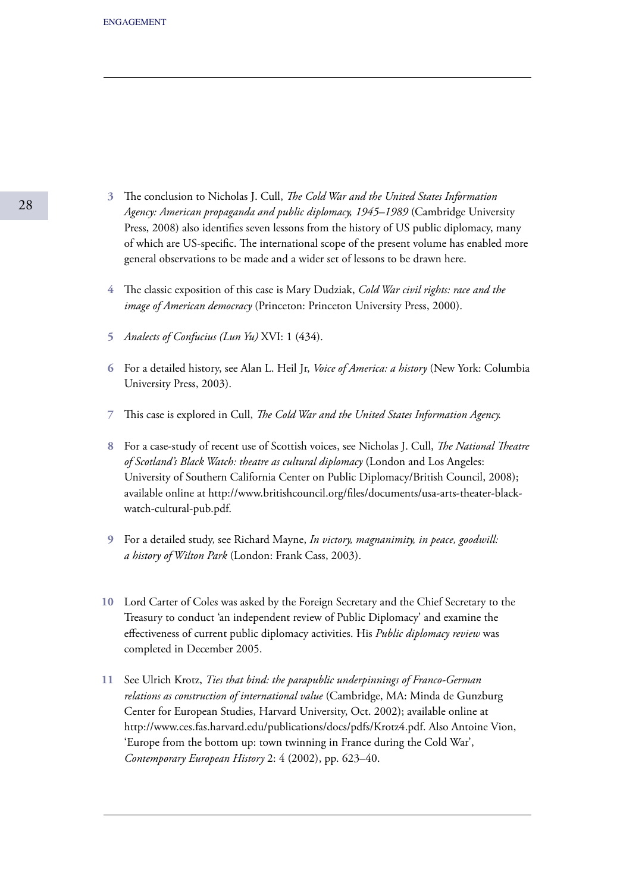3 The conclusion to Nicholas J. Cull, *The Cold War and the United States Information Agency: American propaganda and public diplomacy, 1945–1989* (Cambridge University Press, 2008) also identifies seven lessons from the history of US public diplomacy, many of which are US-specific. The international scope of the present volume has enabled more general observations to be made and a wider set of lessons to be drawn here.

4 The classic exposition of this case is Mary Dudziak, *Cold War civil rights: race and the image of American democracy* (Princeton: Princeton University Press, 2000).

5 *Analects of Confucius (Lun Yu)* XVI: 1 (434).

6 For a detailed history, see Alan L. Heil Jr, *Voice of America: a history* (New York: Columbia University Press, 2003).

7 This case is explored in Cull, *The Cold War and the United States Information Agency.*

8 For a case-study of recent use of Scottish voices, see Nicholas J. Cull, *The National Theatre of Scotland's Black Watch: theatre as cultural diplomacy* (London and Los Angeles: University of Southern California Center on Public Diplomacy/British Council, 2008); available online at http://www.britishcouncil.org/files/documents/usa-arts-theater-black-watch-cultural-pub.pdf.

9 For a detailed study, see Richard Mayne, *In victory, magnanimity, in peace, goodwill: a history of Wilton Park* (London: Frank Cass, 2003).

10 Lord Carter of Coles was asked by the Foreign Secretary and the Chief Secretary to the Treasury to conduct 'an independent review of Public Diplomacy' and examine the effectiveness of current public diplomacy activities. His *Public diplomacy review* was completed in December 2005.

11 See Ulrich Krotz, *Ties that bind: the parapublic underpinnings of Franco-German relations as construction of international value* (Cambridge, MA: Minda de Gunzburg Center for European Studies, Harvard University, Oct. 2002); available online at http://www.ces.fas.harvard.edu/publications/docs/pdfs/Krotz4.pdf. Also Antoine Vion, 'Europe from the bottom up: town twinning in France during the Cold War', *Contemporary European History* 2: 4 (2002), pp. 623–40.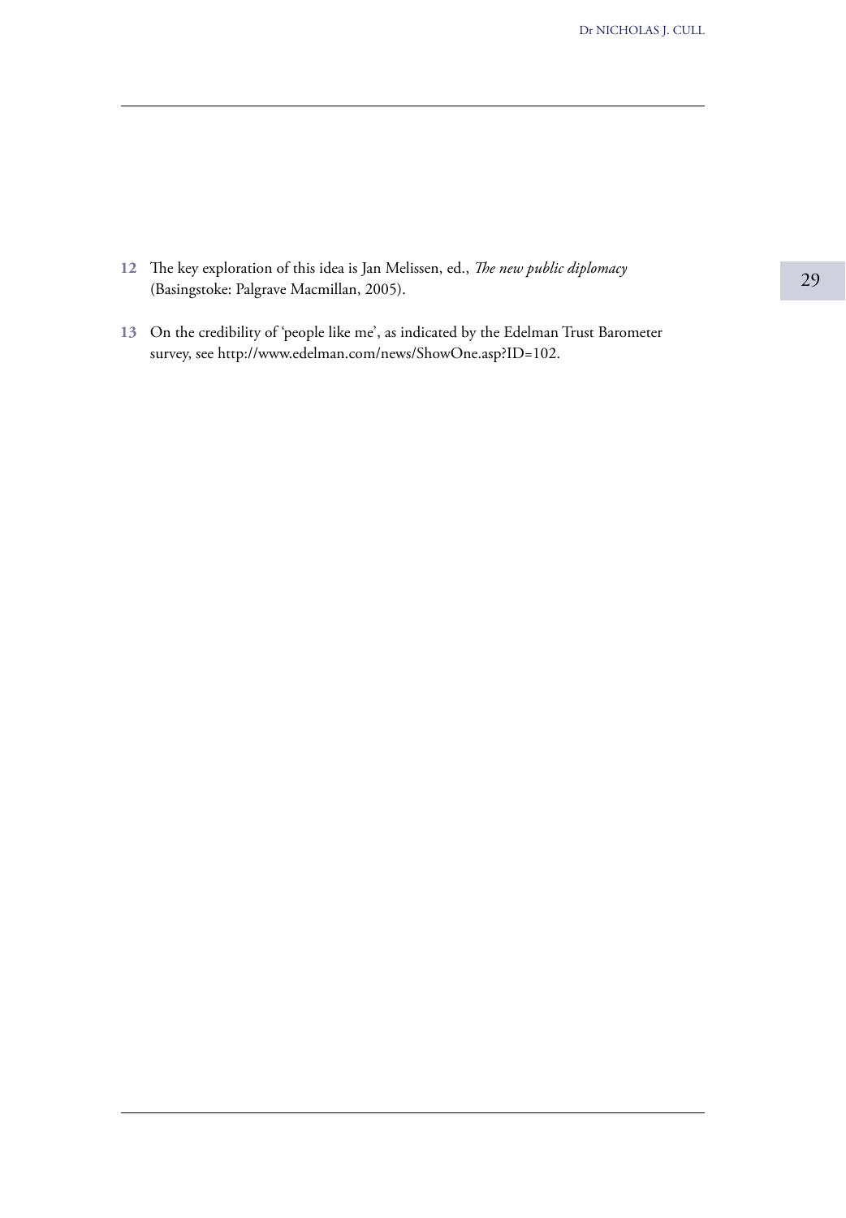12 The key exploration of this idea is Jan Melissen, ed., *The new public diplomacy* (Basingstoke: Palgrave Macmillan, 2005).

13 On the credibility of 'people like me', as indicated by the Edelman Trust Barometer survey, see http://www.edelman.com/news/ShowOne.asp?ID=102.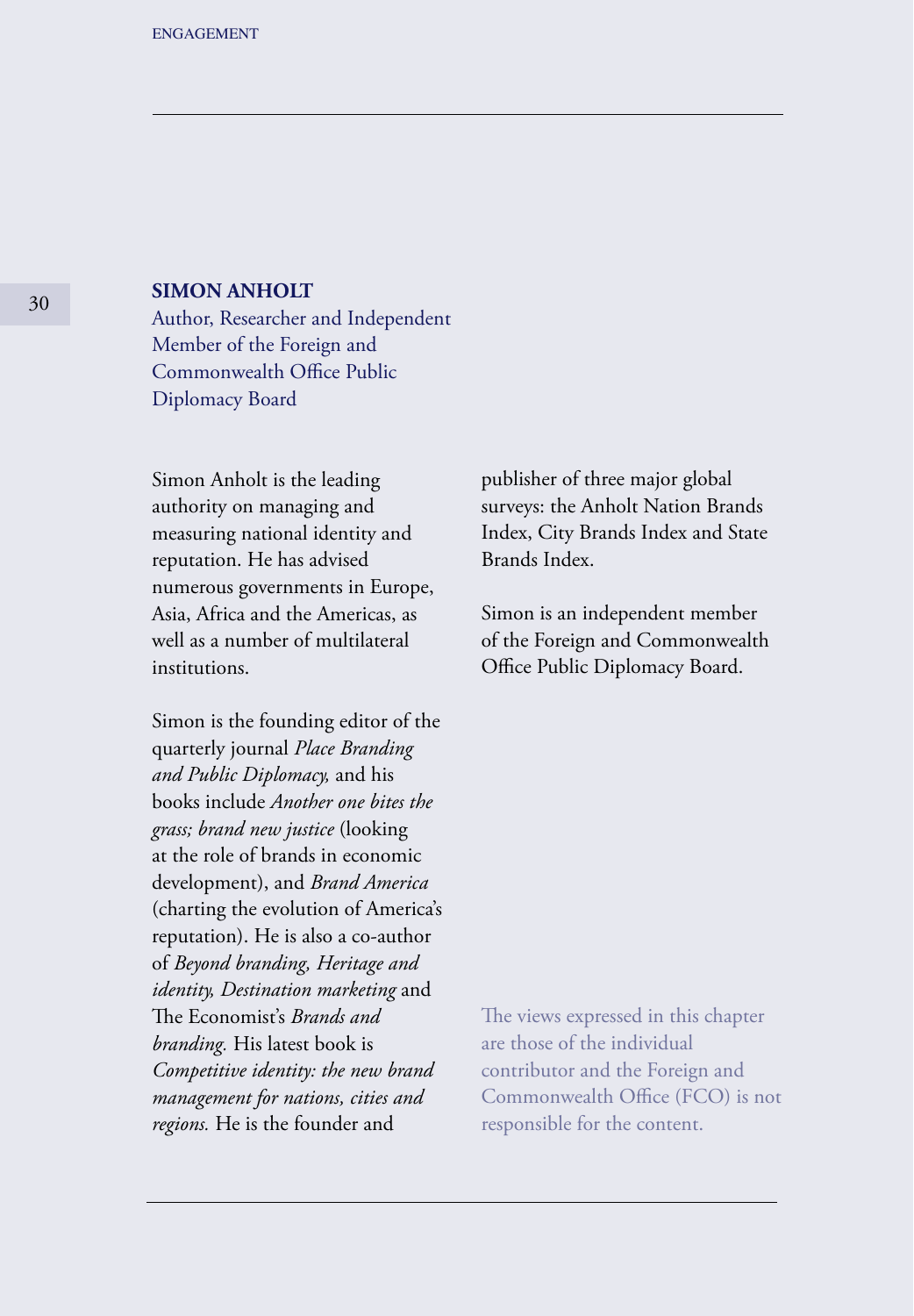## SIMON ANHOLT

Author, Researcher and Independent Member of the Foreign and Commonwealth Office Public Diplomacy Board

Simon Anholt is the leading authority on managing and measuring national identity and reputation. He has advised numerous governments in Europe, Asia, Africa and the Americas, as well as a number of multilateral institutions.

Simon is the founding editor of the quarterly journal *Place Branding and Public Diplomacy,* and his books include *Another one bites the grass; brand new justice* (looking at the role of brands in economic development), and *Brand America* (charting the evolution of America's reputation). He is also a co-author of *Beyond branding, Heritage and identity, Destination marketing* and The Economist's *Brands and branding.* His latest book is *Competitive identity: the new brand management for nations, cities and regions.* He is the founder and publisher of three major global surveys: the Anholt Nation Brands Index, City Brands Index and State Brands Index.

Simon is an independent member of the Foreign and Commonwealth Office Public Diplomacy Board.

The views expressed in this chapter are those of the individual contributor and the Foreign and Commonwealth Office (FCO) is not responsible for the content.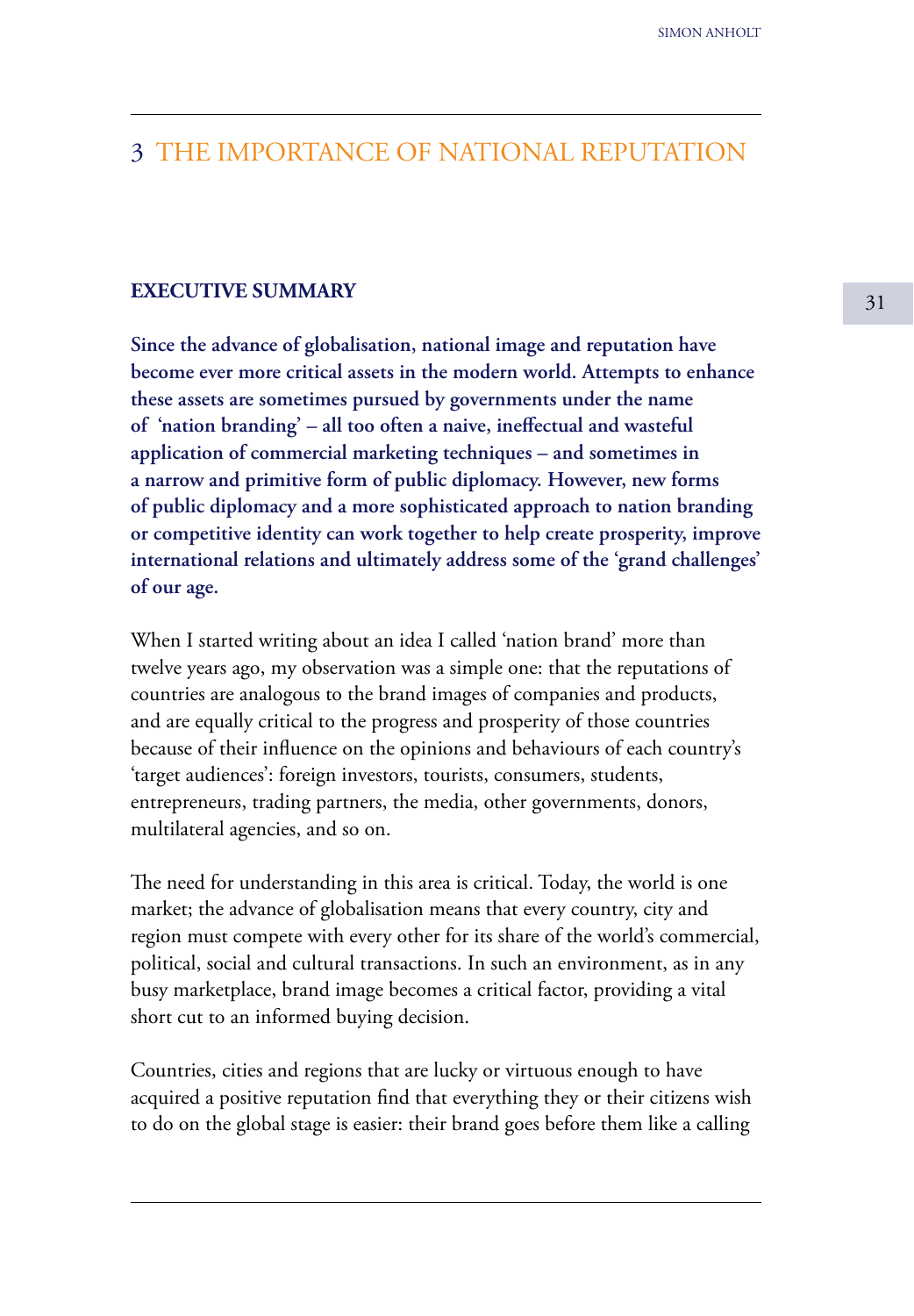# 3 THE IMPORTANCE OF NATIONAL REPUTATION

**EXECUTIVE SUMMARY**

**Since the advance of globalisation, national image and reputation have become ever more critical assets in the modern world. Attempts to enhance these assets are sometimes pursued by governments under the name of 'nation branding' – all too often a naive, ineffectual and wasteful application of commercial marketing techniques – and sometimes in a narrow and primitive form of public diplomacy. However, new forms of public diplomacy and a more sophisticated approach to nation branding or competitive identity can work together to help create prosperity, improve international relations and ultimately address some of the 'grand challenges' of our age.**

When I started writing about an idea I called 'nation brand' more than twelve years ago, my observation was a simple one: that the reputations of countries are analogous to the brand images of companies and products, and are equally critical to the progress and prosperity of those countries because of their influence on the opinions and behaviours of each country's 'target audiences': foreign investors, tourists, consumers, students, entrepreneurs, trading partners, the media, other governments, donors, multilateral agencies, and so on.

The need for understanding in this area is critical. Today, the world is one market; the advance of globalisation means that every country, city and region must compete with every other for its share of the world's commercial, political, social and cultural transactions. In such an environment, as in any busy marketplace, brand image becomes a critical factor, providing a vital short cut to an informed buying decision.

Countries, cities and regions that are lucky or virtuous enough to have acquired a positive reputation find that everything they or their citizens wish to do on the global stage is easier: their brand goes before them like a calling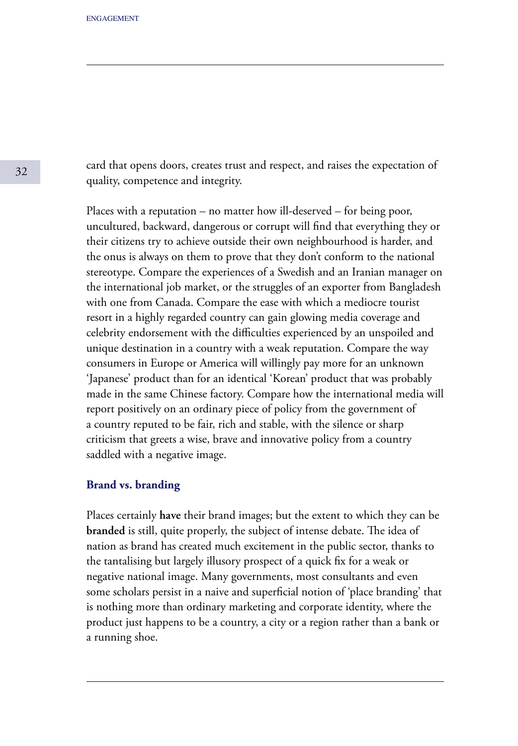card that opens doors, creates trust and respect, and raises the expectation of quality, competence and integrity.

Places with a reputation – no matter how ill-deserved – for being poor, uncultured, backward, dangerous or corrupt will find that everything they or their citizens try to achieve outside their own neighbourhood is harder, and the onus is always on them to prove that they don't conform to the national stereotype. Compare the experiences of a Swedish and an Iranian manager on the international job market, or the struggles of an exporter from Bangladesh with one from Canada. Compare the ease with which a mediocre tourist resort in a highly regarded country can gain glowing media coverage and celebrity endorsement with the difficulties experienced by an unspoiled and unique destination in a country with a weak reputation. Compare the way consumers in Europe or America will willingly pay more for an unknown 'Japanese' product than for an identical 'Korean' product that was probably made in the same Chinese factory. Compare how the international media will report positively on an ordinary piece of policy from the government of a country reputed to be fair, rich and stable, with the silence or sharp criticism that greets a wise, brave and innovative policy from a country saddled with a negative image.

### Brand vs. branding

Places certainly **have** their brand images; but the extent to which they can be **branded** is still, quite properly, the subject of intense debate. The idea of nation as brand has created much excitement in the public sector, thanks to the tantalising but largely illusory prospect of a quick fix for a weak or negative national image. Many governments, most consultants and even some scholars persist in a naive and superficial notion of 'place branding' that is nothing more than ordinary marketing and corporate identity, where the product just happens to be a country, a city or a region rather than a bank or a running shoe.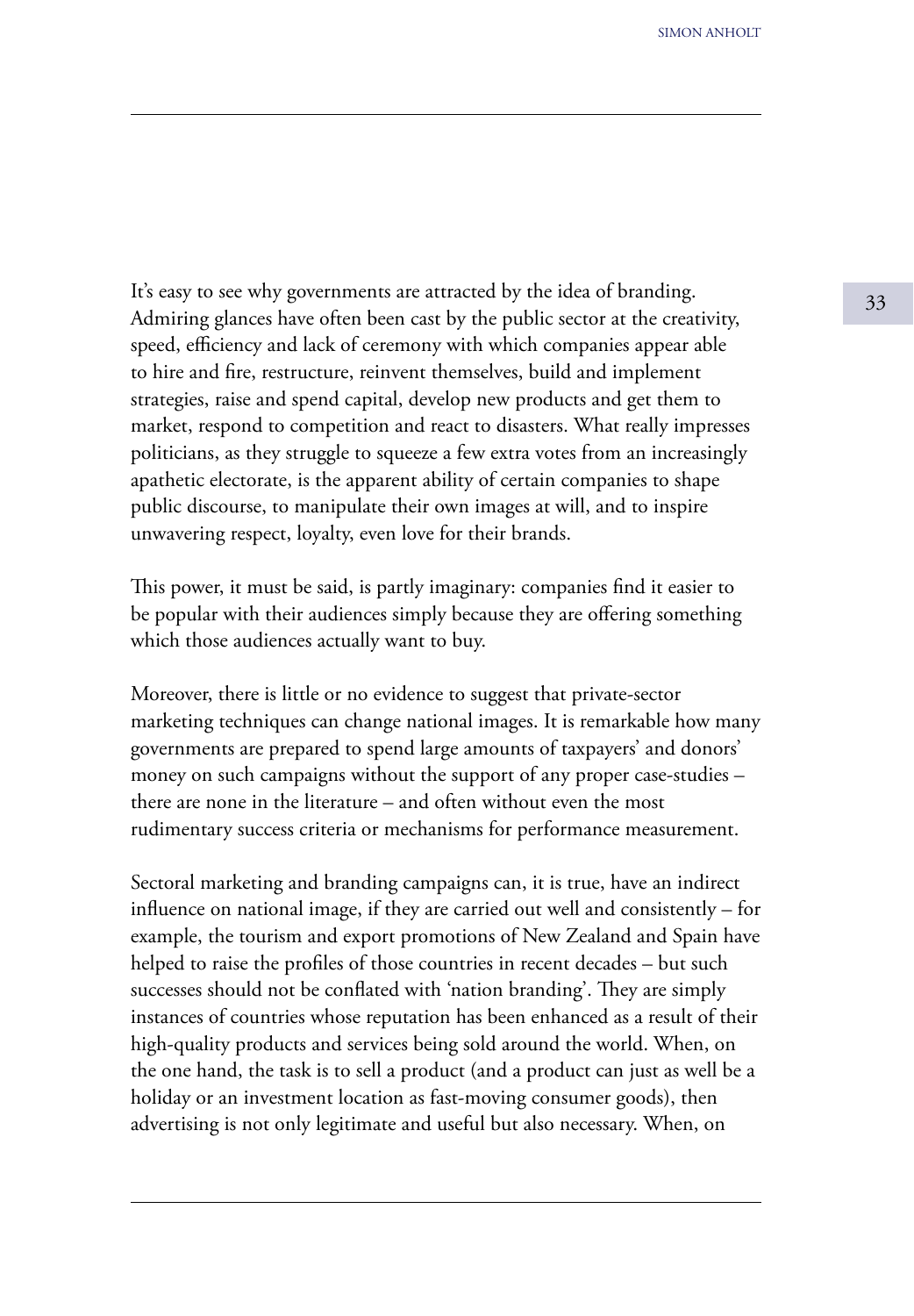It's easy to see why governments are attracted by the idea of branding. Admiring glances have often been cast by the public sector at the creativity, speed, efficiency and lack of ceremony with which companies appear able to hire and fire, restructure, reinvent themselves, build and implement strategies, raise and spend capital, develop new products and get them to market, respond to competition and react to disasters. What really impresses politicians, as they struggle to squeeze a few extra votes from an increasingly apathetic electorate, is the apparent ability of certain companies to shape public discourse, to manipulate their own images at will, and to inspire unwavering respect, loyalty, even love for their brands.

This power, it must be said, is partly imaginary: companies find it easier to be popular with their audiences simply because they are offering something which those audiences actually want to buy.

Moreover, there is little or no evidence to suggest that private-sector marketing techniques can change national images. It is remarkable how many governments are prepared to spend large amounts of taxpayers' and donors' money on such campaigns without the support of any proper case-studies – there are none in the literature – and often without even the most rudimentary success criteria or mechanisms for performance measurement.

Sectoral marketing and branding campaigns can, it is true, have an indirect influence on national image, if they are carried out well and consistently – for example, the tourism and export promotions of New Zealand and Spain have helped to raise the profiles of those countries in recent decades – but such successes should not be conflated with 'nation branding'. They are simply instances of countries whose reputation has been enhanced as a result of their high-quality products and services being sold around the world. When, on the one hand, the task is to sell a product (and a product can just as well be a holiday or an investment location as fast-moving consumer goods), then advertising is not only legitimate and useful but also necessary. When, on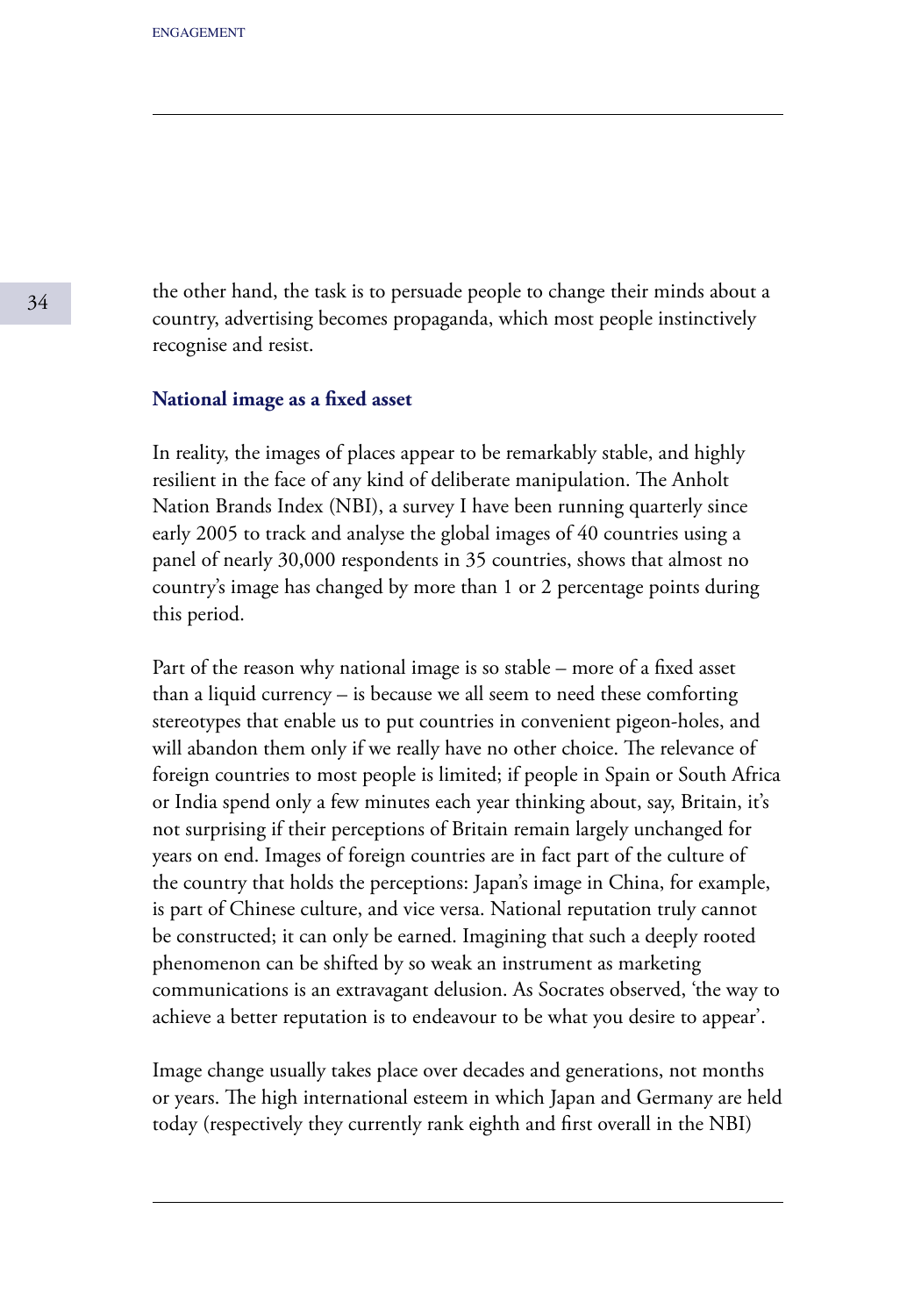the other hand, the task is to persuade people to change their minds about a country, advertising becomes propaganda, which most people instinctively recognise and resist.

### National image as a fixed asset

In reality, the images of places appear to be remarkably stable, and highly resilient in the face of any kind of deliberate manipulation. The Anholt Nation Brands Index (NBI), a survey I have been running quarterly since early 2005 to track and analyse the global images of 40 countries using a panel of nearly 30,000 respondents in 35 countries, shows that almost no country's image has changed by more than 1 or 2 percentage points during this period.

Part of the reason why national image is so stable – more of a fixed asset than a liquid currency – is because we all seem to need these comforting stereotypes that enable us to put countries in convenient pigeon-holes, and will abandon them only if we really have no other choice. The relevance of foreign countries to most people is limited; if people in Spain or South Africa or India spend only a few minutes each year thinking about, say, Britain, it's not surprising if their perceptions of Britain remain largely unchanged for years on end. Images of foreign countries are in fact part of the culture of the country that holds the perceptions: Japan's image in China, for example, is part of Chinese culture, and vice versa. National reputation truly cannot be constructed; it can only be earned. Imagining that such a deeply rooted phenomenon can be shifted by so weak an instrument as marketing communications is an extravagant delusion. As Socrates observed, 'the way to achieve a better reputation is to endeavour to be what you desire to appear'.

Image change usually takes place over decades and generations, not months or years. The high international esteem in which Japan and Germany are held today (respectively they currently rank eighth and first overall in the NBI)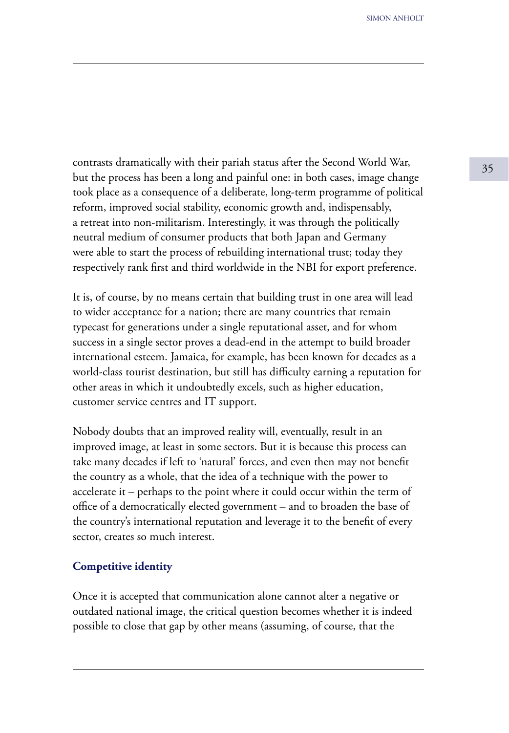contrasts dramatically with their pariah status after the Second World War, but the process has been a long and painful one: in both cases, image change took place as a consequence of a deliberate, long-term programme of political reform, improved social stability, economic growth and, indispensably, a retreat into non-militarism. Interestingly, it was through the politically neutral medium of consumer products that both Japan and Germany were able to start the process of rebuilding international trust; today they respectively rank first and third worldwide in the NBI for export preference.

It is, of course, by no means certain that building trust in one area will lead to wider acceptance for a nation; there are many countries that remain typecast for generations under a single reputational asset, and for whom success in a single sector proves a dead-end in the attempt to build broader international esteem. Jamaica, for example, has been known for decades as a world-class tourist destination, but still has difficulty earning a reputation for other areas in which it undoubtedly excels, such as higher education, customer service centres and IT support.

Nobody doubts that an improved reality will, eventually, result in an improved image, at least in some sectors. But it is because this process can take many decades if left to 'natural' forces, and even then may not benefit the country as a whole, that the idea of a technique with the power to accelerate it – perhaps to the point where it could occur within the term of office of a democratically elected government – and to broaden the base of the country's international reputation and leverage it to the benefit of every sector, creates so much interest.

### Competitive identity

Once it is accepted that communication alone cannot alter a negative or outdated national image, the critical question becomes whether it is indeed possible to close that gap by other means (assuming, of course, that the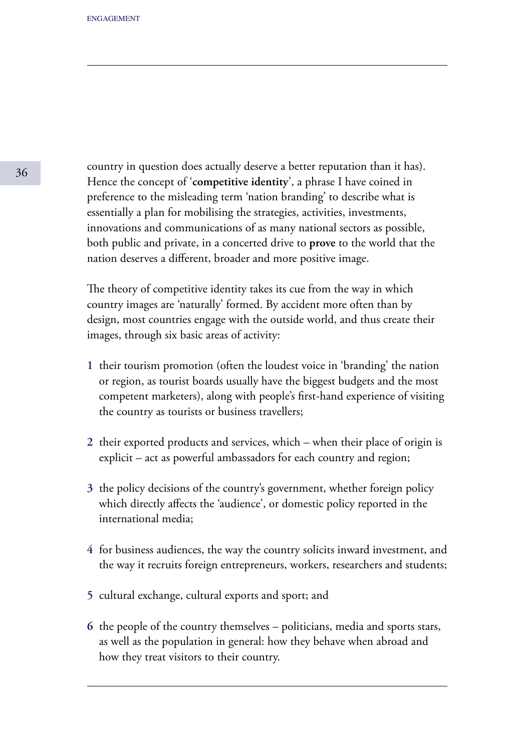country in question does actually deserve a better reputation than it has). Hence the concept of '**competitive identity**', a phrase I have coined in preference to the misleading term 'nation branding' to describe what is essentially a plan for mobilising the strategies, activities, investments, innovations and communications of as many national sectors as possible, both public and private, in a concerted drive to **prove** to the world that the nation deserves a different, broader and more positive image.

The theory of competitive identity takes its cue from the way in which country images are 'naturally' formed. By accident more often than by design, most countries engage with the outside world, and thus create their images, through six basic areas of activity:

1. their tourism promotion (often the loudest voice in 'branding' the nation or region, as tourist boards usually have the biggest budgets and the most competent marketers), along with people's first-hand experience of visiting the country as tourists or business travellers;

2. their exported products and services, which – when their place of origin is explicit – act as powerful ambassadors for each country and region;

3. the policy decisions of the country's government, whether foreign policy which directly affects the 'audience', or domestic policy reported in the international media;

4. for business audiences, the way the country solicits inward investment, and the way it recruits foreign entrepreneurs, workers, researchers and students;

5. cultural exchange, cultural exports and sport; and

6. the people of the country themselves – politicians, media and sports stars, as well as the population in general: how they behave when abroad and how they treat visitors to their country.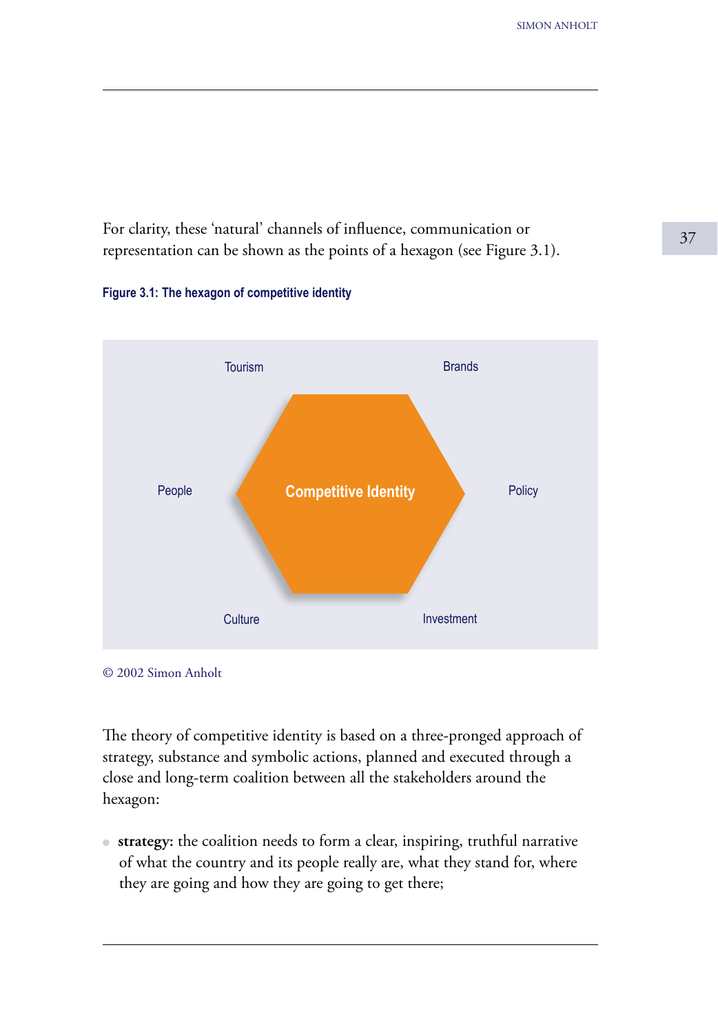For clarity, these 'natural' channels of influence, communication or representation can be shown as the points of a hexagon (see Figure 3.1).

**Figure 3.1: The hexagon of competitive identity**

Tourism

Brands

People

**Competitive Identity**

Policy

Culture

Investment

© 2002 Simon Anholt

The theory of competitive identity is based on a three-pronged approach of strategy, substance and symbolic actions, planned and executed through a close and long-term coalition between all the stakeholders around the hexagon:

- **strategy:** the coalition needs to form a clear, inspiring, truthful narrative of what the country and its people really are, what they stand for, where they are going and how they are going to get there;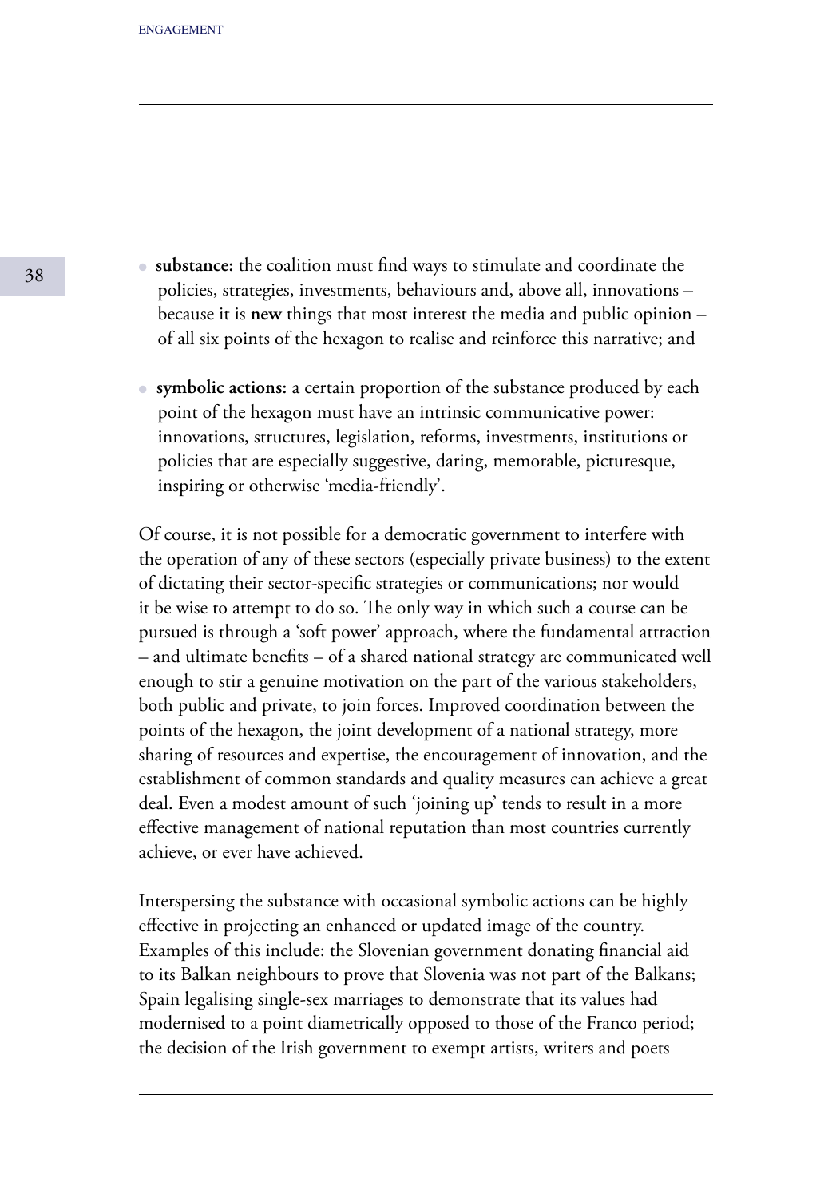- **substance:** the coalition must find ways to stimulate and coordinate the policies, strategies, investments, behaviours and, above all, innovations – because it is **new** things that most interest the media and public opinion – of all six points of the hexagon to realise and reinforce this narrative; and

- **symbolic actions:** a certain proportion of the substance produced by each point of the hexagon must have an intrinsic communicative power: innovations, structures, legislation, reforms, investments, institutions or policies that are especially suggestive, daring, memorable, picturesque, inspiring or otherwise 'media-friendly'.

Of course, it is not possible for a democratic government to interfere with the operation of any of these sectors (especially private business) to the extent of dictating their sector-specific strategies or communications; nor would it be wise to attempt to do so. The only way in which such a course can be pursued is through a 'soft power' approach, where the fundamental attraction – and ultimate benefits – of a shared national strategy are communicated well enough to stir a genuine motivation on the part of the various stakeholders, both public and private, to join forces. Improved coordination between the points of the hexagon, the joint development of a national strategy, more sharing of resources and expertise, the encouragement of innovation, and the establishment of common standards and quality measures can achieve a great deal. Even a modest amount of such 'joining up' tends to result in a more effective management of national reputation than most countries currently achieve, or ever have achieved.

Interspersing the substance with occasional symbolic actions can be highly effective in projecting an enhanced or updated image of the country. Examples of this include: the Slovenian government donating financial aid to its Balkan neighbours to prove that Slovenia was not part of the Balkans; Spain legalising single-sex marriages to demonstrate that its values had modernised to a point diametrically opposed to those of the Franco period; the decision of the Irish government to exempt artists, writers and poets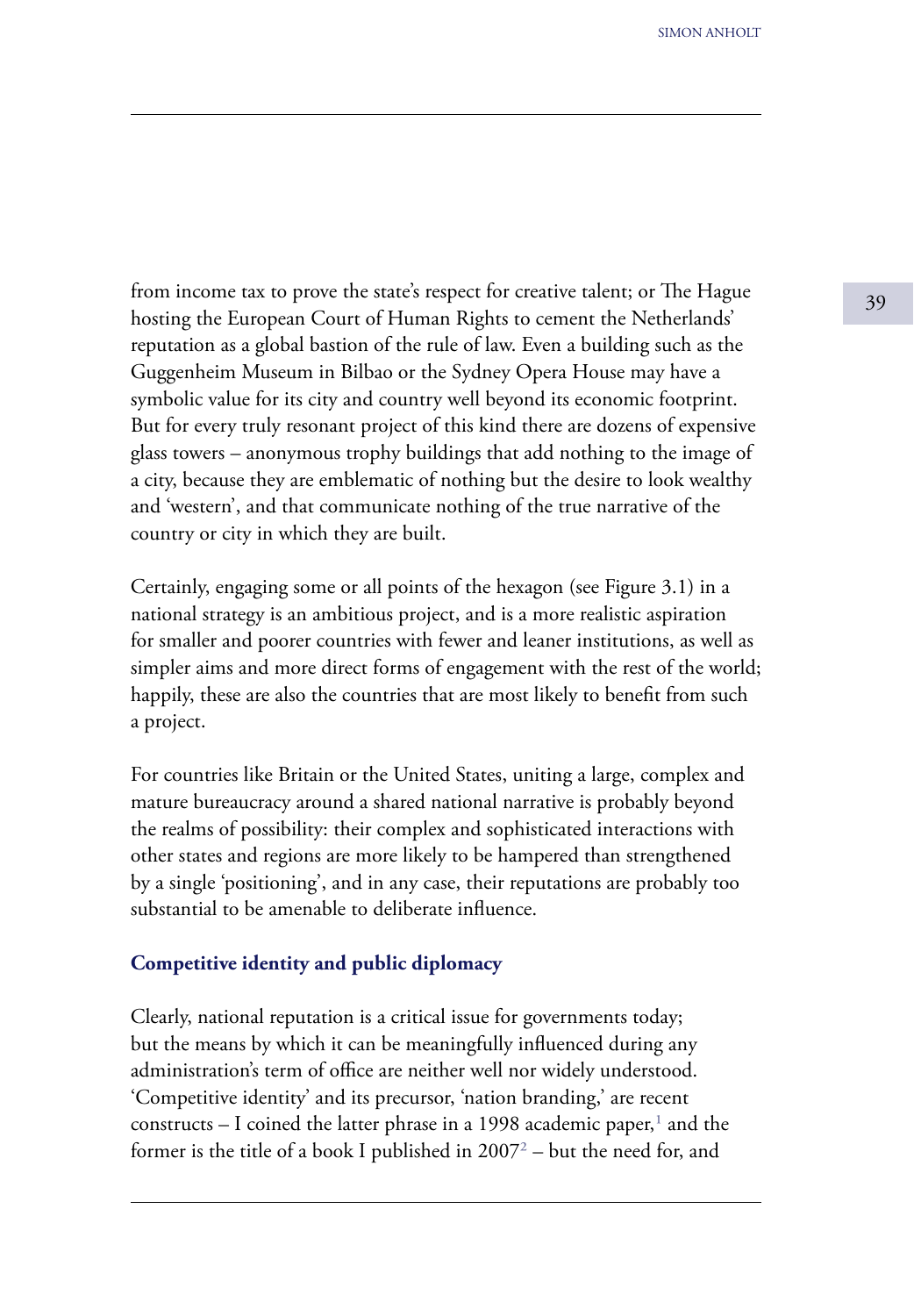from income tax to prove the state's respect for creative talent; or The Hague hosting the European Court of Human Rights to cement the Netherlands' reputation as a global bastion of the rule of law. Even a building such as the Guggenheim Museum in Bilbao or the Sydney Opera House may have a symbolic value for its city and country well beyond its economic footprint. But for every truly resonant project of this kind there are dozens of expensive glass towers – anonymous trophy buildings that add nothing to the image of a city, because they are emblematic of nothing but the desire to look wealthy and 'western', and that communicate nothing of the true narrative of the country or city in which they are built.

Certainly, engaging some or all points of the hexagon (see Figure 3.1) in a national strategy is an ambitious project, and is a more realistic aspiration for smaller and poorer countries with fewer and leaner institutions, as well as simpler aims and more direct forms of engagement with the rest of the world; happily, these are also the countries that are most likely to benefit from such a project.

For countries like Britain or the United States, uniting a large, complex and mature bureaucracy around a shared national narrative is probably beyond the realms of possibility: their complex and sophisticated interactions with other states and regions are more likely to be hampered than strengthened by a single 'positioning', and in any case, their reputations are probably too substantial to be amenable to deliberate influence.

### Competitive identity and public diplomacy

Clearly, national reputation is a critical issue for governments today; but the means by which it can be meaningfully influenced during any administration's term of office are neither well nor widely understood. 'Competitive identity' and its precursor, 'nation branding,' are recent constructs – I coined the latter phrase in a 1998 academic paper,[1] and the former is the title of a book I published in 2007[2] – but the need for, and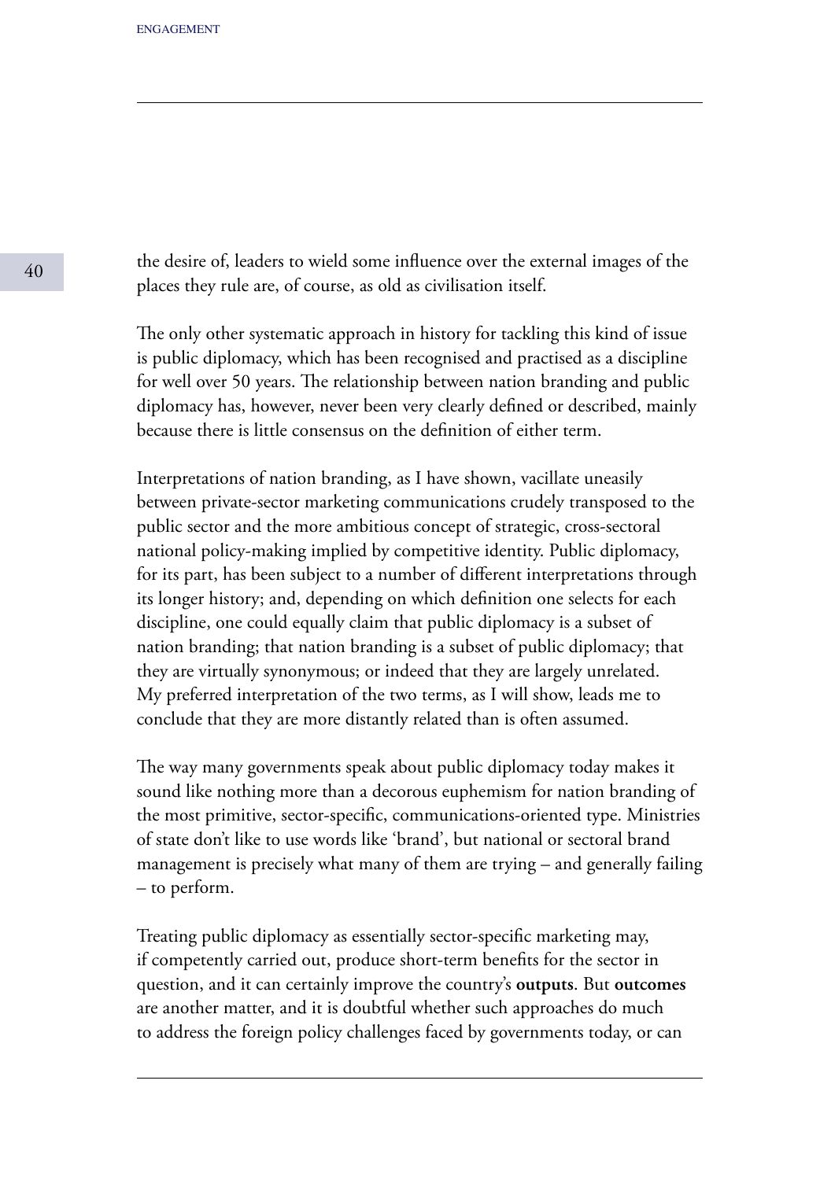the desire of, leaders to wield some influence over the external images of the places they rule are, of course, as old as civilisation itself.

The only other systematic approach in history for tackling this kind of issue is public diplomacy, which has been recognised and practised as a discipline for well over 50 years. The relationship between nation branding and public diplomacy has, however, never been very clearly defined or described, mainly because there is little consensus on the definition of either term.

Interpretations of nation branding, as I have shown, vacillate uneasily between private-sector marketing communications crudely transposed to the public sector and the more ambitious concept of strategic, cross-sectoral national policy-making implied by competitive identity. Public diplomacy, for its part, has been subject to a number of different interpretations through its longer history; and, depending on which definition one selects for each discipline, one could equally claim that public diplomacy is a subset of nation branding; that nation branding is a subset of public diplomacy; that they are virtually synonymous; or indeed that they are largely unrelated. My preferred interpretation of the two terms, as I will show, leads me to conclude that they are more distantly related than is often assumed.

The way many governments speak about public diplomacy today makes it sound like nothing more than a decorous euphemism for nation branding of the most primitive, sector-specific, communications-oriented type. Ministries of state don't like to use words like 'brand', but national or sectoral brand management is precisely what many of them are trying – and generally failing – to perform.

Treating public diplomacy as essentially sector-specific marketing may, if competently carried out, produce short-term benefits for the sector in question, and it can certainly improve the country's **outputs**. But **outcomes** are another matter, and it is doubtful whether such approaches do much to address the foreign policy challenges faced by governments today, or can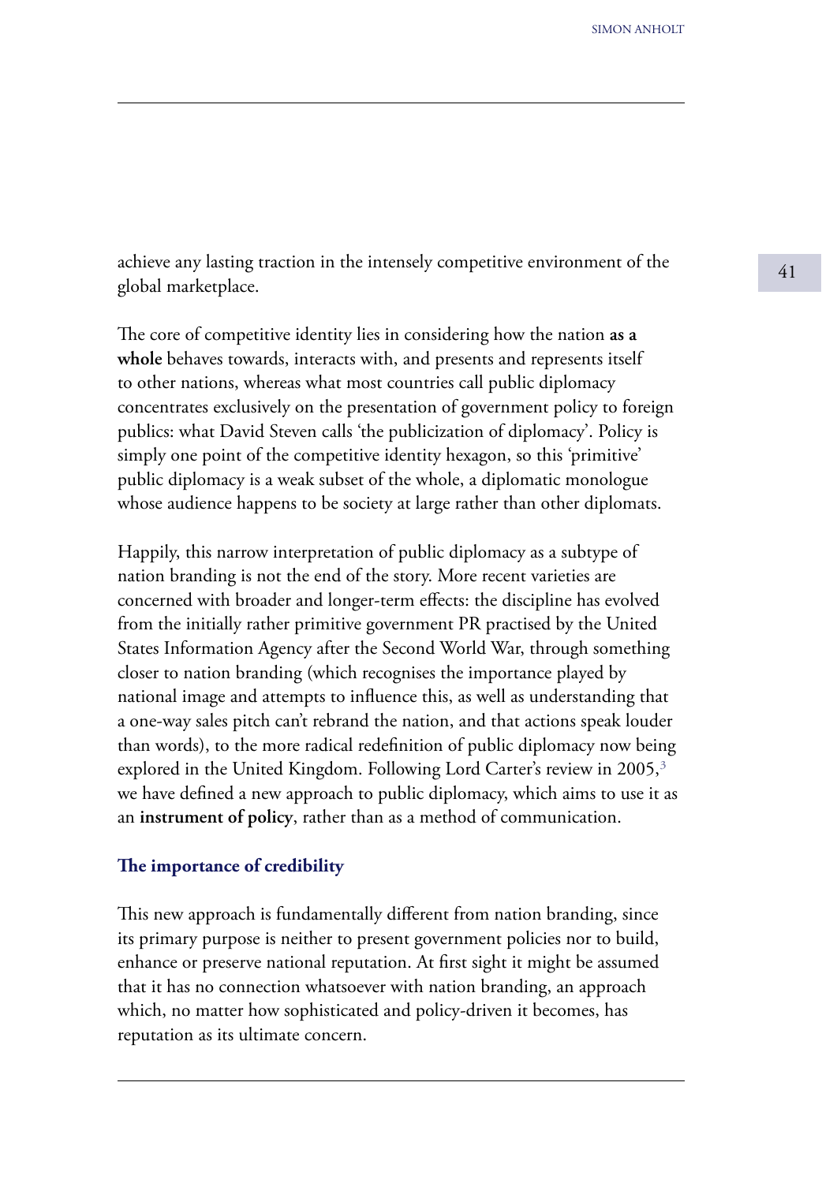achieve any lasting traction in the intensely competitive environment of the global marketplace.

The core of competitive identity lies in considering how the nation **as a whole** behaves towards, interacts with, and presents and represents itself to other nations, whereas what most countries call public diplomacy concentrates exclusively on the presentation of government policy to foreign publics: what David Steven calls 'the publicization of diplomacy'. Policy is simply one point of the competitive identity hexagon, so this 'primitive' public diplomacy is a weak subset of the whole, a diplomatic monologue whose audience happens to be society at large rather than other diplomats.

Happily, this narrow interpretation of public diplomacy as a subtype of nation branding is not the end of the story. More recent varieties are concerned with broader and longer-term effects: the discipline has evolved from the initially rather primitive government PR practised by the United States Information Agency after the Second World War, through something closer to nation branding (which recognises the importance played by national image and attempts to influence this, as well as understanding that a one-way sales pitch can't rebrand the nation, and that actions speak louder than words), to the more radical redefinition of public diplomacy now being explored in the United Kingdom. Following Lord Carter's review in 2005,[3] we have defined a new approach to public diplomacy, which aims to use it as an **instrument of policy**, rather than as a method of communication.

### The importance of credibility

This new approach is fundamentally different from nation branding, since its primary purpose is neither to present government policies nor to build, enhance or preserve national reputation. At first sight it might be assumed that it has no connection whatsoever with nation branding, an approach which, no matter how sophisticated and policy-driven it becomes, has reputation as its ultimate concern.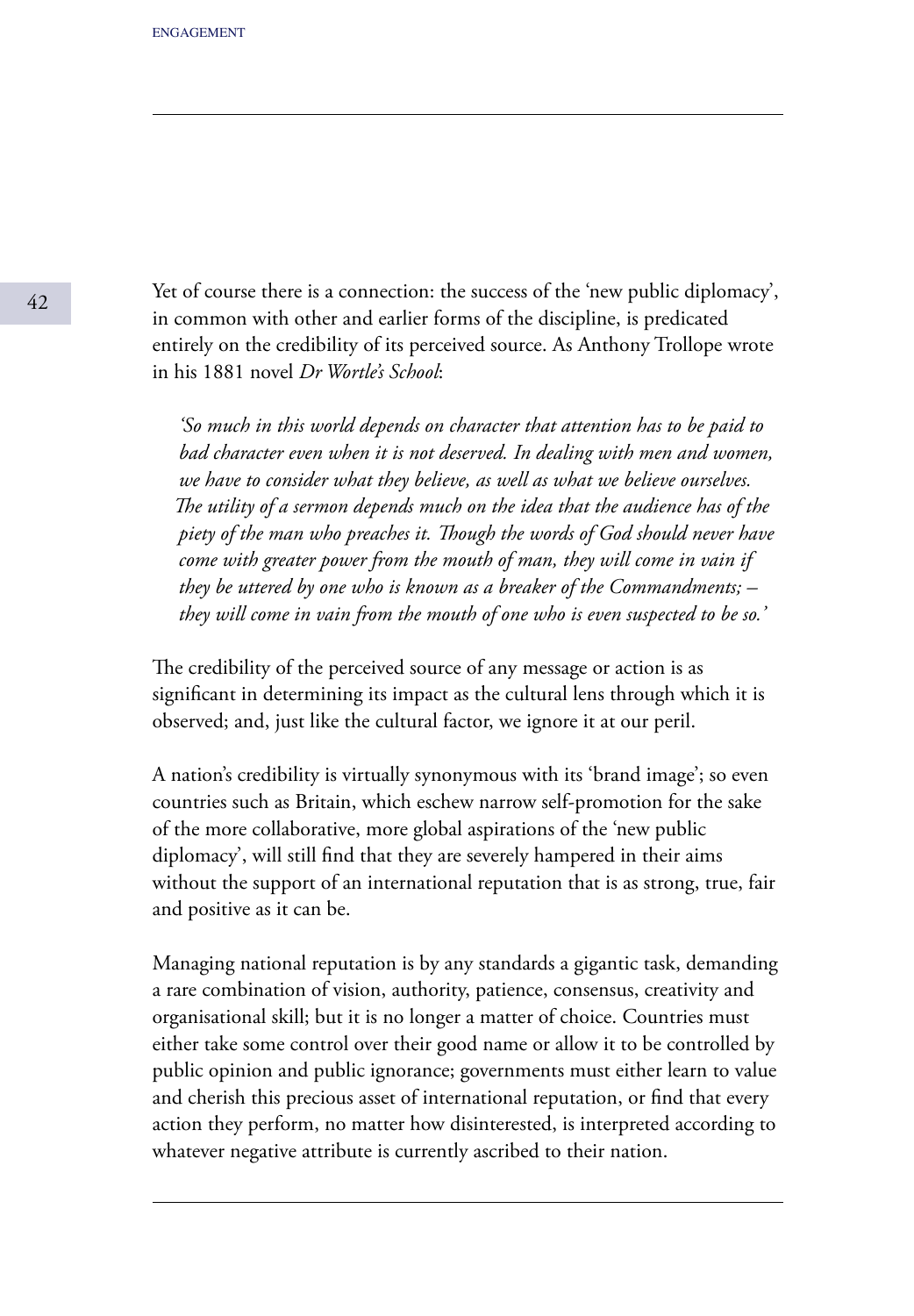Yet of course there is a connection: the success of the 'new public diplomacy', in common with other and earlier forms of the discipline, is predicated entirely on the credibility of its perceived source. As Anthony Trollope wrote in his 1881 novel *Dr Wortle's School*:

> *'So much in this world depends on character that attention has to be paid to bad character even when it is not deserved. In dealing with men and women, we have to consider what they believe, as well as what we believe ourselves. The utility of a sermon depends much on the idea that the audience has of the piety of the man who preaches it. Though the words of God should never have come with greater power from the mouth of man, they will come in vain if they be uttered by one who is known as a breaker of the Commandments; – they will come in vain from the mouth of one who is even suspected to be so.'*

The credibility of the perceived source of any message or action is as significant in determining its impact as the cultural lens through which it is observed; and, just like the cultural factor, we ignore it at our peril.

A nation's credibility is virtually synonymous with its 'brand image'; so even countries such as Britain, which eschew narrow self-promotion for the sake of the more collaborative, more global aspirations of the 'new public diplomacy', will still find that they are severely hampered in their aims without the support of an international reputation that is as strong, true, fair and positive as it can be.

Managing national reputation is by any standards a gigantic task, demanding a rare combination of vision, authority, patience, consensus, creativity and organisational skill; but it is no longer a matter of choice. Countries must either take some control over their good name or allow it to be controlled by public opinion and public ignorance; governments must either learn to value and cherish this precious asset of international reputation, or find that every action they perform, no matter how disinterested, is interpreted according to whatever negative attribute is currently ascribed to their nation.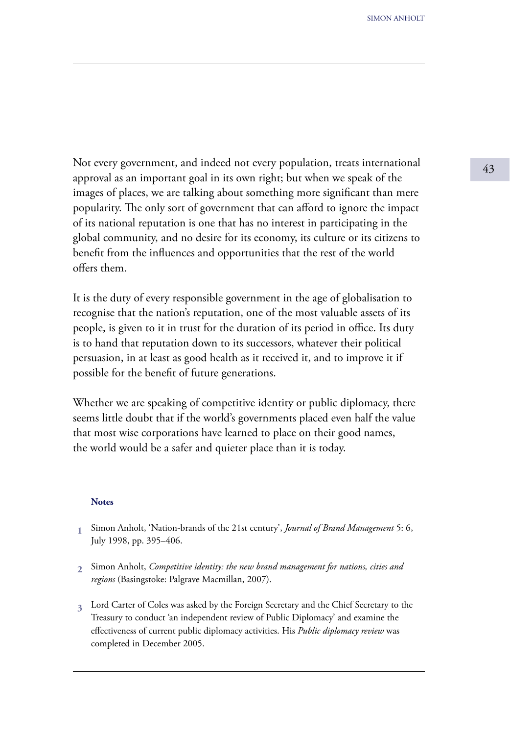Not every government, and indeed not every population, treats international approval as an important goal in its own right; but when we speak of the images of places, we are talking about something more significant than mere popularity. The only sort of government that can afford to ignore the impact of its national reputation is one that has no interest in participating in the global community, and no desire for its economy, its culture or its citizens to benefit from the influences and opportunities that the rest of the world offers them.

It is the duty of every responsible government in the age of globalisation to recognise that the nation's reputation, one of the most valuable assets of its people, is given to it in trust for the duration of its period in office. Its duty is to hand that reputation down to its successors, whatever their political persuasion, in at least as good health as it received it, and to improve it if possible for the benefit of future generations.

Whether we are speaking of competitive identity or public diplomacy, there seems little doubt that if the world's governments placed even half the value that most wise corporations have learned to place on their good names, the world would be a safer and quieter place than it is today.

**Notes**

1. Simon Anholt, 'Nation-brands of the 21st century', *Journal of Brand Management* 5: 6, July 1998, pp. 395–406.
2. Simon Anholt, *Competitive identity: the new brand management for nations, cities and regions* (Basingstoke: Palgrave Macmillan, 2007).
3. Lord Carter of Coles was asked by the Foreign Secretary and the Chief Secretary to the Treasury to conduct 'an independent review of Public Diplomacy' and examine the effectiveness of current public diplomacy activities. His *Public diplomacy review* was completed in December 2005.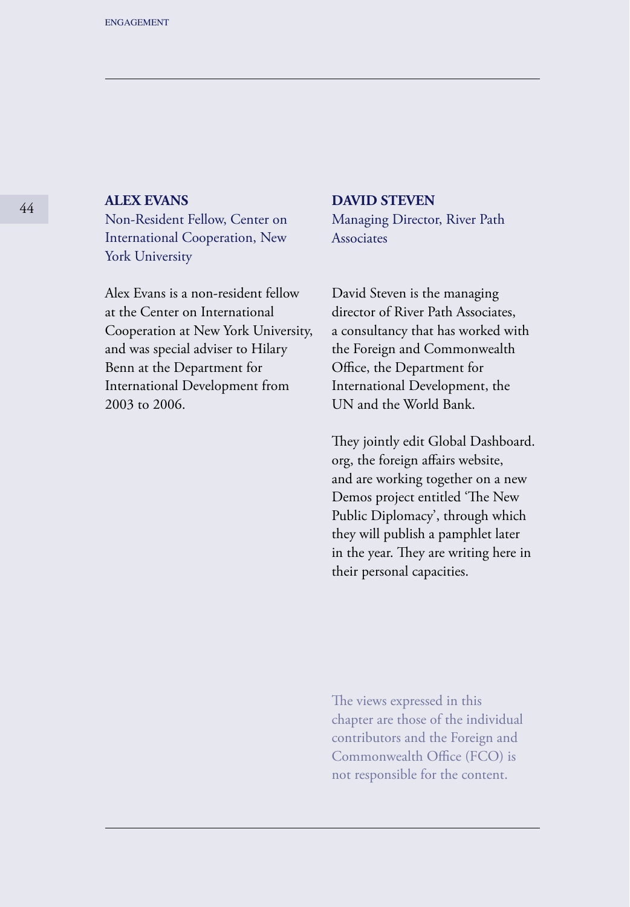**ALEX EVANS**
Non-Resident Fellow, Center on International Cooperation, New York University

Alex Evans is a non-resident fellow at the Center on International Cooperation at New York University, and was special adviser to Hilary Benn at the Department for International Development from 2003 to 2006.

**DAVID STEVEN**
Managing Director, River Path Associates

David Steven is the managing director of River Path Associates, a consultancy that has worked with the Foreign and Commonwealth Office, the Department for International Development, the UN and the World Bank.

They jointly edit Global Dashboard.org, the foreign affairs website, and are working together on a new Demos project entitled 'The New Public Diplomacy', through which they will publish a pamphlet later in the year. They are writing here in their personal capacities.

The views expressed in this chapter are those of the individual contributors and the Foreign and Commonwealth Office (FCO) is not responsible for the content.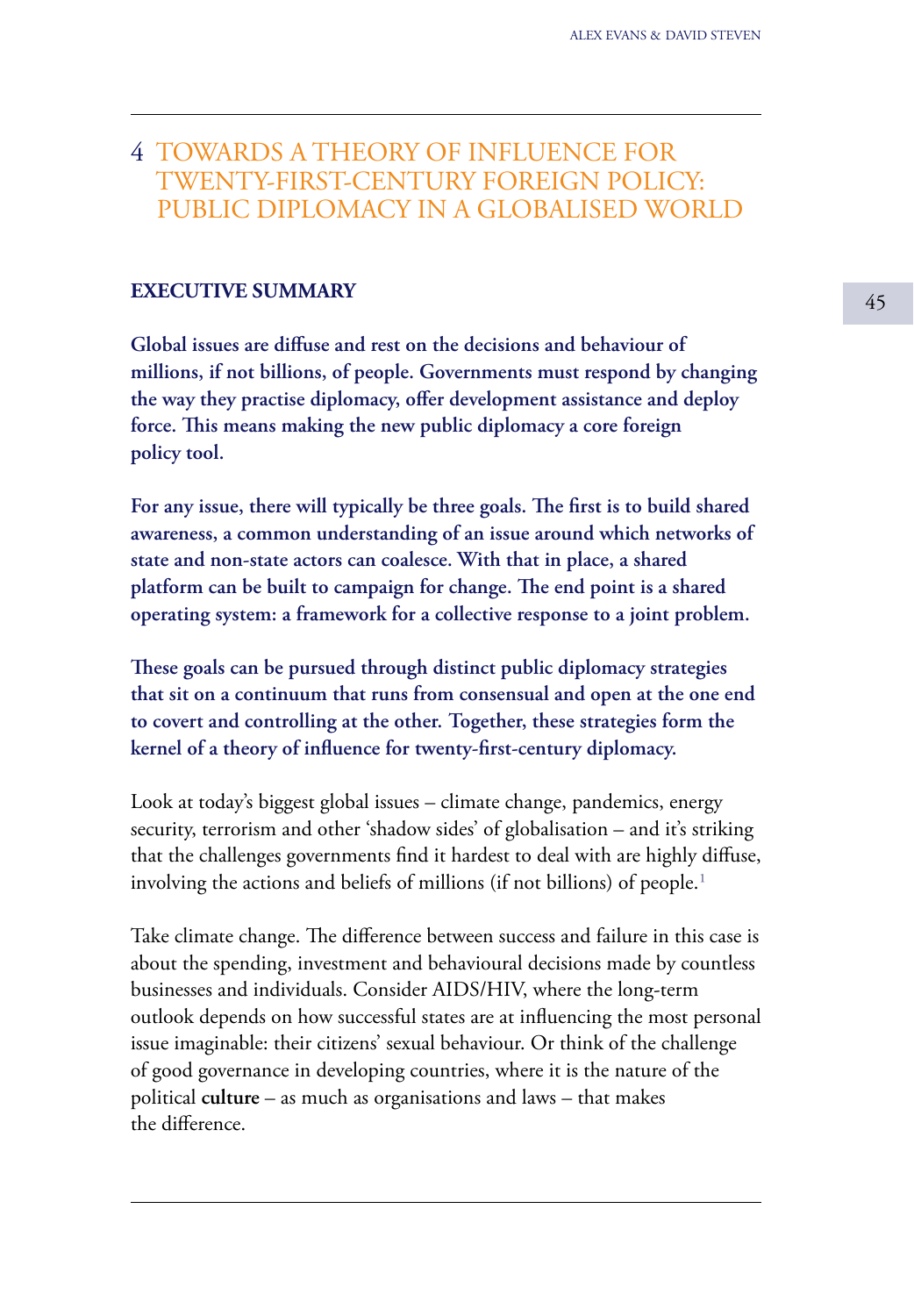# 4 TOWARDS A THEORY OF INFLUENCE FOR TWENTY-FIRST-CENTURY FOREIGN POLICY: PUBLIC DIPLOMACY IN A GLOBALISED WORLD

## EXECUTIVE SUMMARY

**Global issues are diffuse and rest on the decisions and behaviour of millions, if not billions, of people. Governments must respond by changing the way they practise diplomacy, offer development assistance and deploy force. This means making the new public diplomacy a core foreign policy tool.**

**For any issue, there will typically be three goals. The first is to build shared awareness, a common understanding of an issue around which networks of state and non-state actors can coalesce. With that in place, a shared platform can be built to campaign for change. The end point is a shared operating system: a framework for a collective response to a joint problem.**

**These goals can be pursued through distinct public diplomacy strategies that sit on a continuum that runs from consensual and open at the one end to covert and controlling at the other. Together, these strategies form the kernel of a theory of influence for twenty-first-century diplomacy.**

Look at today's biggest global issues – climate change, pandemics, energy security, terrorism and other 'shadow sides' of globalisation – and it's striking that the challenges governments find it hardest to deal with are highly diffuse, involving the actions and beliefs of millions (if not billions) of people.[1]

Take climate change. The difference between success and failure in this case is about the spending, investment and behavioural decisions made by countless businesses and individuals. Consider AIDS/HIV, where the long-term outlook depends on how successful states are at influencing the most personal issue imaginable: their citizens' sexual behaviour. Or think of the challenge of good governance in developing countries, where it is the nature of the political **culture** – as much as organisations and laws – that makes the difference.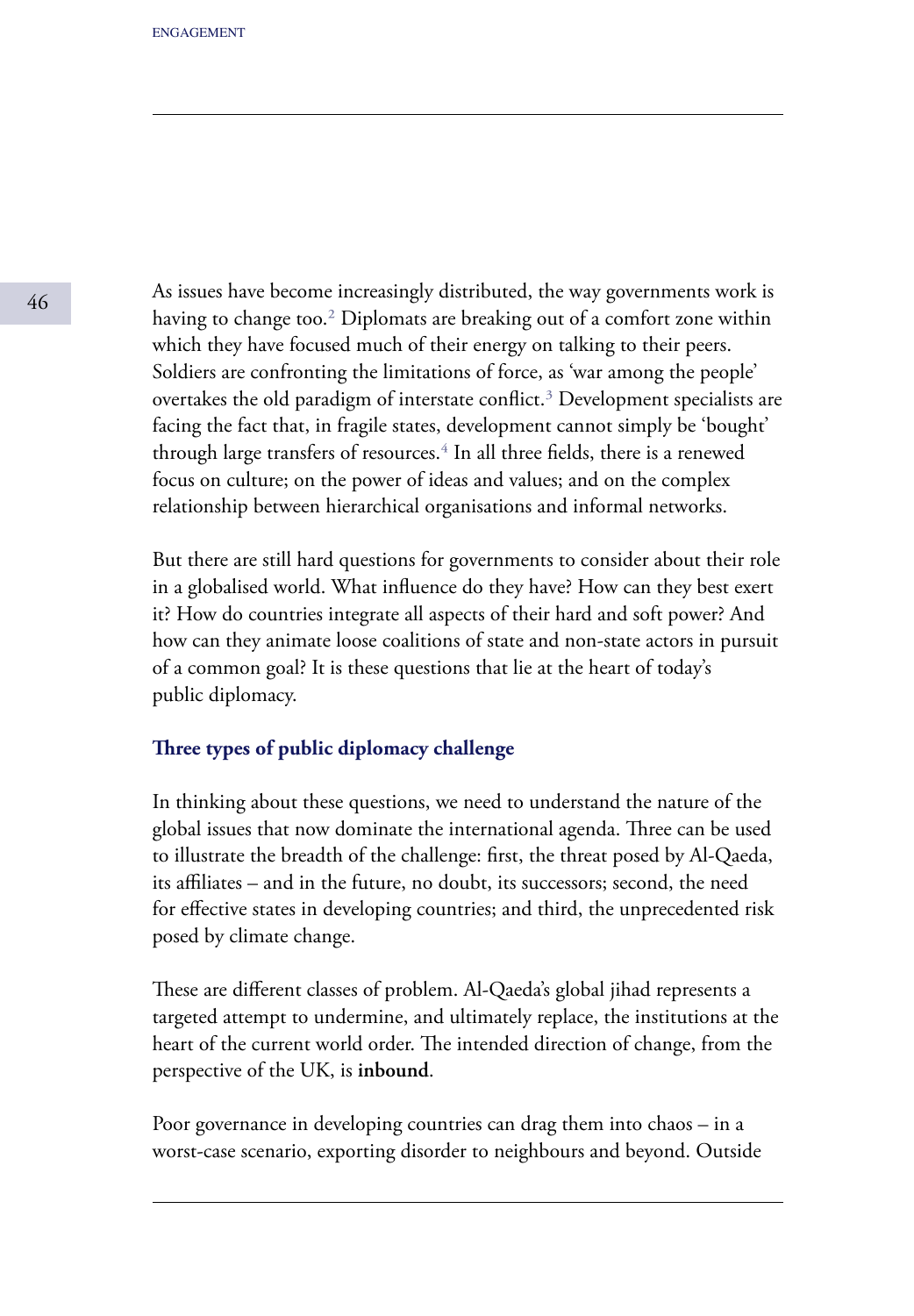As issues have become increasingly distributed, the way governments work is having to change too.[2] Diplomats are breaking out of a comfort zone within which they have focused much of their energy on talking to their peers. Soldiers are confronting the limitations of force, as 'war among the people' overtakes the old paradigm of interstate conflict.[3] Development specialists are facing the fact that, in fragile states, development cannot simply be 'bought' through large transfers of resources.[4] In all three fields, there is a renewed focus on culture; on the power of ideas and values; and on the complex relationship between hierarchical organisations and informal networks.

But there are still hard questions for governments to consider about their role in a globalised world. What influence do they have? How can they best exert it? How do countries integrate all aspects of their hard and soft power? And how can they animate loose coalitions of state and non-state actors in pursuit of a common goal? It is these questions that lie at the heart of today's public diplomacy.

### Three types of public diplomacy challenge

In thinking about these questions, we need to understand the nature of the global issues that now dominate the international agenda. Three can be used to illustrate the breadth of the challenge: first, the threat posed by Al-Qaeda, its affiliates – and in the future, no doubt, its successors; second, the need for effective states in developing countries; and third, the unprecedented risk posed by climate change.

These are different classes of problem. Al-Qaeda's global jihad represents a targeted attempt to undermine, and ultimately replace, the institutions at the heart of the current world order. The intended direction of change, from the perspective of the UK, is **inbound**.

Poor governance in developing countries can drag them into chaos – in a worst-case scenario, exporting disorder to neighbours and beyond. Outside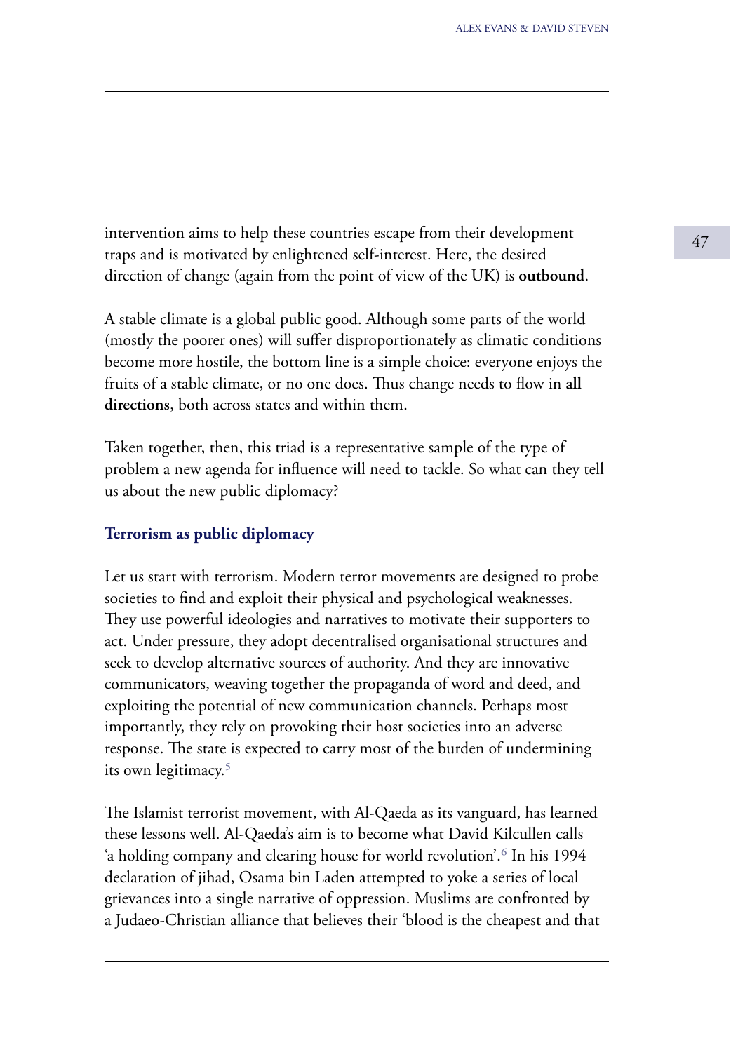intervention aims to help these countries escape from their development traps and is motivated by enlightened self-interest. Here, the desired direction of change (again from the point of view of the UK) is **outbound**.

A stable climate is a global public good. Although some parts of the world (mostly the poorer ones) will suffer disproportionately as climatic conditions become more hostile, the bottom line is a simple choice: everyone enjoys the fruits of a stable climate, or no one does. Thus change needs to flow in **all directions**, both across states and within them.

Taken together, then, this triad is a representative sample of the type of problem a new agenda for influence will need to tackle. So what can they tell us about the new public diplomacy?

### Terrorism as public diplomacy

Let us start with terrorism. Modern terror movements are designed to probe societies to find and exploit their physical and psychological weaknesses. They use powerful ideologies and narratives to motivate their supporters to act. Under pressure, they adopt decentralised organisational structures and seek to develop alternative sources of authority. And they are innovative communicators, weaving together the propaganda of word and deed, and exploiting the potential of new communication channels. Perhaps most importantly, they rely on provoking their host societies into an adverse response. The state is expected to carry most of the burden of undermining its own legitimacy.[5]

The Islamist terrorist movement, with Al-Qaeda as its vanguard, has learned these lessons well. Al-Qaeda's aim is to become what David Kilcullen calls 'a holding company and clearing house for world revolution'.[6] In his 1994 declaration of jihad, Osama bin Laden attempted to yoke a series of local grievances into a single narrative of oppression. Muslims are confronted by a Judaeo-Christian alliance that believes their 'blood is the cheapest and that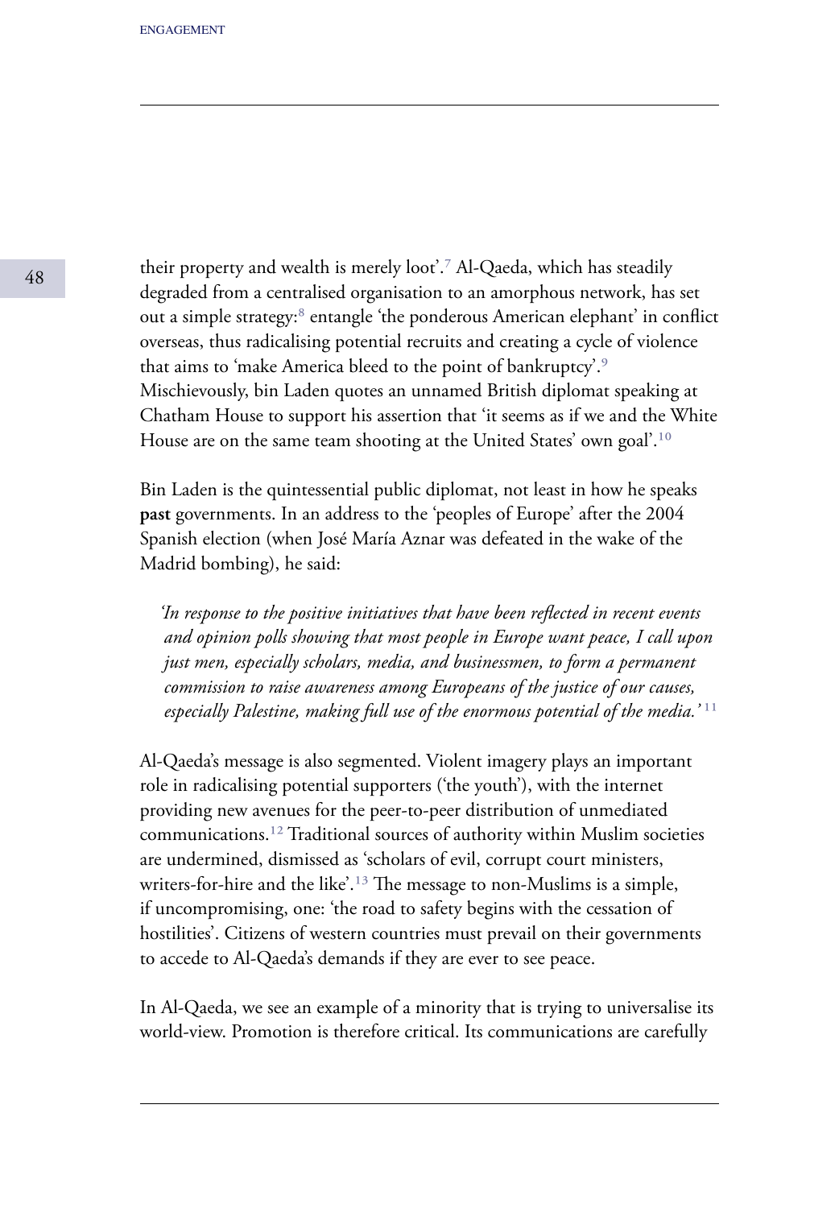their property and wealth is merely loot'.[7] Al-Qaeda, which has steadily degraded from a centralised organisation to an amorphous network, has set out a simple strategy:[8] entangle 'the ponderous American elephant' in conflict overseas, thus radicalising potential recruits and creating a cycle of violence that aims to 'make America bleed to the point of bankruptcy'.[9] Mischievously, bin Laden quotes an unnamed British diplomat speaking at Chatham House to support his assertion that 'it seems as if we and the White House are on the same team shooting at the United States' own goal'.[10]

Bin Laden is the quintessential public diplomat, not least in how he speaks **past** governments. In an address to the 'peoples of Europe' after the 2004 Spanish election (when José María Aznar was defeated in the wake of the Madrid bombing), he said:

> *'In response to the positive initiatives that have been reflected in recent events and opinion polls showing that most people in Europe want peace, I call upon just men, especially scholars, media, and businessmen, to form a permanent commission to raise awareness among Europeans of the justice of our causes, especially Palestine, making full use of the enormous potential of the media.'* [11]

Al-Qaeda's message is also segmented. Violent imagery plays an important role in radicalising potential supporters ('the youth'), with the internet providing new avenues for the peer-to-peer distribution of unmediated communications.[12] Traditional sources of authority within Muslim societies are undermined, dismissed as 'scholars of evil, corrupt court ministers, writers-for-hire and the like'.[13] The message to non-Muslims is a simple, if uncompromising, one: 'the road to safety begins with the cessation of hostilities'. Citizens of western countries must prevail on their governments to accede to Al-Qaeda's demands if they are ever to see peace.

In Al-Qaeda, we see an example of a minority that is trying to universalise its world-view. Promotion is therefore critical. Its communications are carefully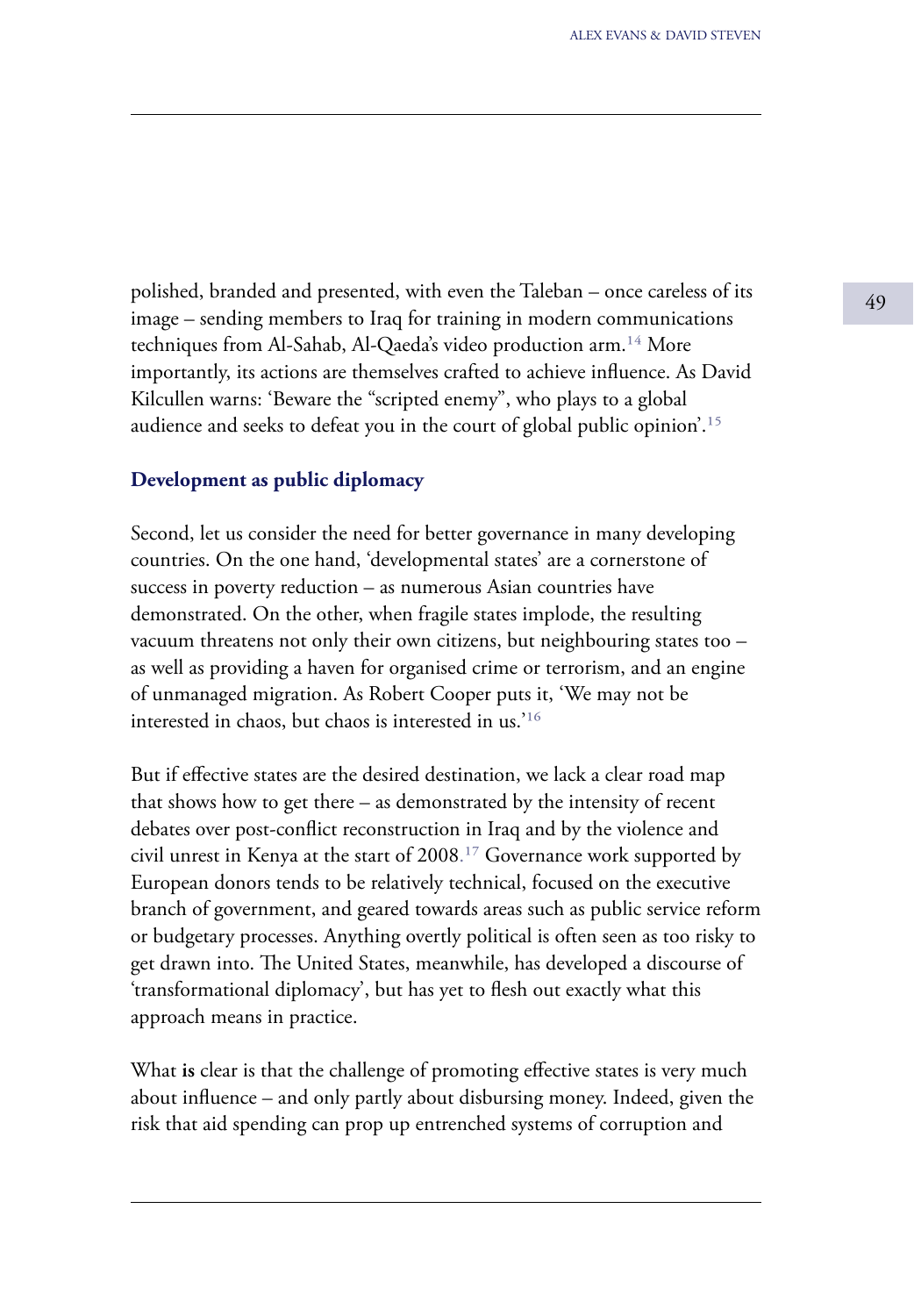polished, branded and presented, with even the Taleban – once careless of its image – sending members to Iraq for training in modern communications techniques from Al-Sahab, Al-Qaeda's video production arm.[14] More importantly, its actions are themselves crafted to achieve influence. As David Kilcullen warns: 'Beware the "scripted enemy", who plays to a global audience and seeks to defeat you in the court of global public opinion'.[15]

### Development as public diplomacy

Second, let us consider the need for better governance in many developing countries. On the one hand, 'developmental states' are a cornerstone of success in poverty reduction – as numerous Asian countries have demonstrated. On the other, when fragile states implode, the resulting vacuum threatens not only their own citizens, but neighbouring states too – as well as providing a haven for organised crime or terrorism, and an engine of unmanaged migration. As Robert Cooper puts it, 'We may not be interested in chaos, but chaos is interested in us.'[16]

But if effective states are the desired destination, we lack a clear road map that shows how to get there – as demonstrated by the intensity of recent debates over post-conflict reconstruction in Iraq and by the violence and civil unrest in Kenya at the start of 2008.[17] Governance work supported by European donors tends to be relatively technical, focused on the executive branch of government, and geared towards areas such as public service reform or budgetary processes. Anything overtly political is often seen as too risky to get drawn into. The United States, meanwhile, has developed a discourse of 'transformational diplomacy', but has yet to flesh out exactly what this approach means in practice.

What **is** clear is that the challenge of promoting effective states is very much about influence – and only partly about disbursing money. Indeed, given the risk that aid spending can prop up entrenched systems of corruption and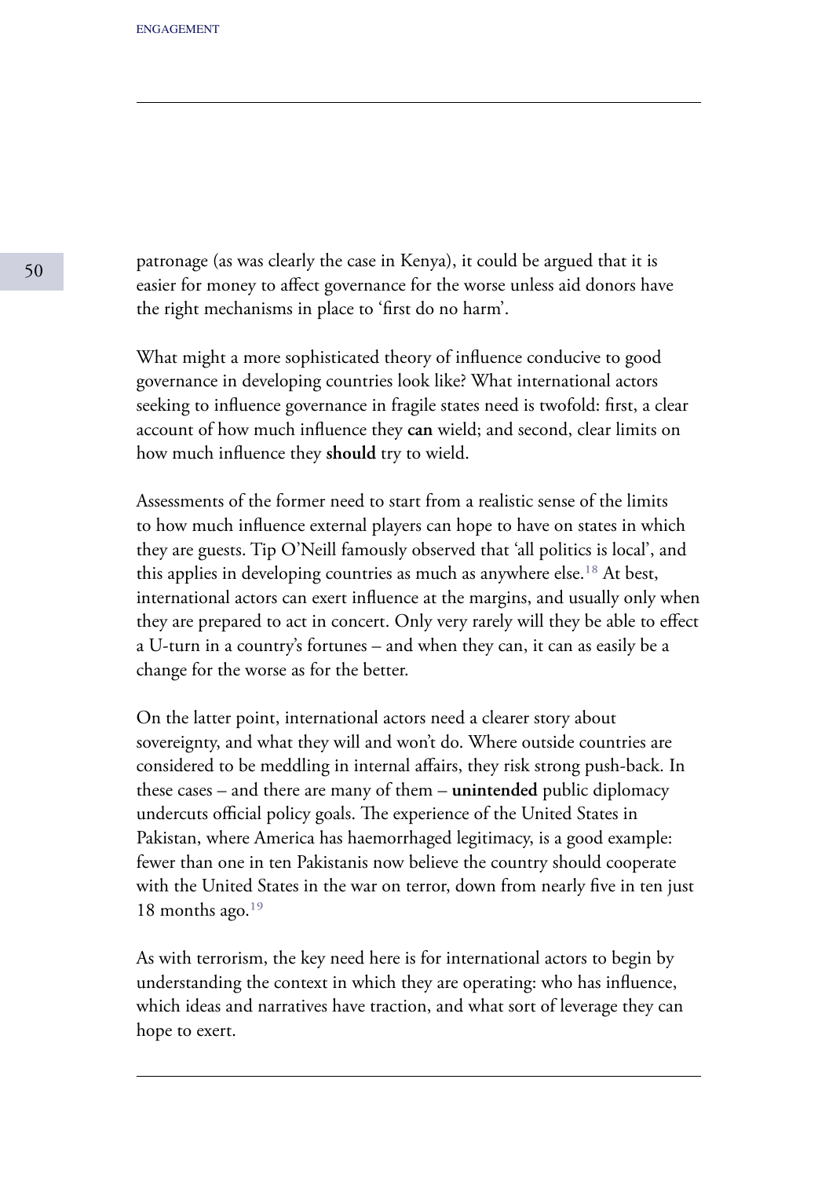patronage (as was clearly the case in Kenya), it could be argued that it is easier for money to affect governance for the worse unless aid donors have the right mechanisms in place to 'first do no harm'.

What might a more sophisticated theory of influence conducive to good governance in developing countries look like? What international actors seeking to influence governance in fragile states need is twofold: first, a clear account of how much influence they **can** wield; and second, clear limits on how much influence they **should** try to wield.

Assessments of the former need to start from a realistic sense of the limits to how much influence external players can hope to have on states in which they are guests. Tip O'Neill famously observed that 'all politics is local', and this applies in developing countries as much as anywhere else.[18] At best, international actors can exert influence at the margins, and usually only when they are prepared to act in concert. Only very rarely will they be able to effect a U-turn in a country's fortunes – and when they can, it can as easily be a change for the worse as for the better.

On the latter point, international actors need a clearer story about sovereignty, and what they will and won't do. Where outside countries are considered to be meddling in internal affairs, they risk strong push-back. In these cases – and there are many of them – **unintended** public diplomacy undercuts official policy goals. The experience of the United States in Pakistan, where America has haemorrhaged legitimacy, is a good example: fewer than one in ten Pakistanis now believe the country should cooperate with the United States in the war on terror, down from nearly five in ten just 18 months ago.[19]

As with terrorism, the key need here is for international actors to begin by understanding the context in which they are operating: who has influence, which ideas and narratives have traction, and what sort of leverage they can hope to exert.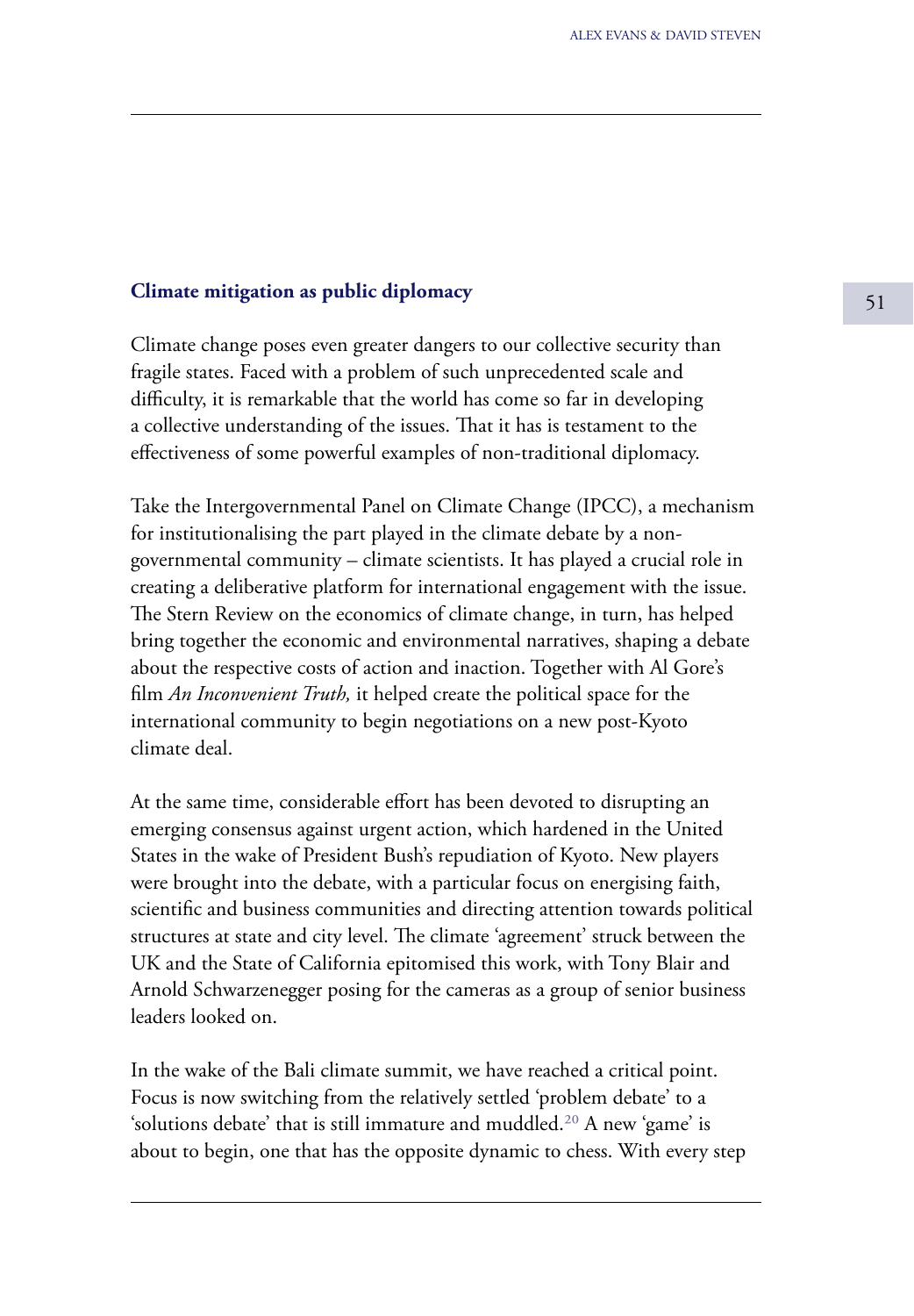## Climate mitigation as public diplomacy

Climate change poses even greater dangers to our collective security than fragile states. Faced with a problem of such unprecedented scale and difficulty, it is remarkable that the world has come so far in developing a collective understanding of the issues. That it has is testament to the effectiveness of some powerful examples of non-traditional diplomacy.

Take the Intergovernmental Panel on Climate Change (IPCC), a mechanism for institutionalising the part played in the climate debate by a non-governmental community – climate scientists. It has played a crucial role in creating a deliberative platform for international engagement with the issue. The Stern Review on the economics of climate change, in turn, has helped bring together the economic and environmental narratives, shaping a debate about the respective costs of action and inaction. Together with Al Gore's film *An Inconvenient Truth,* it helped create the political space for the international community to begin negotiations on a new post-Kyoto climate deal.

At the same time, considerable effort has been devoted to disrupting an emerging consensus against urgent action, which hardened in the United States in the wake of President Bush's repudiation of Kyoto. New players were brought into the debate, with a particular focus on energising faith, scientific and business communities and directing attention towards political structures at state and city level. The climate 'agreement' struck between the UK and the State of California epitomised this work, with Tony Blair and Arnold Schwarzenegger posing for the cameras as a group of senior business leaders looked on.

In the wake of the Bali climate summit, we have reached a critical point. Focus is now switching from the relatively settled 'problem debate' to a 'solutions debate' that is still immature and muddled.[20] A new 'game' is about to begin, one that has the opposite dynamic to chess. With every step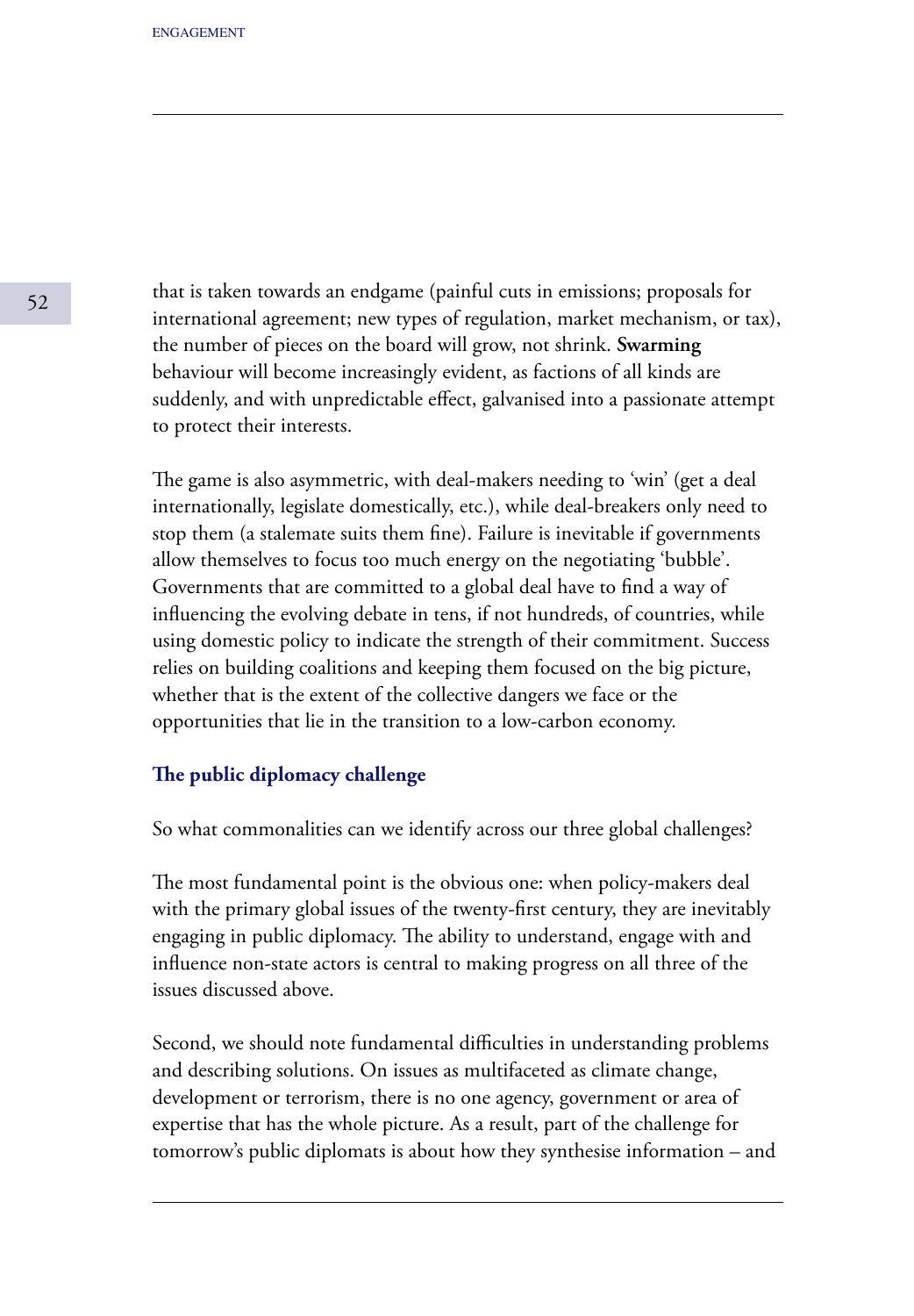that is taken towards an endgame (painful cuts in emissions; proposals for international agreement; new types of regulation, market mechanism, or tax), the number of pieces on the board will grow, not shrink. **Swarming** behaviour will become increasingly evident, as factions of all kinds are suddenly, and with unpredictable effect, galvanised into a passionate attempt to protect their interests.

The game is also asymmetric, with deal-makers needing to 'win' (get a deal internationally, legislate domestically, etc.), while deal-breakers only need to stop them (a stalemate suits them fine). Failure is inevitable if governments allow themselves to focus too much energy on the negotiating 'bubble'. Governments that are committed to a global deal have to find a way of influencing the evolving debate in tens, if not hundreds, of countries, while using domestic policy to indicate the strength of their commitment. Success relies on building coalitions and keeping them focused on the big picture, whether that is the extent of the collective dangers we face or the opportunities that lie in the transition to a low-carbon economy.

### The public diplomacy challenge

So what commonalities can we identify across our three global challenges?

The most fundamental point is the obvious one: when policy-makers deal with the primary global issues of the twenty-first century, they are inevitably engaging in public diplomacy. The ability to understand, engage with and influence non-state actors is central to making progress on all three of the issues discussed above.

Second, we should note fundamental difficulties in understanding problems and describing solutions. On issues as multifaceted as climate change, development or terrorism, there is no one agency, government or area of expertise that has the whole picture. As a result, part of the challenge for tomorrow's public diplomats is about how they synthesise information – and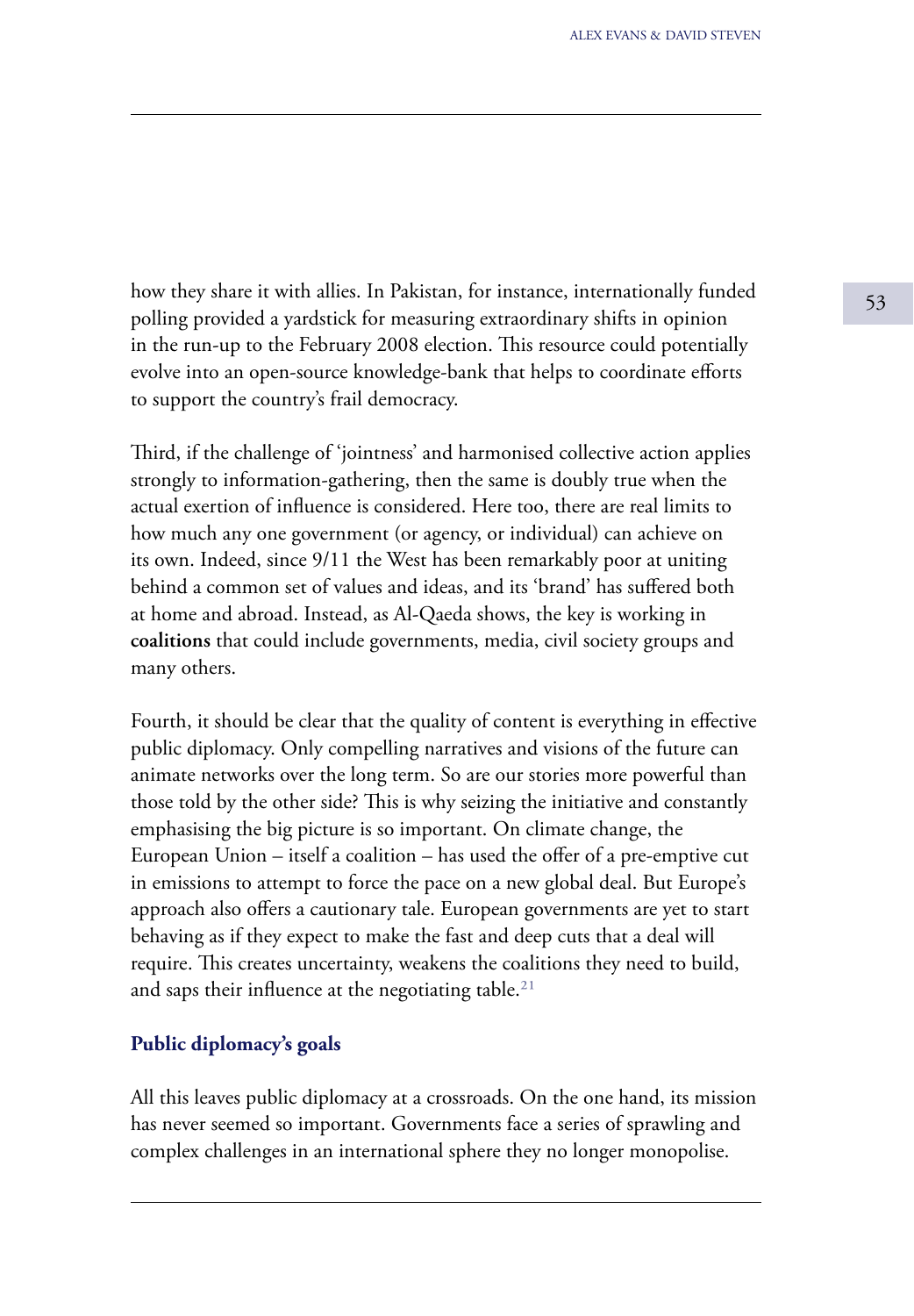how they share it with allies. In Pakistan, for instance, internationally funded polling provided a yardstick for measuring extraordinary shifts in opinion in the run-up to the February 2008 election. This resource could potentially evolve into open-source knowledge-bank that helps to coordinate efforts to support the country's frail democracy.

Third, if the challenge of 'jointness' and harmonised collective action applies strongly to information-gathering, then the same is doubly true when the actual exertion of influence is considered. Here too, there are real limits to how much any one government (or agency, or individual) can achieve on its own. Indeed, since 9/11 the West has been remarkably poor at uniting behind a common set of values and ideas, and its 'brand' has suffered both at home and abroad. Instead, as Al-Qaeda shows, the key is working in **coalitions** that could include governments, media, civil society groups and many others.

Fourth, it should be clear that the quality of content is everything in effective public diplomacy. Only compelling narratives and visions of the future can animate networks over the long term. So are our stories more powerful than those told by the other side? This is why seizing the initiative and constantly emphasising the big picture is so important. On climate change, the European Union – itself a coalition – has used the offer of a pre-emptive cut in emissions to attempt to force the pace on a new global deal. But Europe's approach also offers a cautionary tale. European governments are yet to start behaving as if they expect to make the fast and deep cuts that a deal will require. This creates uncertainty, weakens the coalitions they need to build, and saps their influence at the negotiating table.[21]

### Public diplomacy's goals

All this leaves public diplomacy at a crossroads. On the one hand, its mission has never seemed so important. Governments face a series of sprawling and complex challenges in an international sphere they no longer monopolise.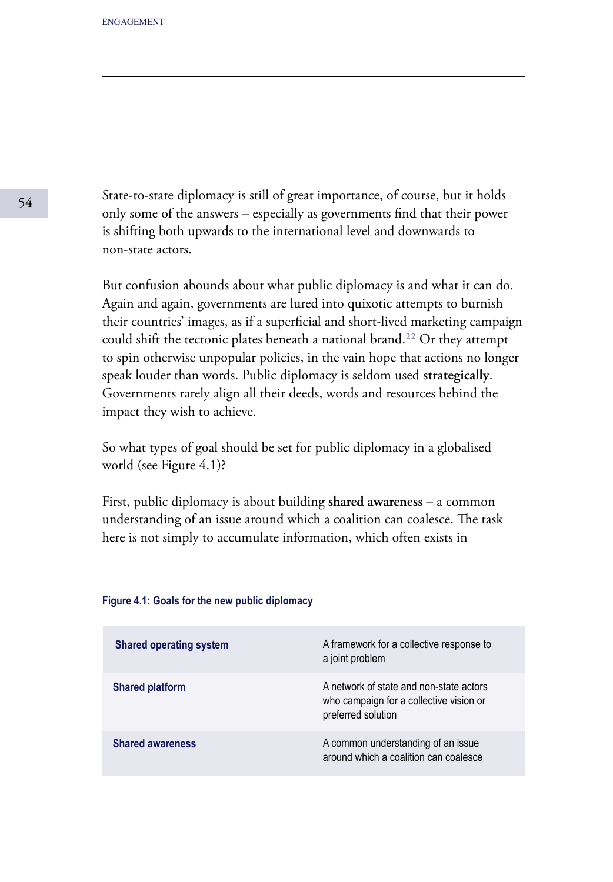State-to-state diplomacy is still of great importance, of course, but it holds only some of the answers – especially as governments find that their power is shifting both upwards to the international level and downwards to non-state actors.

But confusion abounds about what public diplomacy is and what it can do. Again and again, governments are lured into quixotic attempts to burnish their countries' images, as if a superficial and short-lived marketing campaign could shift the tectonic plates beneath a national brand.[22] Or they attempt to spin otherwise unpopular policies, in the vain hope that actions no longer speak louder than words. Public diplomacy is seldom used **strategically**. Governments rarely align all their deeds, words and resources behind the impact they wish to achieve.

So what types of goal should be set for public diplomacy in a globalised world (see Figure 4.1)?

First, public diplomacy is about building **shared awareness** – a common understanding of an issue around which a coalition can coalesce. The task here is not simply to accumulate information, which often exists in

**Figure 4.1: Goals for the new public diplomacy**

| | |
|---|---|
| **Shared operating system** | A framework for a collective response to a joint problem |
| **Shared platform** | A network of state and non-state actors who campaign for a collective vision or preferred solution |
| **Shared awareness** | A common understanding of an issue around which a coalition can coalesce |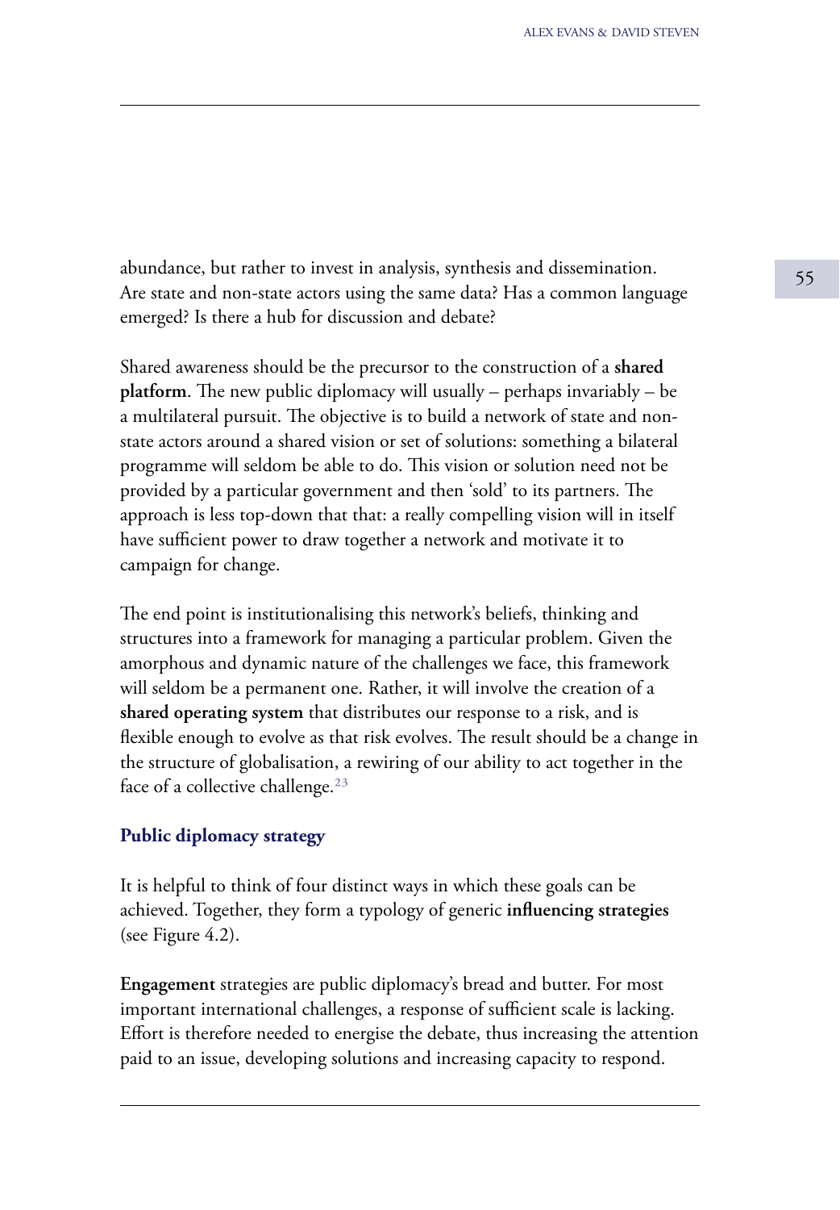abundance, but rather to invest in analysis, synthesis and dissemination. Are state and non-state actors using the same data? Has a common language emerged? Is there a hub for discussion and debate?

Shared awareness should be the precursor to the construction of a **shared platform**. The new public diplomacy will usually – perhaps invariably – be a multilateral pursuit. The objective is to build a network of state and non-state actors around a shared vision or set of solutions: something a bilateral programme will seldom be able to do. This vision or solution need not be provided by a particular government and then 'sold' to its partners. The approach is less top-down that that: a really compelling vision will in itself have sufficient power to draw together a network and motivate it to campaign for change.

The end point is institutionalising this network's beliefs, thinking and structures into a framework for managing a particular problem. Given the amorphous and dynamic nature of the challenges we face, this framework will seldom be a permanent one. Rather, it will involve the creation of a **shared operating system** that distributes our response to a risk, and is flexible enough to evolve as that risk evolves. The result should be a change in the structure of globalisation, a rewiring of our ability to act together in the face of a collective challenge.[23]

## Public diplomacy strategy

It is helpful to think of four distinct ways in which these goals can be achieved. Together, they form a typology of generic **influencing strategies** (see Figure 4.2).

**Engagement** strategies are public diplomacy's bread and butter. For most important international challenges, a response of sufficient scale is lacking. Effort is therefore needed to energise the debate, thus increasing the attention paid to an issue, developing solutions and increasing capacity to respond.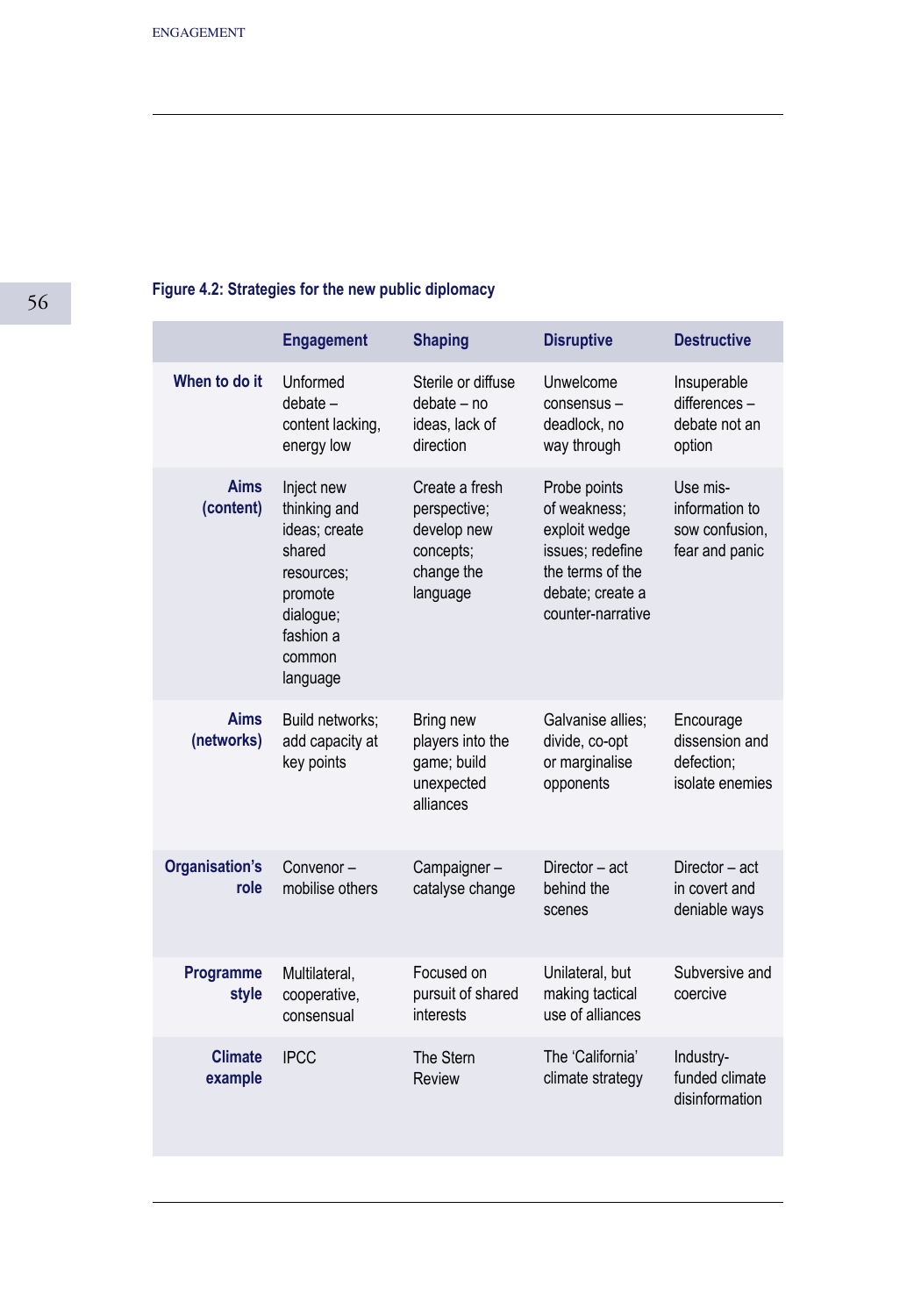**Figure 4.2: Strategies for the new public diplomacy**

| | Engagement | Shaping | Disruptive | Destructive |
|---|---|---|---|---|
| **When to do it** | Unformed debate – content lacking, energy low | Sterile or diffuse debate – no ideas, lack of direction | Unwelcome consensus – deadlock, no way through | Insuperable differences – debate not an option |
| **Aims (content)** | Inject new thinking and ideas; create shared resources; promote dialogue; fashion a common language | Create a fresh perspective; develop new concepts; change the language | Probe points of weakness; exploit wedge issues; redefine the terms of the debate; create a counter-narrative | Use mis-information to sow confusion, fear and panic |
| **Aims (networks)** | Build networks; add capacity at key points | Bring new players into the game; build unexpected alliances | Galvanise allies; divide, co-opt or marginalise opponents | Encourage dissension and defection; isolate enemies |
| **Organisation's role** | Convenor – mobilise others | Campaigner – catalyse change | Director – act behind the scenes | Director – act in covert and deniable ways |
| **Programme style** | Multilateral, cooperative, consensual | Focused on pursuit of shared interests | Unilateral, but making tactical use of alliances | Subversive and coercive |
| **Climate example** | IPCC | The Stern Review | The 'California' climate strategy | Industry-funded climate disinformation |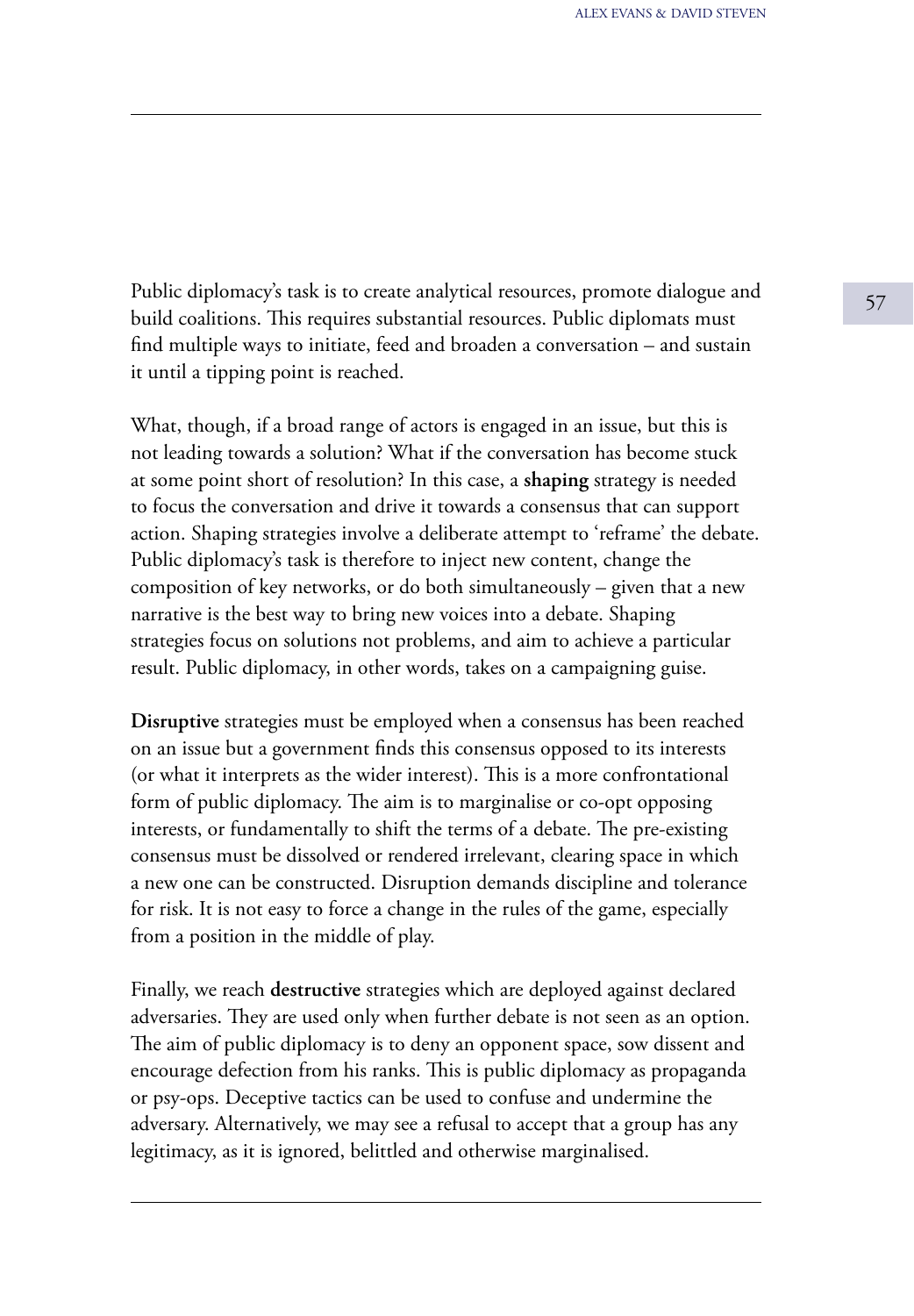Public diplomacy's task is to create analytical resources, promote dialogue and build coalitions. This requires substantial resources. Public diplomats must find multiple ways to initiate, feed and broaden a conversation – and sustain it until a tipping point is reached.

What, though, if a broad range of actors is engaged in an issue, but this is not leading towards a solution? What if the conversation has become stuck at some point short of resolution? In this case, a **shaping** strategy is needed to focus the conversation and drive it towards a consensus that can support action. Shaping strategies involve a deliberate attempt to 'reframe' the debate. Public diplomacy's task is therefore to inject new content, change the composition of key networks, or do both simultaneously – given that a new narrative is the best way to bring new voices into a debate. Shaping strategies focus on solutions not problems, and aim to achieve a particular result. Public diplomacy, in other words, takes on a campaigning guise.

**Disruptive** strategies must be employed when a consensus has been reached on an issue but a government finds this consensus opposed to its interests (or what it interprets as the wider interest). This is a more confrontational form of public diplomacy. The aim is to marginalise or co-opt opposing interests, or fundamentally to shift the terms of a debate. The pre-existing consensus must be dissolved or rendered irrelevant, clearing space in which a new one can be constructed. Disruption demands discipline and tolerance for risk. It is not easy to force a change in the rules of the game, especially from a position in the middle of play.

Finally, we reach **destructive** strategies which are deployed against declared adversaries. They are used only when further debate is not seen as an option. The aim of public diplomacy is to deny an opponent space, sow dissent and encourage defection from his ranks. This is public diplomacy as propaganda or psy-ops. Deceptive tactics can be used to confuse and undermine the adversary. Alternatively, we may see a refusal to accept that a group has any legitimacy, as it is ignored, belittled and otherwise marginalised.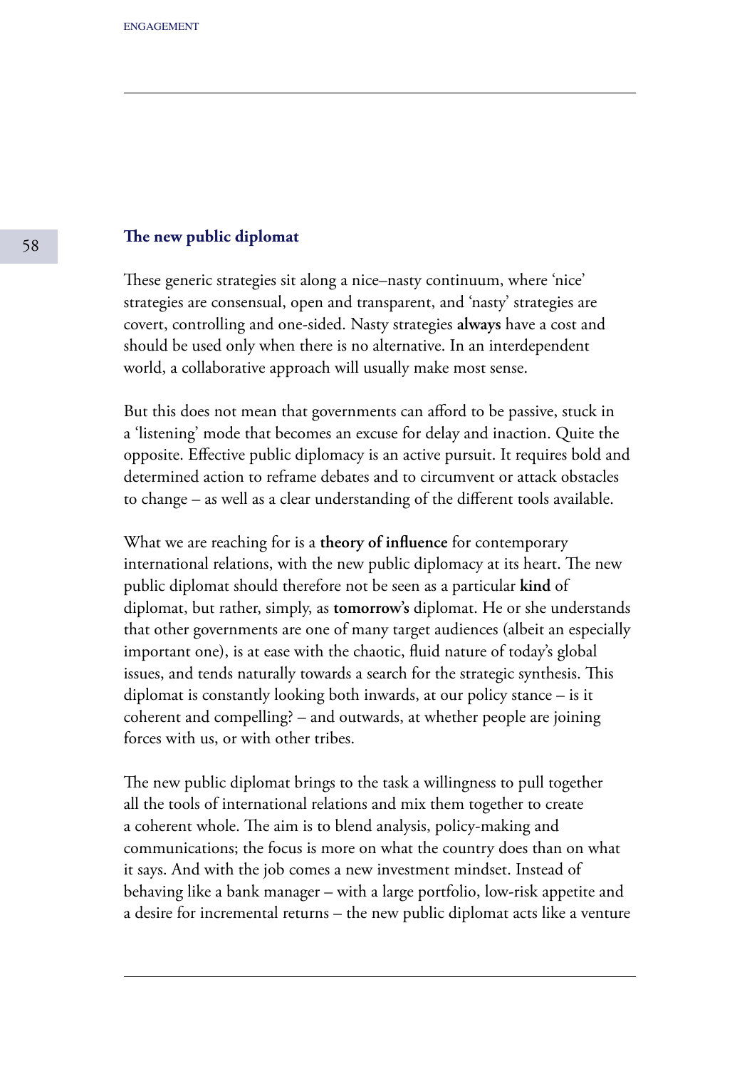### The new public diplomat

These generic strategies sit along a nice–nasty continuum, where 'nice' strategies are consensual, open and transparent, and 'nasty' strategies are covert, controlling and one-sided. Nasty strategies **always** have a cost and should be used only when there is no alternative. In an interdependent world, a collaborative approach will usually make most sense.

But this does not mean that governments can afford to be passive, stuck in a 'listening' mode that becomes an excuse for delay and inaction. Quite the opposite. Effective public diplomacy is an active pursuit. It requires bold and determined action to reframe debates and to circumvent or attack obstacles to change – as well as a clear understanding of the different tools available.

What we are reaching for is a **theory of influence** for contemporary international relations, with the new public diplomacy at its heart. The new public diplomat should therefore not be seen as a particular **kind** of diplomat, but rather, simply, as **tomorrow's** diplomat. He or she understands that other governments are one of many target audiences (albeit an especially important one), is at ease with the chaotic, fluid nature of today's global issues, and tends naturally towards a search for the strategic synthesis. This diplomat is constantly looking both inwards, at our policy stance – is it coherent and compelling? – and outwards, at whether people are joining forces with us, or with other tribes.

The new public diplomat brings to the task a willingness to pull together all the tools of international relations and mix them together to create a coherent whole. The aim is to blend analysis, policy-making and communications; the focus is more on what the country does than on what it says. And with the job comes a new investment mindset. Instead of behaving like a bank manager – with a large portfolio, low-risk appetite and a desire for incremental returns – the new public diplomat acts like a venture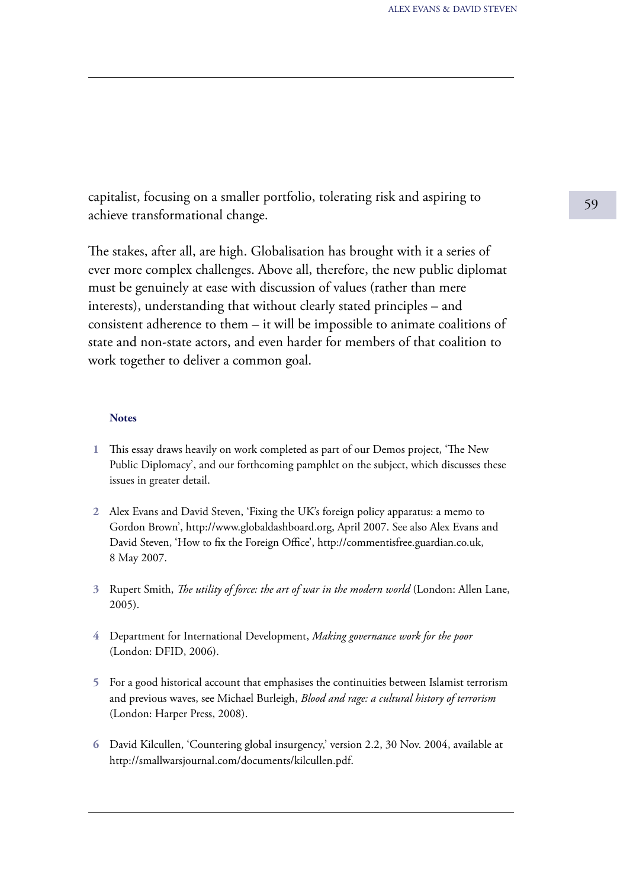capitalist, focusing on a smaller portfolio, tolerating risk and aspiring to achieve transformational change.

The stakes, after all, are high. Globalisation has brought with it a series of ever more complex challenges. Above all, therefore, the new public diplomat must be genuinely at ease with discussion of values (rather than mere interests), understanding that without clearly stated principles – and consistent adherence to them – it will be impossible to animate coalitions of state and non-state actors, and even harder for members of that coalition to work together to deliver a common goal.

**Notes**

1. This essay draws heavily on work completed as part of our Demos project, 'The New Public Diplomacy', and our forthcoming pamphlet on the subject, which discusses these issues in greater detail.

2. Alex Evans and David Steven, 'Fixing the UK's foreign policy apparatus: a memo to Gordon Brown', http://www.globaldashboard.org, April 2007. See also Alex Evans and David Steven, 'How to fix the Foreign Office', http://commentisfree.guardian.co.uk, 8 May 2007.

3. Rupert Smith, *The utility of force: the art of war in the modern world* (London: Allen Lane, 2005).

4. Department for International Development, *Making governance work for the poor* (London: DFID, 2006).

5. For a good historical account that emphasises the continuities between Islamist terrorism and previous waves, see Michael Burleigh, *Blood and rage: a cultural history of terrorism* (London: Harper Press, 2008).

6. David Kilcullen, 'Countering global insurgency,' version 2.2, 30 Nov. 2004, available at http://smallwarsjournal.com/documents/kilcullen.pdf.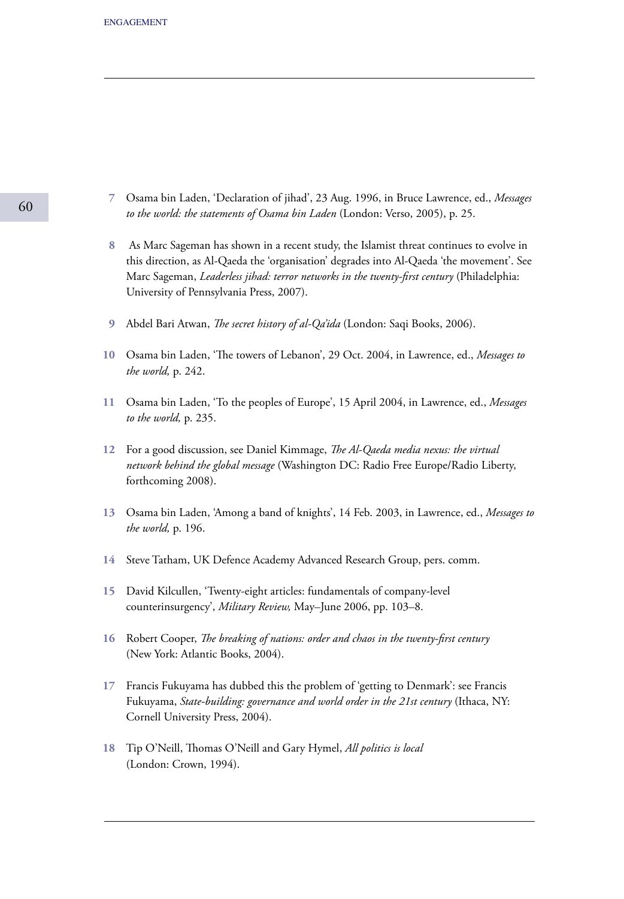7 Osama bin Laden, 'Declaration of jihad', 23 Aug. 1996, in Bruce Lawrence, ed., *Messages to the world: the statements of Osama bin Laden* (London: Verso, 2005), p. 25.

8 As Marc Sageman has shown in a recent study, the Islamist threat continues to evolve in this direction, as Al-Qaeda the 'organisation' degrades into Al-Qaeda 'the movement'. See Marc Sageman, *Leaderless jihad: terror networks in the twenty-first century* (Philadelphia: University of Pennsylvania Press, 2007).

9 Abdel Bari Atwan, *The secret history of al-Qa'ida* (London: Saqi Books, 2006).

10 Osama bin Laden, 'The towers of Lebanon', 29 Oct. 2004, in Lawrence, ed., *Messages to the world,* p. 242.

11 Osama bin Laden, 'To the peoples of Europe', 15 April 2004, in Lawrence, ed., *Messages to the world,* p. 235.

12 For a good discussion, see Daniel Kimmage, *The Al-Qaeda media nexus: the virtual network behind the global message* (Washington DC: Radio Free Europe/Radio Liberty, forthcoming 2008).

13 Osama bin Laden, 'Among a band of knights', 14 Feb. 2003, in Lawrence, ed., *Messages to the world,* p. 196.

14 Steve Tatham, UK Defence Academy Advanced Research Group, pers. comm.

15 David Kilcullen, 'Twenty-eight articles: fundamentals of company-level counterinsurgency', *Military Review,* May–June 2006, pp. 103–8.

16 Robert Cooper, *The breaking of nations: order and chaos in the twenty-first century* (New York: Atlantic Books, 2004).

17 Francis Fukuyama has dubbed this the problem of 'getting to Denmark': see Francis Fukuyama, *State-building: governance and world order in the 21st century* (Ithaca, NY: Cornell University Press, 2004).

18 Tip O'Neill, Thomas O'Neill and Gary Hymel, *All politics is local* (London: Crown, 1994).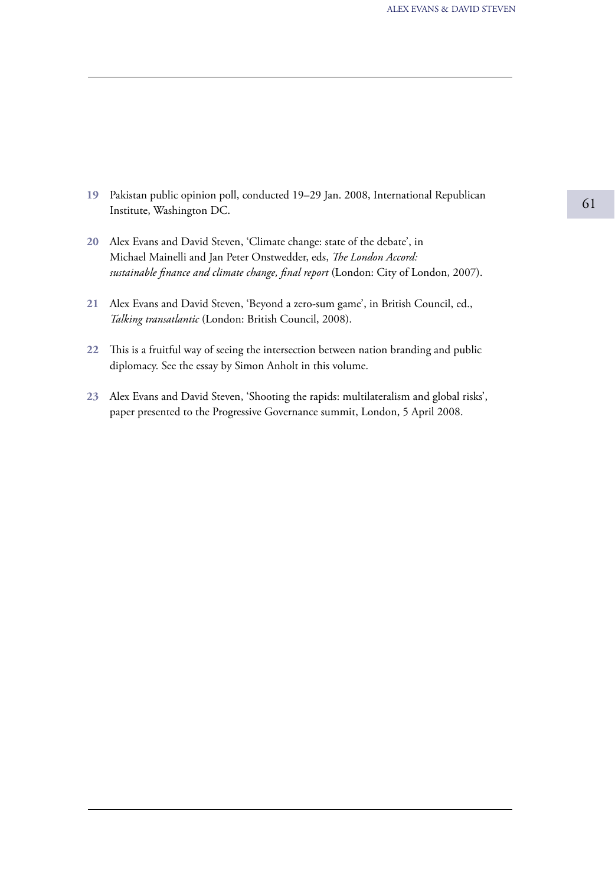**19** Pakistan public opinion poll, conducted 19–29 Jan. 2008, International Republican Institute, Washington DC.

**20** Alex Evans and David Steven, 'Climate change: state of the debate', in Michael Mainelli and Jan Peter Onstwedder, eds, *The London Accord: sustainable finance and climate change, final report* (London: City of London, 2007).

**21** Alex Evans and David Steven, 'Beyond a zero-sum game', in British Council, ed., *Talking transatlantic* (London: British Council, 2008).

**22** This is a fruitful way of seeing the intersection between nation branding and public diplomacy. See the essay by Simon Anholt in this volume.

**23** Alex Evans and David Steven, 'Shooting the rapids: multilateralism and global risks', paper presented to the Progressive Governance summit, London, 5 April 2008.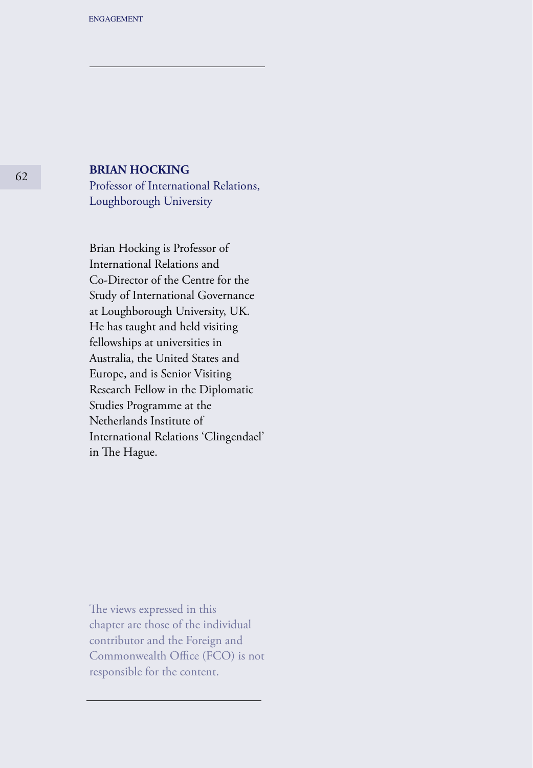**BRIAN HOCKING**

Professor of International Relations, Loughborough University

Brian Hocking is Professor of International Relations and Co-Director of the Centre for the Study of International Governance at Loughborough University, UK. He has taught and held visiting fellowships at universities in Australia, the United States and Europe, and is Senior Visiting Research Fellow in the Diplomatic Studies Programme at the Netherlands Institute of International Relations 'Clingendael' in The Hague.

The views expressed in this chapter are those of the individual contributor and the Foreign and Commonwealth Office (FCO) is not responsible for the content.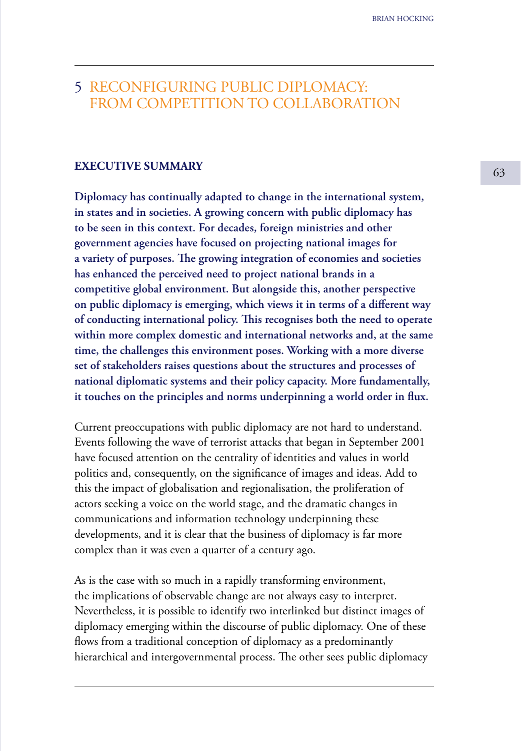# 5 RECONFIGURING PUBLIC DIPLOMACY: FROM COMPETITION TO COLLABORATION

## EXECUTIVE SUMMARY

**Diplomacy has continually adapted to change in the international system, in states and in societies. A growing concern with public diplomacy has to be seen in this context. For decades, foreign ministries and other government agencies have focused on projecting national images for a variety of purposes. The growing integration of economies and societies has enhanced the perceived need to project national brands in a competitive global environment. But alongside this, another perspective on public diplomacy is emerging, which views it in terms of a different way of conducting international policy. This recognises both the need to operate within more complex domestic and international networks and, at the same time, the challenges this environment poses. Working with a more diverse set of stakeholders raises questions about the structures and processes of national diplomatic systems and their policy capacity. More fundamentally, it touches on the principles and norms underpinning a world order in flux.**

Current preoccupations with public diplomacy are not hard to understand. Events following the wave of terrorist attacks that began in September 2001 have focused attention on the centrality of identities and values in world politics and, consequently, on the significance of images and ideas. Add to this the impact of globalisation and regionalisation, the proliferation of actors seeking a voice on the world stage, and the dramatic changes in communications and information technology underpinning these developments, and it is clear that the business of diplomacy is far more complex than it was even a quarter of a century ago.

As is the case with so much in a rapidly transforming environment, the implications of observable change are not always easy to interpret. Nevertheless, it is possible to identify two interlinked but distinct images of diplomacy emerging within the discourse of public diplomacy. One of these flows from a traditional conception of diplomacy as a predominantly hierarchical and intergovernmental process. The other sees public diplomacy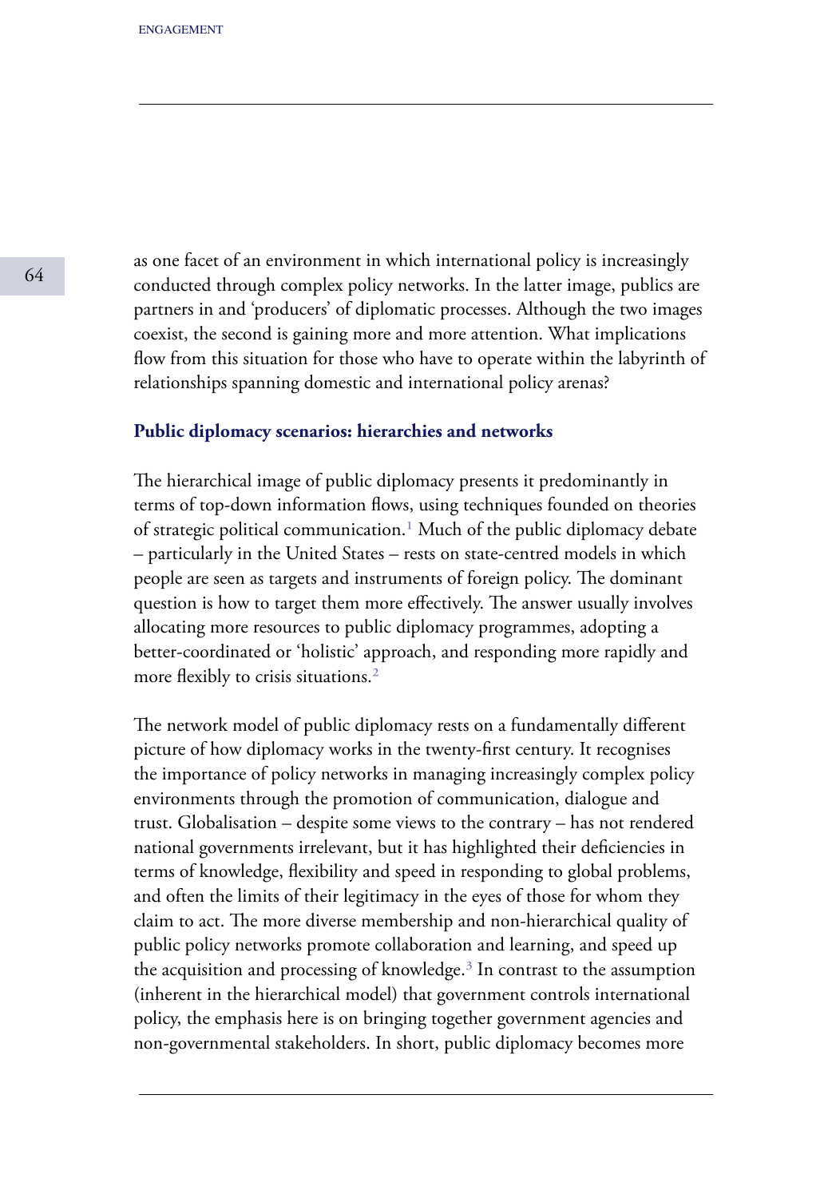as one facet of an environment in which international policy is increasingly conducted through complex policy networks. In the latter image, publics are partners in and 'producers' of diplomatic processes. Although the two images coexist, the second is gaining more and more attention. What implications flow from this situation for those who have to operate within the labyrinth of relationships spanning domestic and international policy arenas?

### Public diplomacy scenarios: hierarchies and networks

The hierarchical image of public diplomacy presents it predominantly in terms of top-down information flows, using techniques founded on theories of strategic political communication.[1] Much of the public diplomacy debate – particularly in the United States – rests on state-centred models in which people are seen as targets and instruments of foreign policy. The dominant question is how to target them more effectively. The answer usually involves allocating more resources to public diplomacy programmes, adopting a better-coordinated or 'holistic' approach, and responding more rapidly and more flexibly to crisis situations.[2]

The network model of public diplomacy rests on a fundamentally different picture of how diplomacy works in the twenty-first century. It recognises the importance of policy networks in managing increasingly complex policy environments through the promotion of communication, dialogue and trust. Globalisation – despite some views to the contrary – has not rendered national governments irrelevant, but it has highlighted their deficiencies in terms of knowledge, flexibility and speed in responding to global problems, and often the limits of their legitimacy in the eyes of those for whom they claim to act. The more diverse membership and non-hierarchical quality of public policy networks promote collaboration and learning, and speed up the acquisition and processing of knowledge.[3] In contrast to the assumption (inherent in the hierarchical model) that government controls international policy, the emphasis here is on bringing together government agencies and non-governmental stakeholders. In short, public diplomacy becomes more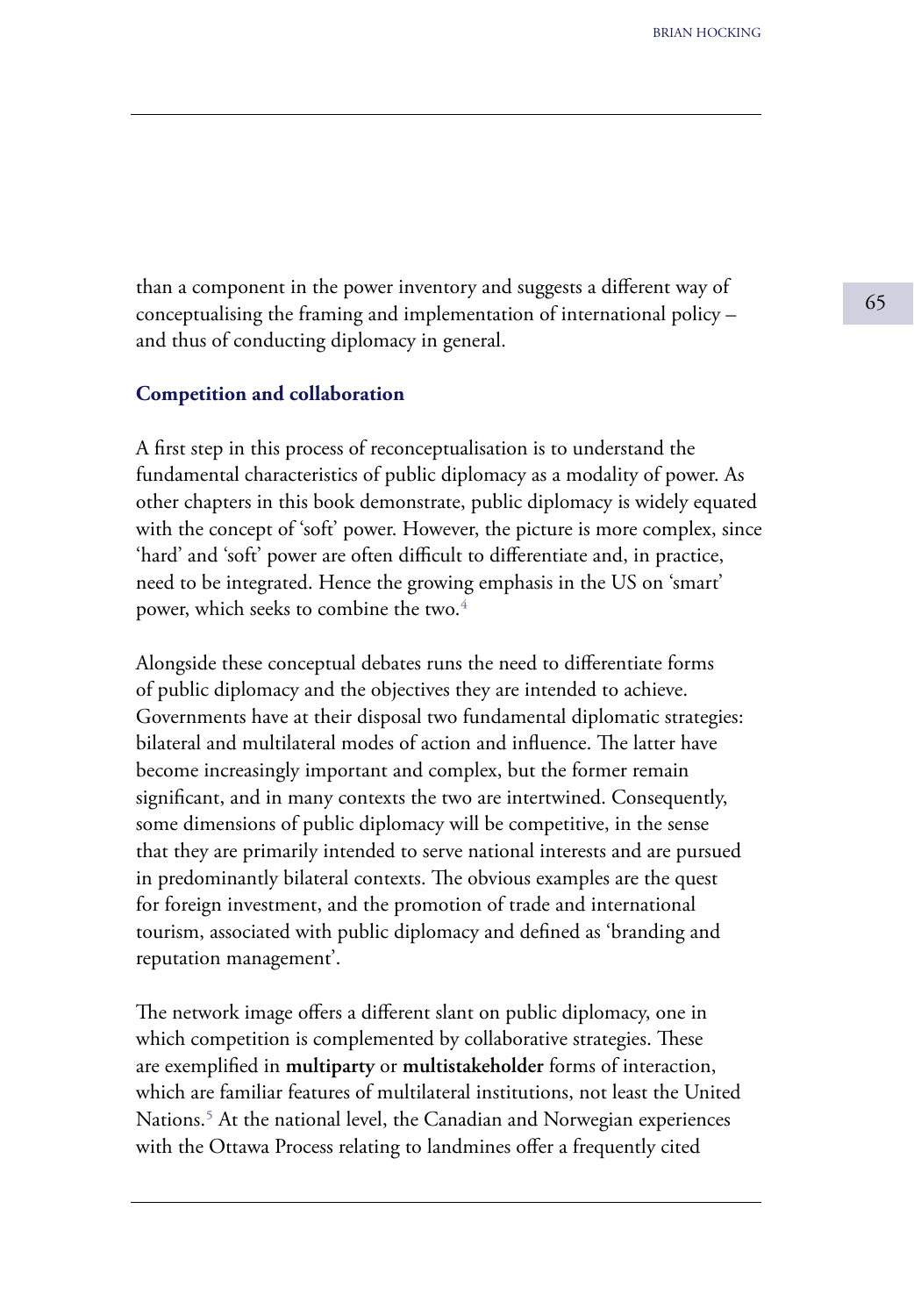than a component in the power inventory and suggests a different way of conceptualising the framing and implementation of international policy – and thus of conducting diplomacy in general.

## Competition and collaboration

A first step in this process of reconceptualisation is to understand the fundamental characteristics of public diplomacy as a modality of power. As other chapters in this book demonstrate, public diplomacy is widely equated with the concept of 'soft' power. However, the picture is more complex, since 'hard' and 'soft' power are often difficult to differentiate and, in practice, need to be integrated. Hence the growing emphasis in the US on 'smart' power, which seeks to combine the two.[4]

Alongside these conceptual debates runs the need to differentiate forms of public diplomacy and the objectives they are intended to achieve. Governments have at their disposal two fundamental diplomatic strategies: bilateral and multilateral modes of action and influence. The latter have become increasingly important and complex, but the former remain significant, and in many contexts the two are intertwined. Consequently, some dimensions of public diplomacy will be competitive, in the sense that they are primarily intended to serve national interests and are pursued in predominantly bilateral contexts. The obvious examples are the quest for foreign investment, and the promotion of trade and international tourism, associated with public diplomacy and defined as 'branding and reputation management'.

The network image offers a different slant on public diplomacy, one in which competition is complemented by collaborative strategies. These are exemplified in **multiparty** or **multistakeholder** forms of interaction, which are familiar features of multilateral institutions, not least the United Nations.[5] At the national level, the Canadian and Norwegian experiences with the Ottawa Process relating to landmines offer a frequently cited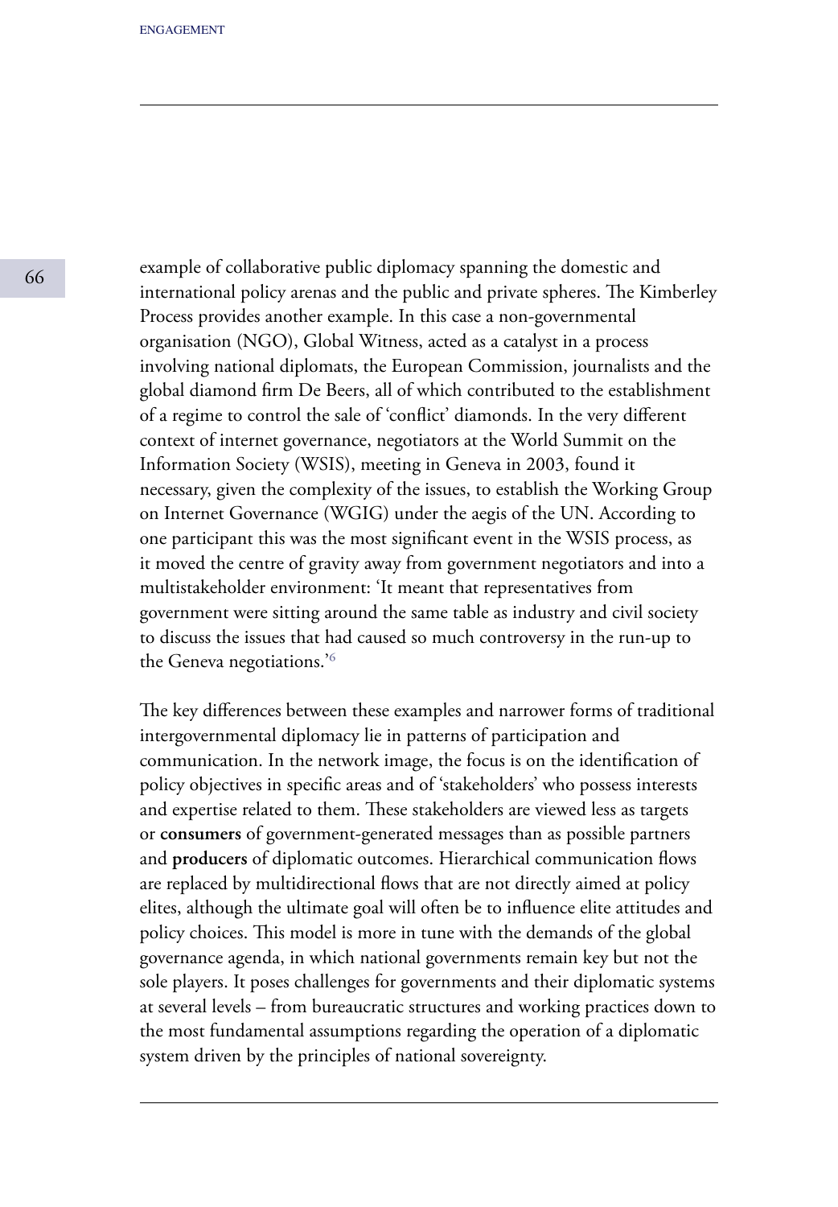example of collaborative public diplomacy spanning the domestic and international policy arenas and the public and private spheres. The Kimberley Process provides another example. In this case a non-governmental organisation (NGO), Global Witness, acted as a catalyst in a process involving national diplomats, the European Commission, journalists and the global diamond firm De Beers, all of which contributed to the establishment of a regime to control the sale of 'conflict' diamonds. In the very different context of internet governance, negotiators at the World Summit on the Information Society (WSIS), meeting in Geneva in 2003, found it necessary, given the complexity of the issues, to establish the Working Group on Internet Governance (WGIG) under the aegis of the UN. According to one participant this was the most significant event in the WSIS process, as it moved the centre of gravity away from government negotiators and into a multistakeholder environment: 'It meant that representatives from government were sitting around the same table as industry and civil society to discuss the issues that had caused so much controversy in the run-up to the Geneva negotiations.'[6]

The key differences between these examples and narrower forms of traditional intergovernmental diplomacy lie in patterns of participation and communication. In the network image, the focus is on the identification of policy objectives in specific areas and of 'stakeholders' who possess interests and expertise related to them. These stakeholders are viewed less as targets or **consumers** of government-generated messages than as possible partners and **producers** of diplomatic outcomes. Hierarchical communication flows are replaced by multidirectional flows that are not directly aimed at policy elites, although the ultimate goal will often be to influence elite attitudes and policy choices. This model is more in tune with the demands of the global governance agenda, in which national governments remain key but not the sole players. It poses challenges for governments and their diplomatic systems at several levels – from bureaucratic structures and working practices down to the most fundamental assumptions regarding the operation of a diplomatic system driven by the principles of national sovereignty.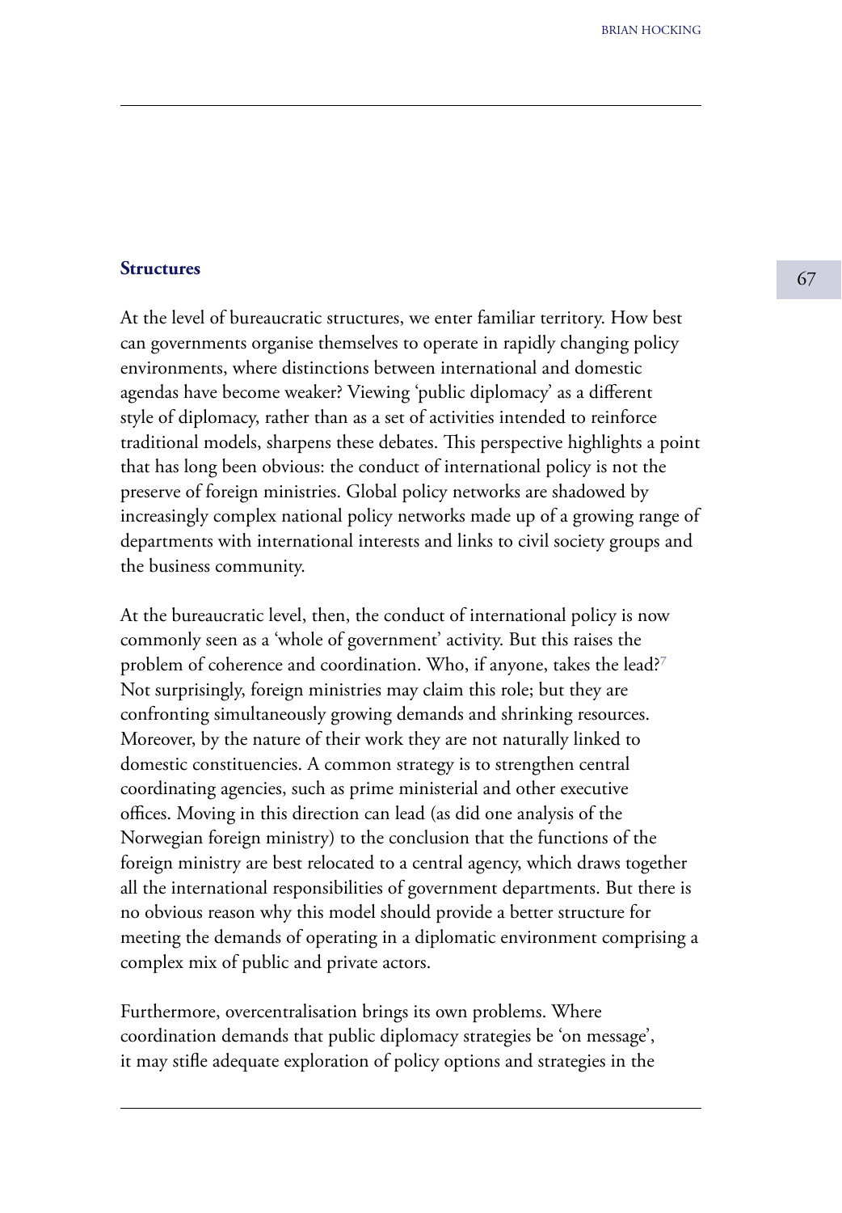## Structures

At the level of bureaucratic structures, we enter familiar territory. How best can governments organise themselves to operate in rapidly changing policy environments, where distinctions between international and domestic agendas have become weaker? Viewing 'public diplomacy' as a different style of diplomacy, rather than as a set of activities intended to reinforce traditional models, sharpens these debates. This perspective highlights a point that has long been obvious: the conduct of international policy is not the preserve of foreign ministries. Global policy networks are shadowed by increasingly complex national policy networks made up of a growing range of departments with international interests and links to civil society groups and the business community.

At the bureaucratic level, then, the conduct of international policy is now commonly seen as a 'whole of government' activity. But this raises the problem of coherence and coordination. Who, if anyone, takes the lead?[7] Not surprisingly, foreign ministries may claim this role; but they are confronting simultaneously growing demands and shrinking resources. Moreover, by the nature of their work they are not naturally linked to domestic constituencies. A common strategy is to strengthen central coordinating agencies, such as prime ministerial and other executive offices. Moving in this direction can lead (as did one analysis of the Norwegian foreign ministry) to the conclusion that the functions of the foreign ministry are best relocated to a central agency, which draws together all the international responsibilities of government departments. But there is no obvious reason why this model should provide a better structure for meeting the demands of operating in a diplomatic environment comprising a complex mix of public and private actors.

Furthermore, overcentralisation brings its own problems. Where coordination demands that public diplomacy strategies be 'on message', it may stifle adequate exploration of policy options and strategies in the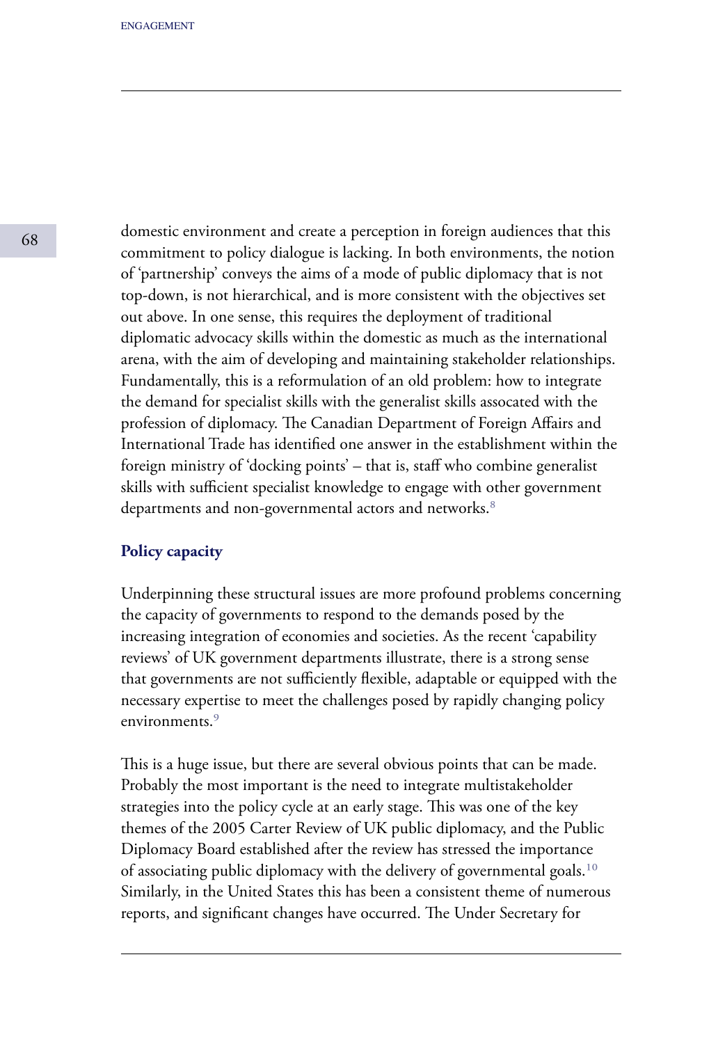domestic environment and create a perception in foreign audiences that this commitment to policy dialogue is lacking. In both environments, the notion of 'partnership' conveys the aims of a mode of public diplomacy that is not top-down, is not hierarchical, and is more consistent with the objectives set out above. In one sense, this requires the deployment of traditional diplomatic advocacy skills within the domestic as much as the international arena, with the aim of developing and maintaining stakeholder relationships. Fundamentally, this is a reformulation of an old problem: how to integrate the demand for specialist skills with the generalist skills assocated with the profession of diplomacy. The Canadian Department of Foreign Affairs and International Trade has identified one answer in the establishment within the foreign ministry of 'docking points' – that is, staff who combine generalist skills with sufficient specialist knowledge to engage with other government departments and non-governmental actors and networks.[8]

### Policy capacity

Underpinning these structural issues are more profound problems concerning the capacity of governments to respond to the demands posed by the increasing integration of economies and societies. As the recent 'capability reviews' of UK government departments illustrate, there is a strong sense that governments are not sufficiently flexible, adaptable or equipped with the necessary expertise to meet the challenges posed by rapidly changing policy environments.[9]

This is a huge issue, but there are several obvious points that can be made. Probably the most important is the need to integrate multistakeholder strategies into the policy cycle at an early stage. This was one of the key themes of the 2005 Carter Review of UK public diplomacy, and the Public Diplomacy Board established after the review has stressed the importance of associating public diplomacy with the delivery of governmental goals.[10] Similarly, in the United States this has been a consistent theme of numerous reports, and significant changes have occurred. The Under Secretary for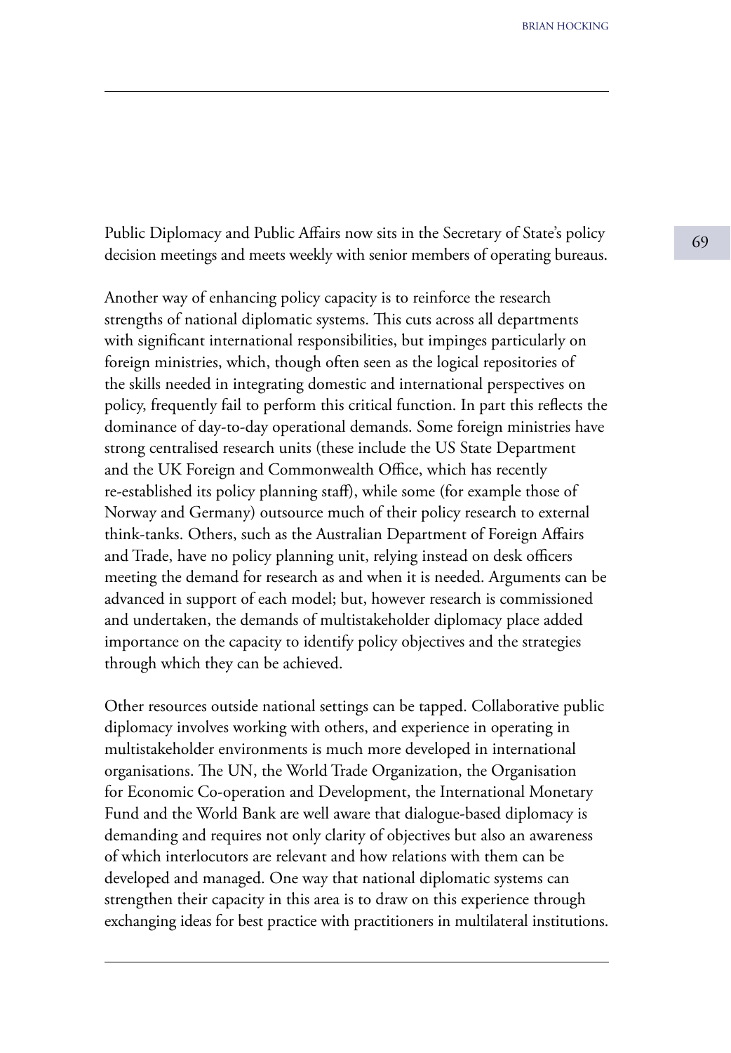Public Diplomacy and Public Affairs now sits in the Secretary of State's policy decision meetings and meets weekly with senior members of operating bureaus.

Another way of enhancing policy capacity is to reinforce the research strengths of national diplomatic systems. This cuts across all departments with significant international responsibilities, but impinges particularly on foreign ministries, which, though often seen as the logical repositories of the skills needed in integrating domestic and international perspectives on policy, frequently fail to perform this critical function. In part this reflects the dominance of day-to-day operational demands. Some foreign ministries have strong centralised research units (these include the US State Department and the UK Foreign and Commonwealth Office, which has recently re-established its policy planning staff), while some (for example those of Norway and Germany) outsource much of their policy research to external think-tanks. Others, such as the Australian Department of Foreign Affairs and Trade, have no policy planning unit, relying instead on desk officers meeting the demand for research as and when it is needed. Arguments can be advanced in support of each model; but, however research is commissioned and undertaken, the demands of multistakeholder diplomacy place added importance on the capacity to identify policy objectives and the strategies through which they can be achieved.

Other resources outside national settings can be tapped. Collaborative public diplomacy involves working with others, and experience in operating in multistakeholder environments is much more developed in international organisations. The UN, the World Trade Organization, the Organisation for Economic Co-operation and Development, the International Monetary Fund and the World Bank are well aware that dialogue-based diplomacy is demanding and requires not only clarity of objectives but also an awareness of which interlocutors are relevant and how relations with them can be developed and managed. One way that national diplomatic systems can strengthen their capacity in this area is to draw on this experience through exchanging ideas for best practice with practitioners in multilateral institutions.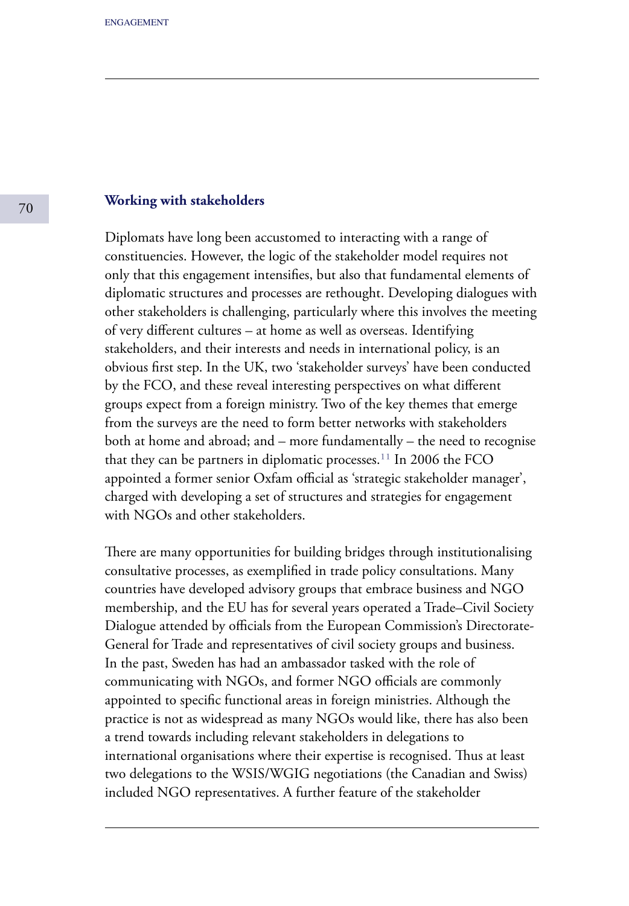### Working with stakeholders

Diplomats have long been accustomed to interacting with a range of constituencies. However, the logic of the stakeholder model requires not only that this engagement intensifies, but also that fundamental elements of diplomatic structures and processes are rethought. Developing dialogues with other stakeholders is challenging, particularly where this involves the meeting of very different cultures – at home as well as overseas. Identifying stakeholders, and their interests and needs in international policy, is an obvious first step. In the UK, two 'stakeholder surveys' have been conducted by the FCO, and these reveal interesting perspectives on what different groups expect from a foreign ministry. Two of the key themes that emerge from the surveys are the need to form better networks with stakeholders both at home and abroad; and – more fundamentally – the need to recognise that they can be partners in diplomatic processes.[11] In 2006 the FCO appointed a former senior Oxfam official as 'strategic stakeholder manager', charged with developing a set of structures and strategies for engagement with NGOs and other stakeholders.

There are many opportunities for building bridges through institutionalising consultative processes, as exemplified in trade policy consultations. Many countries have developed advisory groups that embrace business and NGO membership, and the EU has for several years operated a Trade–Civil Society Dialogue attended by officials from the European Commission's Directorate-General for Trade and representatives of civil society groups and business. In the past, Sweden has had an ambassador tasked with the role of communicating with NGOs, and former NGO officials are commonly appointed to specific functional areas in foreign ministries. Although the practice is not as widespread as many NGOs would like, there has also been a trend towards including relevant stakeholders in delegations to international organisations where their expertise is recognised. Thus at least two delegations to the WSIS/WGIG negotiations (the Canadian and Swiss) included NGO representatives. A further feature of the stakeholder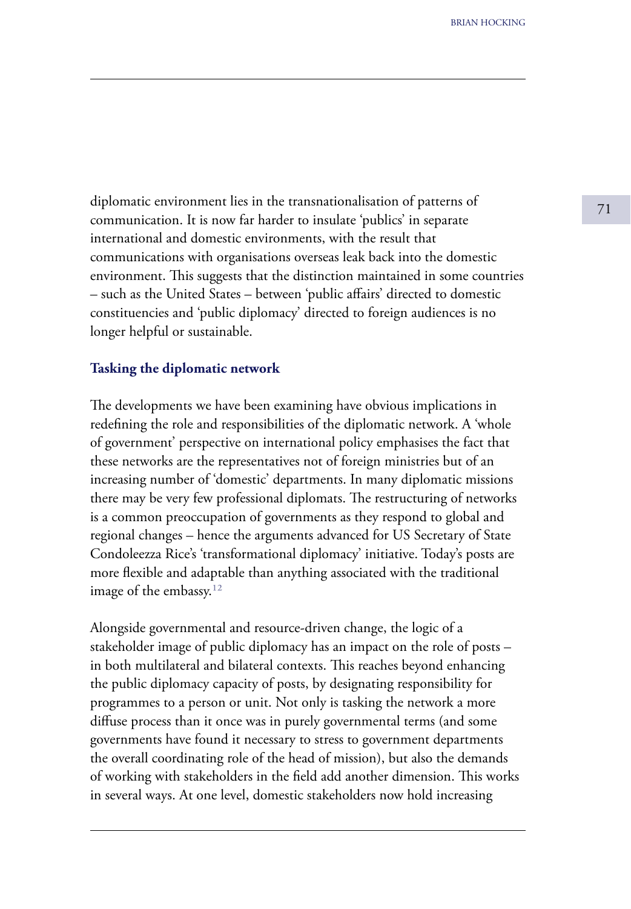diplomatic environment lies in the transnationalisation of patterns of communication. It is now far harder to insulate 'publics' in separate international and domestic environments, with the result that communications with organisations overseas leak back into the domestic environment. This suggests that the distinction maintained in some countries – such as the United States – between 'public affairs' directed to domestic constituencies and 'public diplomacy' directed to foreign audiences is no longer helpful or sustainable.

### Tasking the diplomatic network

The developments we have been examining have obvious implications in redefining the role and responsibilities of the diplomatic network. A 'whole of government' perspective on international policy emphasises the fact that these networks are the representatives not of foreign ministries but of an increasing number of 'domestic' departments. In many diplomatic missions there may be very few professional diplomats. The restructuring of networks is a common preoccupation of governments as they respond to global and regional changes – hence the arguments advanced for US Secretary of State Condoleezza Rice's 'transformational diplomacy' initiative. Today's posts are more flexible and adaptable than anything associated with the traditional image of the embassy.[12]

Alongside governmental and resource-driven change, the logic of a stakeholder image of public diplomacy has an impact on the role of posts – in both multilateral and bilateral contexts. This reaches beyond enhancing the public diplomacy capacity of posts, by designating responsibility for programmes to a person or unit. Not only is tasking the network a more diffuse process than it once was in purely governmental terms (and some governments have found it necessary to stress to government departments the overall coordinating role of the head of mission), but also the demands of working with stakeholders in the field add another dimension. This works in several ways. At one level, domestic stakeholders now hold increasing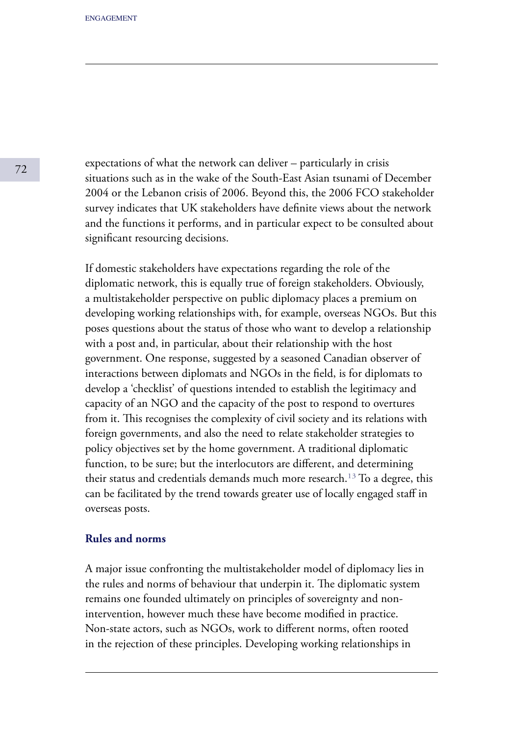expectations of what the network can deliver – particularly in crisis situations such as in the wake of the South-East Asian tsunami of December 2004 or the Lebanon crisis of 2006. Beyond this, the 2006 FCO stakeholder survey indicates that UK stakeholders have definite views about the network and the functions it performs, and in particular expect to be consulted about significant resourcing decisions.

If domestic stakeholders have expectations regarding the role of the diplomatic network, this is equally true of foreign stakeholders. Obviously, a multistakeholder perspective on public diplomacy places a premium on developing working relationships with, for example, overseas NGOs. But this poses questions about the status of those who want to develop a relationship with a post and, in particular, about their relationship with the host government. One response, suggested by a seasoned Canadian observer of interactions between diplomats and NGOs in the field, is for diplomats to develop a 'checklist' of questions intended to establish the legitimacy and capacity of an NGO and the capacity of the post to respond to overtures from it. This recognises the complexity of civil society and its relations with foreign governments, and also the need to relate stakeholder strategies to policy objectives set by the home government. A traditional diplomatic function, to be sure; but the interlocutors are different, and determining their status and credentials demands much more research.[13] To a degree, this can be facilitated by the trend towards greater use of locally engaged staff in overseas posts.

### Rules and norms

A major issue confronting the multistakeholder model of diplomacy lies in the rules and norms of behaviour that underpin it. The diplomatic system remains one founded ultimately on principles of sovereignty and non-intervention, however much these have become modified in practice. Non-state actors, such as NGOs, work to different norms, often rooted in the rejection of these principles. Developing working relationships in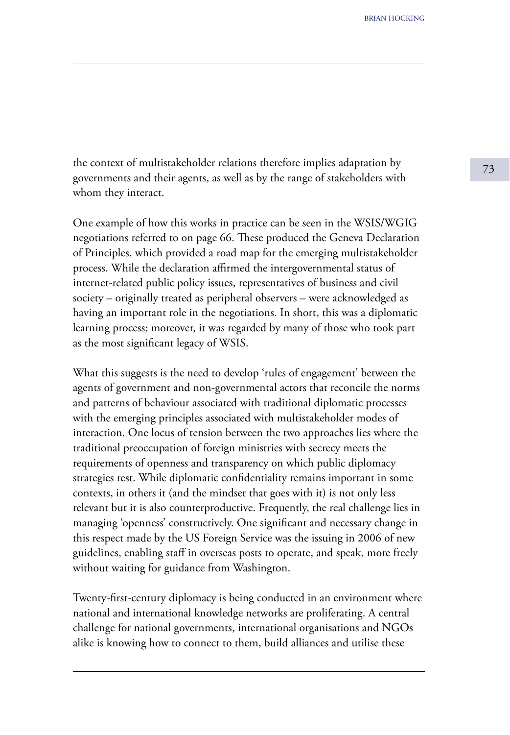the context of multistakeholder relations therefore implies adaptation by governments and their agents, as well as by the range of stakeholders with whom they interact.

One example of how this works in practice can be seen in the WSIS/WGIG negotiations referred to on page 66. These produced the Geneva Declaration of Principles, which provided a road map for the emerging multistakeholder process. While the declaration affirmed the intergovernmental status of internet-related public policy issues, representatives of business and civil society – originally treated as peripheral observers – were acknowledged as having an important role in the negotiations. In short, this was a diplomatic learning process; moreover, it was regarded by many of those who took part as the most significant legacy of WSIS.

What this suggests is the need to develop 'rules of engagement' between the agents of government and non-governmental actors that reconcile the norms and patterns of behaviour associated with traditional diplomatic processes with the emerging principles associated with multistakeholder modes of interaction. One locus of tension between the two approaches lies where the traditional preoccupation of foreign ministries with secrecy meets the requirements of openness and transparency on which public diplomacy strategies rest. While diplomatic confidentiality remains important in some contexts, in others it (and the mindset that goes with it) is not only less relevant but it is also counterproductive. Frequently, the real challenge lies in managing 'openness' constructively. One significant and necessary change in this respect made by the US Foreign Service was the issuing in 2006 of new guidelines, enabling staff in overseas posts to operate, and speak, more freely without waiting for guidance from Washington.

Twenty-first-century diplomacy is being conducted in an environment where national and international knowledge networks are proliferating. A central challenge for national governments, international organisations and NGOs alike is knowing how to connect to them, build alliances and utilise these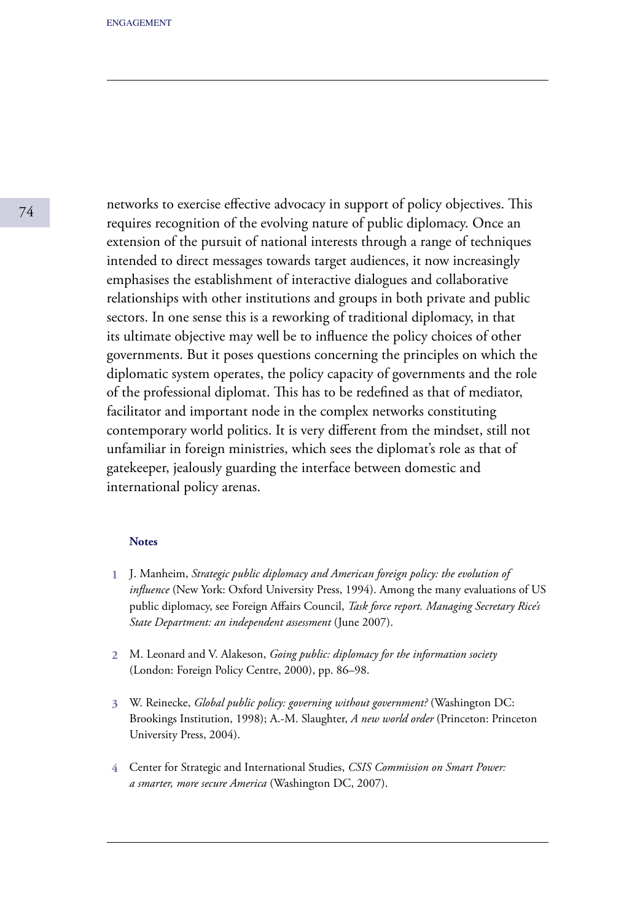networks to exercise effective advocacy in support of policy objectives. This requires recognition of the evolving nature of public diplomacy. Once an extension of the pursuit of national interests through a range of techniques intended to direct messages towards target audiences, it now increasingly emphasises the establishment of interactive dialogues and collaborative relationships with other institutions and groups in both private and public sectors. In one sense this is a reworking of traditional diplomacy, in that its ultimate objective may well be to influence the policy choices of other governments. But it poses questions concerning the principles on which the diplomatic system operates, the policy capacity of governments and the role of the professional diplomat. This has to be redefined as that of mediator, facilitator and important node in the complex networks constituting contemporary world politics. It is very different from the mindset, still not unfamiliar in foreign ministries, which sees the diplomat's role as that of gatekeeper, jealously guarding the interface between domestic and international policy arenas.

**Notes**

1. J. Manheim, *Strategic public diplomacy and American foreign policy: the evolution of influence* (New York: Oxford University Press, 1994). Among the many evaluations of US public diplomacy, see Foreign Affairs Council, *Task force report. Managing Secretary Rice's State Department: an independent assessment* (June 2007).

2. M. Leonard and V. Alakeson, *Going public: diplomacy for the information society* (London: Foreign Policy Centre, 2000), pp. 86–98.

3. W. Reinecke, *Global public policy: governing without government?* (Washington DC: Brookings Institution, 1998); A.-M. Slaughter, *A new world order* (Princeton: Princeton University Press, 2004).

4. Center for Strategic and International Studies, *CSIS Commission on Smart Power: a smarter, more secure America* (Washington DC, 2007).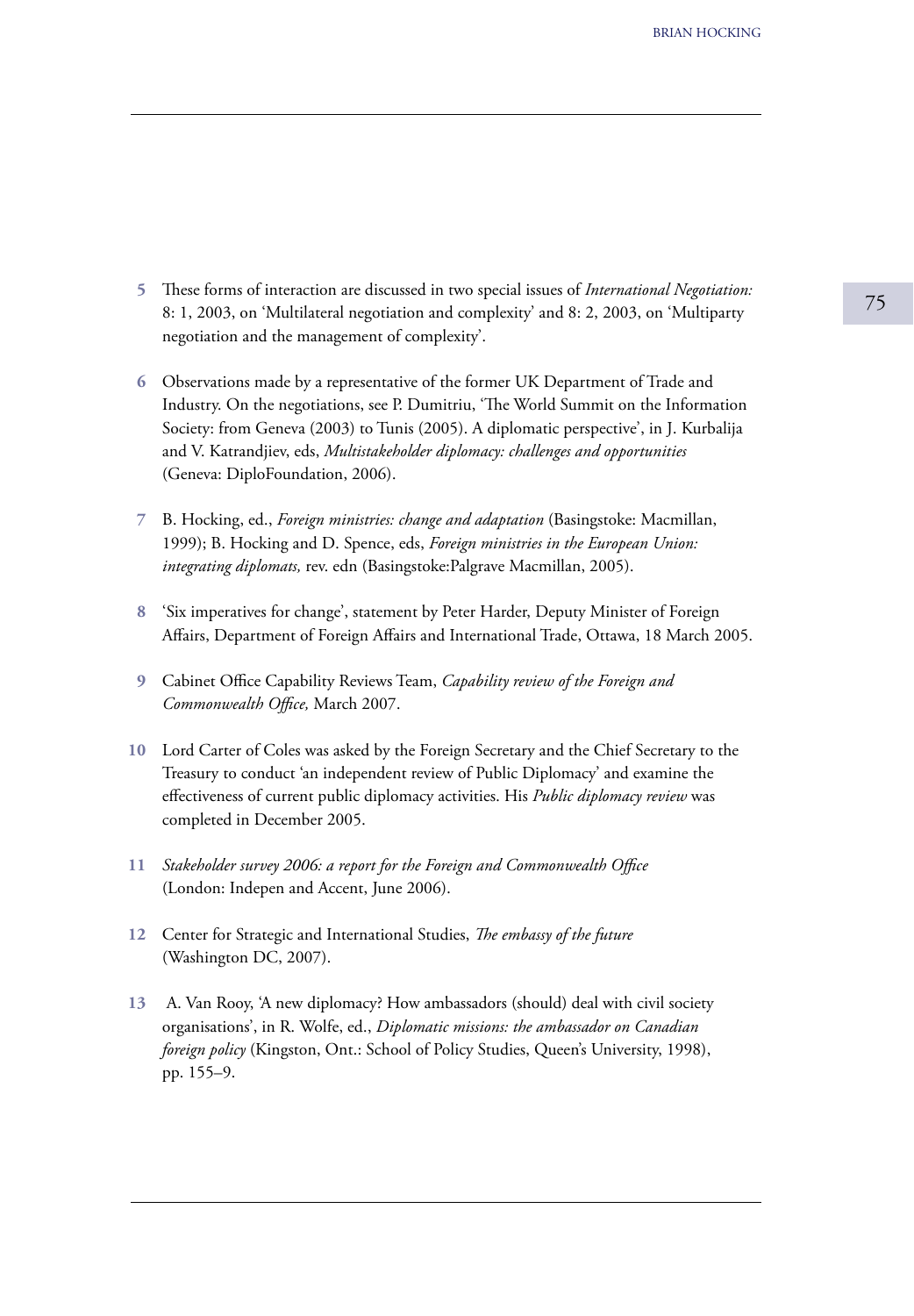5 These forms of interaction are discussed in two special issues of *International Negotiation:* 8: 1, 2003, on 'Multilateral negotiation and complexity' and 8: 2, 2003, on 'Multiparty negotiation and the management of complexity'.

6 Observations made by a representative of the former UK Department of Trade and Industry. On the negotiations, see P. Dumitriu, 'The World Summit on the Information Society: from Geneva (2003) to Tunis (2005). A diplomatic perspective', in J. Kurbalija and V. Katrandjiev, eds, *Multistakeholder diplomacy: challenges and opportunities* (Geneva: DiploFoundation, 2006).

7 B. Hocking, ed., *Foreign ministries: change and adaptation* (Basingstoke: Macmillan, 1999); B. Hocking and D. Spence, eds, *Foreign ministries in the European Union: integrating diplomats,* rev. edn (Basingstoke:Palgrave Macmillan, 2005).

8 'Six imperatives for change', statement by Peter Harder, Deputy Minister of Foreign Affairs, Department of Foreign Affairs and International Trade, Ottawa, 18 March 2005.

9 Cabinet Office Capability Reviews Team, *Capability review of the Foreign and Commonwealth Office,* March 2007.

10 Lord Carter of Coles was asked by the Foreign Secretary and the Chief Secretary to the Treasury to conduct 'an independent review of Public Diplomacy' and examine the effectiveness of current public diplomacy activities. His *Public diplomacy review* was completed in December 2005.

11 *Stakeholder survey 2006: a report for the Foreign and Commonwealth Office* (London: Indepen and Accent, June 2006).

12 Center for Strategic and International Studies, *The embassy of the future* (Washington DC, 2007).

13 A. Van Rooy, 'A new diplomacy? How ambassadors (should) deal with civil society organisations', in R. Wolfe, ed., *Diplomatic missions: the ambassador on Canadian foreign policy* (Kingston, Ont.: School of Policy Studies, Queen's University, 1998), pp. 155–9.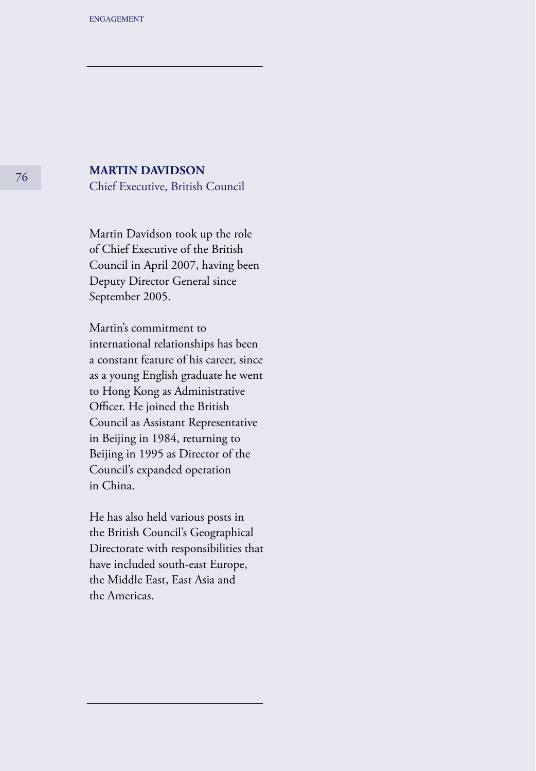## MARTIN DAVIDSON

Chief Executive, British Council

Martin Davidson took up the role of Chief Executive of the British Council in April 2007, having been Deputy Director General since September 2005.

Martin's commitment to international relationships has been a constant feature of his career, since as a young English graduate he went to Hong Kong as Administrative Officer. He joined the British Council as Assistant Representative in Beijing in 1984, returning to Beijing in 1995 as Director of the Council's expanded operation in China.

He has also held various posts in the British Council's Geographical Directorate with responsibilities that have included south-east Europe, the Middle East, East Asia and the Americas.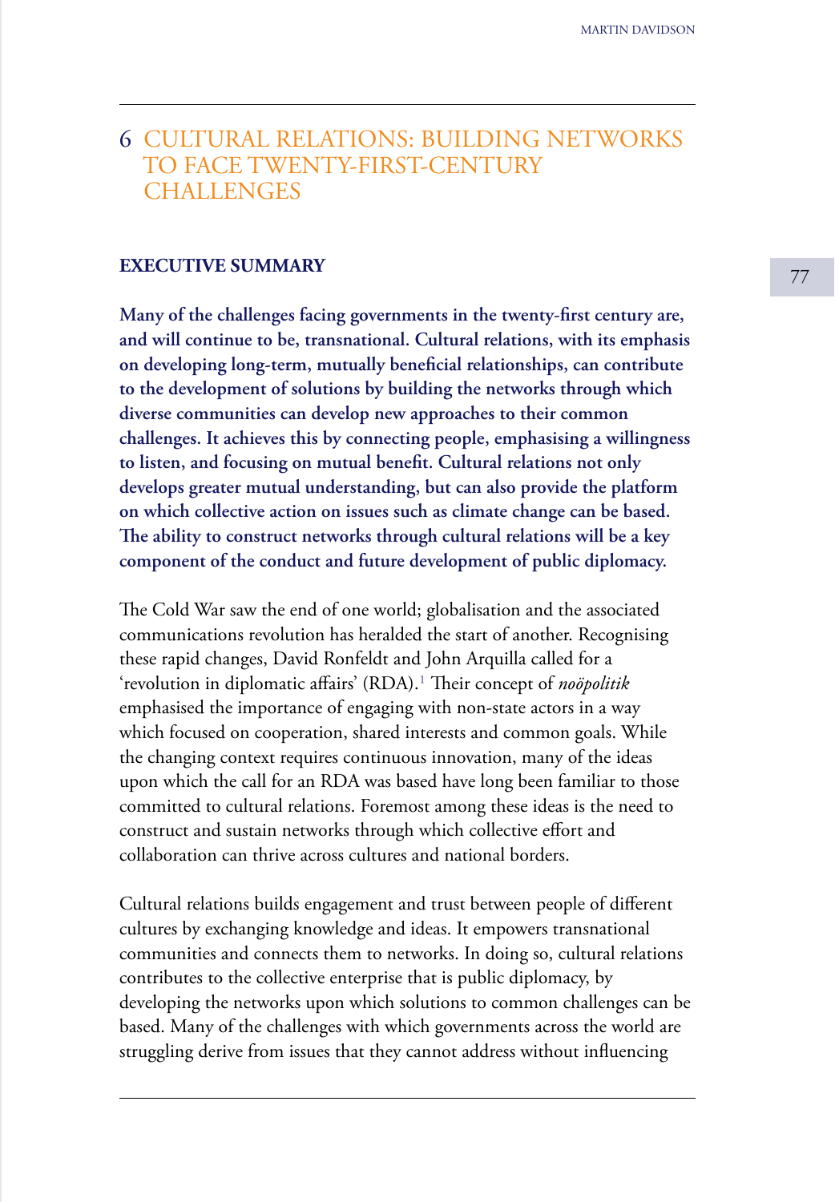# 6 CULTURAL RELATIONS: BUILDING NETWORKS TO FACE TWENTY-FIRST-CENTURY CHALLENGES

## EXECUTIVE SUMMARY

**Many of the challenges facing governments in the twenty-first century are, and will continue to be, transnational. Cultural relations, with its emphasis on developing long-term, mutually beneficial relationships, can contribute to the development of solutions by building the networks through which diverse communities can develop new approaches to their common challenges. It achieves this by connecting people, emphasising a willingness to listen, and focusing on mutual benefit. Cultural relations not only develops greater mutual understanding, but can also provide the platform on which collective action on issues such as climate change can be based. The ability to construct networks through cultural relations will be a key component of the conduct and future development of public diplomacy.**

The Cold War saw the end of one world; globalisation and the associated communications revolution has heralded the start of another. Recognising these rapid changes, David Ronfeldt and John Arquilla called for a 'revolution in diplomatic affairs' (RDA).[1] Their concept of *noöpolitik* emphasised the importance of engaging with non-state actors in a way which focused on cooperation, shared interests and common goals. While the changing context requires continuous innovation, many of the ideas upon which the call for an RDA was based have long been familiar to those committed to cultural relations. Foremost among these ideas is the need to construct and sustain networks through which collective effort and collaboration can thrive across cultures and national borders.

Cultural relations builds engagement and trust between people of different cultures by exchanging knowledge and ideas. It empowers transnational communities and connects them to networks. In doing so, cultural relations contributes to the collective enterprise that is public diplomacy, by developing the networks upon which solutions to common challenges can be based. Many of the challenges with which governments across the world are struggling derive from issues that they cannot address without influencing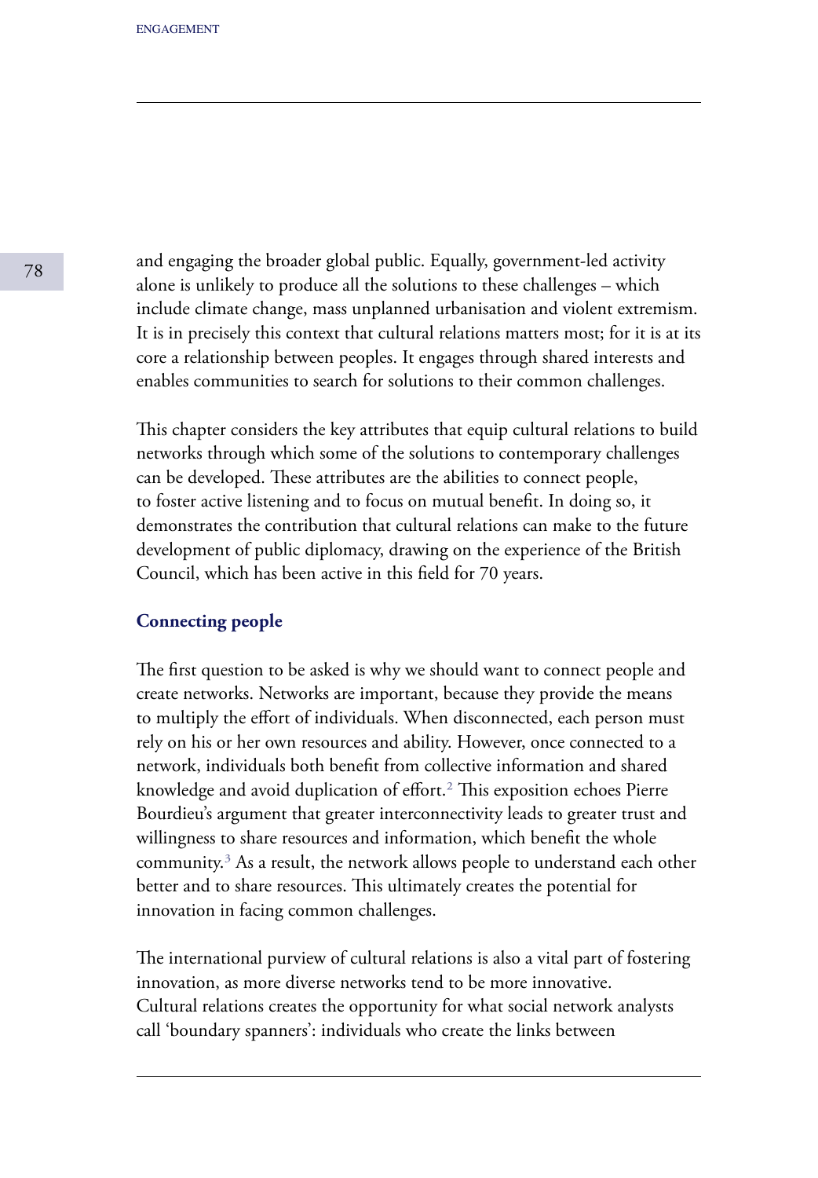and engaging the broader global public. Equally, government-led activity alone is unlikely to produce all the solutions to these challenges – which include climate change, mass unplanned urbanisation and violent extremism. It is in precisely this context that cultural relations matters most; for it is at its core a relationship between peoples. It engages through shared interests and enables communities to search for solutions to their common challenges.

This chapter considers the key attributes that equip cultural relations to build networks through which some of the solutions to contemporary challenges can be developed. These attributes are the abilities to connect people, to foster active listening and to focus on mutual benefit. In doing so, it demonstrates the contribution that cultural relations can make to the future development of public diplomacy, drawing on the experience of the British Council, which has been active in this field for 70 years.

## Connecting people

The first question to be asked is why we should want to connect people and create networks. Networks are important, because they provide the means to multiply the effort of individuals. When disconnected, each person must rely on his or her own resources and ability. However, once connected to a network, individuals both benefit from collective information and shared knowledge and avoid duplication of effort.[2] This exposition echoes Pierre Bourdieu's argument that greater interconnectivity leads to greater trust and willingness to share resources and information, which benefit the whole community.[3] As a result, the network allows people to understand each other better and to share resources. This ultimately creates the potential for innovation in facing common challenges.

The international purview of cultural relations is also a vital part of fostering innovation, as more diverse networks tend to be more innovative. Cultural relations creates the opportunity for what social network analysts call 'boundary spanners': individuals who create the links between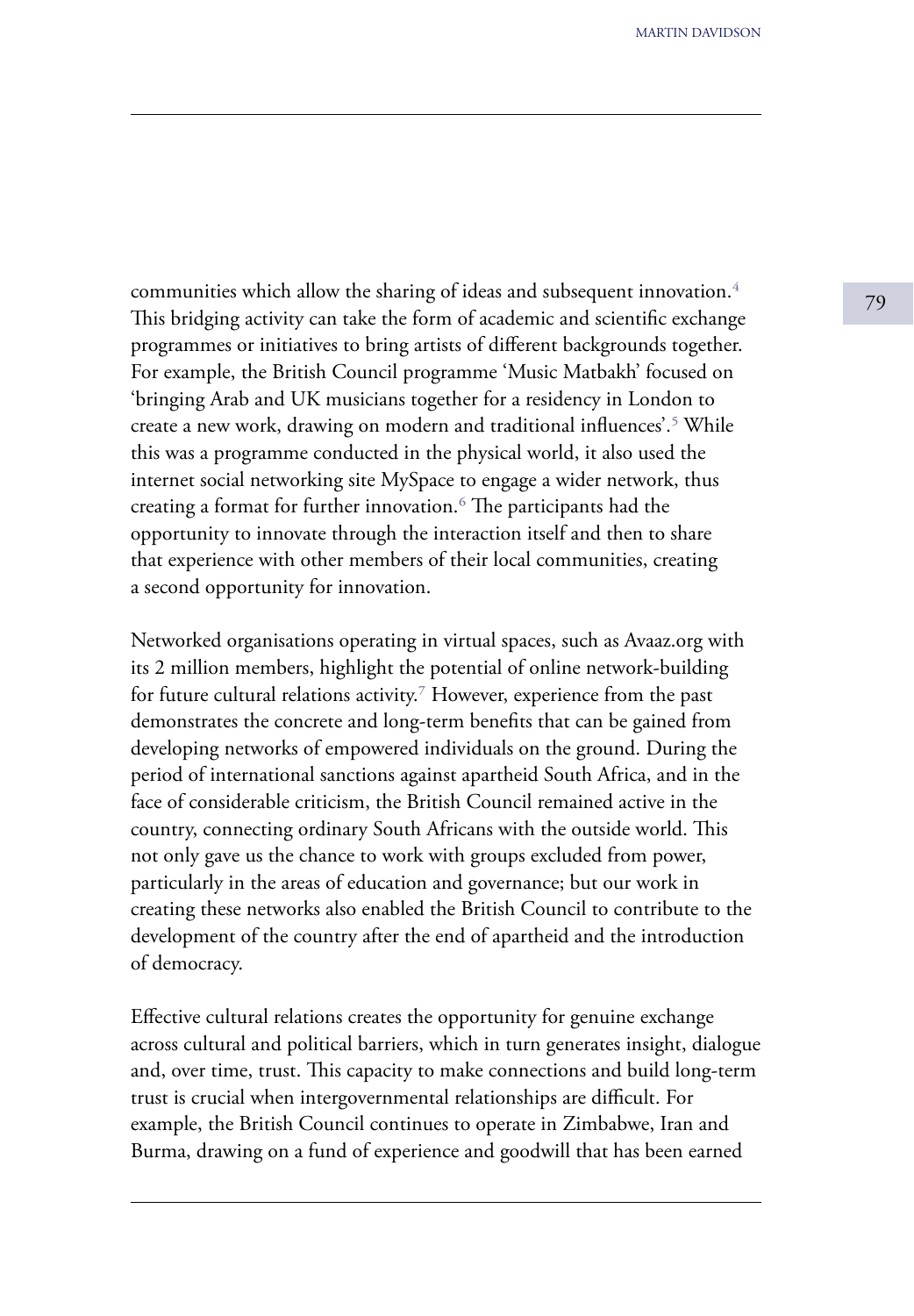communities which allow the sharing of ideas and subsequent innovation.[4] This bridging activity can take the form of academic and scientific exchange programmes or initiatives to bring artists of different backgrounds together. For example, the British Council programme 'Music Matbakh' focused on 'bringing Arab and UK musicians together for a residency in London to create a new work, drawing on modern and traditional influences'.[5] While this was a programme conducted in the physical world, it also used the internet social networking site MySpace to engage a wider network, thus creating a format for further innovation.[6] The participants had the opportunity to innovate through the interaction itself and then to share that experience with other members of their local communities, creating a second opportunity for innovation.

Networked organisations operating in virtual spaces, such as Avaaz.org with its 2 million members, highlight the potential of online network-building for future cultural relations activity.[7] However, experience from the past demonstrates the concrete and long-term benefits that can be gained from developing networks of empowered individuals on the ground. During the period of international sanctions against apartheid South Africa, and in the face of considerable criticism, the British Council remained active in the country, connecting ordinary South Africans with the outside world. This not only gave us the chance to work with groups excluded from power, particularly in the areas of education and governance; but our work in creating these networks also enabled the British Council to contribute to the development of the country after the end of apartheid and the introduction of democracy.

Effective cultural relations creates the opportunity for genuine exchange across cultural and political barriers, which in turn generates insight, dialogue and, over time, trust. This capacity to make connections and build long-term trust is crucial when intergovernmental relationships are difficult. For example, the British Council continues to operate in Zimbabwe, Iran and Burma, drawing on a fund of experience and goodwill that has been earned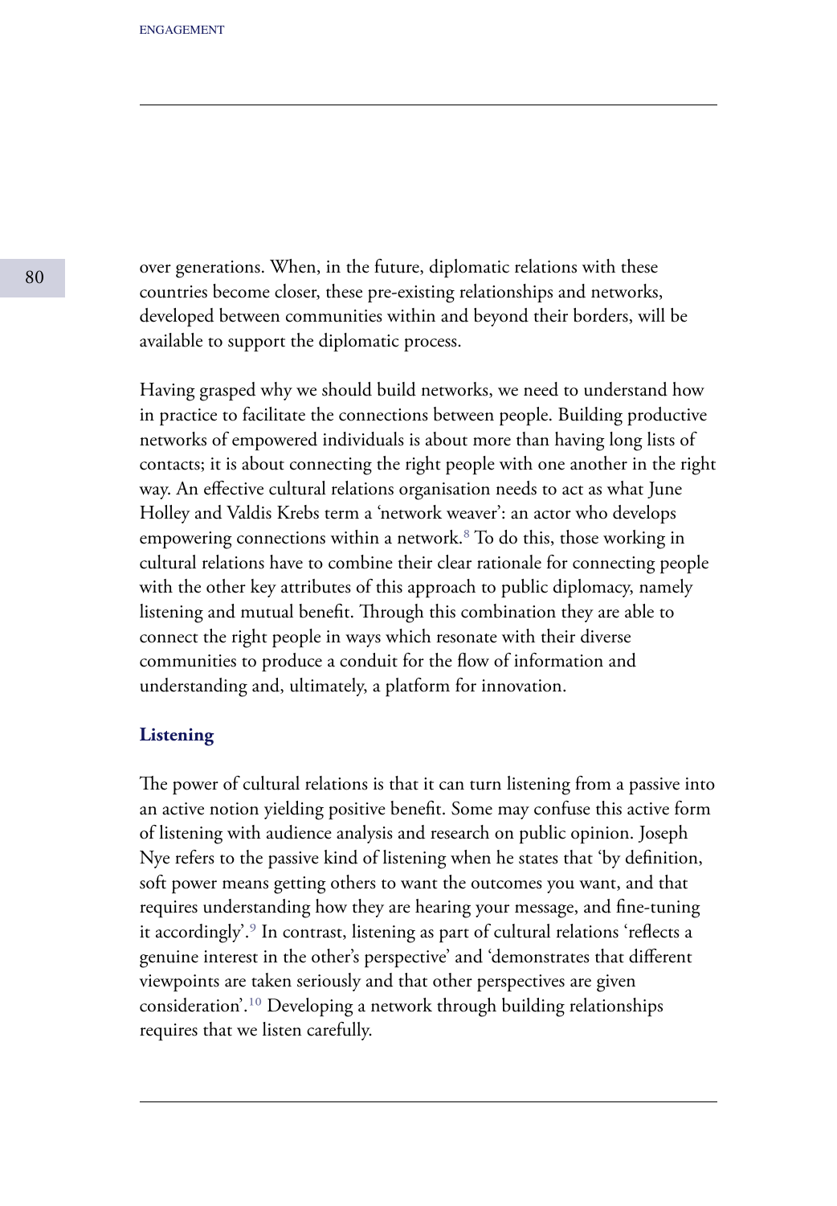over generations. When, in the future, diplomatic relations with these countries become closer, these pre-existing relationships and networks, developed between communities within and beyond their borders, will be available to support the diplomatic process.

Having grasped why we should build networks, we need to understand how in practice to facilitate the connections between people. Building productive networks of empowered individuals is about more than having long lists of contacts; it is about connecting the right people with one another in the right way. An effective cultural relations organisation needs to act as what June Holley and Valdis Krebs term a 'network weaver': an actor who develops empowering connections within a network.[8] To do this, those working in cultural relations have to combine their clear rationale for connecting people with the other key attributes of this approach to public diplomacy, namely listening and mutual benefit. Through this combination they are able to connect the right people in ways which resonate with their diverse communities to produce a conduit for the flow of information and understanding and, ultimately, a platform for innovation.

### Listening

The power of cultural relations is that it can turn listening from a passive into an active notion yielding positive benefit. Some may confuse this active form of listening with audience analysis and research on public opinion. Joseph Nye refers to the passive kind of listening when he states that 'by definition, soft power means getting others to want the outcomes you want, and that requires understanding how they are hearing your message, and fine-tuning it accordingly'.[9] In contrast, listening as part of cultural relations 'reflects a genuine interest in the other's perspective' and 'demonstrates that different viewpoints are taken seriously and that other perspectives are given consideration'.[10] Developing a network through building relationships requires that we listen carefully.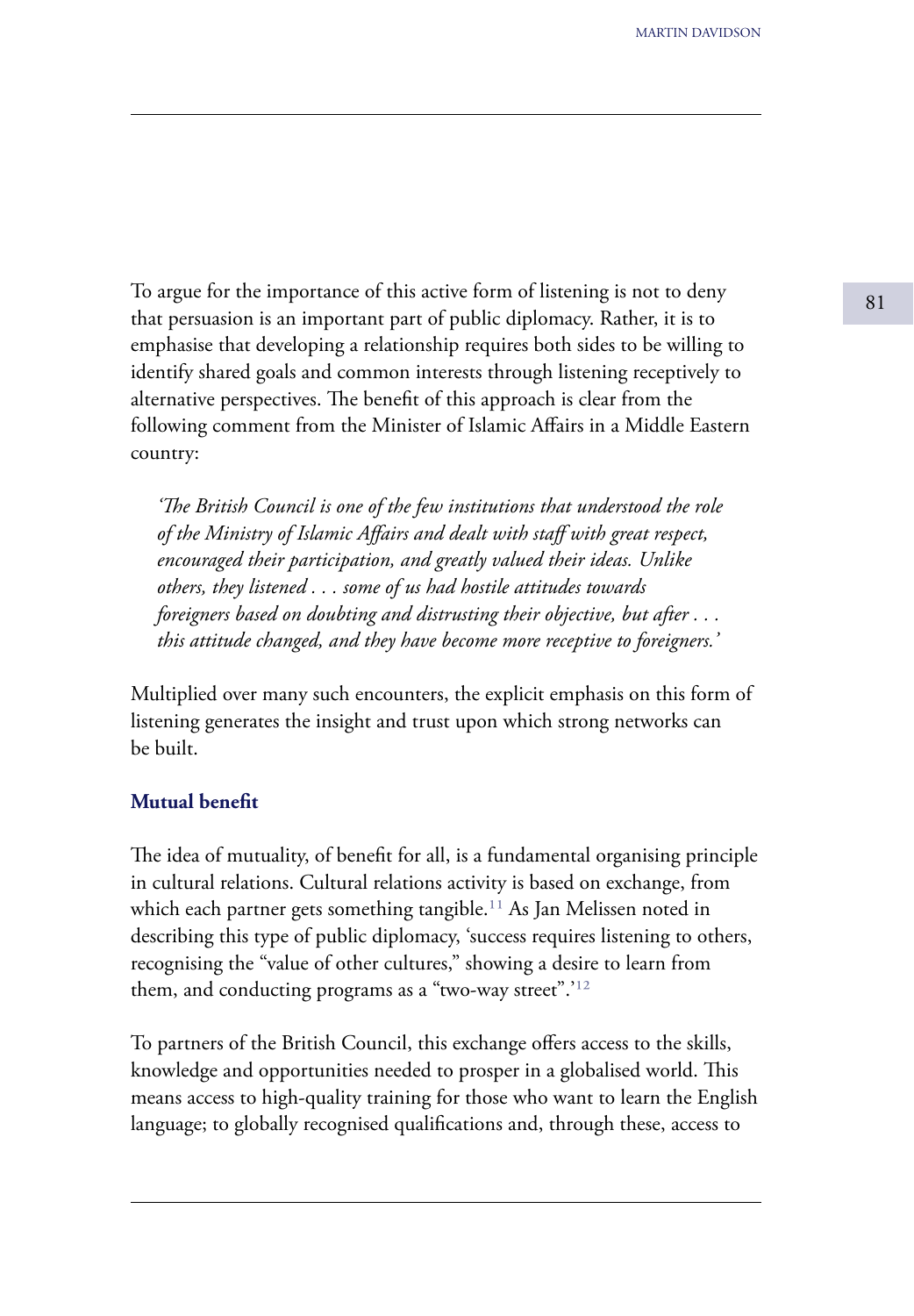To argue for the importance of this active form of listening is not to deny that persuasion is an important part of public diplomacy. Rather, it is to emphasise that developing a relationship requires both sides to be willing to identify shared goals and common interests through listening receptively to alternative perspectives. The benefit of this approach is clear from the following comment from the Minister of Islamic Affairs in a Middle Eastern country:

*'The British Council is one of the few institutions that understood the role of the Ministry of Islamic Affairs and dealt with staff with great respect, encouraged their participation, and greatly valued their ideas. Unlike others, they listened . . . some of us had hostile attitudes towards foreigners based on doubting and distrusting their objective, but after . . . this attitude changed, and they have become more receptive to foreigners.'*

Multiplied over many such encounters, the explicit emphasis on this form of listening generates the insight and trust upon which strong networks can be built.

**Mutual benefit**

The idea of mutuality, of benefit for all, is a fundamental organising principle in cultural relations. Cultural relations activity is based on exchange, from which each partner gets something tangible.[11] As Jan Melissen noted in describing this type of public diplomacy, 'success requires listening to others, recognising the "value of other cultures," showing a desire to learn from them, and conducting programs as a "two-way street".'[12]

To partners of the British Council, this exchange offers access to the skills, knowledge and opportunities needed to prosper in a globalised world. This means access to high-quality training for those who want to learn the English language; to globally recognised qualifications and, through these, access to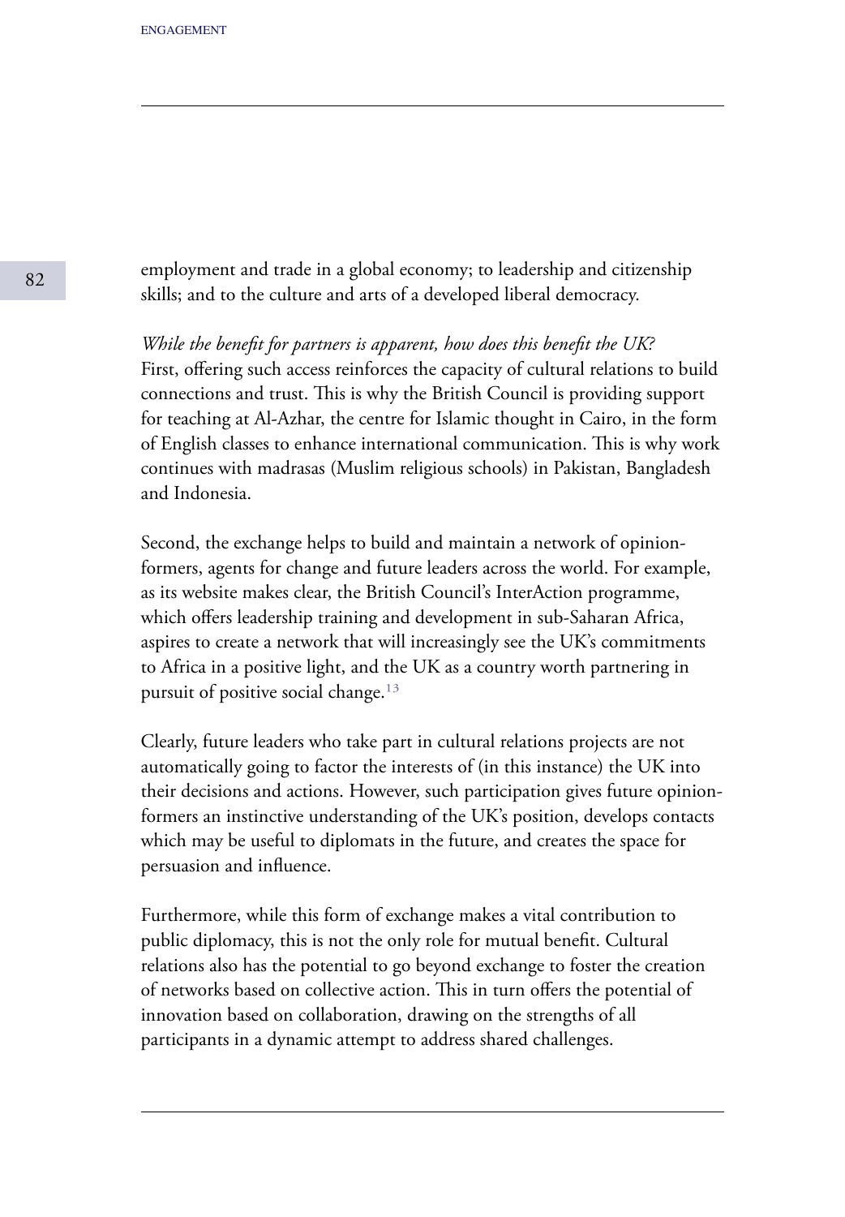employment and trade in a global economy; to leadership and citizenship skills; and to the culture and arts of a developed liberal democracy.

*While the benefit for partners is apparent, how does this benefit the UK?* First, offering such access reinforces the capacity of cultural relations to build connections and trust. This is why the British Council is providing support for teaching at Al-Azhar, the centre for Islamic thought in Cairo, in the form of English classes to enhance international communication. This is why work continues with madrasas (Muslim religious schools) in Pakistan, Bangladesh and Indonesia.

Second, the exchange helps to build and maintain a network of opinion-formers, agents for change and future leaders across the world. For example, as its website makes clear, the British Council's InterAction programme, which offers leadership training and development in sub-Saharan Africa, aspires to create a network that will increasingly see the UK's commitments to Africa in a positive light, and the UK as a country worth partnering in pursuit of positive social change.[13]

Clearly, future leaders who take part in cultural relations projects are not automatically going to factor the interests of (in this instance) the UK into their decisions and actions. However, such participation gives future opinion-formers an instinctive understanding of the UK's position, develops contacts which may be useful to diplomats in the future, and creates the space for persuasion and influence.

Furthermore, while this form of exchange makes a vital contribution to public diplomacy, this is not the only role for mutual benefit. Cultural relations also has the potential to go beyond exchange to foster the creation of networks based on collective action. This in turn offers the potential of innovation based on collaboration, drawing on the strengths of all participants in a dynamic attempt to address shared challenges.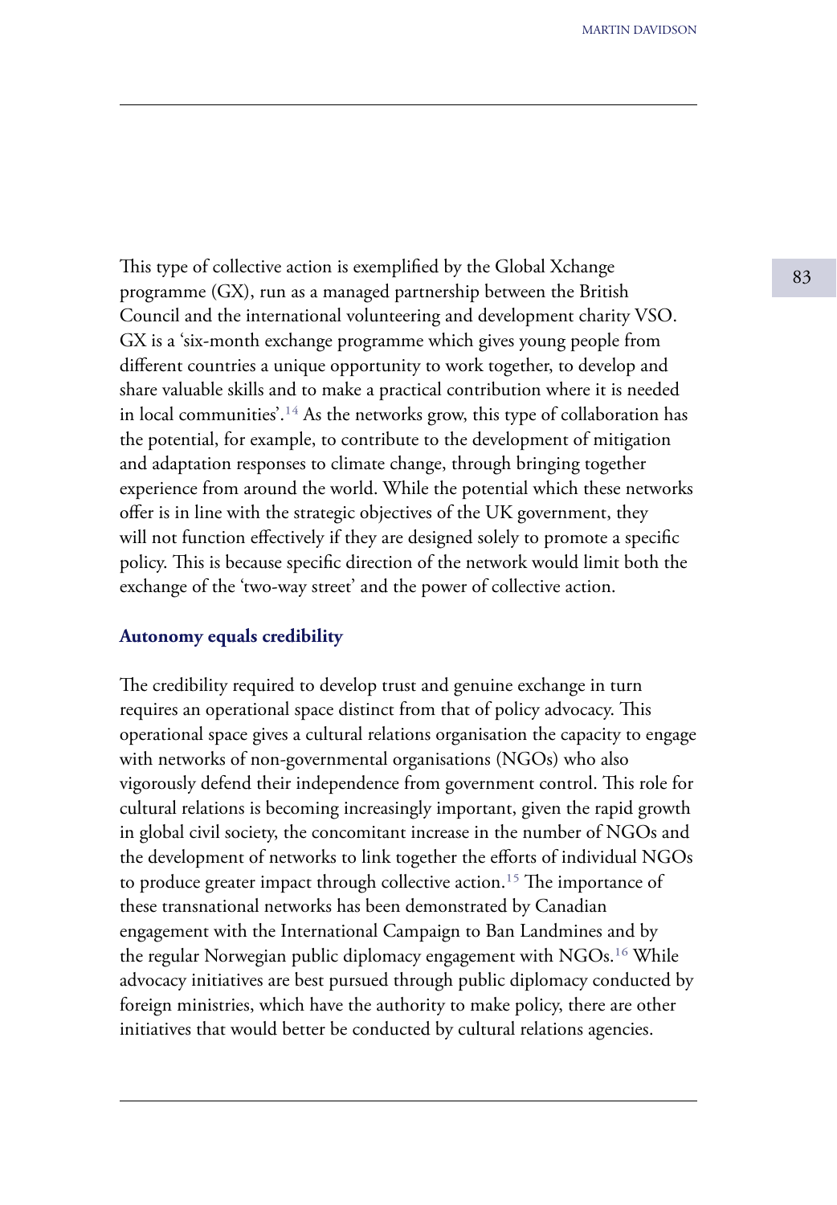This type of collective action is exemplified by the Global Xchange programme (GX), run as a managed partnership between the British Council and the international volunteering and development charity VSO. GX is a 'six-month exchange programme which gives young people from different countries a unique opportunity to work together, to develop and share valuable skills and to make a practical contribution where it is needed in local communities'.[14] As the networks grow, this type of collaboration has the potential, for example, to contribute to the development of mitigation and adaptation responses to climate change, through bringing together experience from around the world. While the potential which these networks offer is in line with the strategic objectives of the UK government, they will not function effectively if they are designed solely to promote a specific policy. This is because specific direction of the network would limit both the exchange of the 'two-way street' and the power of collective action.

**Autonomy equals credibility**

The credibility required to develop trust and genuine exchange in turn requires an operational space distinct from that of policy advocacy. This operational space gives a cultural relations organisation the capacity to engage with networks of non-governmental organisations (NGOs) who also vigorously defend their independence from government control. This role for cultural relations is becoming increasingly important, given the rapid growth in global civil society, the concomitant increase in the number of NGOs and the development of networks to link together the efforts of individual NGOs to produce greater impact through collective action.[15] The importance of these transnational networks has been demonstrated by Canadian engagement with the International Campaign to Ban Landmines and by the regular Norwegian public diplomacy engagement with NGOs.[16] While advocacy initiatives are best pursued through public diplomacy conducted by foreign ministries, which have the authority to make policy, there are other initiatives that would better be conducted by cultural relations agencies.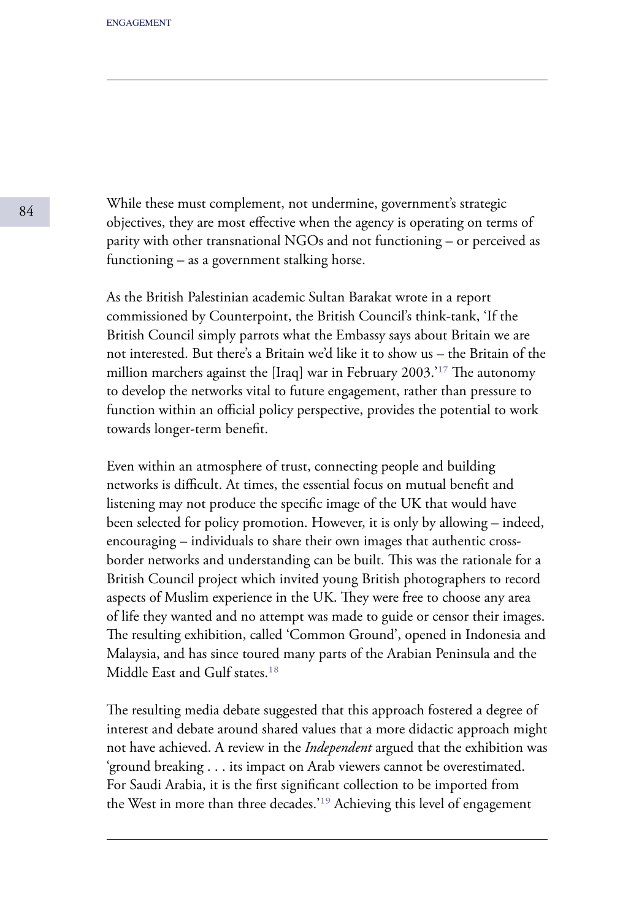While these must complement, not undermine, government's strategic objectives, they are most effective when the agency is operating on terms of parity with other transnational NGOs and not functioning – or perceived as functioning – as a government stalking horse.

As the British Palestinian academic Sultan Barakat wrote in a report commissioned by Counterpoint, the British Council's think-tank, 'If the British Council simply parrots what the Embassy says about Britain we are not interested. But there's a Britain we'd like it to show us – the Britain of the million marchers against the [Iraq] war in February 2003.'[17] The autonomy to develop the networks vital to future engagement, rather than pressure to function within an official policy perspective, provides the potential to work towards longer-term benefit.

Even within an atmosphere of trust, connecting people and building networks is difficult. At times, the essential focus on mutual benefit and listening may not produce the specific image of the UK that would have been selected for policy promotion. However, it is only by allowing – indeed, encouraging – individuals to share their own images that authentic cross-border networks and understanding can be built. This was the rationale for a British Council project which invited young British photographers to record aspects of Muslim experience in the UK. They were free to choose any area of life they wanted and no attempt was made to guide or censor their images. The resulting exhibition, called 'Common Ground', opened in Indonesia and Malaysia, and has since toured many parts of the Arabian Peninsula and the Middle East and Gulf states.[18]

The resulting media debate suggested that this approach fostered a degree of interest and debate around shared values that a more didactic approach might not have achieved. A review in the *Independent* argued that the exhibition was 'ground breaking . . . its impact on Arab viewers cannot be overestimated. For Saudi Arabia, it is the first significant collection to be imported from the West in more than three decades.'[19] Achieving this level of engagement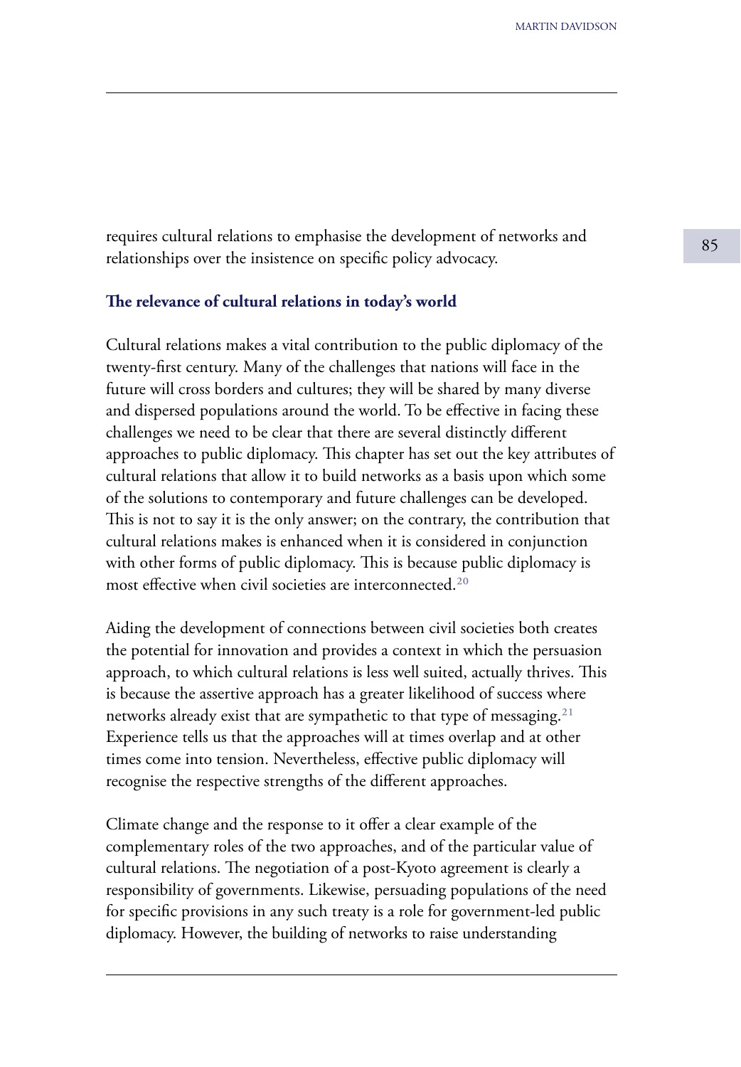requires cultural relations to emphasise the development of networks and relationships over the insistence on specific policy advocacy.

## The relevance of cultural relations in today's world

Cultural relations makes a vital contribution to the public diplomacy of the twenty-first century. Many of the challenges that nations will face in the future will cross borders and cultures; they will be shared by many diverse and dispersed populations around the world. To be effective in facing these challenges we need to be clear that there are several distinctly different approaches to public diplomacy. This chapter has set out the key attributes of cultural relations that allow it to build networks as a basis upon which some of the solutions to contemporary and future challenges can be developed. This is not to say it is the only answer; on the contrary, the contribution that cultural relations makes is enhanced when it is considered in conjunction with other forms of public diplomacy. This is because public diplomacy is most effective when civil societies are interconnected.[20]

Aiding the development of connections between civil societies both creates the potential for innovation and provides a context in which the persuasion approach, to which cultural relations is less well suited, actually thrives. This is because the assertive approach has a greater likelihood of success where networks already exist that are sympathetic to that type of messaging.[21] Experience tells us that the approaches will at times overlap and at other times come into tension. Nevertheless, effective public diplomacy will recognise the respective strengths of the different approaches.

Climate change and the response to it offer a clear example of the complementary roles of the two approaches, and of the particular value of cultural relations. The negotiation of a post-Kyoto agreement is clearly a responsibility of governments. Likewise, persuading populations of the need for specific provisions in any such treaty is a role for government-led public diplomacy. However, the building of networks to raise understanding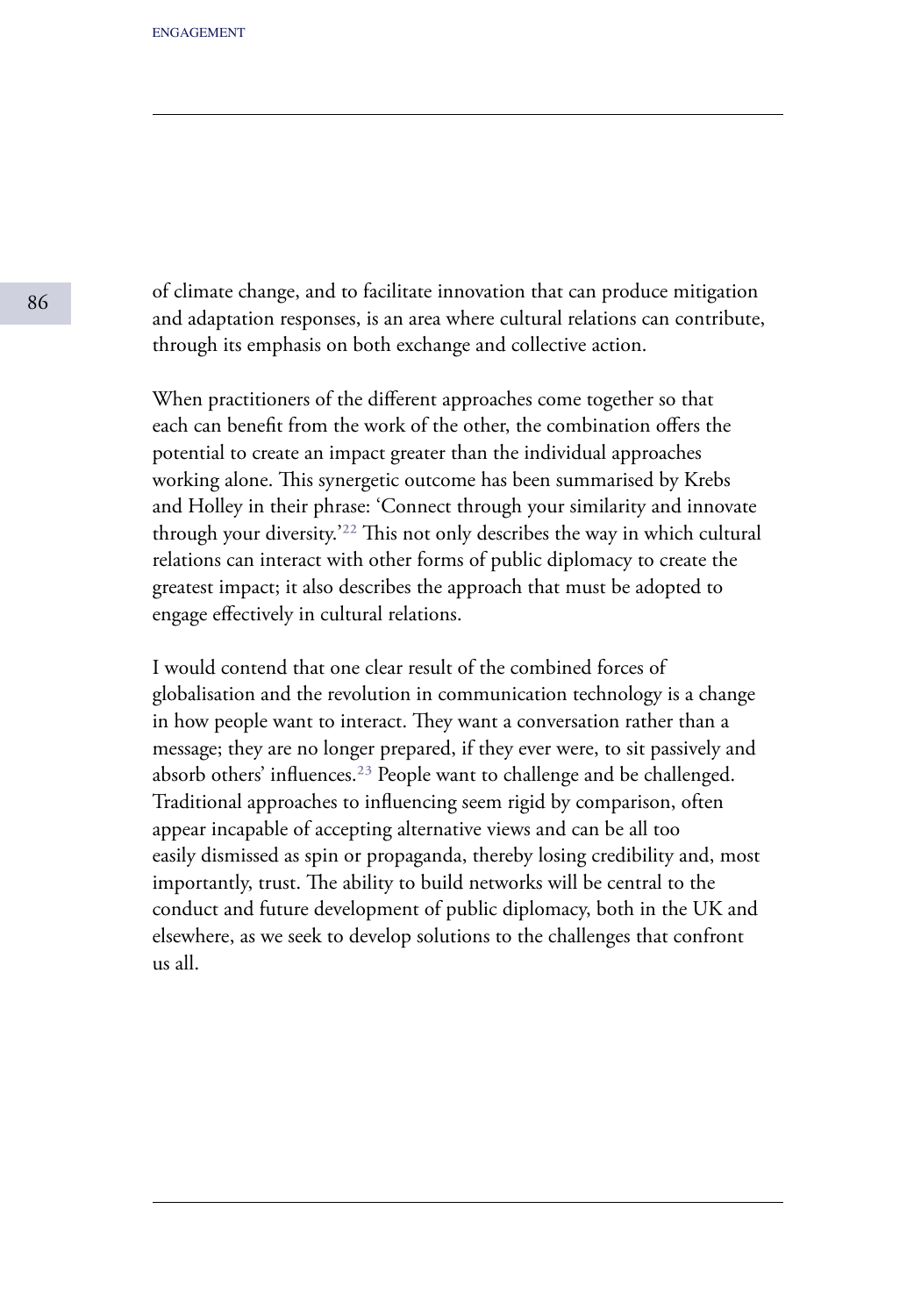of climate change, and to facilitate innovation that can produce mitigation and adaptation responses, is an area where cultural relations can contribute, through its emphasis on both exchange and collective action.

When practitioners of the different approaches come together so that each can benefit from the work of the other, the combination offers the potential to create an impact greater than the individual approaches working alone. This synergetic outcome has been summarised by Krebs and Holley in their phrase: 'Connect through your similarity and innovate through your diversity.'[22] This not only describes the way in which cultural relations can interact with other forms of public diplomacy to create the greatest impact; it also describes the approach that must be adopted to engage effectively in cultural relations.

I would contend that one clear result of the combined forces of globalisation and the revolution in communication technology is a change in how people want to interact. They want a conversation rather than a message; they are no longer prepared, if they ever were, to sit passively and absorb others' influences.[23] People want to challenge and be challenged. Traditional approaches to influencing seem rigid by comparison, often appear incapable of accepting alternative views and can be all too easily dismissed as spin or propaganda, thereby losing credibility and, most importantly, trust. The ability to build networks will be central to the conduct and future development of public diplomacy, both in the UK and elsewhere, as we seek to develop solutions to the challenges that confront us all.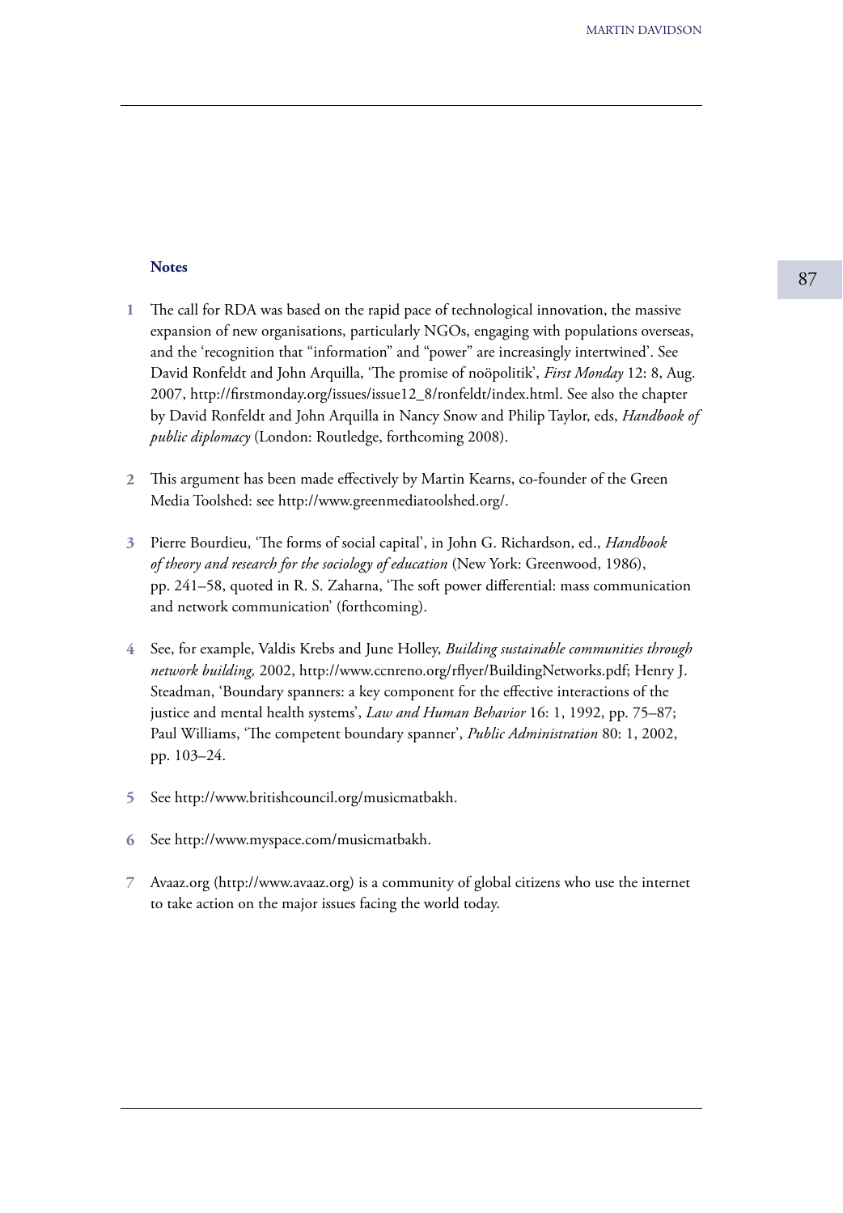**Notes**

1 The call for RDA was based on the rapid pace of technological innovation, the massive expansion of new organisations, particularly NGOs, engaging with populations overseas, and the 'recognition that "information" and "power" are increasingly intertwined'. See David Ronfeldt and John Arquilla, 'The promise of noöpolitik', *First Monday* 12: 8, Aug. 2007, http://firstmonday.org/issues/issue12_8/ronfeldt/index.html. See also the chapter by David Ronfeldt and John Arquilla in Nancy Snow and Philip Taylor, eds, *Handbook of public diplomacy* (London: Routledge, forthcoming 2008).

2 This argument has been made effectively by Martin Kearns, co-founder of the Green Media Toolshed: see http://www.greenmediatoolshed.org/.

3 Pierre Bourdieu, 'The forms of social capital', in John G. Richardson, ed., *Handbook of theory and research for the sociology of education* (New York: Greenwood, 1986), pp. 241–58, quoted in R. S. Zaharna, 'The soft power differential: mass communication and network communication' (forthcoming).

4 See, for example, Valdis Krebs and June Holley, *Building sustainable communities through network building,* 2002, http://www.ccnreno.org/rflyer/BuildingNetworks.pdf; Henry J. Steadman, 'Boundary spanners: a key component for the effective interactions of the justice and mental health systems', *Law and Human Behavior* 16: 1, 1992, pp. 75–87; Paul Williams, 'The competent boundary spanner', *Public Administration* 80: 1, 2002, pp. 103–24.

5 See http://www.britishcouncil.org/musicmatbakh.

6 See http://www.myspace.com/musicmatbakh.

7 Avaaz.org (http://www.avaaz.org) is a community of global citizens who use the internet to take action on the major issues facing the world today.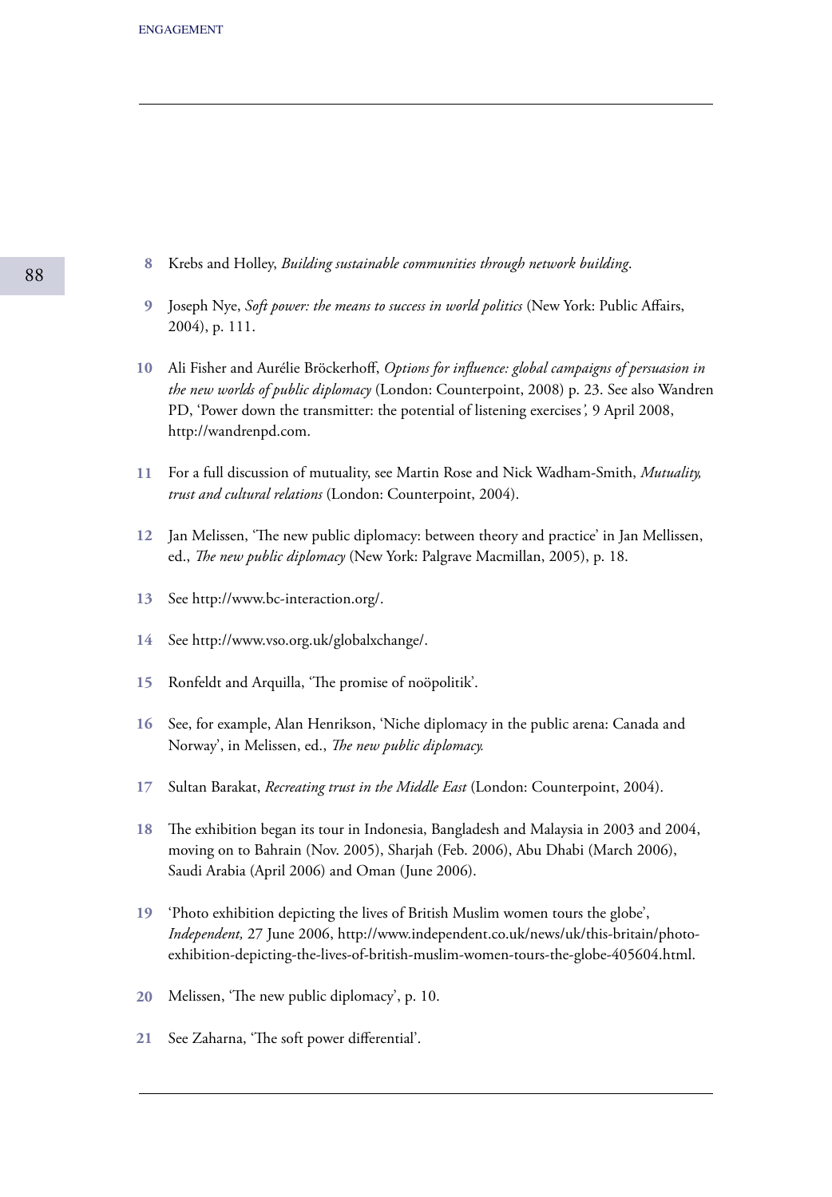8 Krebs and Holley, *Building sustainable communities through network building*.

9 Joseph Nye, *Soft power: the means to success in world politics* (New York: Public Affairs, 2004), p. 111.

10 Ali Fisher and Aurélie Bröckerhoff, *Options for influence: global campaigns of persuasion in the new worlds of public diplomacy* (London: Counterpoint, 2008) p. 23. See also Wandren PD, 'Power down the transmitter: the potential of listening exercises*',* 9 April 2008, http://wandrenpd.com.

11 For a full discussion of mutuality, see Martin Rose and Nick Wadham-Smith, *Mutuality, trust and cultural relations* (London: Counterpoint, 2004).

12 Jan Melissen, 'The new public diplomacy: between theory and practice' in Jan Mellissen, ed., *The new public diplomacy* (New York: Palgrave Macmillan, 2005), p. 18.

13 See http://www.bc-interaction.org/.

14 See http://www.vso.org.uk/globalxchange/.

15 Ronfeldt and Arquilla, 'The promise of noöpolitik'.

16 See, for example, Alan Henrikson, 'Niche diplomacy in the public arena: Canada and Norway', in Melissen, ed., *The new public diplomacy.*

17 Sultan Barakat, *Recreating trust in the Middle East* (London: Counterpoint, 2004).

18 The exhibition began its tour in Indonesia, Bangladesh and Malaysia in 2003 and 2004, moving on to Bahrain (Nov. 2005), Sharjah (Feb. 2006), Abu Dhabi (March 2006), Saudi Arabia (April 2006) and Oman (June 2006).

19 'Photo exhibition depicting the lives of British Muslim women tours the globe', *Independent,* 27 June 2006, http://www.independent.co.uk/news/uk/this-britain/photo-exhibition-depicting-the-lives-of-british-muslim-women-tours-the-globe-405604.html.

20 Melissen, 'The new public diplomacy', p. 10.

21 See Zaharna, 'The soft power differential'.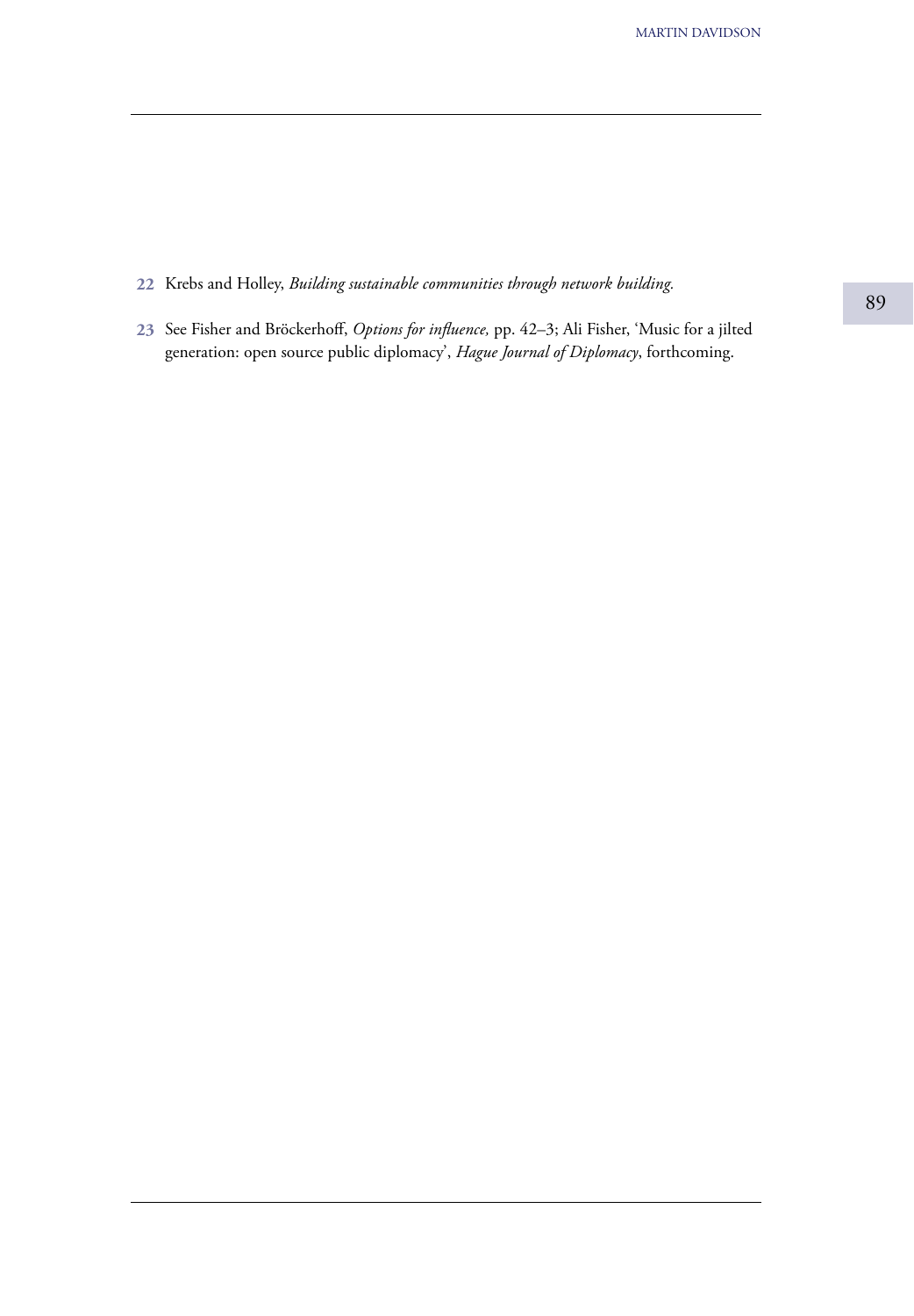22 Krebs and Holley, *Building sustainable communities through network building.*

23 See Fisher and Bröckerhoff, *Options for influence,* pp. 42–3; Ali Fisher, 'Music for a jilted generation: open source public diplomacy', *Hague Journal of Diplomacy*, forthcoming.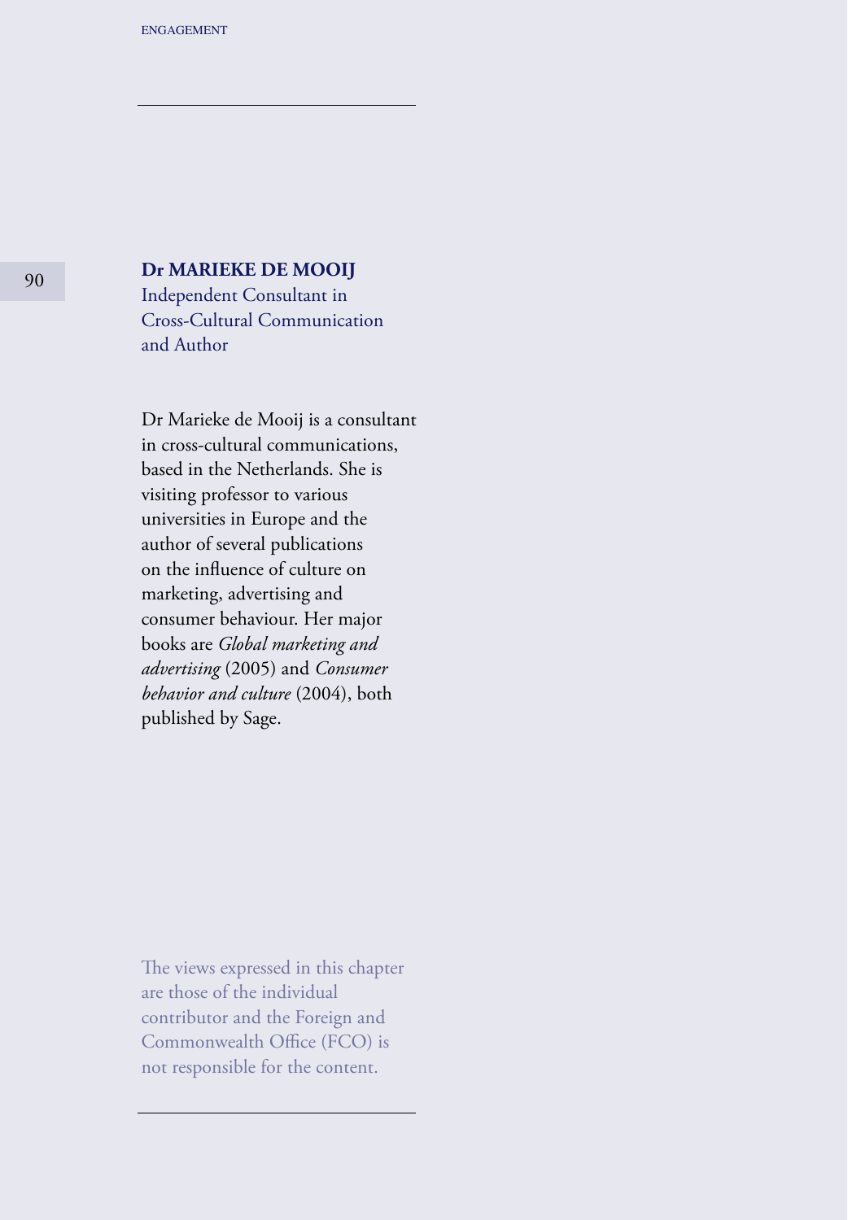**Dr MARIEKE DE MOOIJ**
Independent Consultant in Cross-Cultural Communication and Author

Dr Marieke de Mooij is a consultant in cross-cultural communications, based in the Netherlands. She is visiting professor to various universities in Europe and the author of several publications on the influence of culture on marketing, advertising and consumer behaviour. Her major books are *Global marketing and advertising* (2005) and *Consumer behavior and culture* (2004), both published by Sage.

The views expressed in this chapter are those of the individual contributor and the Foreign and Commonwealth Office (FCO) is not responsible for the content.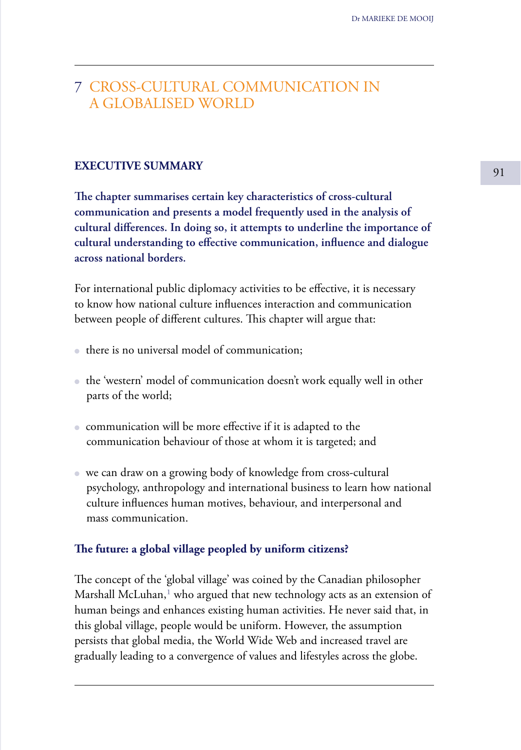# 7 CROSS-CULTURAL COMMUNICATION IN A GLOBALISED WORLD

## EXECUTIVE SUMMARY

**The chapter summarises certain key characteristics of cross-cultural communication and presents a model frequently used in the analysis of cultural differences. In doing so, it attempts to underline the importance of cultural understanding to effective communication, influence and dialogue across national borders.**

For international public diplomacy activities to be effective, it is necessary to know how national culture influences interaction and communication between people of different cultures. This chapter will argue that:

- there is no universal model of communication;
- the 'western' model of communication doesn't work equally well in other parts of the world;
- communication will be more effective if it is adapted to the communication behaviour of those at whom it is targeted; and
- we can draw on a growing body of knowledge from cross-cultural psychology, anthropology and international business to learn how national culture influences human motives, behaviour, and interpersonal and mass communication.

### The future: a global village peopled by uniform citizens?

The concept of the 'global village' was coined by the Canadian philosopher Marshall McLuhan,[1] who argued that new technology acts as an extension of human beings and enhances existing human activities. He never said that, in this global village, people would be uniform. However, the assumption persists that global media, the World Wide Web and increased travel are gradually leading to a convergence of values and lifestyles across the globe.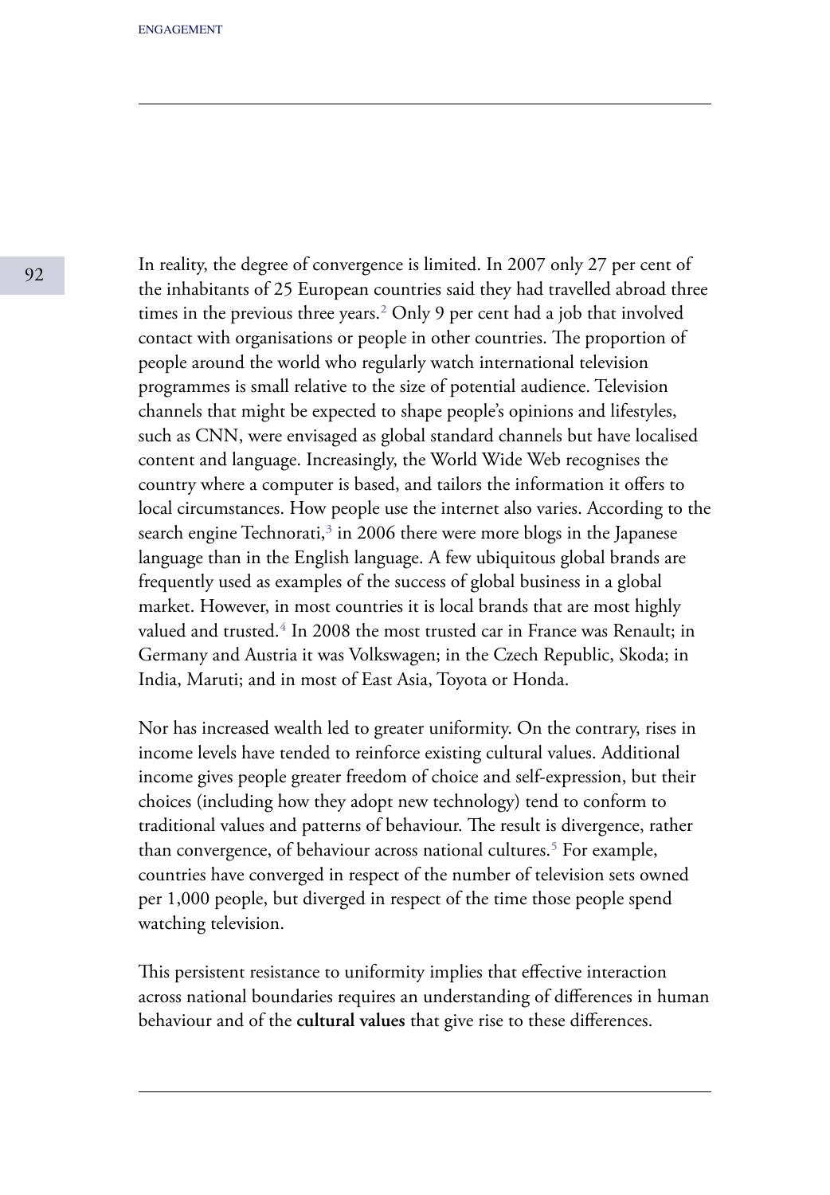In reality, the degree of convergence is limited. In 2007 only 27 per cent of the inhabitants of 25 European countries said they had travelled abroad three times in the previous three years.[2] Only 9 per cent had a job that involved contact with organisations or people in other countries. The proportion of people around the world who regularly watch international television programmes is small relative to the size of potential audience. Television channels that might be expected to shape people's opinions and lifestyles, such as CNN, were envisaged as global standard channels but have localised content and language. Increasingly, the World Wide Web recognises the country where a computer is based, and tailors the information it offers to local circumstances. How people use the internet also varies. According to the search engine Technorati,[3] in 2006 there were more blogs in the Japanese language than in the English language. A few ubiquitous global brands are frequently used as examples of the success of global business in a global market. However, in most countries it is local brands that are most highly valued and trusted.[4] In 2008 the most trusted car in France was Renault; in Germany and Austria it was Volkswagen; in the Czech Republic, Skoda; in India, Maruti; and in most of East Asia, Toyota or Honda.

Nor has increased wealth led to greater uniformity. On the contrary, rises in income levels have tended to reinforce existing cultural values. Additional income gives people greater freedom of choice and self-expression, but their choices (including how they adopt new technology) tend to conform to traditional values and patterns of behaviour. The result is divergence, rather than convergence, of behaviour across national cultures.[5] For example, countries have converged in respect of the number of television sets owned per 1,000 people, but diverged in respect of the time those people spend watching television.

This persistent resistance to uniformity implies that effective interaction across national boundaries requires an understanding of differences in human behaviour and of the **cultural values** that give rise to these differences.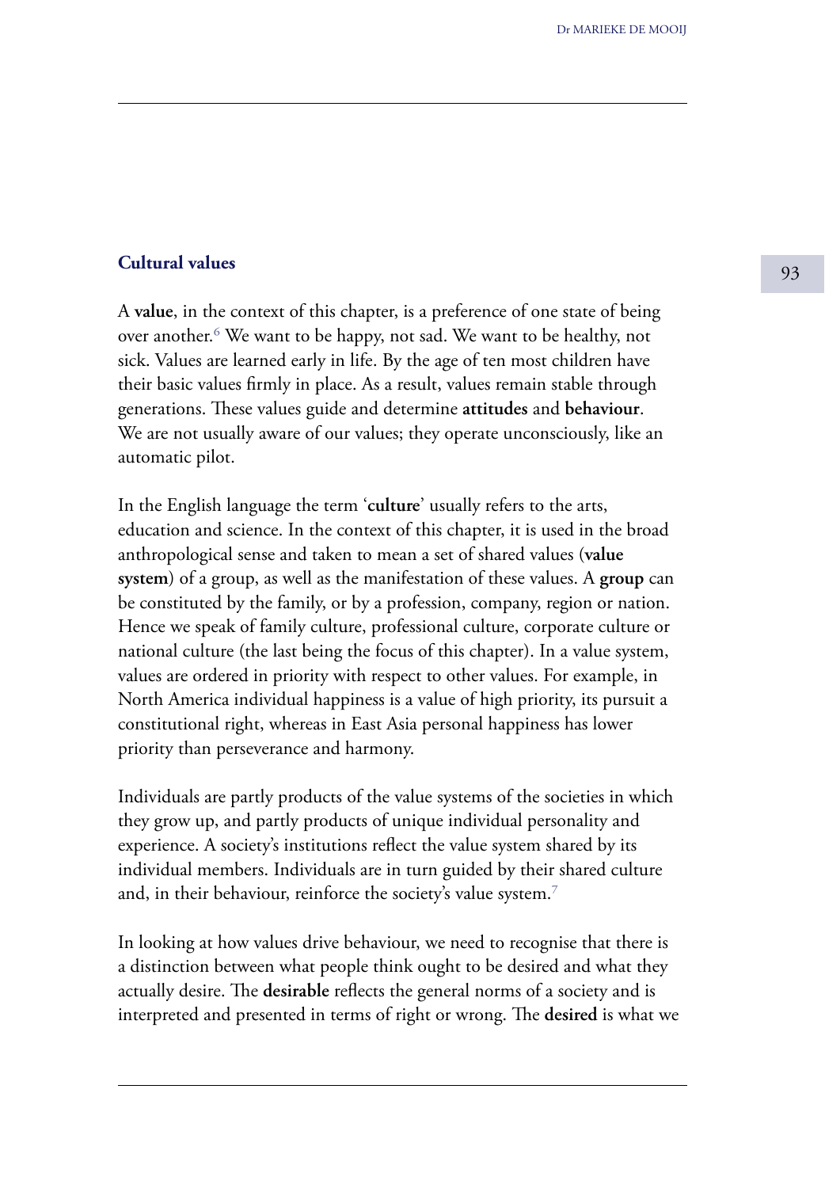## Cultural values

A **value**, in the context of this chapter, is a preference of one state of being over another.[6] We want to be happy, not sad. We want to be healthy, not sick. Values are learned early in life. By the age of ten most children have their basic values firmly in place. As a result, values remain stable through generations. These values guide and determine **attitudes** and **behaviour**. We are not usually aware of our values; they operate unconsciously, like an automatic pilot.

In the English language the term '**culture**' usually refers to the arts, education and science. In the context of this chapter, it is used in the broad anthropological sense and taken to mean a set of shared values (**value system**) of a group, as well as the manifestation of these values. A **group** can be constituted by the family, or by a profession, company, region or nation. Hence we speak of family culture, professional culture, corporate culture or national culture (the last being the focus of this chapter). In a value system, values are ordered in priority with respect to other values. For example, in North America individual happiness is a value of high priority, its pursuit a constitutional right, whereas in East Asia personal happiness has lower priority than perseverance and harmony.

Individuals are partly products of the value systems of the societies in which they grow up, and partly products of unique individual personality and experience. A society's institutions reflect the value system shared by its individual members. Individuals are in turn guided by their shared culture and, in their behaviour, reinforce the society's value system.[7]

In looking at how values drive behaviour, we need to recognise that there is a distinction between what people think ought to be desired and what they actually desire. The **desirable** reflects the general norms of a society and is interpreted and presented in terms of right or wrong. The **desired** is what we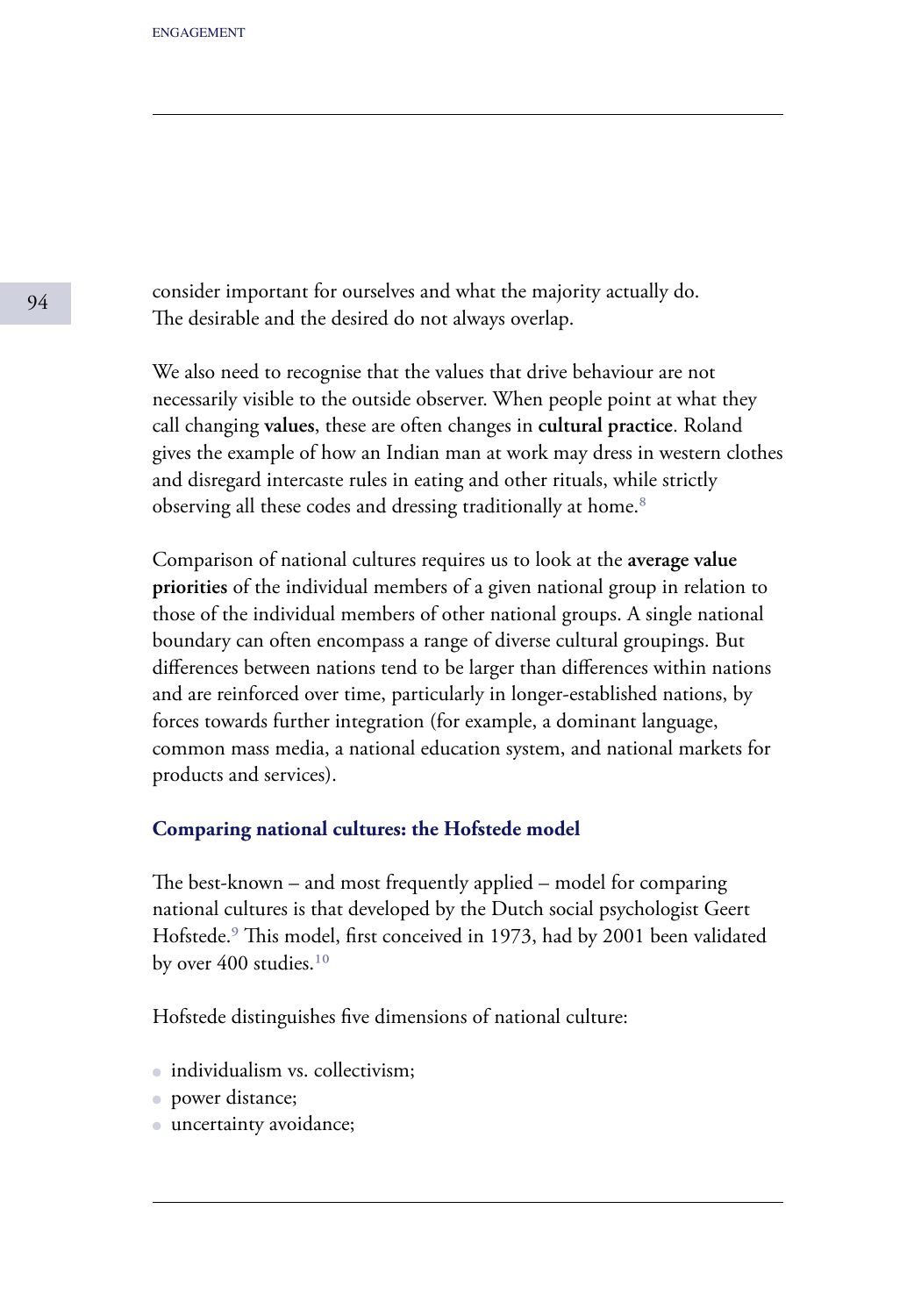consider important for ourselves and what the majority actually do. The desirable and the desired do not always overlap.

We also need to recognise that the values that drive behaviour are not necessarily visible to the outside observer. When people point at what they call changing **values**, these are often changes in **cultural practice**. Roland gives the example of how an Indian man at work may dress in western clothes and disregard intercaste rules in eating and other rituals, while strictly observing all these codes and dressing traditionally at home.[8]

Comparison of national cultures requires us to look at the **average value priorities** of the individual members of a given national group in relation to those of the individual members of other national groups. A single national boundary can often encompass a range of diverse cultural groupings. But differences between nations tend to be larger than differences within nations and are reinforced over time, particularly in longer-established nations, by forces towards further integration (for example, a dominant language, common mass media, a national education system, and national markets for products and services).

### Comparing national cultures: the Hofstede model

The best-known – and most frequently applied – model for comparing national cultures is that developed by the Dutch social psychologist Geert Hofstede.[9] This model, first conceived in 1973, had by 2001 been validated by over 400 studies.[10]

Hofstede distinguishes five dimensions of national culture:

- individualism vs. collectivism;
- power distance;
- uncertainty avoidance;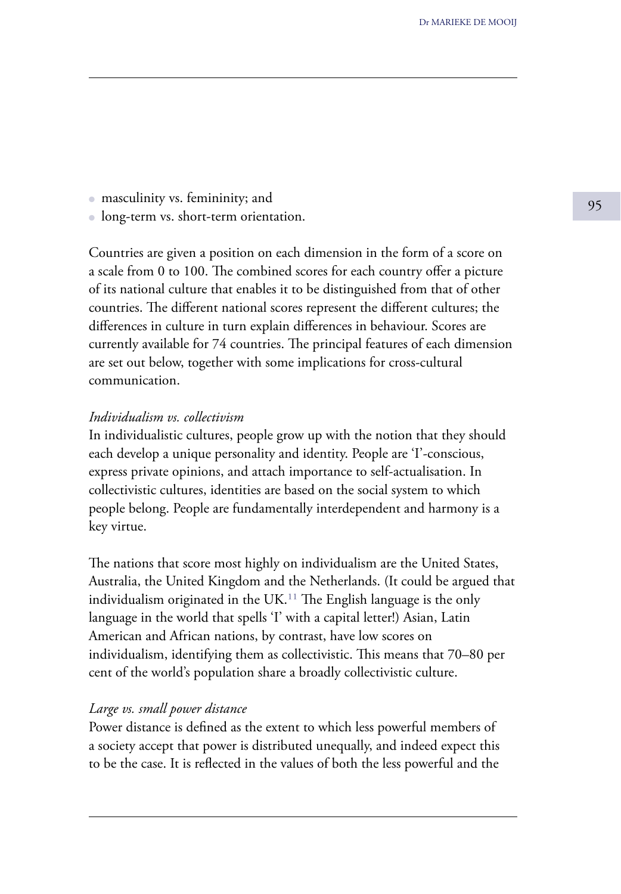- masculinity vs. femininity; and
- long-term vs. short-term orientation.

Countries are given a position on each dimension in the form of a score on a scale from 0 to 100. The combined scores for each country offer a picture of its national culture that enables it to be distinguished from that of other countries. The different national scores represent the different cultures; the differences in culture in turn explain differences in behaviour. Scores are currently available for 74 countries. The principal features of each dimension are set out below, together with some implications for cross-cultural communication.

*Individualism vs. collectivism*

In individualistic cultures, people grow up with the notion that they should each develop a unique personality and identity. People are 'I'-conscious, express private opinions, and attach importance to self-actualisation. In collectivistic cultures, identities are based on the social system to which people belong. People are fundamentally interdependent and harmony is a key virtue.

The nations that score most highly on individualism are the United States, Australia, the United Kingdom and the Netherlands. (It could be argued that individualism originated in the UK.[11] The English language is the only language in the world that spells 'I' with a capital letter!) Asian, Latin American and African nations, by contrast, have low scores on individualism, identifying them as collectivistic. This means that 70–80 per cent of the world's population share a broadly collectivistic culture.

*Large vs. small power distance*

Power distance is defined as the extent to which less powerful members of a society accept that power is distributed unequally, and indeed expect this to be the case. It is reflected in the values of both the less powerful and the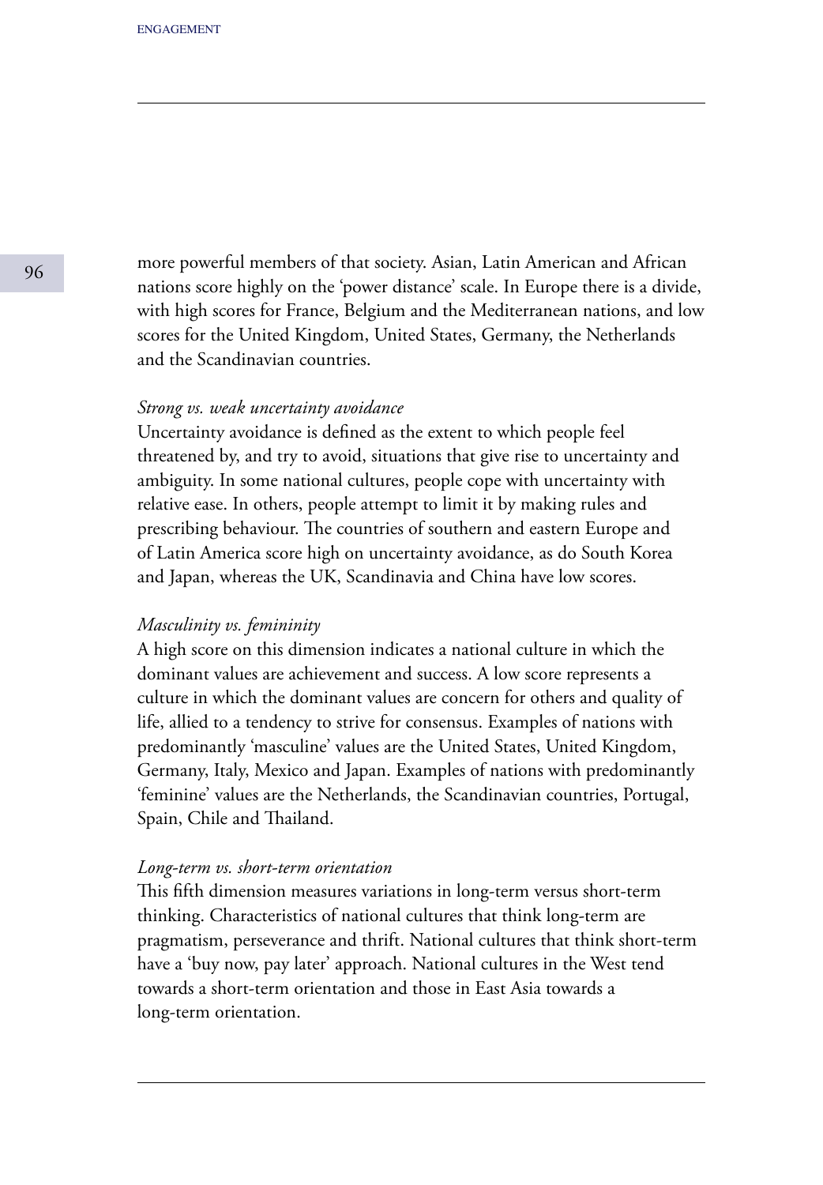more powerful members of that society. Asian, Latin American and African nations score highly on the 'power distance' scale. In Europe there is a divide, with high scores for France, Belgium and the Mediterranean nations, and low scores for the United Kingdom, United States, Germany, the Netherlands and the Scandinavian countries.

*Strong vs. weak uncertainty avoidance*

Uncertainty avoidance is defined as the extent to which people feel threatened by, and try to avoid, situations that give rise to uncertainty and ambiguity. In some national cultures, people cope with uncertainty with relative ease. In others, people attempt to limit it by making rules and prescribing behaviour. The countries of southern and eastern Europe and of Latin America score high on uncertainty avoidance, as do South Korea and Japan, whereas the UK, Scandinavia and China have low scores.

*Masculinity vs. femininity*

A high score on this dimension indicates a national culture in which the dominant values are achievement and success. A low score represents a culture in which the dominant values are concern for others and quality of life, allied to a tendency to strive for consensus. Examples of nations with predominantly 'masculine' values are the United States, United Kingdom, Germany, Italy, Mexico and Japan. Examples of nations with predominantly 'feminine' values are the Netherlands, the Scandinavian countries, Portugal, Spain, Chile and Thailand.

*Long-term vs. short-term orientation*

This fifth dimension measures variations in long-term versus short-term thinking. Characteristics of national cultures that think long-term are pragmatism, perseverance and thrift. National cultures that think short-term have a 'buy now, pay later' approach. National cultures in the West tend towards a short-term orientation and those in East Asia towards a long-term orientation.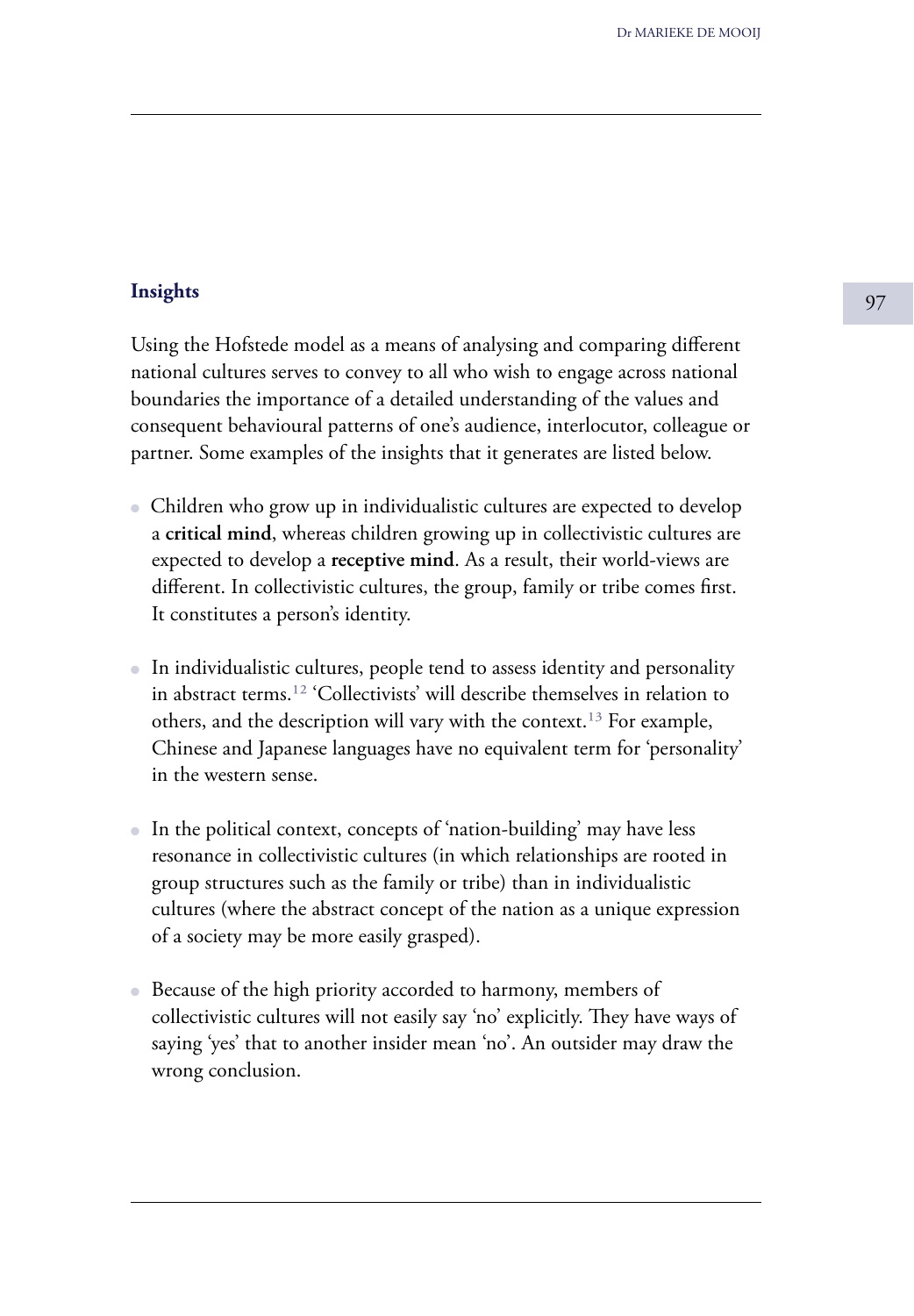### Insights

Using the Hofstede model as a means of analysing and comparing different national cultures serves to convey to all who wish to engage across national boundaries the importance of a detailed understanding of the values and consequent behavioural patterns of one's audience, interlocutor, colleague or partner. Some examples of the insights that it generates are listed below.

- Children who grow up in individualistic cultures are expected to develop a **critical mind**, whereas children growing up in collectivistic cultures are expected to develop a **receptive mind**. As a result, their world-views are different. In collectivistic cultures, the group, family or tribe comes first. It constitutes a person's identity.

- In individualistic cultures, people tend to assess identity and personality in abstract terms.[12] 'Collectivists' will describe themselves in relation to others, and the description will vary with the context.[13] For example, Chinese and Japanese languages have no equivalent term for 'personality' in the western sense.

- In the political context, concepts of 'nation-building' may have less resonance in collectivistic cultures (in which relationships are rooted in group structures such as the family or tribe) than in individualistic cultures (where the abstract concept of the nation as a unique expression of a society may be more easily grasped).

- Because of the high priority accorded to harmony, members of collectivistic cultures will not easily say 'no' explicitly. They have ways of saying 'yes' that to another insider mean 'no'. An outsider may draw the wrong conclusion.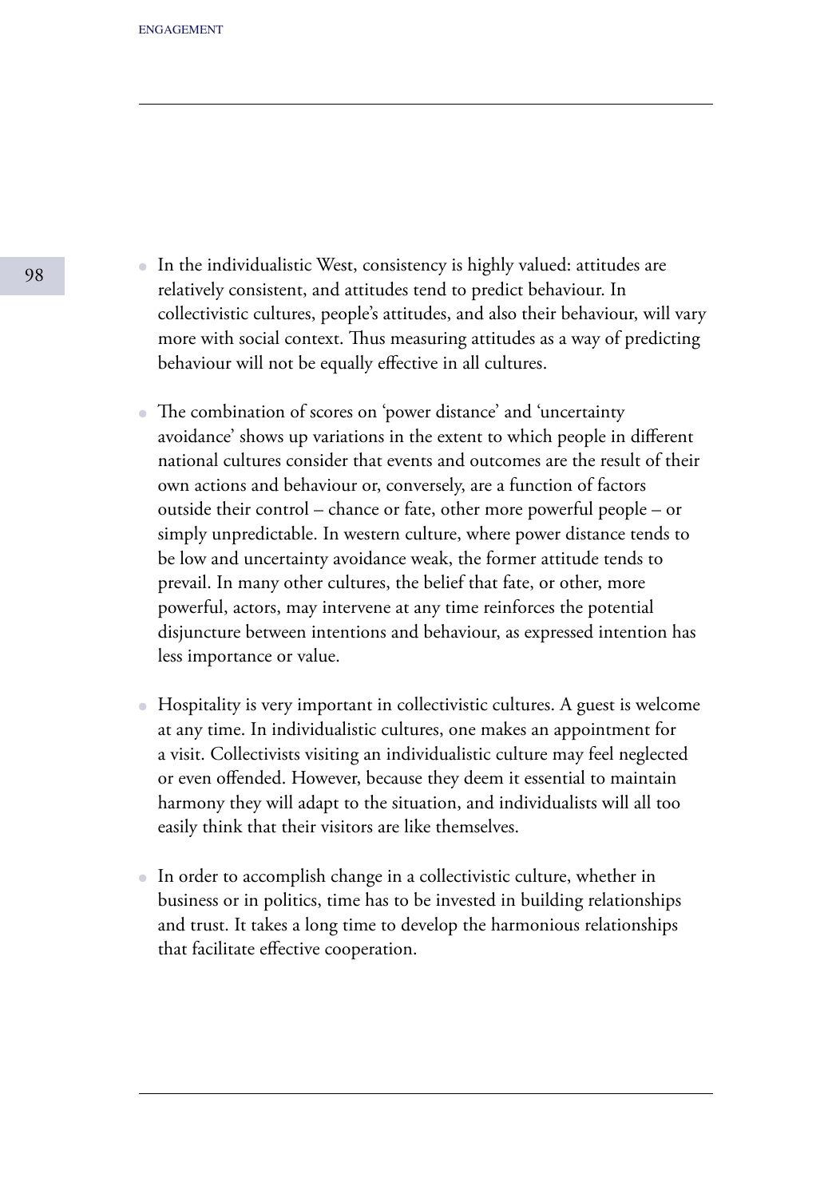- In the individualistic West, consistency is highly valued: attitudes are relatively consistent, and attitudes tend to predict behaviour. In collectivistic cultures, people's attitudes, and also their behaviour, will vary more with social context. Thus measuring attitudes as a way of predicting behaviour will not be equally effective in all cultures.

- The combination of scores on 'power distance' and 'uncertainty avoidance' shows up variations in the extent to which people in different national cultures consider that events and outcomes are the result of their own actions and behaviour or, conversely, are a function of factors outside their control – chance or fate, other more powerful people – or simply unpredictable. In western culture, where power distance tends to be low and uncertainty avoidance weak, the former attitude tends to prevail. In many other cultures, the belief that fate, or other, more powerful, actors, may intervene at any time reinforces the potential disjuncture between intentions and behaviour, as expressed intention has less importance or value.

- Hospitality is very important in collectivistic cultures. A guest is welcome at any time. In individualistic cultures, one makes an appointment for a visit. Collectivists visiting an individualistic culture may feel neglected or even offended. However, because they deem it essential to maintain harmony they will adapt to the situation, and individualists will all too easily think that their visitors are like themselves.

- In order to accomplish change in a collectivistic culture, whether in business or in politics, time has to be invested in building relationships and trust. It takes a long time to develop the harmonious relationships that facilitate effective cooperation.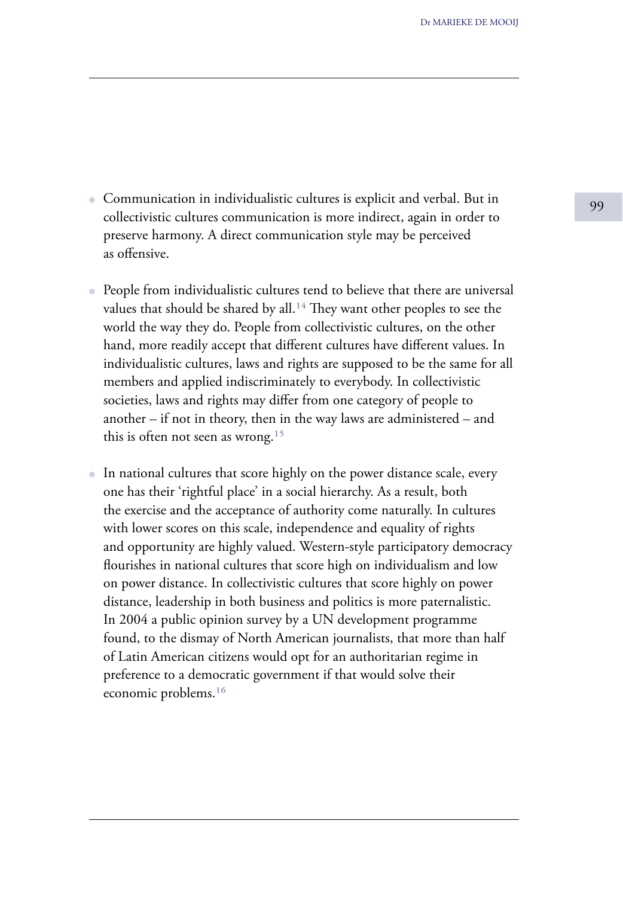- Communication in individualistic cultures is explicit and verbal. But in collectivistic cultures communication is more indirect, again in order to preserve harmony. A direct communication style may be perceived as offensive.

- People from individualistic cultures tend to believe that there are universal values that should be shared by all.[14] They want other peoples to see the world the way they do. People from collectivistic cultures, on the other hand, more readily accept that different cultures have different values. In individualistic cultures, laws and rights are supposed to be the same for all members and applied indiscriminately to everybody. In collectivistic societies, laws and rights may differ from one category of people to another – if not in theory, then in the way laws are administered – and this is often not seen as wrong.[15]

- In national cultures that score highly on the power distance scale, every one has their 'rightful place' in a social hierarchy. As a result, both the exercise and the acceptance of authority come naturally. In cultures with lower scores on this scale, independence and equality of rights and opportunity are highly valued. Western-style participatory democracy flourishes in national cultures that score high on individualism and low on power distance. In collectivistic cultures that score highly on power distance, leadership in both business and politics is more paternalistic. In 2004 a public opinion survey by a UN development programme found, to the dismay of North American journalists, that more than half of Latin American citizens would opt for an authoritarian regime in preference to a democratic government if that would solve their economic problems.[16]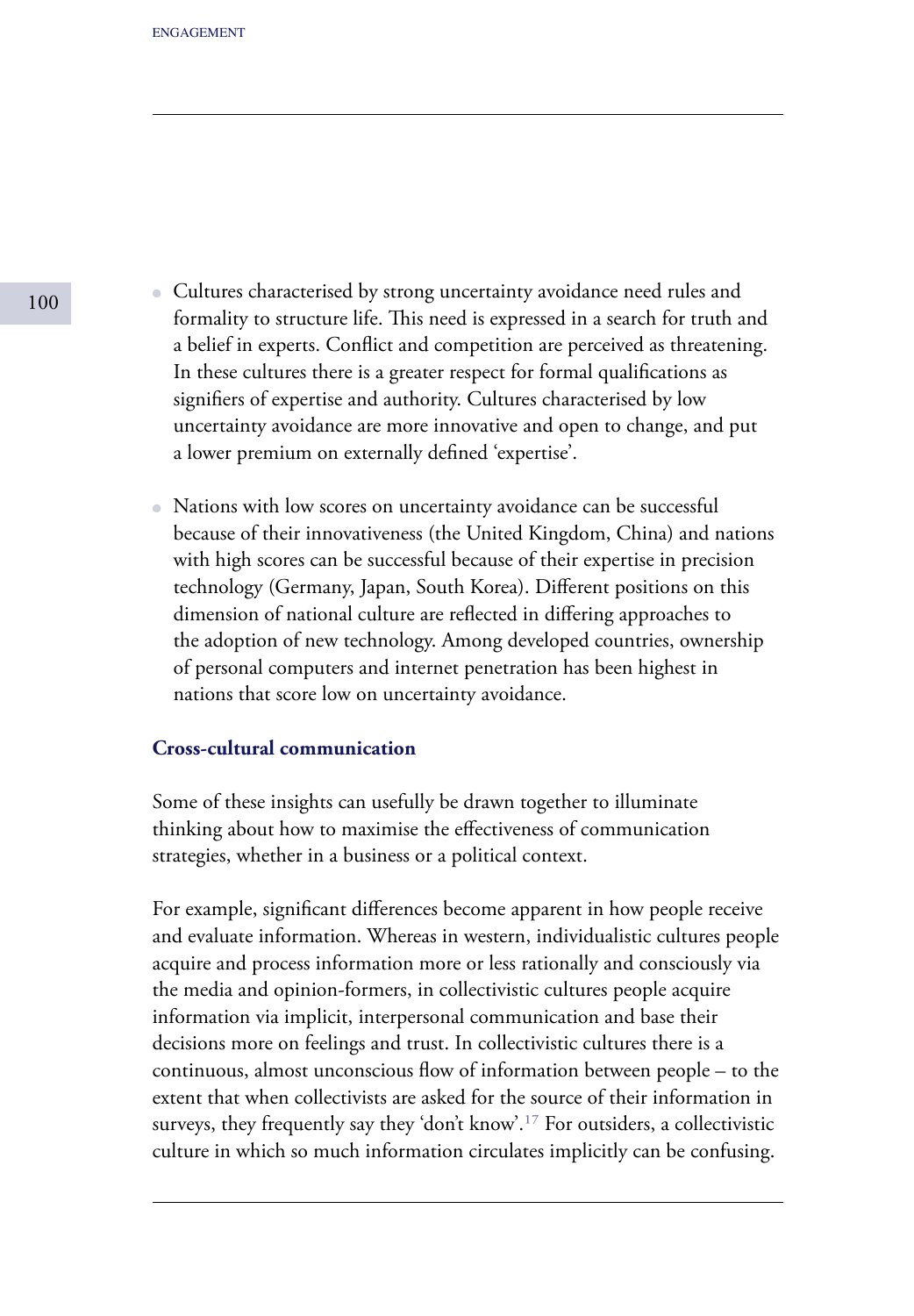- Cultures characterised by strong uncertainty avoidance need rules and formality to structure life. This need is expressed in a search for truth and a belief in experts. Conflict and competition are perceived as threatening. In these cultures there is a greater respect for formal qualifications as signifiers of expertise and authority. Cultures characterised by low uncertainty avoidance are more innovative and open to change, and put a lower premium on externally defined 'expertise'.

- Nations with low scores on uncertainty avoidance can be successful because of their innovativeness (the United Kingdom, China) and nations with high scores can be successful because of their expertise in precision technology (Germany, Japan, South Korea). Different positions on this dimension of national culture are reflected in differing approaches to the adoption of new technology. Among developed countries, ownership of personal computers and internet penetration has been highest in nations that score low on uncertainty avoidance.

### Cross-cultural communication

Some of these insights can usefully be drawn together to illuminate thinking about how to maximise the effectiveness of communication strategies, whether in a business or a political context.

For example, significant differences become apparent in how people receive and evaluate information. Whereas in western, individualistic cultures people acquire and process information more or less rationally and consciously via the media and opinion-formers, in collectivistic cultures people acquire information via implicit, interpersonal communication and base their decisions more on feelings and trust. In collectivistic cultures there is a continuous, almost unconscious flow of information between people – to the extent that when collectivists are asked for the source of their information in surveys, they frequently say they 'don't know'.[17] For outsiders, a collectivistic culture in which so much information circulates implicitly can be confusing.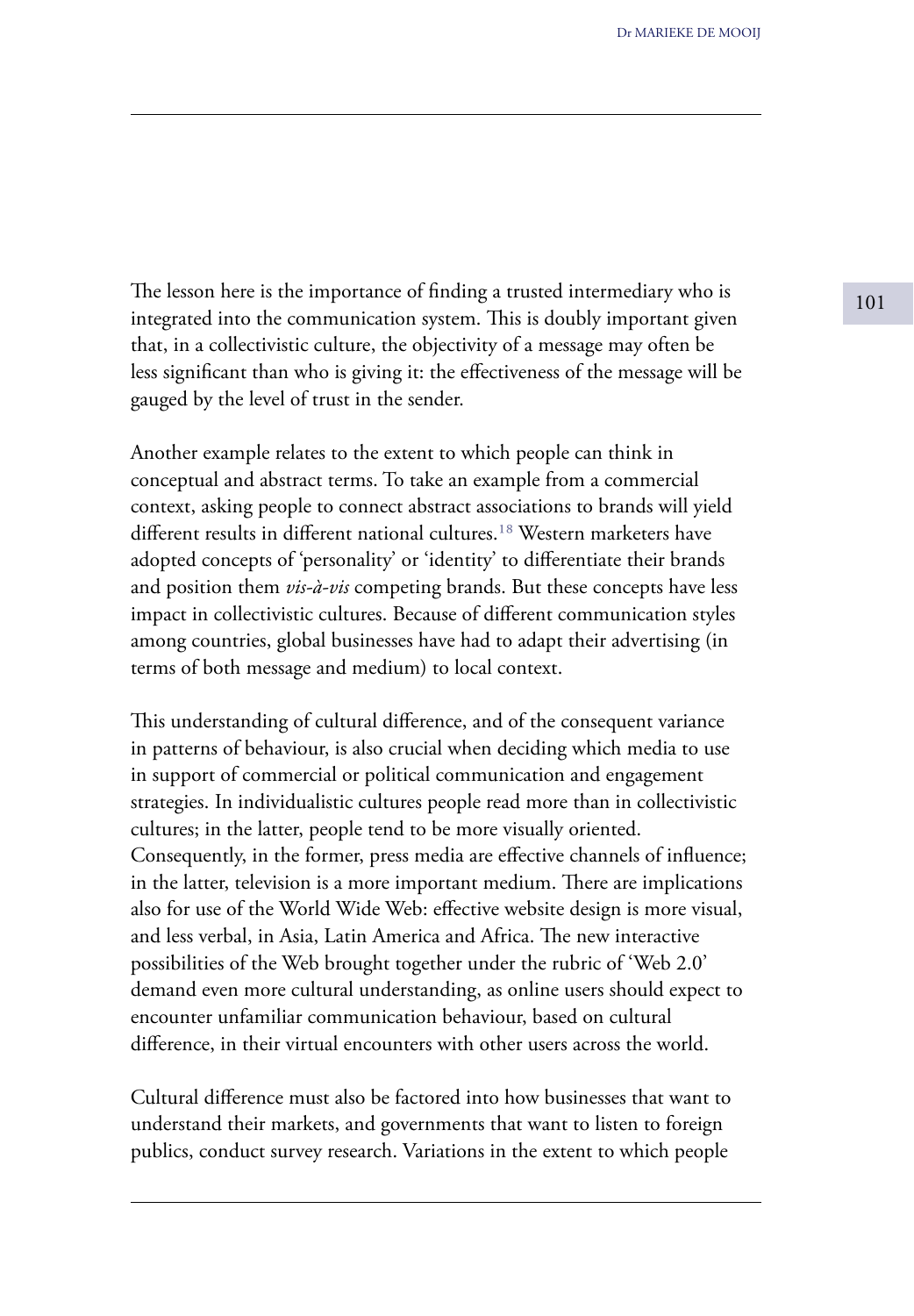The lesson here is the importance of finding a trusted intermediary who is integrated into the communication system. This is doubly important given that, in a collectivistic culture, the objectivity of a message may often be less significant than who is giving it: the effectiveness of the message will be gauged by the level of trust in the sender.

Another example relates to the extent to which people can think in conceptual and abstract terms. To take an example from a commercial context, asking people to connect abstract associations to brands will yield different results in different national cultures.[18] Western marketers have adopted concepts of 'personality' or 'identity' to differentiate their brands and position them *vis-à-vis* competing brands. But these concepts have less impact in collectivistic cultures. Because of different communication styles among countries, global businesses have had to adapt their advertising (in terms of both message and medium) to local context.

This understanding of cultural difference, and of the consequent variance in patterns of behaviour, is also crucial when deciding which media to use in support of commercial or political communication and engagement strategies. In individualistic cultures people read more than in collectivistic cultures; in the latter, people tend to be more visually oriented. Consequently, in the former, press media are effective channels of influence; in the latter, television is a more important medium. There are implications also for use of the World Wide Web: effective website design is more visual, and less verbal, in Asia, Latin America and Africa. The new interactive possibilities of the Web brought together under the rubric of 'Web 2.0' demand even more cultural understanding, as online users should expect to encounter unfamiliar communication behaviour, based on cultural difference, in their virtual encounters with other users across the world.

Cultural difference must also be factored into how businesses that want to understand their markets, and governments that want to listen to foreign publics, conduct survey research. Variations in the extent to which people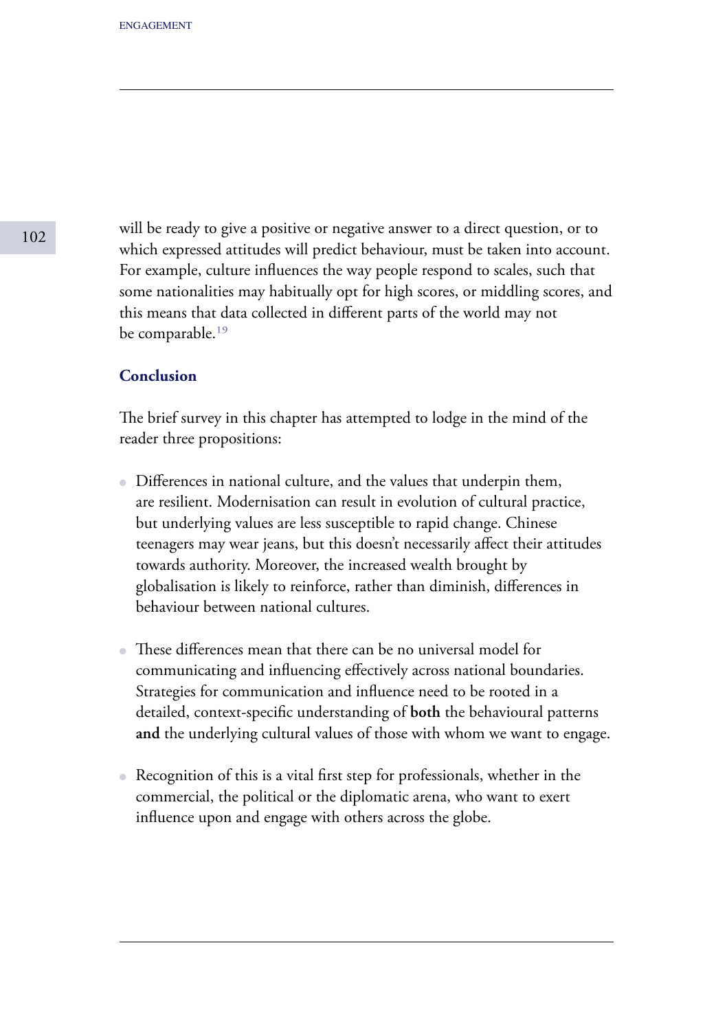will be ready to give a positive or negative answer to a direct question, or to which expressed attitudes will predict behaviour, must be taken into account. For example, culture influences the way people respond to scales, such that some nationalities may habitually opt for high scores, or middling scores, and this means that data collected in different parts of the world may not be comparable.[19]

### Conclusion

The brief survey in this chapter has attempted to lodge in the mind of the reader three propositions:

- Differences in national culture, and the values that underpin them, are resilient. Modernisation can result in evolution of cultural practice, but underlying values are less susceptible to rapid change. Chinese teenagers may wear jeans, but this doesn't necessarily affect their attitudes towards authority. Moreover, the increased wealth brought by globalisation is likely to reinforce, rather than diminish, differences in behaviour between national cultures.

- These differences mean that there can be no universal model for communicating and influencing effectively across national boundaries. Strategies for communication and influence need to be rooted in a detailed, context-specific understanding of **both** the behavioural patterns **and** the underlying cultural values of those with whom we want to engage.

- Recognition of this is a vital first step for professionals, whether in the commercial, the political or the diplomatic arena, who want to exert influence upon and engage with others across the globe.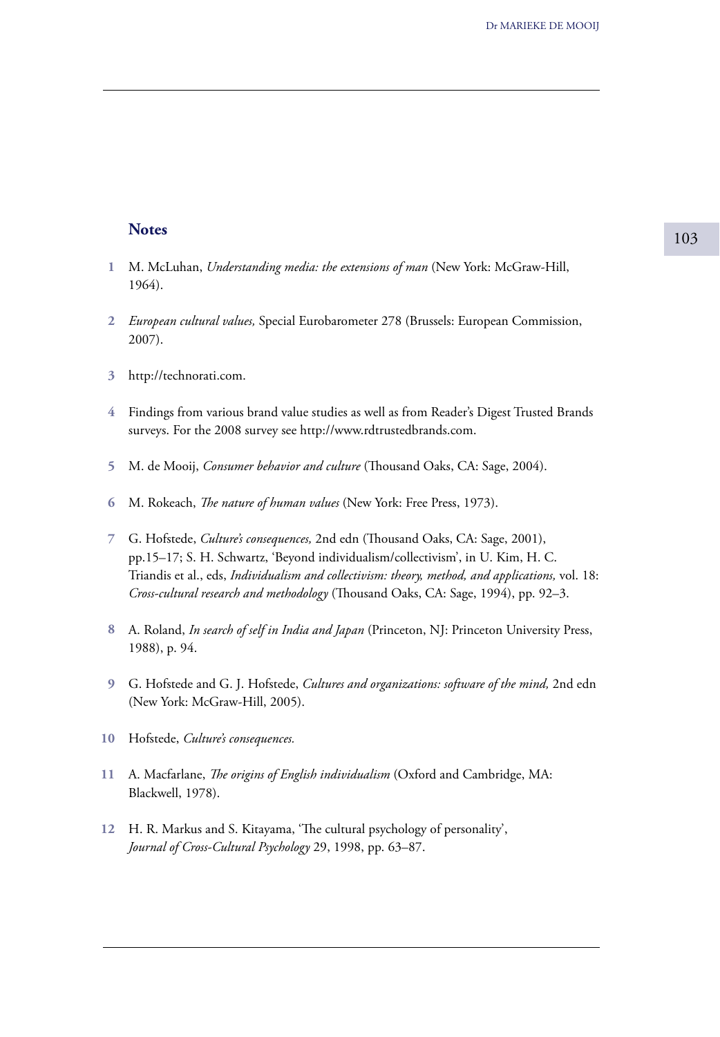## Notes

1. M. McLuhan, *Understanding media: the extensions of man* (New York: McGraw-Hill, 1964).
2. *European cultural values,* Special Eurobarometer 278 (Brussels: European Commission, 2007).
3. http://technorati.com.
4. Findings from various brand value studies as well as from Reader's Digest Trusted Brands surveys. For the 2008 survey see http://www.rdtrustedbrands.com.
5. M. de Mooij, *Consumer behavior and culture* (Thousand Oaks, CA: Sage, 2004).
6. M. Rokeach, *The nature of human values* (New York: Free Press, 1973).
7. G. Hofstede, *Culture's consequences,* 2nd edn (Thousand Oaks, CA: Sage, 2001), pp.15–17; S. H. Schwartz, 'Beyond individualism/collectivism', in U. Kim, H. C. Triandis et al., eds, *Individualism and collectivism: theory, method, and applications,* vol. 18: *Cross-cultural research and methodology* (Thousand Oaks, CA: Sage, 1994), pp. 92–3.
8. A. Roland, *In search of self in India and Japan* (Princeton, NJ: Princeton University Press, 1988), p. 94.
9. G. Hofstede and G. J. Hofstede, *Cultures and organizations: software of the mind,* 2nd edn (New York: McGraw-Hill, 2005).
10. Hofstede, *Culture's consequences.*
11. A. Macfarlane, *The origins of English individualism* (Oxford and Cambridge, MA: Blackwell, 1978).
12. H. R. Markus and S. Kitayama, 'The cultural psychology of personality', *Journal of Cross-Cultural Psychology* 29, 1998, pp. 63–87.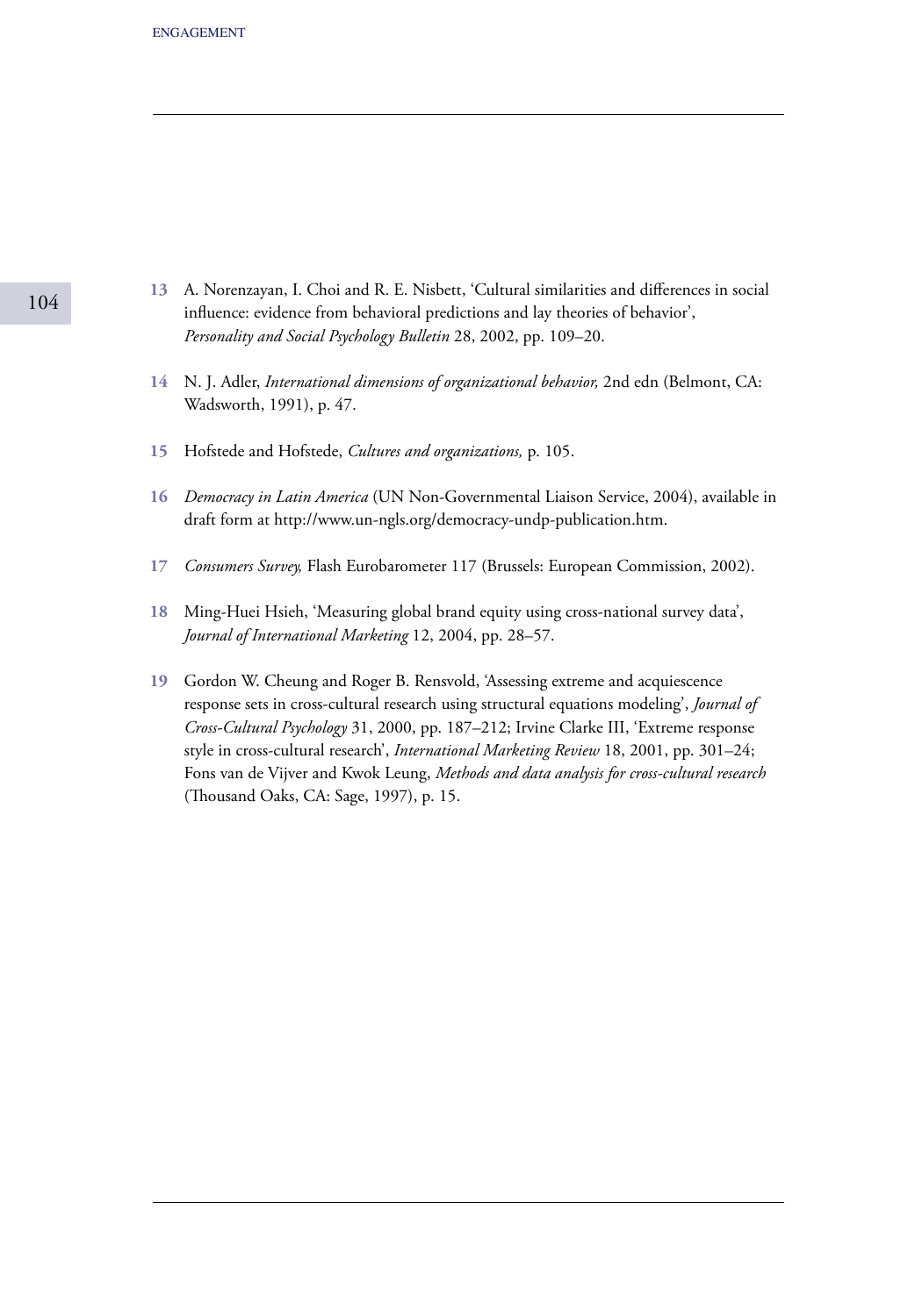13 A. Norenzayan, I. Choi and R. E. Nisbett, 'Cultural similarities and differences in social influence: evidence from behavioral predictions and lay theories of behavior', *Personality and Social Psychology Bulletin* 28, 2002, pp. 109–20.

14 N. J. Adler, *International dimensions of organizational behavior,* 2nd edn (Belmont, CA: Wadsworth, 1991), p. 47.

15 Hofstede and Hofstede, *Cultures and organizations,* p. 105.

16 *Democracy in Latin America* (UN Non-Governmental Liaison Service, 2004), available in draft form at http://www.un-ngls.org/democracy-undp-publication.htm.

17 *Consumers Survey,* Flash Eurobarometer 117 (Brussels: European Commission, 2002).

18 Ming-Huei Hsieh, 'Measuring global brand equity using cross-national survey data', *Journal of International Marketing* 12, 2004, pp. 28–57.

19 Gordon W. Cheung and Roger B. Rensvold, 'Assessing extreme and acquiescence response sets in cross-cultural research using structural equations modeling', *Journal of Cross-Cultural Psychology* 31, 2000, pp. 187–212; Irvine Clarke III, 'Extreme response style in cross-cultural research', *International Marketing Review* 18, 2001, pp. 301–24; Fons van de Vijver and Kwok Leung, *Methods and data analysis for cross-cultural research* (Thousand Oaks, CA: Sage, 1997), p. 15.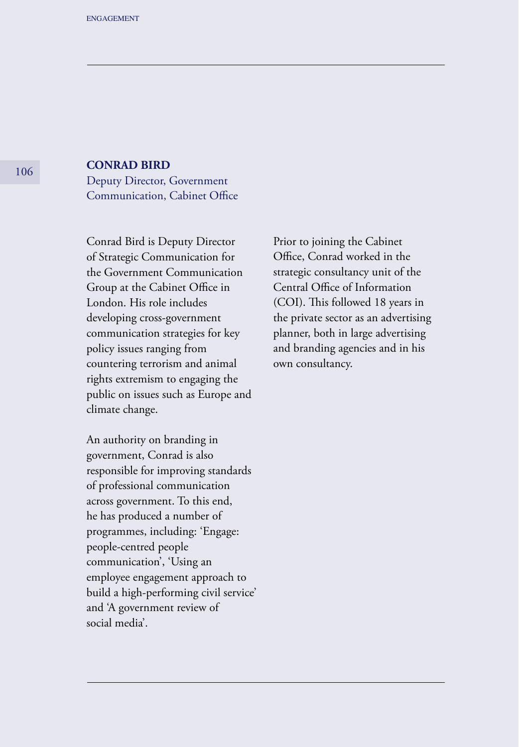## CONRAD BIRD

Deputy Director, Government Communication, Cabinet Office

Conrad Bird is Deputy Director of Strategic Communication for the Government Communication Group at the Cabinet Office in London. His role includes developing cross-government communication strategies for key policy issues ranging from countering terrorism and animal rights extremism to engaging the public on issues such as Europe and climate change.

An authority on branding in government, Conrad is also responsible for improving standards of professional communication across government. To this end, he has produced a number of programmes, including: 'Engage: people-centred people communication', 'Using an employee engagement approach to build a high-performing civil service' and 'A government review of social media'.

Prior to joining the Cabinet Office, Conrad worked in the strategic consultancy unit of the Central Office of Information (COI). This followed 18 years in the private sector as an advertising planner, both in large advertising and branding agencies and in his own consultancy.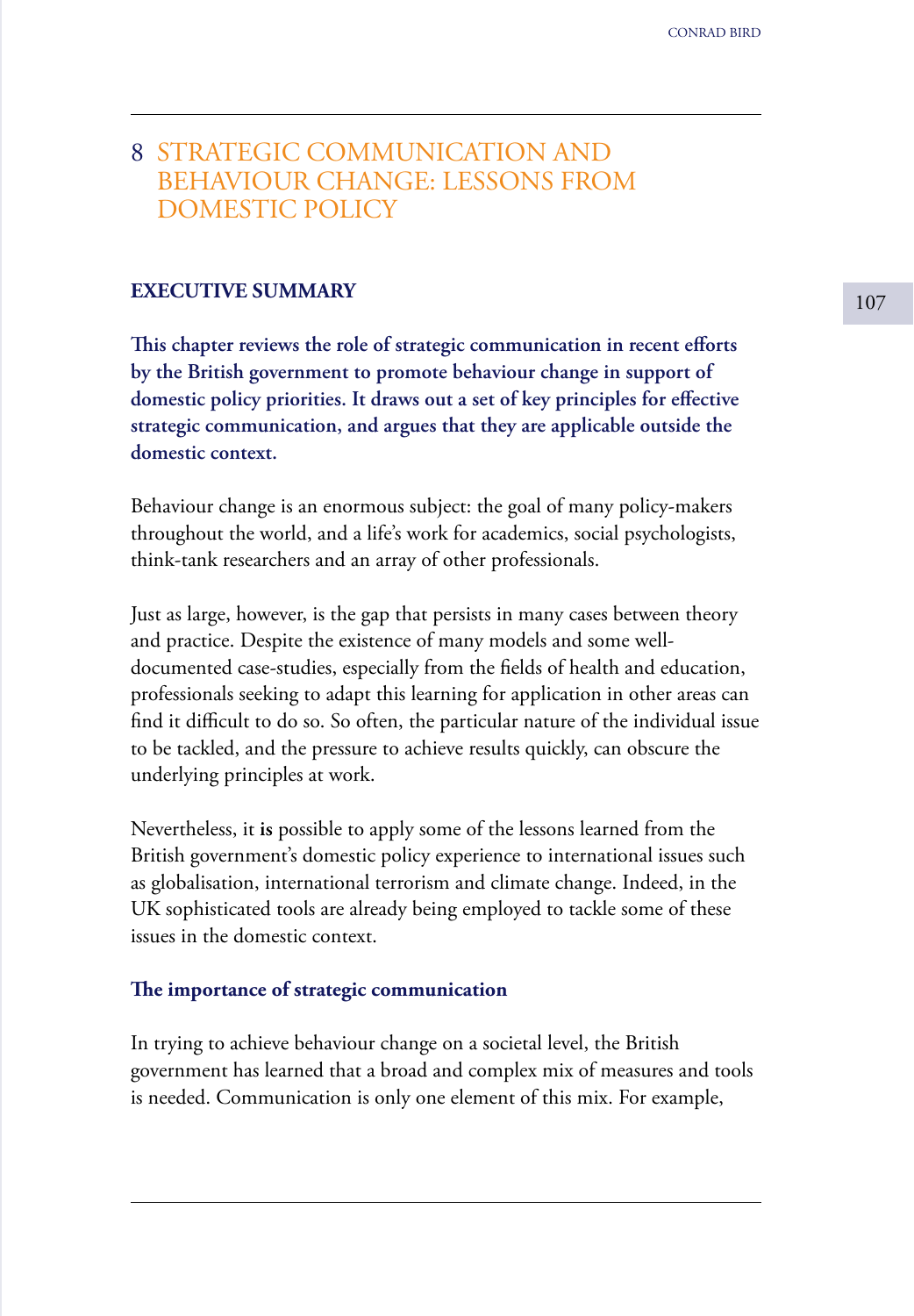# 8 STRATEGIC COMMUNICATION AND BEHAVIOUR CHANGE: LESSONS FROM DOMESTIC POLICY

## EXECUTIVE SUMMARY

**This chapter reviews the role of strategic communication in recent efforts by the British government to promote behaviour change in support of domestic policy priorities. It draws out a set of key principles for effective strategic communication, and argues that they are applicable outside the domestic context.**

Behaviour change is an enormous subject: the goal of many policy-makers throughout the world, and a life's work for academics, social psychologists, think-tank researchers and an array of other professionals.

Just as large, however, is the gap that persists in many cases between theory and practice. Despite the existence of many models and some well-documented case-studies, especially from the fields of health and education, professionals seeking to adapt this learning for application in other areas can find it difficult to do so. So often, the particular nature of the individual issue to be tackled, and the pressure to achieve results quickly, can obscure the underlying principles at work.

Nevertheless, it **is** possible to apply some of the lessons learned from the British government's domestic policy experience to international issues such as globalisation, international terrorism and climate change. Indeed, in the UK sophisticated tools are already being employed to tackle some of these issues in the domestic context.

### The importance of strategic communication

In trying to achieve behaviour change on a societal level, the British government has learned that a broad and complex mix of measures and tools is needed. Communication is only one element of this mix. For example,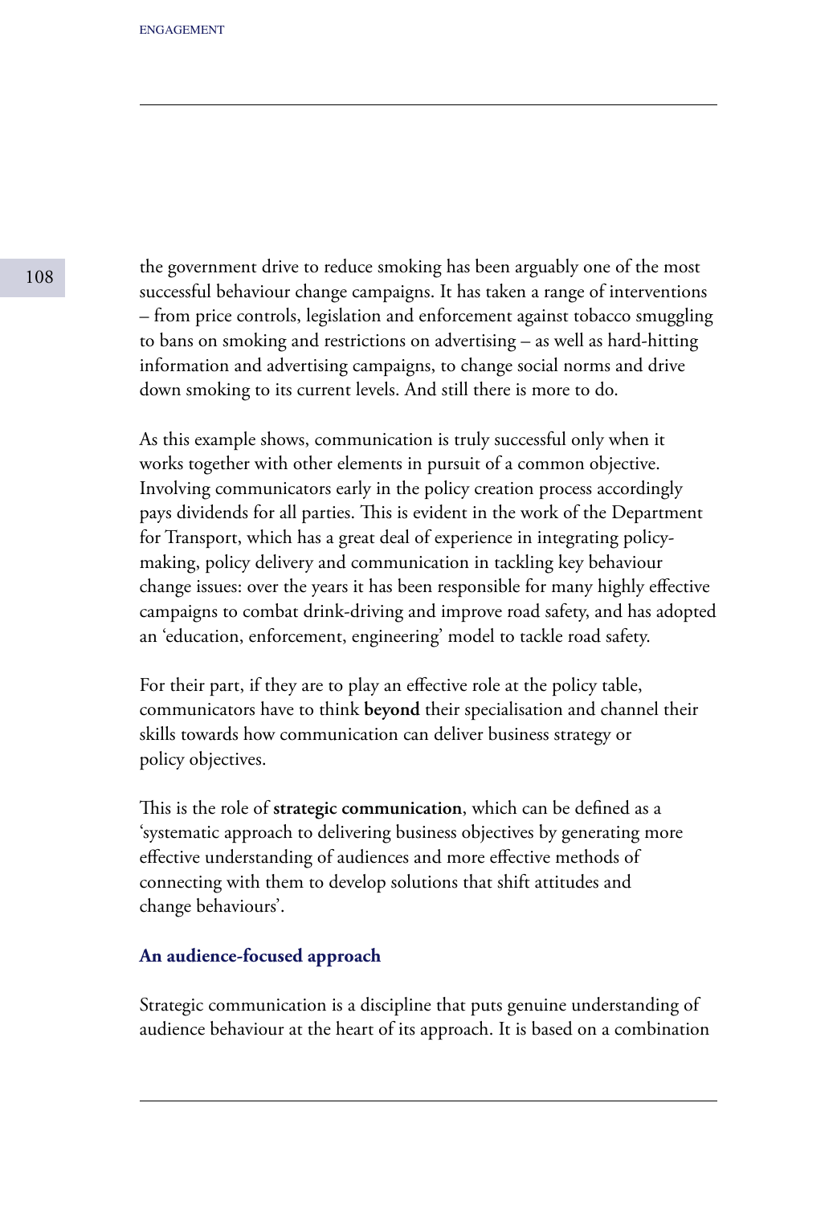the government drive to reduce smoking has been arguably one of the most successful behaviour change campaigns. It has taken a range of interventions – from price controls, legislation and enforcement against tobacco smuggling to bans on smoking and restrictions on advertising – as well as hard-hitting information and advertising campaigns, to change social norms and drive down smoking to its current levels. And still there is more to do.

As this example shows, communication is truly successful only when it works together with other elements in pursuit of a common objective. Involving communicators early in the policy creation process accordingly pays dividends for all parties. This is evident in the work of the Department for Transport, which has a great deal of experience in integrating policy-making, policy delivery and communication in tackling key behaviour change issues: over the years it has been responsible for many highly effective campaigns to combat drink-driving and improve road safety, and has adopted an 'education, enforcement, engineering' model to tackle road safety.

For their part, if they are to play an effective role at the policy table, communicators have to think **beyond** their specialisation and channel their skills towards how communication can deliver business strategy or policy objectives.

This is the role of **strategic communication**, which can be defined as a 'systematic approach to delivering business objectives by generating more effective understanding of audiences and more effective methods of connecting with them to develop solutions that shift attitudes and change behaviours'.

### An audience-focused approach

Strategic communication is a discipline that puts genuine understanding of audience behaviour at the heart of its approach. It is based on a combination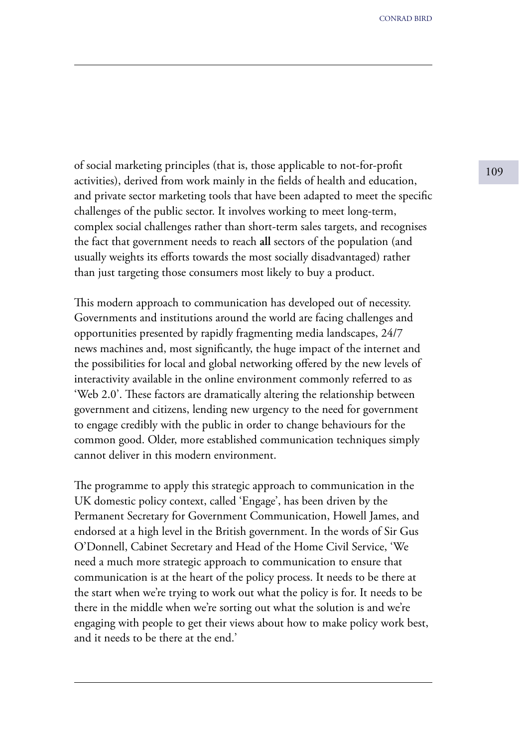of social marketing principles (that is, those applicable to not-for-profit activities), derived from work mainly in the fields of health and education, and private sector marketing tools that have been adapted to meet the specific challenges of the public sector. It involves working to meet long-term, complex social challenges rather than short-term sales targets, and recognises the fact that government needs to reach **all** sectors of the population (and usually weights its efforts towards the most socially disadvantaged) rather than just targeting those consumers most likely to buy a product.

This modern approach to communication has developed out of necessity. Governments and institutions around the world are facing challenges and opportunities presented by rapidly fragmenting media landscapes, 24/7 news machines and, most significantly, the huge impact of the internet and the possibilities for local and global networking offered by the new levels of interactivity available in the online environment commonly referred to as 'Web 2.0'. These factors are dramatically altering the relationship between government and citizens, lending new urgency to the need for government to engage credibly with the public in order to change behaviours for the common good. Older, more established communication techniques simply cannot deliver in this modern environment.

The programme to apply this strategic approach to communication in the UK domestic policy context, called 'Engage', has been driven by the Permanent Secretary for Government Communication, Howell James, and endorsed at a high level in the British government. In the words of Sir Gus O'Donnell, Cabinet Secretary and Head of the Home Civil Service, 'We need a much more strategic approach to communication to ensure that communication is at the heart of the policy process. It needs to be there at the start when we're trying to work out what the policy is for. It needs to be there in the middle when we're sorting out what the solution is and we're engaging with people to get their views about how to make policy work best, and it needs to be there at the end.'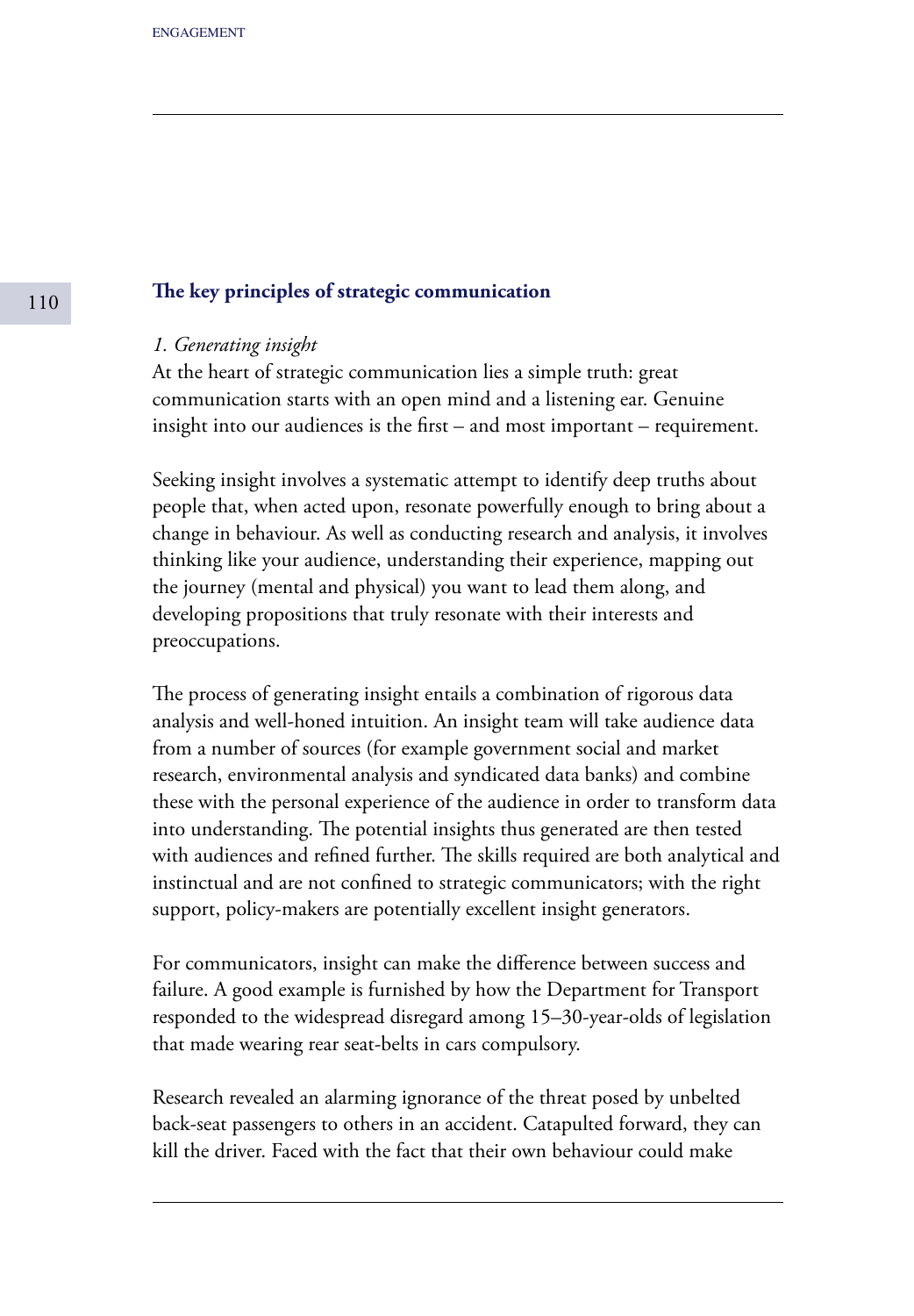## The key principles of strategic communication

*1. Generating insight*

At the heart of strategic communication lies a simple truth: great communication starts with an open mind and a listening ear. Genuine insight into our audiences is the first – and most important – requirement.

Seeking insight involves a systematic attempt to identify deep truths about people that, when acted upon, resonate powerfully enough to bring about a change in behaviour. As well as conducting research and analysis, it involves thinking like your audience, understanding their experience, mapping out the journey (mental and physical) you want to lead them along, and developing propositions that truly resonate with their interests and preoccupations.

The process of generating insight entails a combination of rigorous data analysis and well-honed intuition. An insight team will take audience data from a number of sources (for example government social and market research, environmental analysis and syndicated data banks) and combine these with the personal experience of the audience in order to transform data into understanding. The potential insights thus generated are then tested with audiences and refined further. The skills required are both analytical and instinctual and are not confined to strategic communicators; with the right support, policy-makers are potentially excellent insight generators.

For communicators, insight can make the difference between success and failure. A good example is furnished by how the Department for Transport responded to the widespread disregard among 15–30-year-olds of legislation that made wearing rear seat-belts in cars compulsory.

Research revealed an alarming ignorance of the threat posed by unbelted back-seat passengers to others in an accident. Catapulted forward, they can kill the driver. Faced with the fact that their own behaviour could make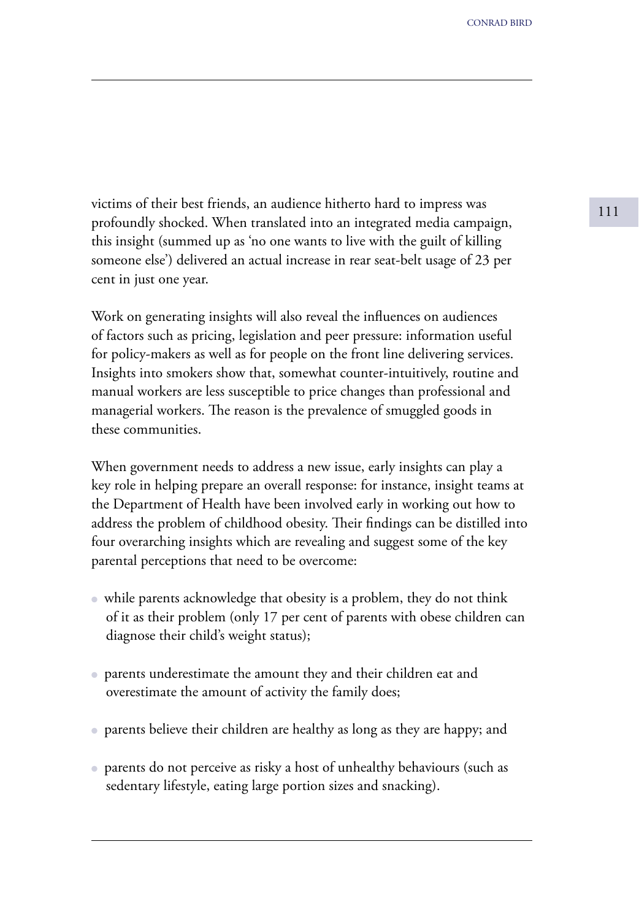victims of their best friends, an audience hitherto hard to impress was profoundly shocked. When translated into an integrated media campaign, this insight (summed up as 'no one wants to live with the guilt of killing someone else') delivered an actual increase in rear seat-belt usage of 23 per cent in just one year.

Work on generating insights will also reveal the influences on audiences of factors such as pricing, legislation and peer pressure: information useful for policy-makers as well as for people on the front line delivering services. Insights into smokers show that, somewhat counter-intuitively, routine and manual workers are less susceptible to price changes than professional and managerial workers. The reason is the prevalence of smuggled goods in these communities.

When government needs to address a new issue, early insights can play a key role in helping prepare an overall response: for instance, insight teams at the Department of Health have been involved early in working out how to address the problem of childhood obesity. Their findings can be distilled into four overarching insights which are revealing and suggest some of the key parental perceptions that need to be overcome:

- while parents acknowledge that obesity is a problem, they do not think of it as their problem (only 17 per cent of parents with obese children can diagnose their child's weight status);
- parents underestimate the amount they and their children eat and overestimate the amount of activity the family does;
- parents believe their children are healthy as long as they are happy; and
- parents do not perceive as risky a host of unhealthy behaviours (such as sedentary lifestyle, eating large portion sizes and snacking).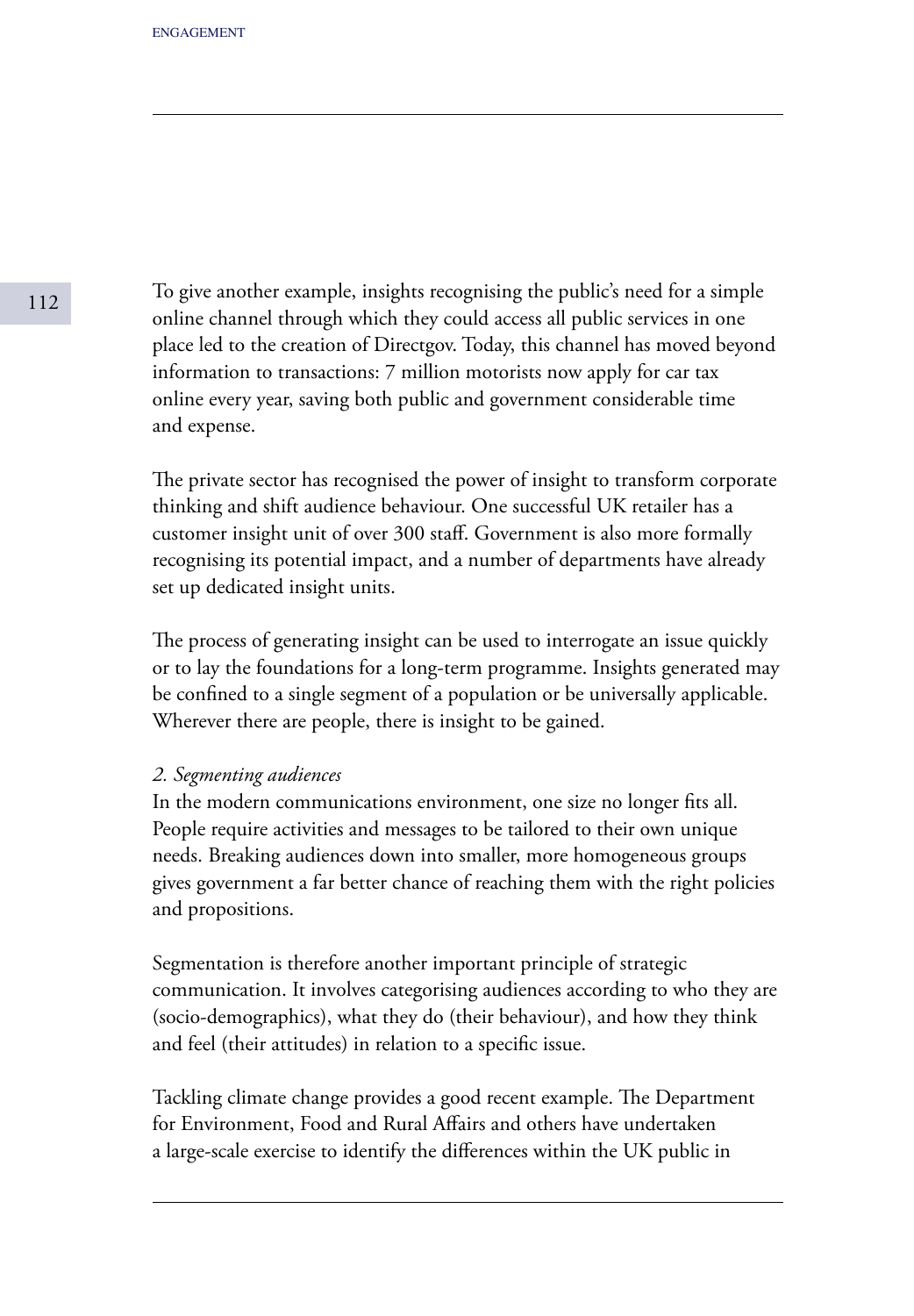To give another example, insights recognising the public's need for a simple online channel through which they could access all public services in one place led to the creation of Directgov. Today, this channel has moved beyond information to transactions: 7 million motorists now apply for car tax online every year, saving both public and government considerable time and expense.

The private sector has recognised the power of insight to transform corporate thinking and shift audience behaviour. One successful UK retailer has a customer insight unit of over 300 staff. Government is also more formally recognising its potential impact, and a number of departments have already set up dedicated insight units.

The process of generating insight can be used to interrogate an issue quickly or to lay the foundations for a long-term programme. Insights generated may be confined to a single segment of a population or be universally applicable. Wherever there are people, there is insight to be gained.

*2. Segmenting audiences*

In the modern communications environment, one size no longer fits all. People require activities and messages to be tailored to their own unique needs. Breaking audiences down into smaller, more homogeneous groups gives government a far better chance of reaching them with the right policies and propositions.

Segmentation is therefore another important principle of strategic communication. It involves categorising audiences according to who they are (socio-demographics), what they do (their behaviour), and how they think and feel (their attitudes) in relation to a specific issue.

Tackling climate change provides a good recent example. The Department for Environment, Food and Rural Affairs and others have undertaken a large-scale exercise to identify the differences within the UK public in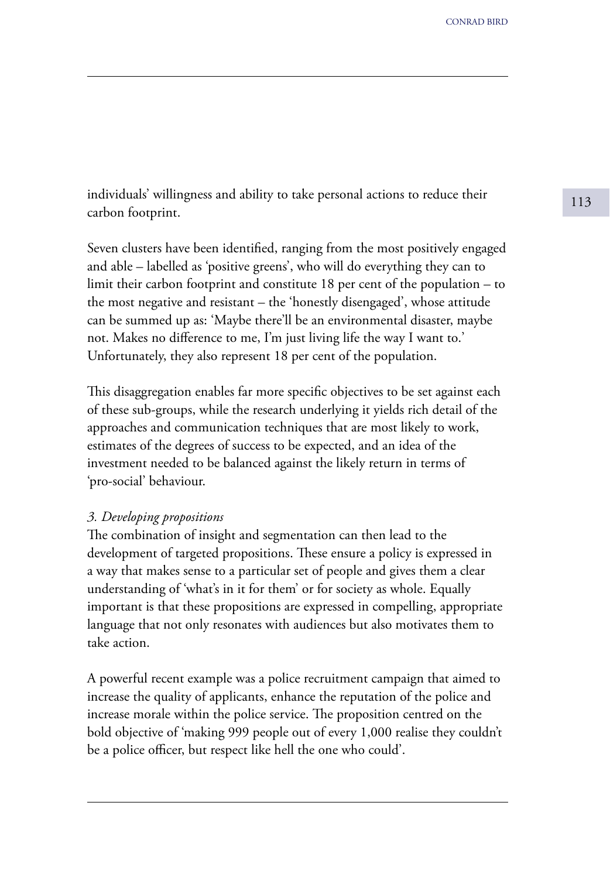individuals' willingness and ability to take personal actions to reduce their carbon footprint.

Seven clusters have been identified, ranging from the most positively engaged and able – labelled as 'positive greens', who will do everything they can to limit their carbon footprint and constitute 18 per cent of the population – to the most negative and resistant – the 'honestly disengaged', whose attitude can be summed up as: 'Maybe there'll be an environmental disaster, maybe not. Makes no difference to me, I'm just living life the way I want to.' Unfortunately, they also represent 18 per cent of the population.

This disaggregation enables far more specific objectives to be set against each of these sub-groups, while the research underlying it yields rich detail of the approaches and communication techniques that are most likely to work, estimates of the degrees of success to be expected, and an idea of the investment needed to be balanced against the likely return in terms of 'pro-social' behaviour.

*3. Developing propositions*

The combination of insight and segmentation can then lead to the development of targeted propositions. These ensure a policy is expressed in a way that makes sense to a particular set of people and gives them a clear understanding of 'what's in it for them' or for society as whole. Equally important is that these propositions are expressed in compelling, appropriate language that not only resonates with audiences but also motivates them to take action.

A powerful recent example was a police recruitment campaign that aimed to increase the quality of applicants, enhance the reputation of the police and increase morale within the police service. The proposition centred on the bold objective of 'making 999 people out of every 1,000 realise they couldn't be a police officer, but respect like hell the one who could'.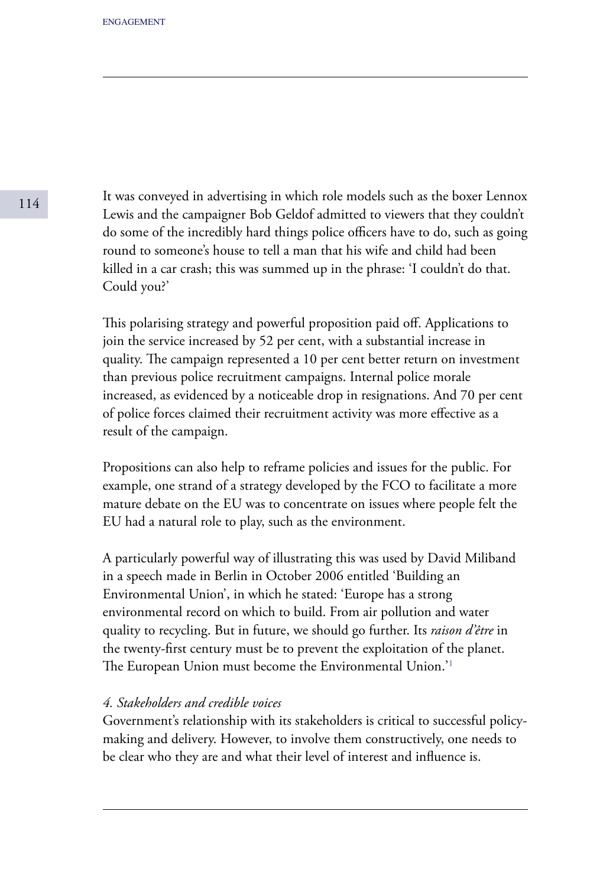It was conveyed in advertising in which role models such as the boxer Lennox Lewis and the campaigner Bob Geldof admitted to viewers that they couldn't do some of the incredibly hard things police officers have to do, such as going round to someone's house to tell a man that his wife and child had been killed in a car crash; this was summed up in the phrase: 'I couldn't do that. Could you?'

This polarising strategy and powerful proposition paid off. Applications to join the service increased by 52 per cent, with a substantial increase in quality. The campaign represented a 10 per cent better return on investment than previous police recruitment campaigns. Internal police morale increased, as evidenced by a noticeable drop in resignations. And 70 per cent of police forces claimed their recruitment activity was more effective as a result of the campaign.

Propositions can also help to reframe policies and issues for the public. For example, one strand of a strategy developed by the FCO to facilitate a more mature debate on the EU was to concentrate on issues where people felt the EU had a natural role to play, such as the environment.

A particularly powerful way of illustrating this was used by David Miliband in a speech made in Berlin in October 2006 entitled 'Building an Environmental Union', in which he stated: 'Europe has a strong environmental record on which to build. From air pollution and water quality to recycling. But in future, we should go further. Its *raison d'être* in the twenty-first century must be to prevent the exploitation of the planet. The European Union must become the Environmental Union.'[1]

*4. Stakeholders and credible voices*

Government's relationship with its stakeholders is critical to successful policy-making and delivery. However, to involve them constructively, one needs to be clear who they are and what their level of interest and influence is.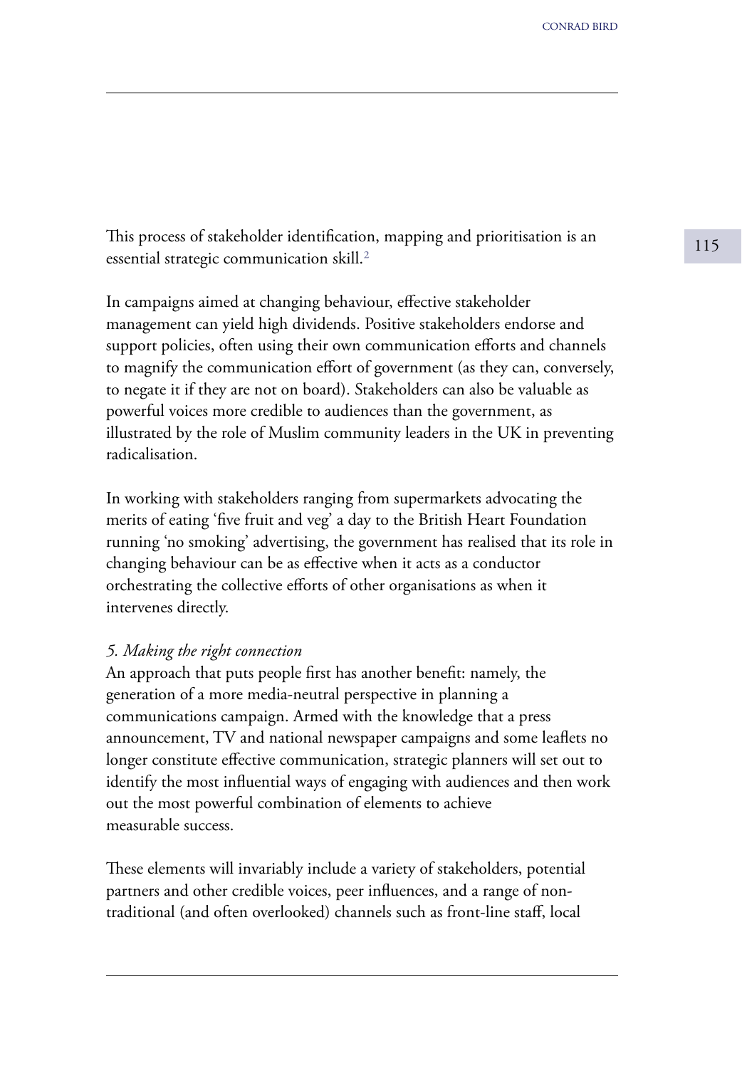This process of stakeholder identification, mapping and prioritisation is an essential strategic communication skill.[2]

In campaigns aimed at changing behaviour, effective stakeholder management can yield high dividends. Positive stakeholders endorse and support policies, often using their own communication efforts and channels to magnify the communication effort of government (as they can, conversely, to negate it if they are not on board). Stakeholders can also be valuable as powerful voices more credible to audiences than the government, as illustrated by the role of Muslim community leaders in the UK in preventing radicalisation.

In working with stakeholders ranging from supermarkets advocating the merits of eating 'five fruit and veg' a day to the British Heart Foundation running 'no smoking' advertising, the government has realised that its role in changing behaviour can be as effective when it acts as a conductor orchestrating the collective efforts of other organisations as when it intervenes directly.

*5. Making the right connection*

An approach that puts people first has another benefit: namely, the generation of a more media-neutral perspective in planning a communications campaign. Armed with the knowledge that a press announcement, TV and national newspaper campaigns and some leaflets no longer constitute effective communication, strategic planners will set out to identify the most influential ways of engaging with audiences and then work out the most powerful combination of elements to achieve measurable success.

These elements will invariably include a variety of stakeholders, potential partners and other credible voices, peer influences, and a range of non-traditional (and often overlooked) channels such as front-line staff, local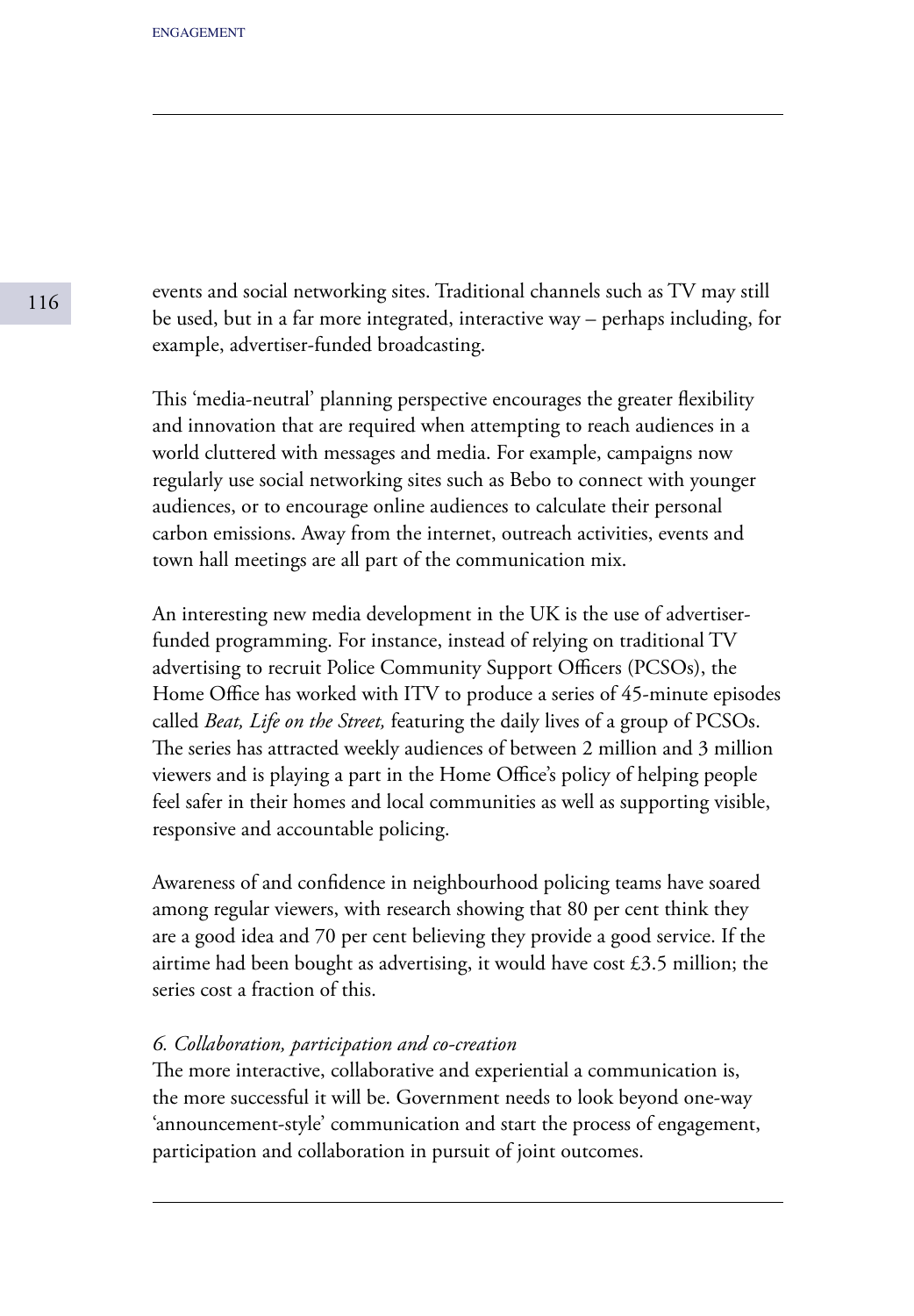events and social networking sites. Traditional channels such as TV may still be used, but in a far more integrated, interactive way – perhaps including, for example, advertiser-funded broadcasting.

This 'media-neutral' planning perspective encourages the greater flexibility and innovation that are required when attempting to reach audiences in a world cluttered with messages and media. For example, campaigns now regularly use social networking sites such as Bebo to connect with younger audiences, or to encourage online audiences to calculate their personal carbon emissions. Away from the internet, outreach activities, events and town hall meetings are all part of the communication mix.

An interesting new media development in the UK is the use of advertiser-funded programming. For instance, instead of relying on traditional TV advertising to recruit Police Community Support Officers (PCSOs), the Home Office has worked with ITV to produce a series of 45-minute episodes called *Beat, Life on the Street,* featuring the daily lives of a group of PCSOs. The series has attracted weekly audiences of between 2 million and 3 million viewers and is playing a part in the Home Office's policy of helping people feel safer in their homes and local communities as well as supporting visible, responsive and accountable policing.

Awareness of and confidence in neighbourhood policing teams have soared among regular viewers, with research showing that 80 per cent think they are a good idea and 70 per cent believing they provide a good service. If the airtime had been bought as advertising, it would have cost £3.5 million; the series cost a fraction of this.

*6. Collaboration, participation and co-creation*

The more interactive, collaborative and experiential a communication is, the more successful it will be. Government needs to look beyond one-way 'announcement-style' communication and start the process of engagement, participation and collaboration in pursuit of joint outcomes.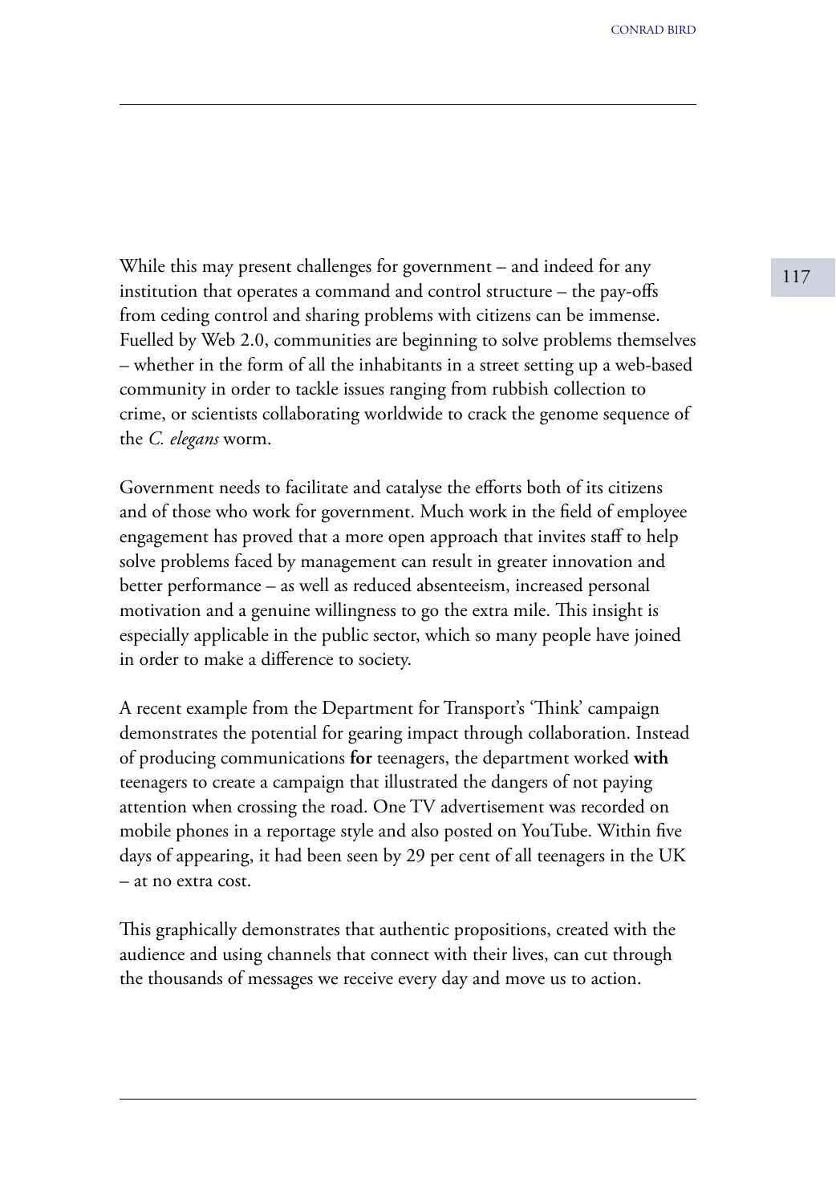While this may present challenges for government – and indeed for any institution that operates a command and control structure – the pay-offs from ceding control and sharing problems with citizens can be immense. Fuelled by Web 2.0, communities are beginning to solve problems themselves – whether in the form of all the inhabitants in a street setting up a web-based community in order to tackle issues ranging from rubbish collection to crime, or scientists collaborating worldwide to crack the genome sequence of the *C. elegans* worm.

Government needs to facilitate and catalyse the efforts both of its citizens and of those who work for government. Much work in the field of employee engagement has proved that a more open approach that invites staff to help solve problems faced by management can result in greater innovation and better performance – as well as reduced absenteeism, increased personal motivation and a genuine willingness to go the extra mile. This insight is especially applicable in the public sector, which so many people have joined in order to make a difference to society.

A recent example from the Department for Transport's 'Think' campaign demonstrates the potential for gearing impact through collaboration. Instead of producing communications **for** teenagers, the department worked **with** teenagers to create a campaign that illustrated the dangers of not paying attention when crossing the road. One TV advertisement was recorded on mobile phones in a reportage style and also posted on YouTube. Within five days of appearing, it had been seen by 29 per cent of all teenagers in the UK – at no extra cost.

This graphically demonstrates that authentic propositions, created with the audience and using channels that connect with their lives, can cut through the thousands of messages we receive every day and move us to action.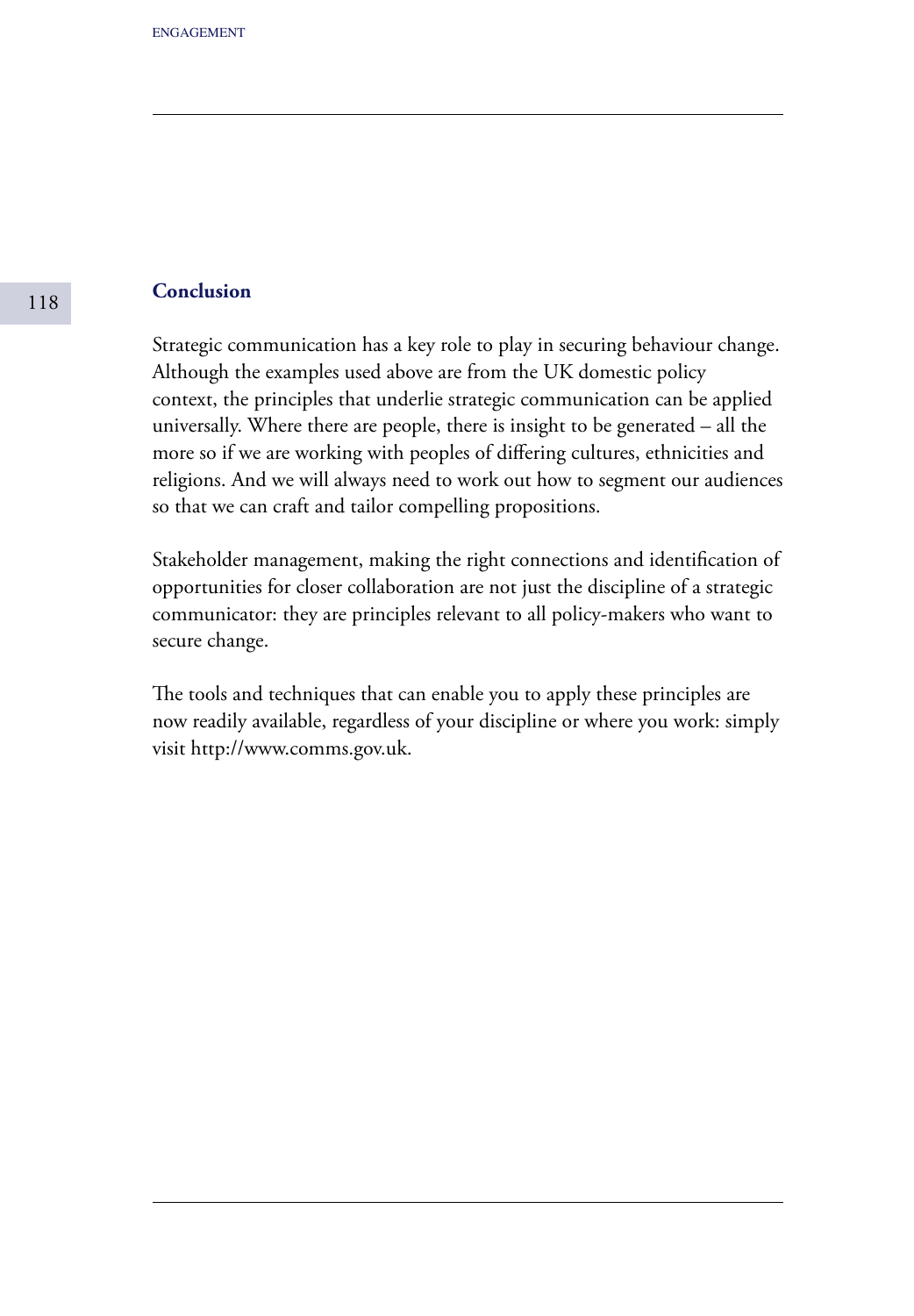## Conclusion

Strategic communication has a key role to play in securing behaviour change. Although the examples used above are from the UK domestic policy context, the principles that underlie strategic communication can be applied universally. Where there are people, there is insight to be generated – all the more so if we are working with peoples of differing cultures, ethnicities and religions. And we will always need to work out how to segment our audiences so that we can craft and tailor compelling propositions.

Stakeholder management, making the right connections and identification of opportunities for closer collaboration are not just the discipline of a strategic communicator: they are principles relevant to all policy-makers who want to secure change.

The tools and techniques that can enable you to apply these principles are now readily available, regardless of your discipline or where you work: simply visit http://www.comms.gov.uk.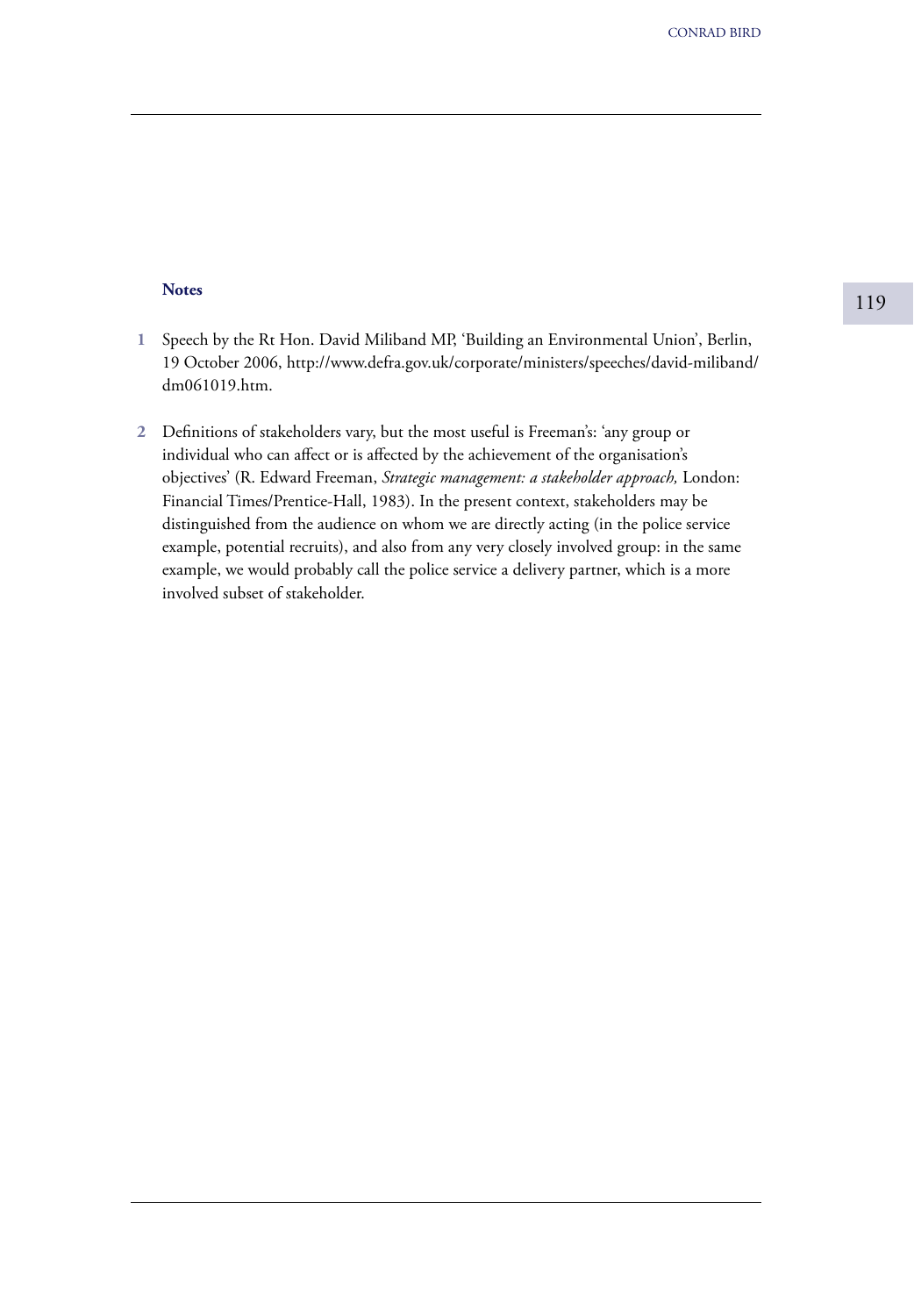**Notes**

1. Speech by the Rt Hon. David Miliband MP, 'Building an Environmental Union', Berlin, 19 October 2006, http://www.defra.gov.uk/corporate/ministers/speeches/david-miliband/dm061019.htm.

2. Definitions of stakeholders vary, but the most useful is Freeman's: 'any group or individual who can affect or is affected by the achievement of the organisation's objectives' (R. Edward Freeman, *Strategic management: a stakeholder approach,* London: Financial Times/Prentice-Hall, 1983). In the present context, stakeholders may be distinguished from the audience on whom we are directly acting (in the police service example, potential recruits), and also from any very closely involved group: in the same example, we would probably call the police service a delivery partner, which is a more involved subset of stakeholder.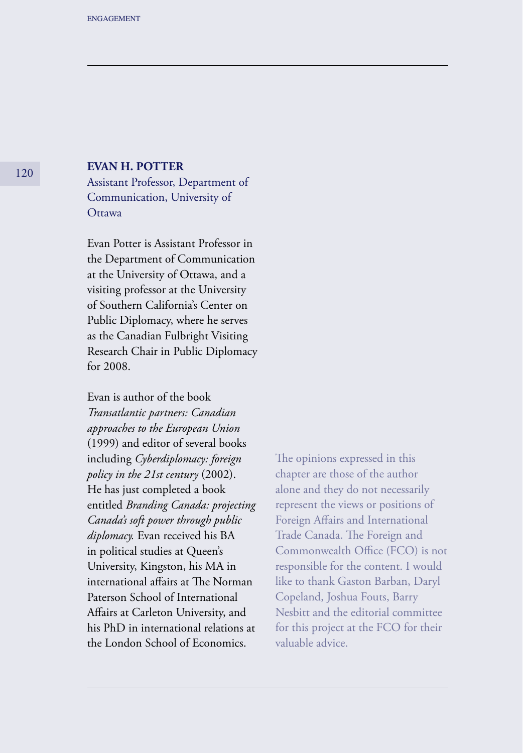**EVAN H. POTTER**

Assistant Professor, Department of Communication, University of Ottawa

Evan Potter is Assistant Professor in the Department of Communication at the University of Ottawa, and a visiting professor at the University of Southern California's Center on Public Diplomacy, where he serves as the Canadian Fulbright Visiting Research Chair in Public Diplomacy for 2008.

Evan is author of the book *Transatlantic partners: Canadian approaches to the European Union* (1999) and editor of several books including *Cyberdiplomacy: foreign policy in the 21st century* (2002). He has just completed a book entitled *Branding Canada: projecting Canada's soft power through public diplomacy.* Evan received his BA in political studies at Queen's University, Kingston, his MA in international affairs at The Norman Paterson School of International Affairs at Carleton University, and his PhD in international relations at the London School of Economics.

The opinions expressed in this chapter are those of the author alone and they do not necessarily represent the views or positions of Foreign Affairs and International Trade Canada. The Foreign and Commonwealth Office (FCO) is not responsible for the content. I would like to thank Gaston Barban, Daryl Copeland, Joshua Fouts, Barry Nesbitt and the editorial committee for this project at the FCO for their valuable advice.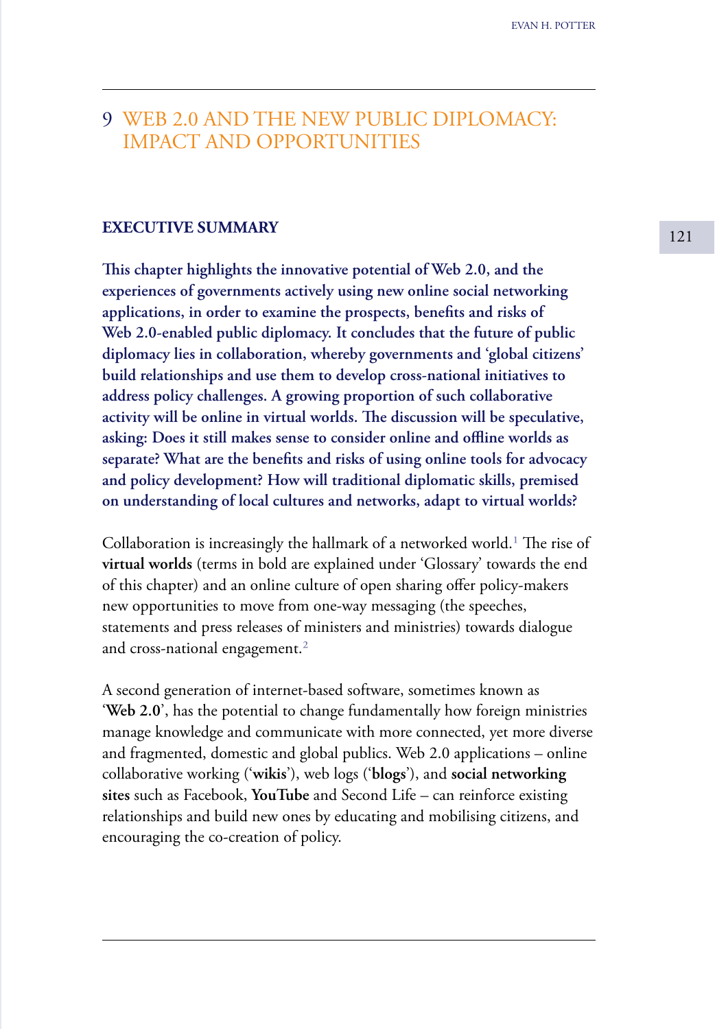# 9 WEB 2.0 AND THE NEW PUBLIC DIPLOMACY: IMPACT AND OPPORTUNITIES

## EXECUTIVE SUMMARY

**This chapter highlights the innovative potential of Web 2.0, and the experiences of governments actively using new online social networking applications, in order to examine the prospects, benefits and risks of Web 2.0-enabled public diplomacy. It concludes that the future of public diplomacy lies in collaboration, whereby governments and 'global citizens' build relationships and use them to develop cross-national initiatives to address policy challenges. A growing proportion of such collaborative activity will be online in virtual worlds. The discussion will be speculative, asking: Does it still makes sense to consider online and offline worlds as separate? What are the benefits and risks of using online tools for advocacy and policy development? How will traditional diplomatic skills, premised on understanding of local cultures and networks, adapt to virtual worlds?**

Collaboration is increasingly the hallmark of a networked world.[1] The rise of **virtual worlds** (terms in bold are explained under 'Glossary' towards the end of this chapter) and an online culture of open sharing offer policy-makers new opportunities to move from one-way messaging (the speeches, statements and press releases of ministers and ministries) towards dialogue and cross-national engagement.[2]

A second generation of internet-based software, sometimes known as '**Web 2.0**', has the potential to change fundamentally how foreign ministries manage knowledge and communicate with more connected, yet more diverse and fragmented, domestic and global publics. Web 2.0 applications – online collaborative working ('**wikis**'), web logs ('**blogs**'), and **social networking sites** such as Facebook, **YouTube** and Second Life – can reinforce existing relationships and build new ones by educating and mobilising citizens, and encouraging the co-creation of policy.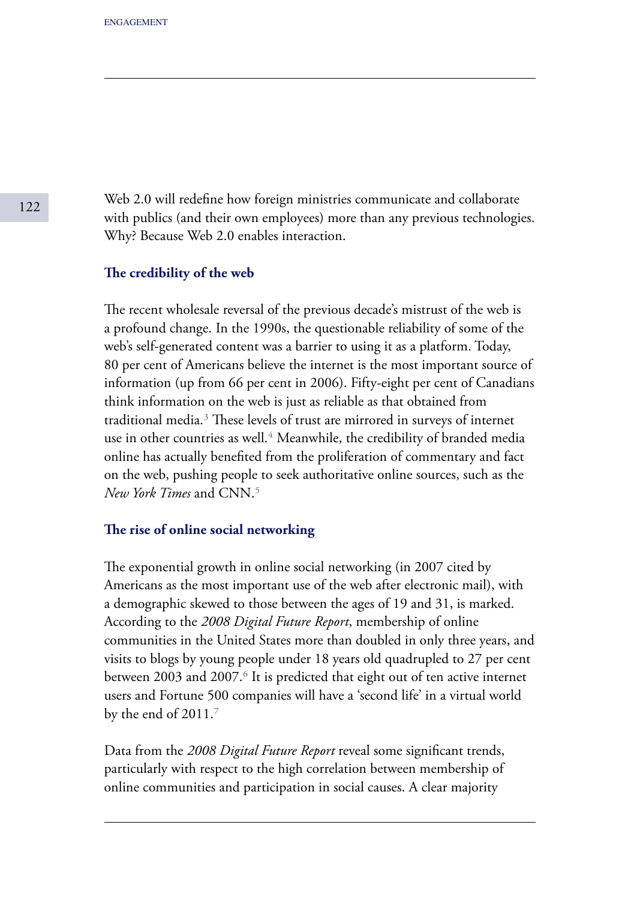Web 2.0 will redefine how foreign ministries communicate and collaborate with publics (and their own employees) more than any previous technologies. Why? Because Web 2.0 enables interaction.

### The credibility of the web

The recent wholesale reversal of the previous decade's mistrust of the web is a profound change. In the 1990s, the questionable reliability of some of the web's self-generated content was a barrier to using it as a platform. Today, 80 per cent of Americans believe the internet is the most important source of information (up from 66 per cent in 2006). Fifty-eight per cent of Canadians think information on the web is just as reliable as that obtained from traditional media.[3] These levels of trust are mirrored in surveys of internet use in other countries as well.[4] Meanwhile, the credibility of branded media online has actually benefited from the proliferation of commentary and fact on the web, pushing people to seek authoritative online sources, such as the *New York Times* and CNN.[5]

### The rise of online social networking

The exponential growth in online social networking (in 2007 cited by Americans as the most important use of the web after electronic mail), with a demographic skewed to those between the ages of 19 and 31, is marked. According to the *2008 Digital Future Report*, membership of online communities in the United States more than doubled in only three years, and visits to blogs by young people under 18 years old quadrupled to 27 per cent between 2003 and 2007.[6] It is predicted that eight out of ten active internet users and Fortune 500 companies will have a 'second life' in a virtual world by the end of 2011.[7]

Data from the *2008 Digital Future Report* reveal some significant trends, particularly with respect to the high correlation between membership of online communities and participation in social causes. A clear majority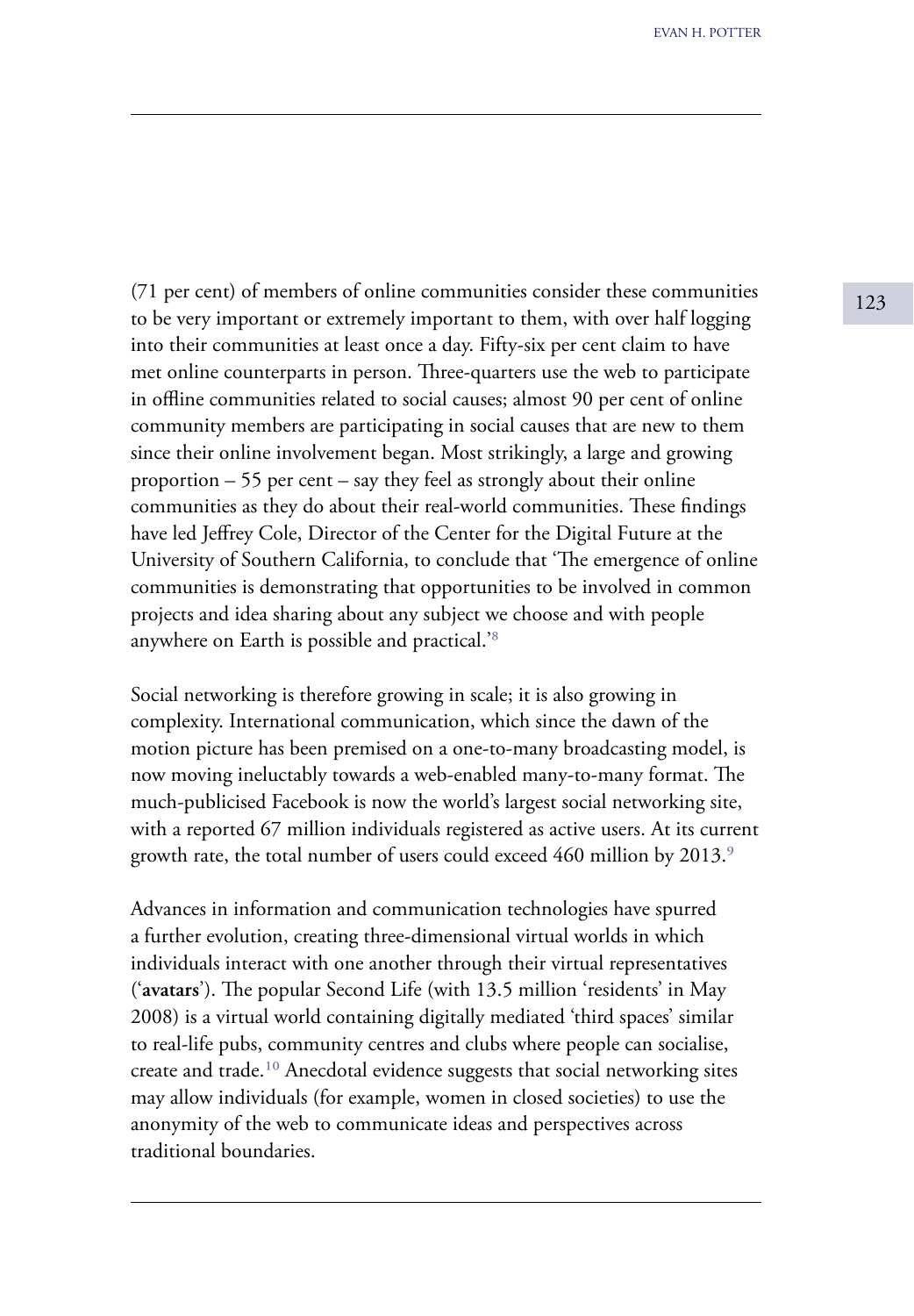(71 per cent) of members of online communities consider these communities to be very important or extremely important to them, with over half logging into their communities at least once a day. Fifty-six per cent claim to have met online counterparts in person. Three-quarters use the web to participate in offline communities related to social causes; almost 90 per cent of online community members are participating in social causes that are new to them since their online involvement began. Most strikingly, a large and growing proportion – 55 per cent – say they feel as strongly about their online communities as they do about their real-world communities. These findings have led Jeffrey Cole, Director of the Center for the Digital Future at the University of Southern California, to conclude that 'The emergence of online communities is demonstrating that opportunities to be involved in common projects and idea sharing about any subject we choose and with people anywhere on Earth is possible and practical.'[8]

Social networking is therefore growing in scale; it is also growing in complexity. International communication, which since the dawn of the motion picture has been premised on a one-to-many broadcasting model, is now moving ineluctably towards a web-enabled many-to-many format. The much-publicised Facebook is now the world's largest social networking site, with a reported 67 million individuals registered as active users. At its current growth rate, the total number of users could exceed 460 million by 2013.[9]

Advances in information and communication technologies have spurred a further evolution, creating three-dimensional virtual worlds in which individuals interact with one another through their virtual representatives ('**avatars**'). The popular Second Life (with 13.5 million 'residents' in May 2008) is a virtual world containing digitally mediated 'third spaces' similar to real-life pubs, community centres and clubs where people can socialise, create and trade.[10] Anecdotal evidence suggests that social networking sites may allow individuals (for example, women in closed societies) to use the anonymity of the web to communicate ideas and perspectives across traditional boundaries.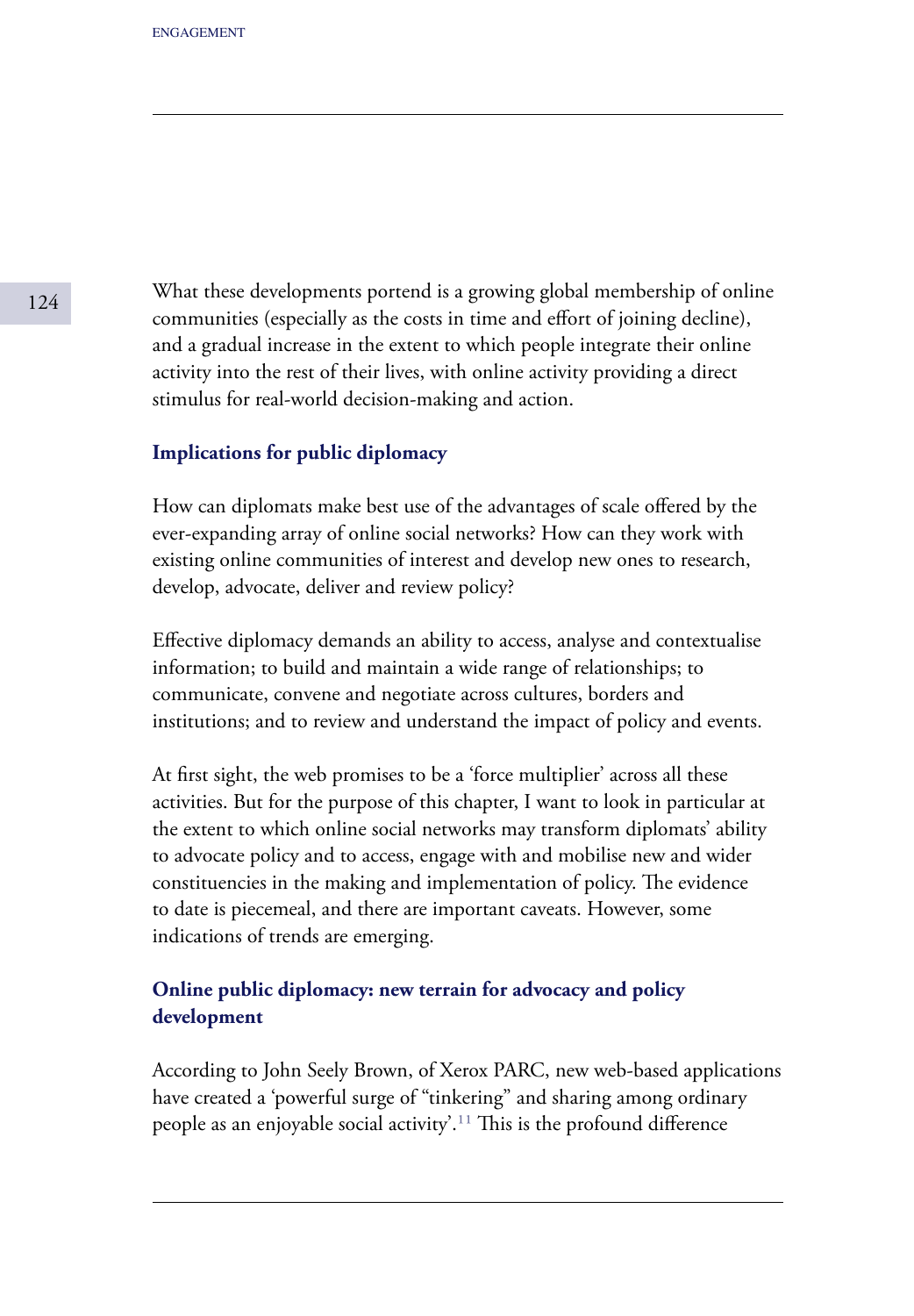What these developments portend is a growing global membership of online communities (especially as the costs in time and effort of joining decline), and a gradual increase in the extent to which people integrate their online activity into the rest of their lives, with online activity providing a direct stimulus for real-world decision-making and action.

## Implications for public diplomacy

How can diplomats make best use of the advantages of scale offered by the ever-expanding array of online social networks? How can they work with existing online communities of interest and develop new ones to research, develop, advocate, deliver and review policy?

Effective diplomacy demands an ability to access, analyse and contextualise information; to build and maintain a wide range of relationships; to communicate, convene and negotiate across cultures, borders and institutions; and to review and understand the impact of policy and events.

At first sight, the web promises to be a 'force multiplier' across all these activities. But for the purpose of this chapter, I want to look in particular at the extent to which online social networks may transform diplomats' ability to advocate policy and to access, engage with and mobilise new and wider constituencies in the making and implementation of policy. The evidence to date is piecemeal, and there are important caveats. However, some indications of trends are emerging.

## Online public diplomacy: new terrain for advocacy and policy development

According to John Seely Brown, of Xerox PARC, new web-based applications have created a 'powerful surge of "tinkering" and sharing among ordinary people as an enjoyable social activity'.[11] This is the profound difference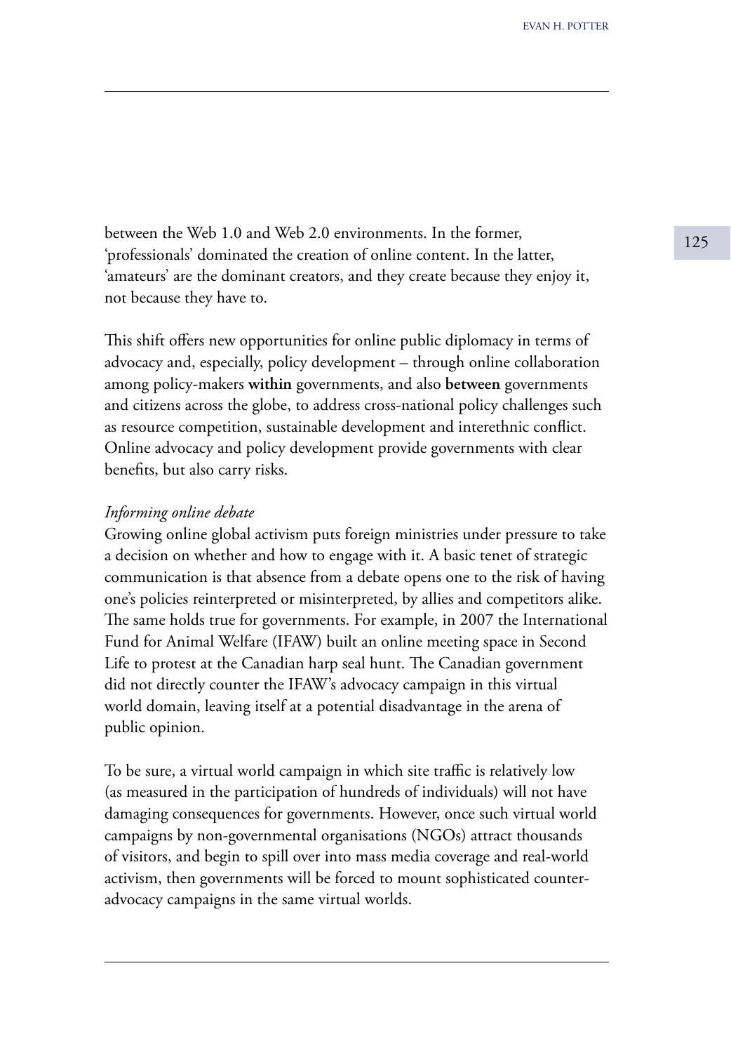between the Web 1.0 and Web 2.0 environments. In the former, 'professionals' dominated the creation of online content. In the latter, 'amateurs' are the dominant creators, and they create because they enjoy it, not because they have to.

This shift offers new opportunities for online public diplomacy in terms of advocacy and, especially, policy development – through online collaboration among policy-makers **within** governments, and also **between** governments and citizens across the globe, to address cross-national policy challenges such as resource competition, sustainable development and interethnic conflict. Online advocacy and policy development provide governments with clear benefits, but also carry risks.

*Informing online debate*

Growing online global activism puts foreign ministries under pressure to take a decision on whether and how to engage with it. A basic tenet of strategic communication is that absence from a debate opens one to the risk of having one's policies reinterpreted or misinterpreted, by allies and competitors alike. The same holds true for governments. For example, in 2007 the International Fund for Animal Welfare (IFAW) built an online meeting space in Second Life to protest at the Canadian harp seal hunt. The Canadian government did not directly counter the IFAW's advocacy campaign in this virtual world domain, leaving itself at a potential disadvantage in the arena of public opinion.

To be sure, a virtual world campaign in which site traffic is relatively low (as measured in the participation of hundreds of individuals) will not have damaging consequences for governments. However, once such virtual world campaigns by non-governmental organisations (NGOs) attract thousands of visitors, and begin to spill over into mass media coverage and real-world activism, then governments will be forced to mount sophisticated counter-advocacy campaigns in the same virtual worlds.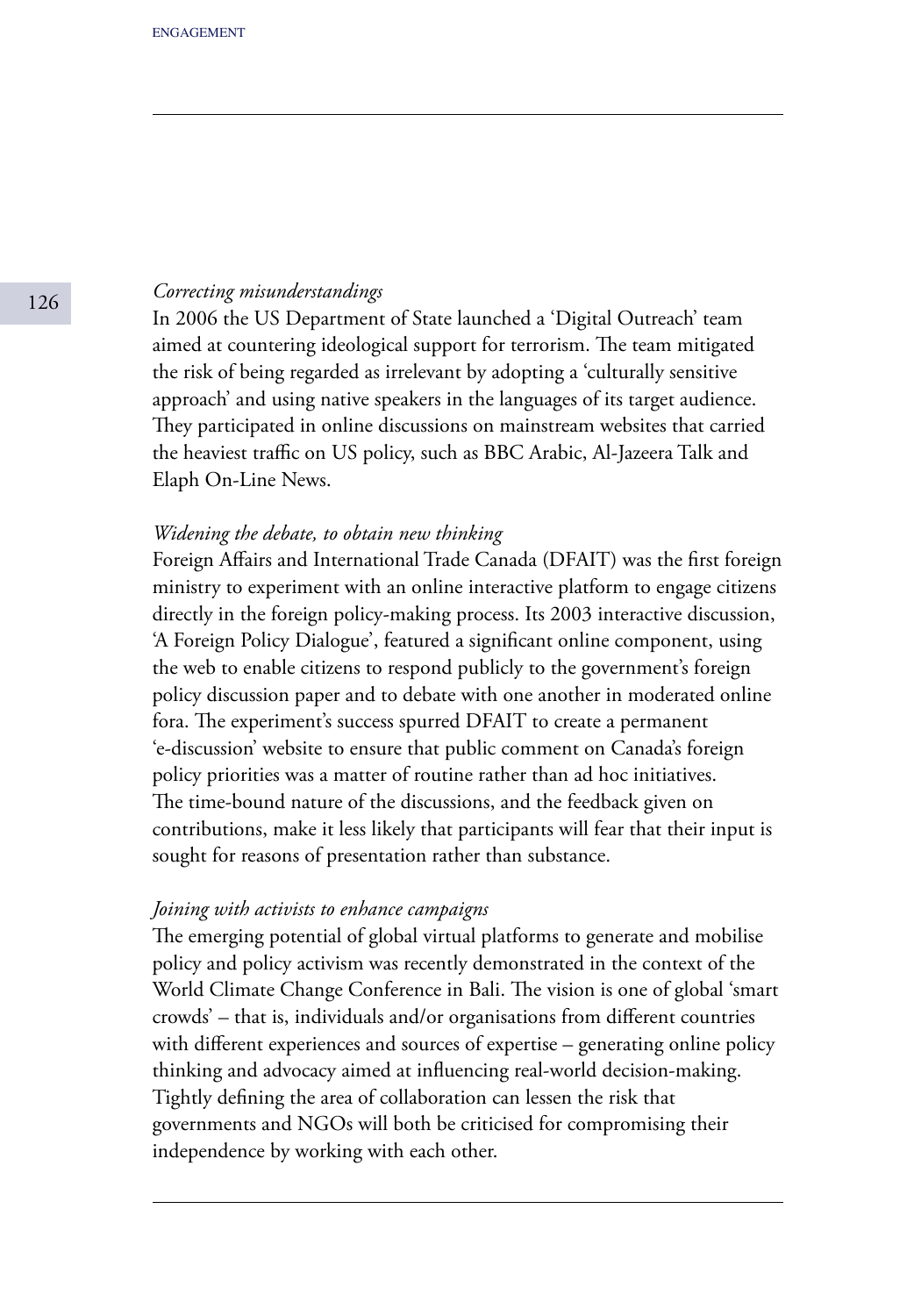*Correcting misunderstandings*

In 2006 the US Department of State launched a 'Digital Outreach' team aimed at countering ideological support for terrorism. The team mitigated the risk of being regarded as irrelevant by adopting a 'culturally sensitive approach' and using native speakers in the languages of its target audience. They participated in online discussions on mainstream websites that carried the heaviest traffic on US policy, such as BBC Arabic, Al-Jazeera Talk and Elaph On-Line News.

*Widening the debate, to obtain new thinking*

Foreign Affairs and International Trade Canada (DFAIT) was the first foreign ministry to experiment with an online interactive platform to engage citizens directly in the foreign policy-making process. Its 2003 interactive discussion, 'A Foreign Policy Dialogue', featured a significant online component, using the web to enable citizens to respond publicly to the government's foreign policy discussion paper and to debate with one another in moderated online fora. The experiment's success spurred DFAIT to create a permanent 'e-discussion' website to ensure that public comment on Canada's foreign policy priorities was a matter of routine rather than ad hoc initiatives. The time-bound nature of the discussions, and the feedback given on contributions, make it less likely that participants will fear that their input is sought for reasons of presentation rather than substance.

*Joining with activists to enhance campaigns*

The emerging potential of global virtual platforms to generate and mobilise policy and policy activism was recently demonstrated in the context of the World Climate Change Conference in Bali. The vision is one of global 'smart crowds' – that is, individuals and/or organisations from different countries with different experiences and sources of expertise – generating online policy thinking and advocacy aimed at influencing real-world decision-making. Tightly defining the area of collaboration can lessen the risk that governments and NGOs will both be criticised for compromising their independence by working with each other.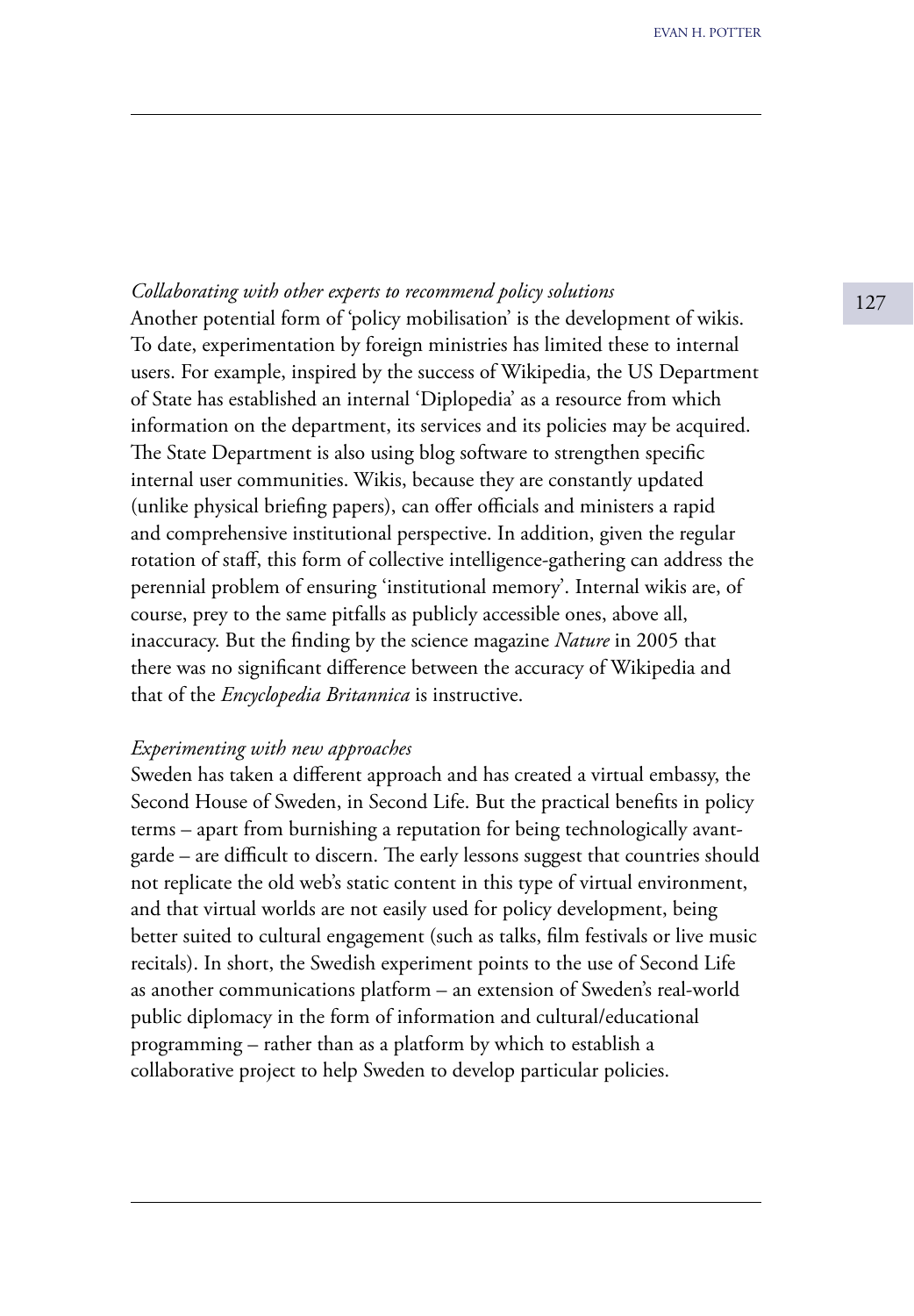*Collaborating with other experts to recommend policy solutions*

Another potential form of 'policy mobilisation' is the development of wikis. To date, experimentation by foreign ministries has limited these to internal users. For example, inspired by the success of Wikipedia, the US Department of State has established an internal 'Diplopedia' as a resource from which information on the department, its services and its policies may be acquired. The State Department is also using blog software to strengthen specific internal user communities. Wikis, because they are constantly updated (unlike physical briefing papers), can offer officials and ministers a rapid and comprehensive institutional perspective. In addition, given the regular rotation of staff, this form of collective intelligence-gathering can address the perennial problem of ensuring 'institutional memory'. Internal wikis are, of course, prey to the same pitfalls as publicly accessible ones, above all, inaccuracy. But the finding by the science magazine *Nature* in 2005 that there was no significant difference between the accuracy of Wikipedia and that of the *Encyclopedia Britannica* is instructive.

*Experimenting with new approaches*

Sweden has taken a different approach and has created a virtual embassy, the Second House of Sweden, in Second Life. But the practical benefits in policy terms – apart from burnishing a reputation for being technologically avant-garde – are difficult to discern. The early lessons suggest that countries should not replicate the old web's static content in this type of virtual environment, and that virtual worlds are not easily used for policy development, being better suited to cultural engagement (such as talks, film festivals or live music recitals). In short, the Swedish experiment points to the use of Second Life as another communications platform – an extension of Sweden's real-world public diplomacy in the form of information and cultural/educational programming – rather than as a platform by which to establish a collaborative project to help Sweden to develop particular policies.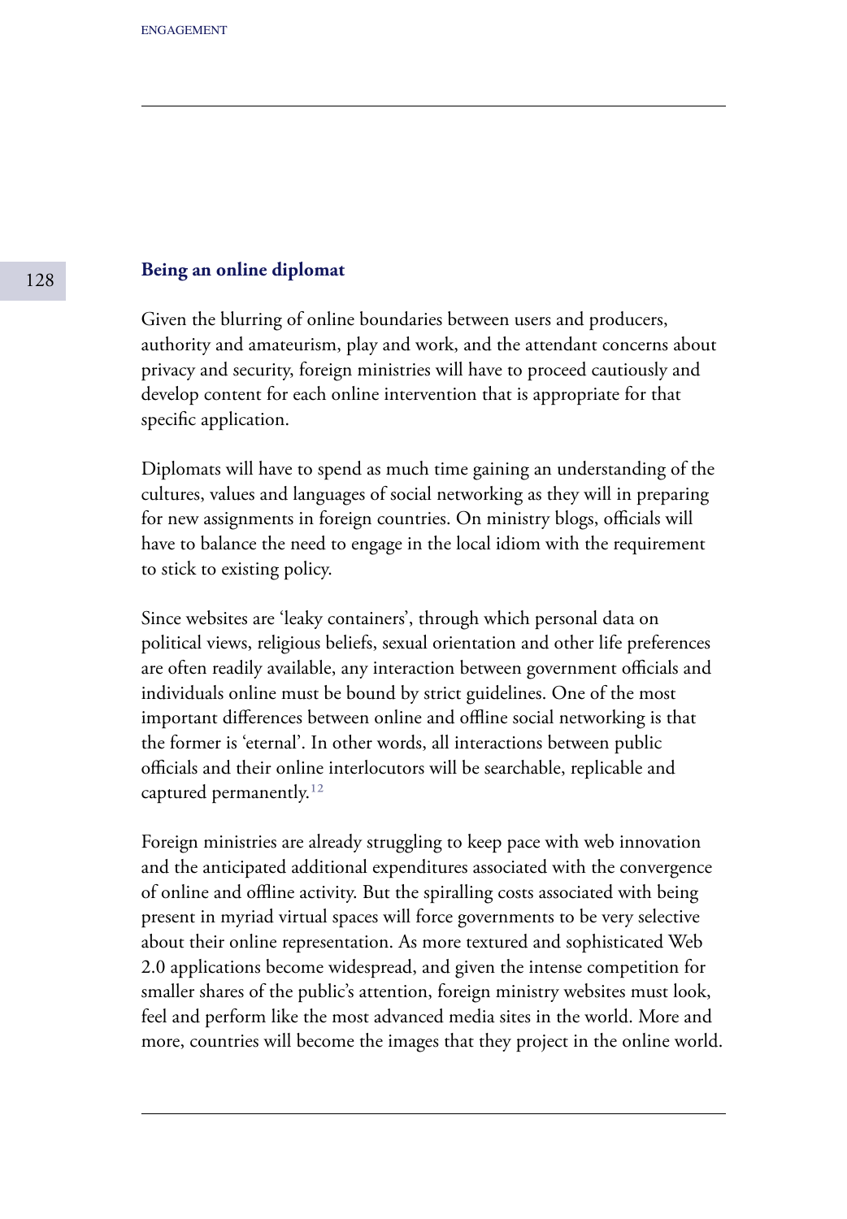## Being an online diplomat

Given the blurring of online boundaries between users and producers, authority and amateurism, play and work, and the attendant concerns about privacy and security, foreign ministries will have to proceed cautiously and develop content for each online intervention that is appropriate for that specific application.

Diplomats will have to spend as much time gaining an understanding of the cultures, values and languages of social networking as they will in preparing for new assignments in foreign countries. On ministry blogs, officials will have to balance the need to engage in the local idiom with the requirement to stick to existing policy.

Since websites are 'leaky containers', through which personal data on political views, religious beliefs, sexual orientation and other life preferences are often readily available, any interaction between government officials and individuals online must be bound by strict guidelines. One of the most important differences between online and offline social networking is that the former is 'eternal'. In other words, all interactions between public officials and their online interlocutors will be searchable, replicable and captured permanently.[12]

Foreign ministries are already struggling to keep pace with web innovation and the anticipated additional expenditures associated with the convergence of online and offline activity. But the spiralling costs associated with being present in myriad virtual spaces will force governments to be very selective about their online representation. As more textured and sophisticated Web 2.0 applications become widespread, and given the intense competition for smaller shares of the public's attention, foreign ministry websites must look, feel and perform like the most advanced media sites in the world. More and more, countries will become the images that they project in the online world.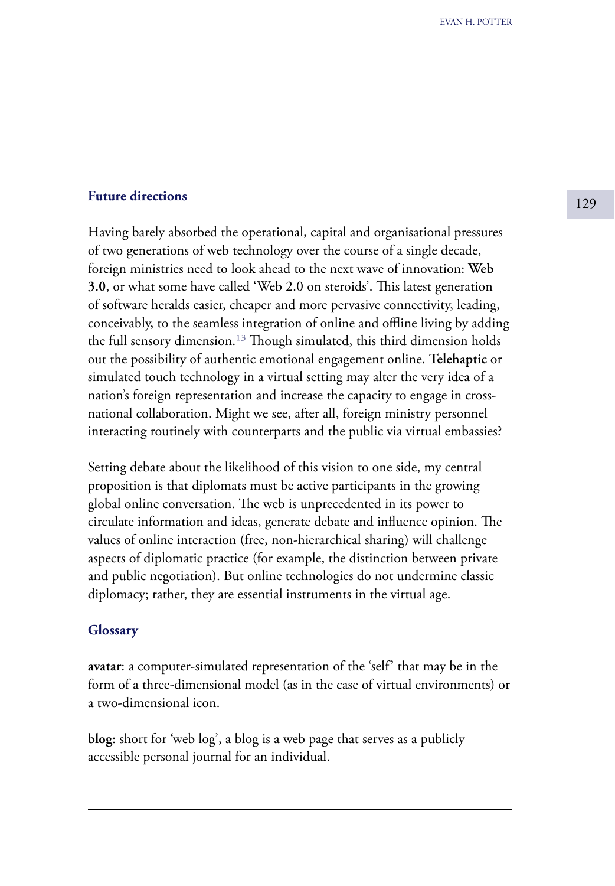## Future directions

Having barely absorbed the operational, capital and organisational pressures of two generations of web technology over the course of a single decade, foreign ministries need to look ahead to the next wave of innovation: **Web 3.0**, or what some have called 'Web 2.0 on steroids'. This latest generation of software heralds easier, cheaper and more pervasive connectivity, leading, conceivably, to the seamless integration of online and offline living by adding the full sensory dimension.[13] Though simulated, this third dimension holds out the possibility of authentic emotional engagement online. **Telehaptic** or simulated touch technology in a virtual setting may alter the very idea of a nation's foreign representation and increase the capacity to engage in cross-national collaboration. Might we see, after all, foreign ministry personnel interacting routinely with counterparts and the public via virtual embassies?

Setting debate about the likelihood of this vision to one side, my central proposition is that diplomats must be active participants in the growing global online conversation. The web is unprecedented in its power to circulate information and ideas, generate debate and influence opinion. The values of online interaction (free, non-hierarchical sharing) will challenge aspects of diplomatic practice (for example, the distinction between private and public negotiation). But online technologies do not undermine classic diplomacy; rather, they are essential instruments in the virtual age.

## Glossary

**avatar**: a computer-simulated representation of the 'self' that may be in the form of a three-dimensional model (as in the case of virtual environments) or a two-dimensional icon.

**blog**: short for 'web log', a blog is a web page that serves as a publicly accessible personal journal for an individual.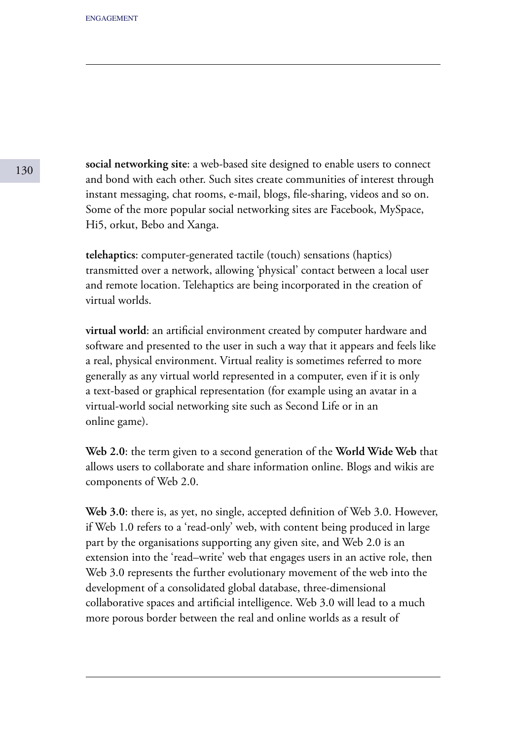**social networking site**: a web-based site designed to enable users to connect and bond with each other. Such sites create communities of interest through instant messaging, chat rooms, e-mail, blogs, file-sharing, videos and so on. Some of the more popular social networking sites are Facebook, MySpace, Hi5, orkut, Bebo and Xanga.

**telehaptics**: computer-generated tactile (touch) sensations (haptics) transmitted over a network, allowing 'physical' contact between a local user and remote location. Telehaptics are being incorporated in the creation of virtual worlds.

**virtual world**: an artificial environment created by computer hardware and software and presented to the user in such a way that it appears and feels like a real, physical environment. Virtual reality is sometimes referred to more generally as any virtual world represented in a computer, even if it is only a text-based or graphical representation (for example using an avatar in a virtual-world social networking site such as Second Life or in an online game).

**Web 2.0**: the term given to a second generation of the **World Wide Web** that allows users to collaborate and share information online. Blogs and wikis are components of Web 2.0.

**Web 3.0**: there is, as yet, no single, accepted definition of Web 3.0. However, if Web 1.0 refers to a 'read-only' web, with content being produced in large part by the organisations supporting any given site, and Web 2.0 is an extension into the 'read–write' web that engages users in an active role, then Web 3.0 represents the further evolutionary movement of the web into the development of a consolidated global database, three-dimensional collaborative spaces and artificial intelligence. Web 3.0 will lead to a much more porous border between the real and online worlds as a result of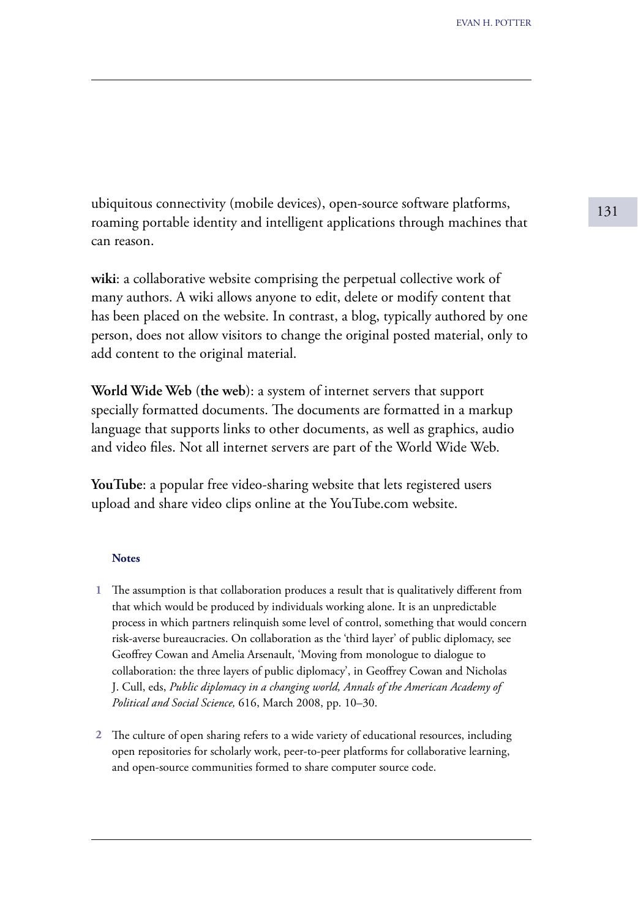ubiquitous connectivity (mobile devices), open-source software platforms, roaming portable identity and intelligent applications through machines that can reason.

**wiki**: a collaborative website comprising the perpetual collective work of many authors. A wiki allows anyone to edit, delete or modify content that has been placed on the website. In contrast, a blog, typically authored by one person, does not allow visitors to change the original posted material, only to add content to the original material.

**World Wide Web** (**the web**): a system of internet servers that support specially formatted documents. The documents are formatted in a markup language that supports links to other documents, as well as graphics, audio and video files. Not all internet servers are part of the World Wide Web.

**YouTube**: a popular free video-sharing website that lets registered users upload and share video clips online at the YouTube.com website.

#### Notes

1. The assumption is that collaboration produces a result that is qualitatively different from that which would be produced by individuals working alone. It is an unpredictable process in which partners relinquish some level of control, something that would concern risk-averse bureaucracies. On collaboration as the 'third layer' of public diplomacy, see Geoffrey Cowan and Amelia Arsenault, 'Moving from monologue to dialogue to collaboration: the three layers of public diplomacy', in Geoffrey Cowan and Nicholas J. Cull, eds, *Public diplomacy in a changing world, Annals of the American Academy of Political and Social Science,* 616, March 2008, pp. 10–30.

2. The culture of open sharing refers to a wide variety of educational resources, including open repositories for scholarly work, peer-to-peer platforms for collaborative learning, and open-source communities formed to share computer source code.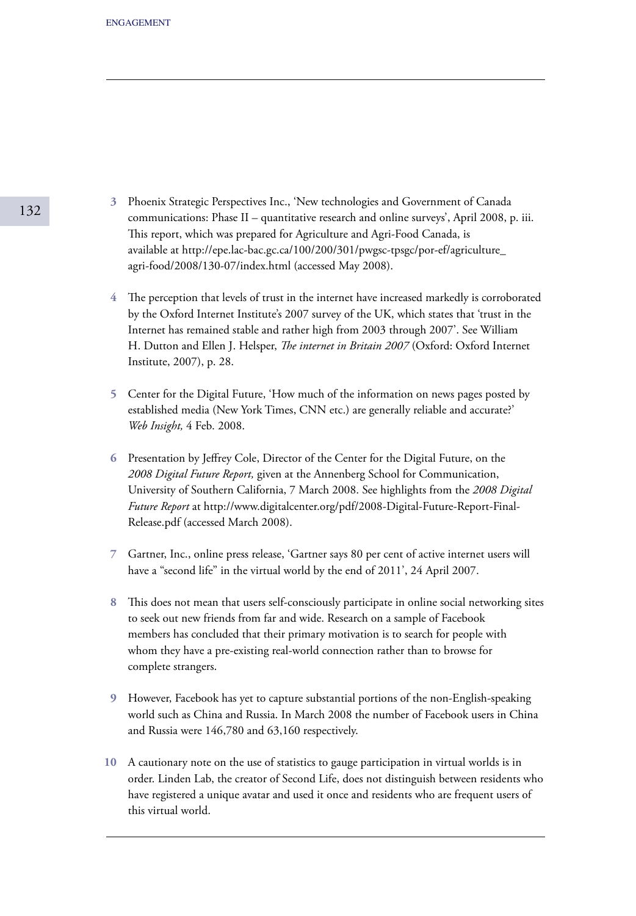3 Phoenix Strategic Perspectives Inc., 'New technologies and Government of Canada communications: Phase II – quantitative research and online surveys', April 2008, p. iii. This report, which was prepared for Agriculture and Agri-Food Canada, is available at http://epe.lac-bac.gc.ca/100/200/301/pwgsc-tpsgc/por-ef/agriculture_agri-food/2008/130-07/index.html (accessed May 2008).

4 The perception that levels of trust in the internet have increased markedly is corroborated by the Oxford Internet Institute's 2007 survey of the UK, which states that 'trust in the Internet has remained stable and rather high from 2003 through 2007'. See William H. Dutton and Ellen J. Helsper, *The internet in Britain 2007* (Oxford: Oxford Internet Institute, 2007), p. 28.

5 Center for the Digital Future, 'How much of the information on news pages posted by established media (New York Times, CNN etc.) are generally reliable and accurate?' *Web Insight,* 4 Feb. 2008.

6 Presentation by Jeffrey Cole, Director of the Center for the Digital Future, on the *2008 Digital Future Report,* given at the Annenberg School for Communication, University of Southern California, 7 March 2008. See highlights from the *2008 Digital Future Report* at http://www.digitalcenter.org/pdf/2008-Digital-Future-Report-Final-Release.pdf (accessed March 2008).

7 Gartner, Inc., online press release, 'Gartner says 80 per cent of active internet users will have a "second life" in the virtual world by the end of 2011', 24 April 2007.

8 This does not mean that users self-consciously participate in online social networking sites to seek out new friends from far and wide. Research on a sample of Facebook members has concluded that their primary motivation is to search for people with whom they have a pre-existing real-world connection rather than to browse for complete strangers.

9 However, Facebook has yet to capture substantial portions of the non-English-speaking world such as China and Russia. In March 2008 the number of Facebook users in China and Russia were 146,780 and 63,160 respectively.

10 A cautionary note on the use of statistics to gauge participation in virtual worlds is in order. Linden Lab, the creator of Second Life, does not distinguish between residents who have registered a unique avatar and used it once and residents who are frequent users of this virtual world.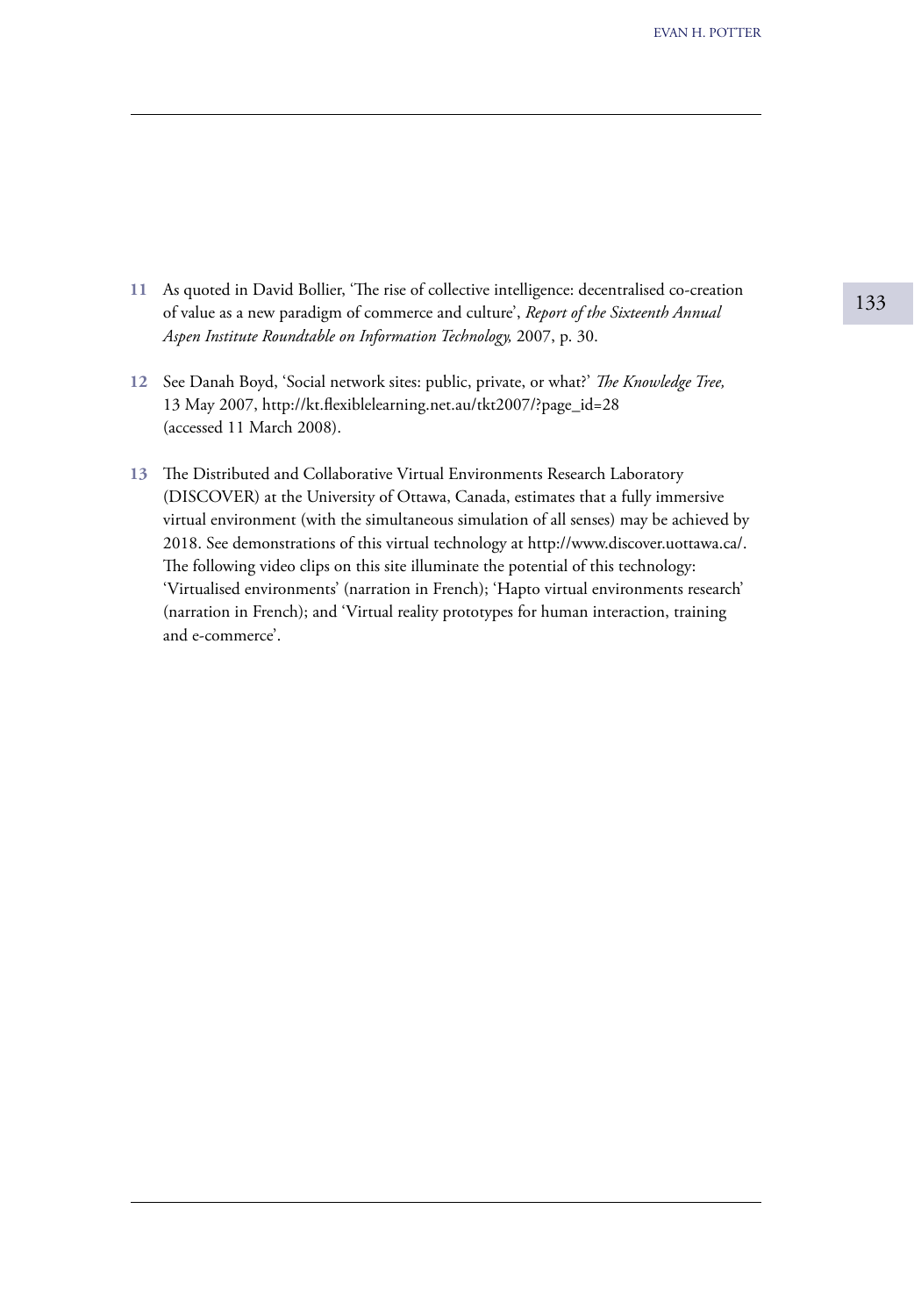11 As quoted in David Bollier, 'The rise of collective intelligence: decentralised co-creation of value as a new paradigm of commerce and culture', *Report of the Sixteenth Annual Aspen Institute Roundtable on Information Technology,* 2007, p. 30.

12 See Danah Boyd, 'Social network sites: public, private, or what?' *The Knowledge Tree,* 13 May 2007, http://kt.flexiblelearning.net.au/tkt2007/?page_id=28 (accessed 11 March 2008).

13 The Distributed and Collaborative Virtual Environments Research Laboratory (DISCOVER) at the University of Ottawa, Canada, estimates that a fully immersive virtual environment (with the simultaneous simulation of all senses) may be achieved by 2018. See demonstrations of this virtual technology at http://www.discover.uottawa.ca/. The following video clips on this site illuminate the potential of this technology: 'Virtualised environments' (narration in French); 'Hapto virtual environments research' (narration in French); and 'Virtual reality prototypes for human interaction, training and e-commerce'.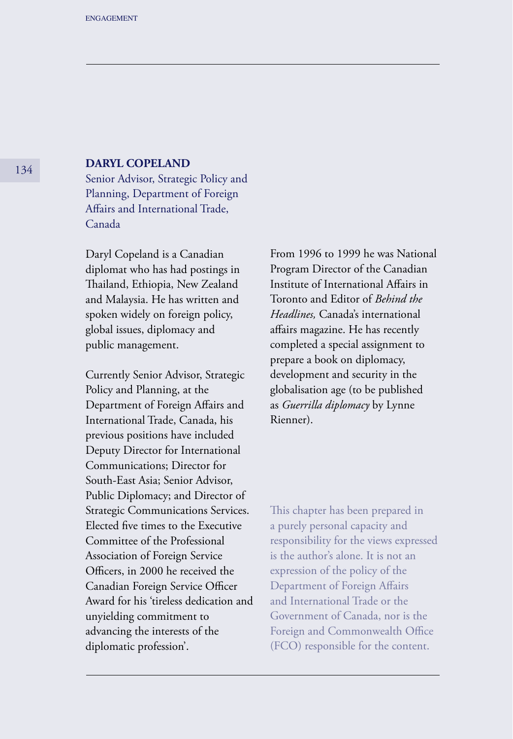## DARYL COPELAND

Senior Advisor, Strategic Policy and Planning, Department of Foreign Affairs and International Trade, Canada

Daryl Copeland is a Canadian diplomat who has had postings in Thailand, Ethiopia, New Zealand and Malaysia. He has written and spoken widely on foreign policy, global issues, diplomacy and public management.

Currently Senior Advisor, Strategic Policy and Planning, at the Department of Foreign Affairs and International Trade, Canada, his previous positions have included Deputy Director for International Communications; Director for South-East Asia; Senior Advisor, Public Diplomacy; and Director of Strategic Communications Services. Elected five times to the Executive Committee of the Professional Association of Foreign Service Officers, in 2000 he received the Canadian Foreign Service Officer Award for his 'tireless dedication and unyielding commitment to advancing the interests of the diplomatic profession'.

From 1996 to 1999 he was National Program Director of the Canadian Institute of International Affairs in Toronto and Editor of *Behind the Headlines,* Canada's international affairs magazine. He has recently completed a special assignment to prepare a book on diplomacy, development and security in the globalisation age (to be published as *Guerrilla diplomacy* by Lynne Rienner).

This chapter has been prepared in a purely personal capacity and responsibility for the views expressed is the author's alone. It is not an expression of the policy of the Department of Foreign Affairs and International Trade or the Government of Canada, nor is the Foreign and Commonwealth Office (FCO) responsible for the content.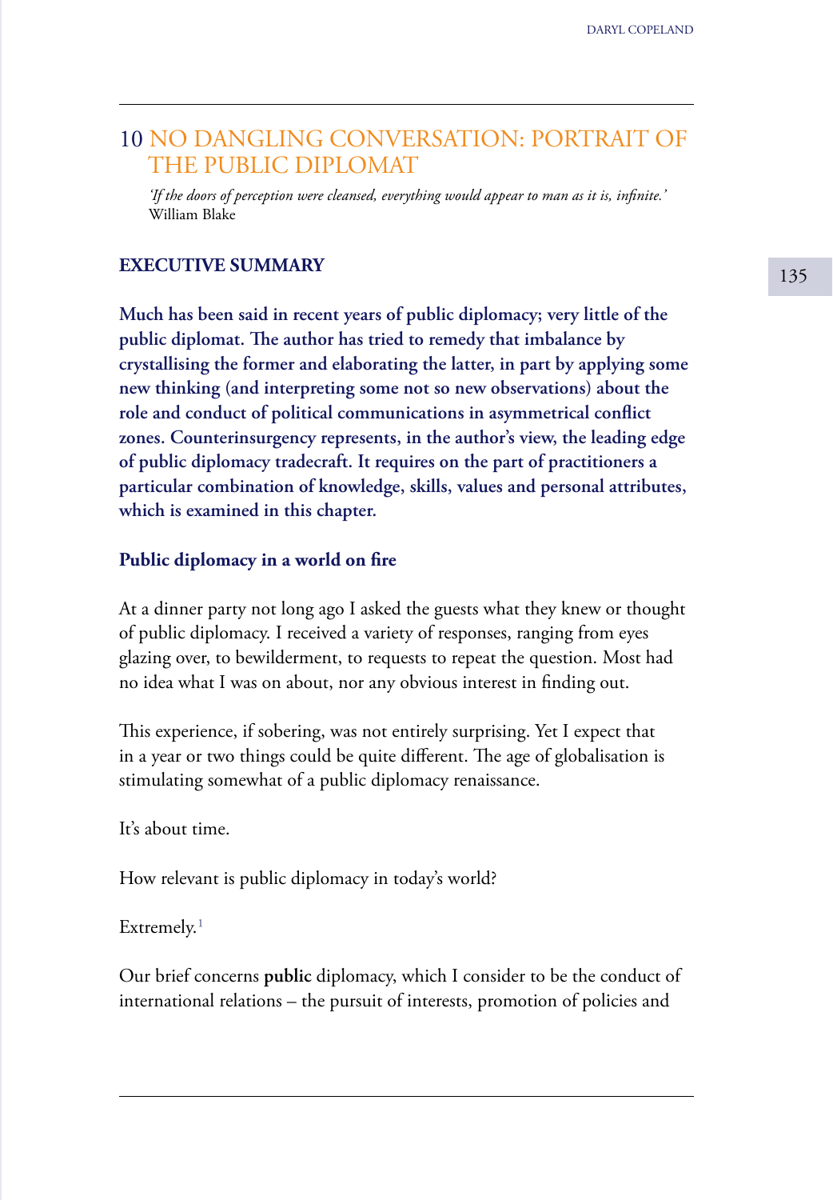# 10 NO DANGLING CONVERSATION: PORTRAIT OF THE PUBLIC DIPLOMAT

*'If the doors of perception were cleansed, everything would appear to man as it is, infinite.'*
William Blake

## EXECUTIVE SUMMARY

**Much has been said in recent years of public diplomacy; very little of the public diplomat. The author has tried to remedy that imbalance by crystallising the former and elaborating the latter, in part by applying some new thinking (and interpreting some not so new observations) about the role and conduct of political communications in asymmetrical conflict zones. Counterinsurgency represents, in the author's view, the leading edge of public diplomacy tradecraft. It requires on the part of practitioners a particular combination of knowledge, skills, values and personal attributes, which is examined in this chapter.**

### Public diplomacy in a world on fire

At a dinner party not long ago I asked the guests what they knew or thought of public diplomacy. I received a variety of responses, ranging from eyes glazing over, to bewilderment, to requests to repeat the question. Most had no idea what I was on about, nor any obvious interest in finding out.

This experience, if sobering, was not entirely surprising. Yet I expect that in a year or two things could be quite different. The age of globalisation is stimulating somewhat of a public diplomacy renaissance.

It's about time.

How relevant is public diplomacy in today's world?

Extremely.[1]

Our brief concerns **public** diplomacy, which I consider to be the conduct of international relations – the pursuit of interests, promotion of policies and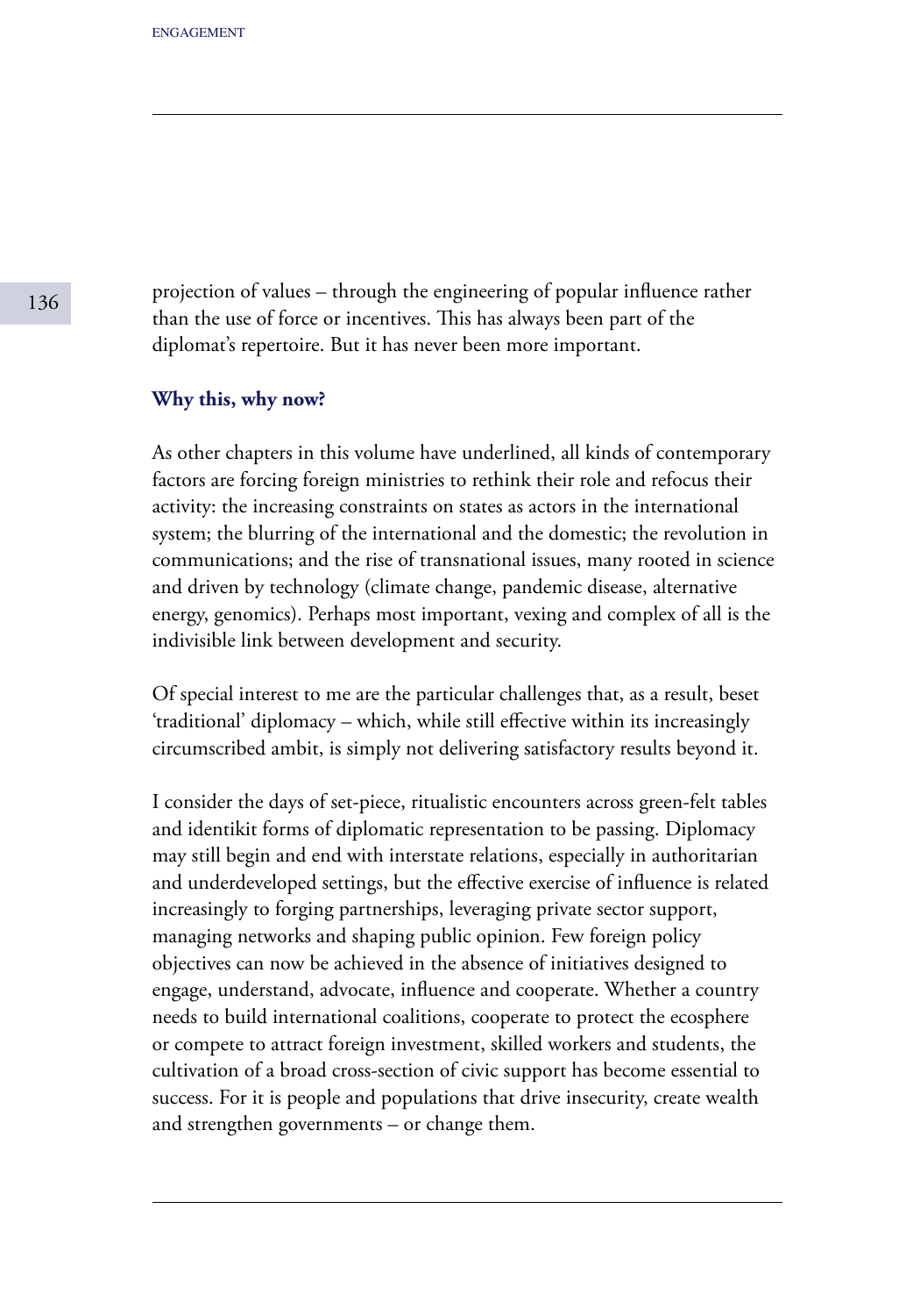projection of values – through the engineering of popular influence rather than the use of force or incentives. This has always been part of the diplomat's repertoire. But it has never been more important.

### Why this, why now?

As other chapters in this volume have underlined, all kinds of contemporary factors are forcing foreign ministries to rethink their role and refocus their activity: the increasing constraints on states as actors in the international system; the blurring of the international and the domestic; the revolution in communications; and the rise of transnational issues, many rooted in science and driven by technology (climate change, pandemic disease, alternative energy, genomics). Perhaps most important, vexing and complex of all is the indivisible link between development and security.

Of special interest to me are the particular challenges that, as a result, beset 'traditional' diplomacy – which, while still effective within its increasingly circumscribed ambit, is simply not delivering satisfactory results beyond it.

I consider the days of set-piece, ritualistic encounters across green-felt tables and identikit forms of diplomatic representation to be passing. Diplomacy may still begin and end with interstate relations, especially in authoritarian and underdeveloped settings, but the effective exercise of influence is related increasingly to forging partnerships, leveraging private sector support, managing networks and shaping public opinion. Few foreign policy objectives can now be achieved in the absence of initiatives designed to engage, understand, advocate, influence and cooperate. Whether a country needs to build international coalitions, cooperate to protect the ecosphere or compete to attract foreign investment, skilled workers and students, the cultivation of a broad cross-section of civic support has become essential to success. For it is people and populations that drive insecurity, create wealth and strengthen governments – or change them.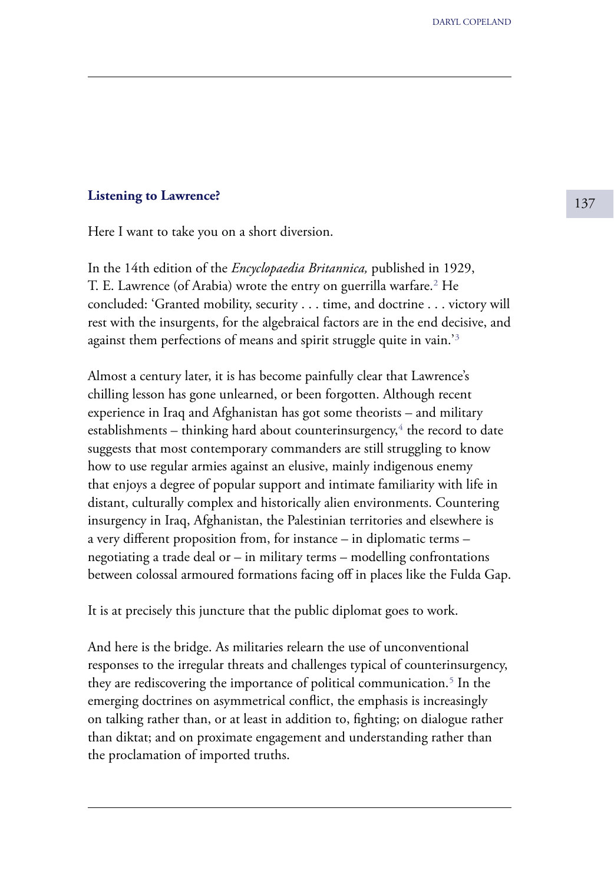### Listening to Lawrence?

Here I want to take you on a short diversion.

In the 14th edition of the *Encyclopaedia Britannica,* published in 1929, T. E. Lawrence (of Arabia) wrote the entry on guerrilla warfare.[2] He concluded: 'Granted mobility, security . . . time, and doctrine . . . victory will rest with the insurgents, for the algebraical factors are in the end decisive, and against them perfections of means and spirit struggle quite in vain.'[3]

Almost a century later, it is has become painfully clear that Lawrence's chilling lesson has gone unlearned, or been forgotten. Although recent experience in Iraq and Afghanistan has got some theorists – and military establishments – thinking hard about counterinsurgency,[4] the record to date suggests that most contemporary commanders are still struggling to know how to use regular armies against an elusive, mainly indigenous enemy that enjoys a degree of popular support and intimate familiarity with life in distant, culturally complex and historically alien environments. Countering insurgency in Iraq, Afghanistan, the Palestinian territories and elsewhere is a very different proposition from, for instance – in diplomatic terms – negotiating a trade deal or – in military terms – modelling confrontations between colossal armoured formations facing off in places like the Fulda Gap.

It is at precisely this juncture that the public diplomat goes to work.

And here is the bridge. As militaries relearn the use of unconventional responses to the irregular threats and challenges typical of counterinsurgency, they are rediscovering the importance of political communication.[5] In the emerging doctrines on asymmetrical conflict, the emphasis is increasingly on talking rather than, or at least in addition to, fighting; on dialogue rather than diktat; and on proximate engagement and understanding rather than the proclamation of imported truths.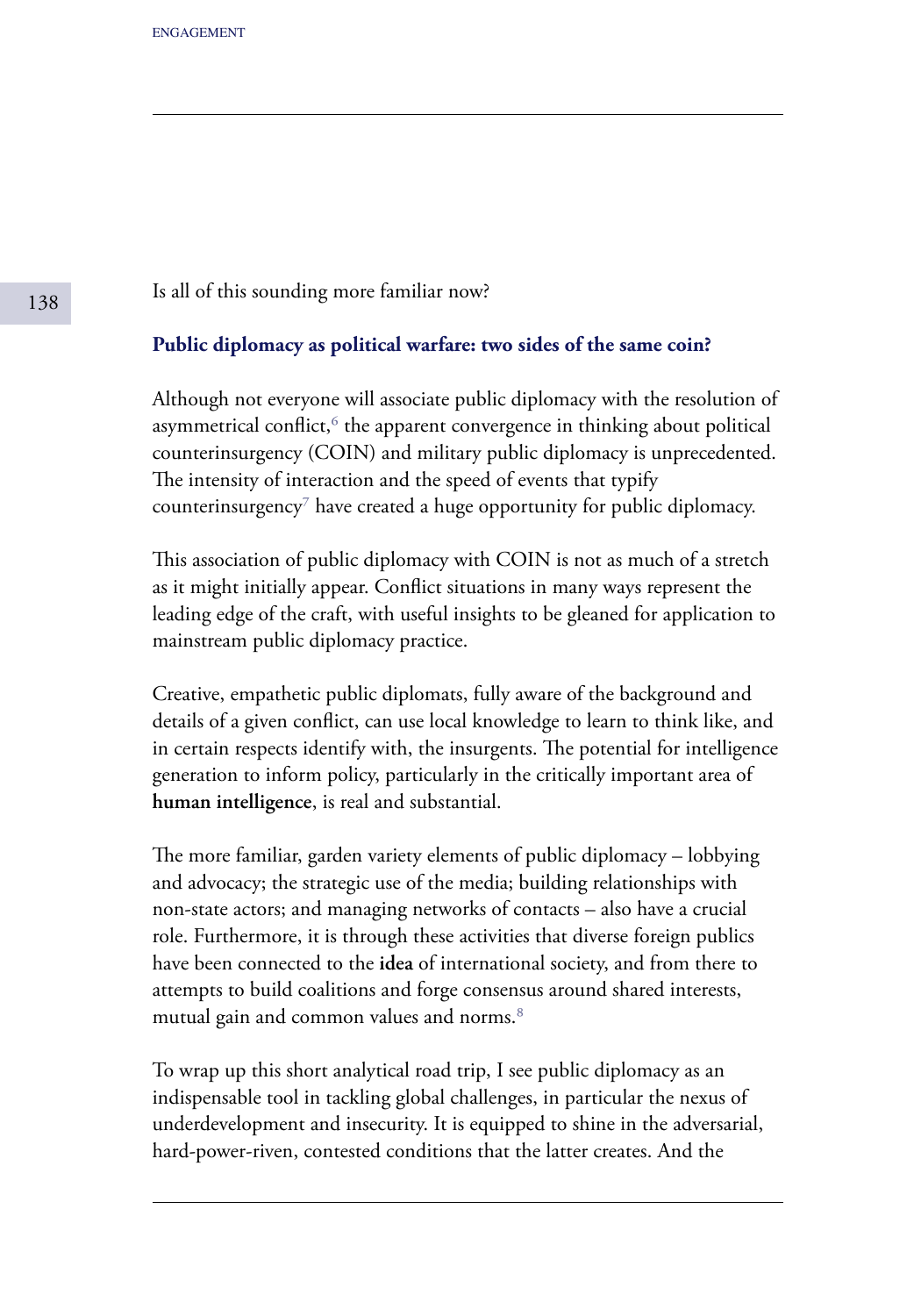Is all of this sounding more familiar now?

## Public diplomacy as political warfare: two sides of the same coin?

Although not everyone will associate public diplomacy with the resolution of asymmetrical conflict,[6] the apparent convergence in thinking about political counterinsurgency (COIN) and military public diplomacy is unprecedented. The intensity of interaction and the speed of events that typify counterinsurgency[7] have created a huge opportunity for public diplomacy.

This association of public diplomacy with COIN is not as much of a stretch as it might initially appear. Conflict situations in many ways represent the leading edge of the craft, with useful insights to be gleaned for application to mainstream public diplomacy practice.

Creative, empathetic public diplomats, fully aware of the background and details of a given conflict, can use local knowledge to learn to think like, and in certain respects identify with, the insurgents. The potential for intelligence generation to inform policy, particularly in the critically important area of **human intelligence**, is real and substantial.

The more familiar, garden variety elements of public diplomacy – lobbying and advocacy; the strategic use of the media; building relationships with non-state actors; and managing networks of contacts – also have a crucial role. Furthermore, it is through these activities that diverse foreign publics have been connected to the **idea** of international society, and from there to attempts to build coalitions and forge consensus around shared interests, mutual gain and common values and norms.[8]

To wrap up this short analytical road trip, I see public diplomacy as an indispensable tool in tackling global challenges, in particular the nexus of underdevelopment and insecurity. It is equipped to shine in the adversarial, hard-power-riven, contested conditions that the latter creates. And the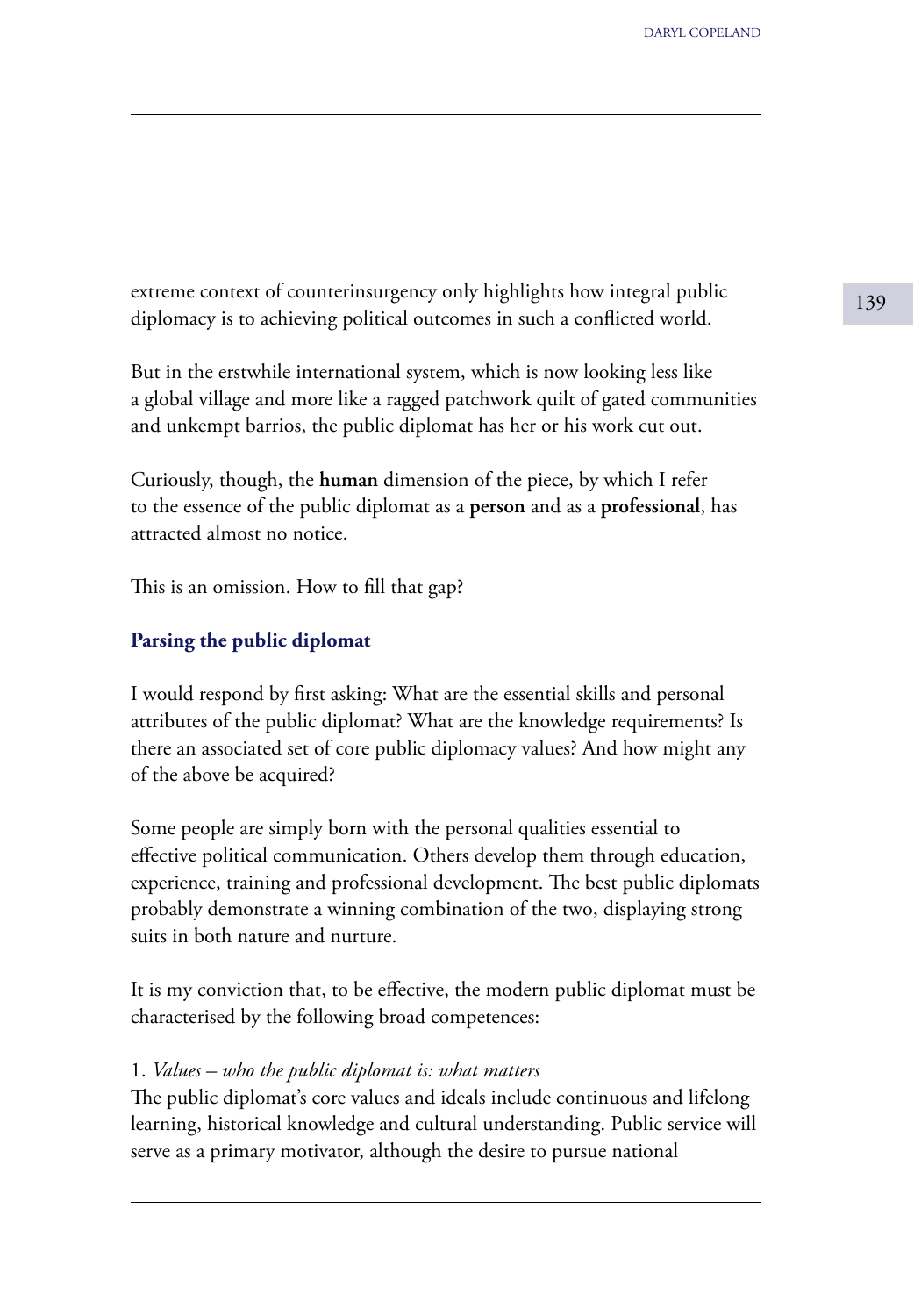extreme context of counterinsurgency only highlights how integral public diplomacy is to achieving political outcomes in such a conflicted world.

But in the erstwhile international system, which is now looking less like a global village and more like a ragged patchwork quilt of gated communities and unkempt barrios, the public diplomat has her or his work cut out.

Curiously, though, the **human** dimension of the piece, by which I refer to the essence of the public diplomat as a **person** and as a **professional**, has attracted almost no notice.

This is an omission. How to fill that gap?

### Parsing the public diplomat

I would respond by first asking: What are the essential skills and personal attributes of the public diplomat? What are the knowledge requirements? Is there an associated set of core public diplomacy values? And how might any of the above be acquired?

Some people are simply born with the personal qualities essential to effective political communication. Others develop them through education, experience, training and professional development. The best public diplomats probably demonstrate a winning combination of the two, displaying strong suits in both nature and nurture.

It is my conviction that, to be effective, the modern public diplomat must be characterised by the following broad competences:

1. *Values – who the public diplomat is: what matters*
The public diplomat's core values and ideals include continuous and lifelong learning, historical knowledge and cultural understanding. Public service will serve as a primary motivator, although the desire to pursue national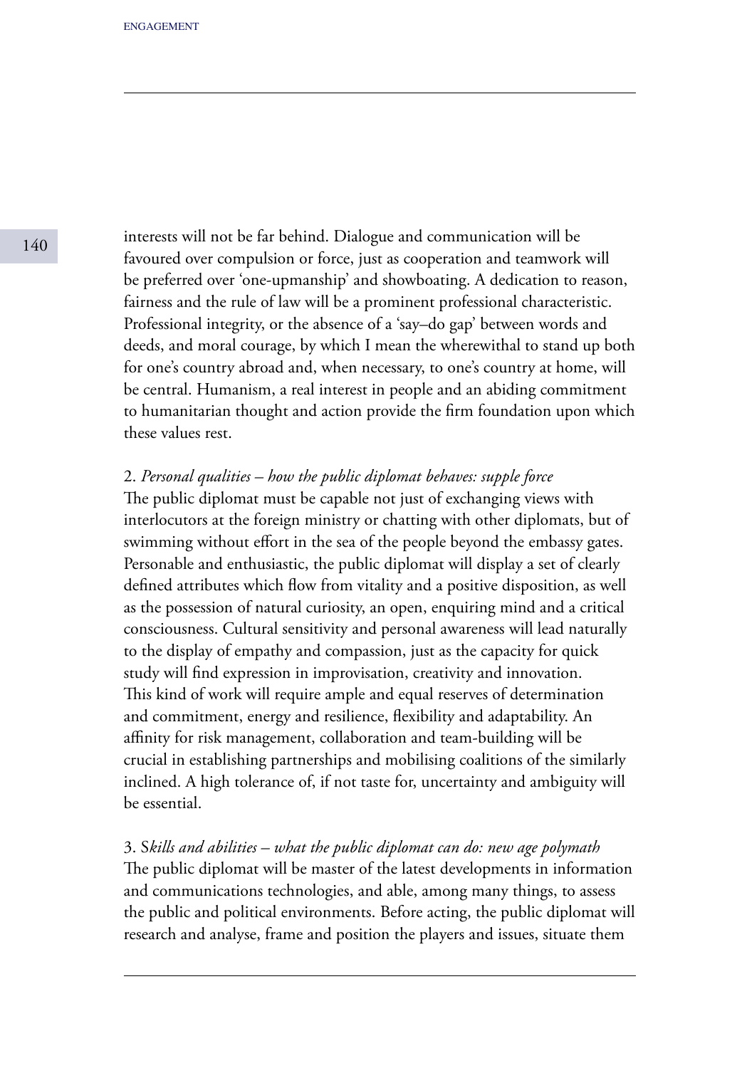interests will not be far behind. Dialogue and communication will be favoured over compulsion or force, just as cooperation and teamwork will be preferred over 'one-upmanship' and showboating. A dedication to reason, fairness and the rule of law will be a prominent professional characteristic. Professional integrity, or the absence of a 'say–do gap' between words and deeds, and moral courage, by which I mean the wherewithal to stand up both for one's country abroad and, when necessary, to one's country at home, will be central. Humanism, a real interest in people and an abiding commitment to humanitarian thought and action provide the firm foundation upon which these values rest.

2. *Personal qualities – how the public diplomat behaves: supple force*

The public diplomat must be capable not just of exchanging views with interlocutors at the foreign ministry or chatting with other diplomats, but of swimming without effort in the sea of the people beyond the embassy gates. Personable and enthusiastic, the public diplomat will display a set of clearly defined attributes which flow from vitality and a positive disposition, as well as the possession of natural curiosity, an open, enquiring mind and a critical consciousness. Cultural sensitivity and personal awareness will lead naturally to the display of empathy and compassion, just as the capacity for quick study will find expression in improvisation, creativity and innovation. This kind of work will require ample and equal reserves of determination and commitment, energy and resilience, flexibility and adaptability. An affinity for risk management, collaboration and team-building will be crucial in establishing partnerships and mobilising coalitions of the similarly inclined. A high tolerance of, if not taste for, uncertainty and ambiguity will be essential.

3. S*kills and abilities – what the public diplomat can do: new age polymath*

The public diplomat will be master of the latest developments in information and communications technologies, and able, among many things, to assess the public and political environments. Before acting, the public diplomat will research and analyse, frame and position the players and issues, situate them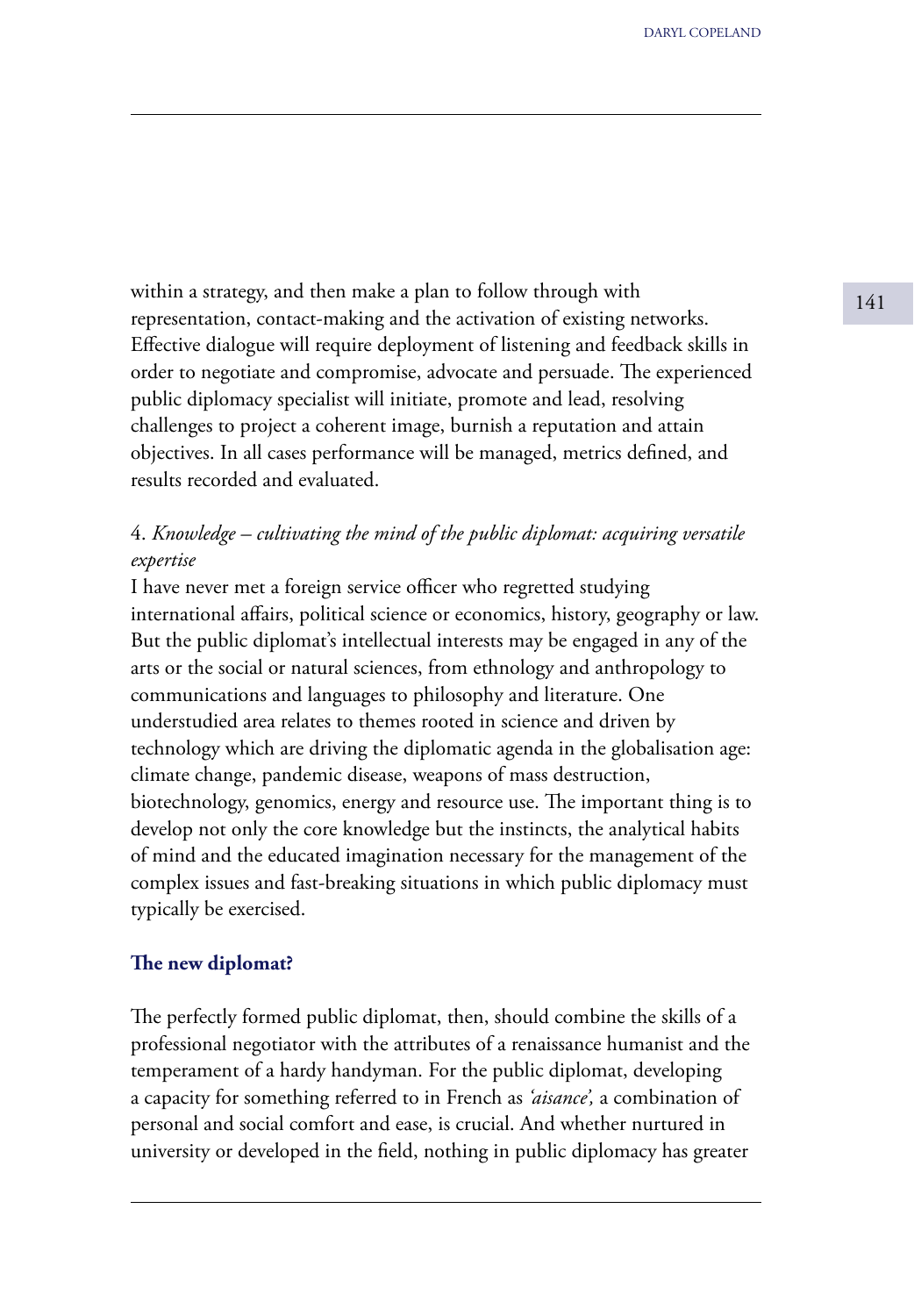within a strategy, and then make a plan to follow through with representation, contact-making and the activation of existing networks. Effective dialogue will require deployment of listening and feedback skills in order to negotiate and compromise, advocate and persuade. The experienced public diplomacy specialist will initiate, promote and lead, resolving challenges to project a coherent image, burnish a reputation and attain objectives. In all cases performance will be managed, metrics defined, and results recorded and evaluated.

4. *Knowledge – cultivating the mind of the public diplomat: acquiring versatile expertise*
I have never met a foreign service officer who regretted studying international affairs, political science or economics, history, geography or law. But the public diplomat's intellectual interests may be engaged in any of the arts or the social or natural sciences, from ethnology and anthropology to communications and languages to philosophy and literature. One understudied area relates to themes rooted in science and driven by technology which are driving the diplomatic agenda in the globalisation age: climate change, pandemic disease, weapons of mass destruction, biotechnology, genomics, energy and resource use. The important thing is to develop not only the core knowledge but the instincts, the analytical habits of mind and the educated imagination necessary for the management of the complex issues and fast-breaking situations in which public diplomacy must typically be exercised.

## The new diplomat?

The perfectly formed public diplomat, then, should combine the skills of a professional negotiator with the attributes of a renaissance humanist and the temperament of a hardy handyman. For the public diplomat, developing a capacity for something referred to in French as *'aisance',* a combination of personal and social comfort and ease, is crucial. And whether nurtured in university or developed in the field, nothing in public diplomacy has greater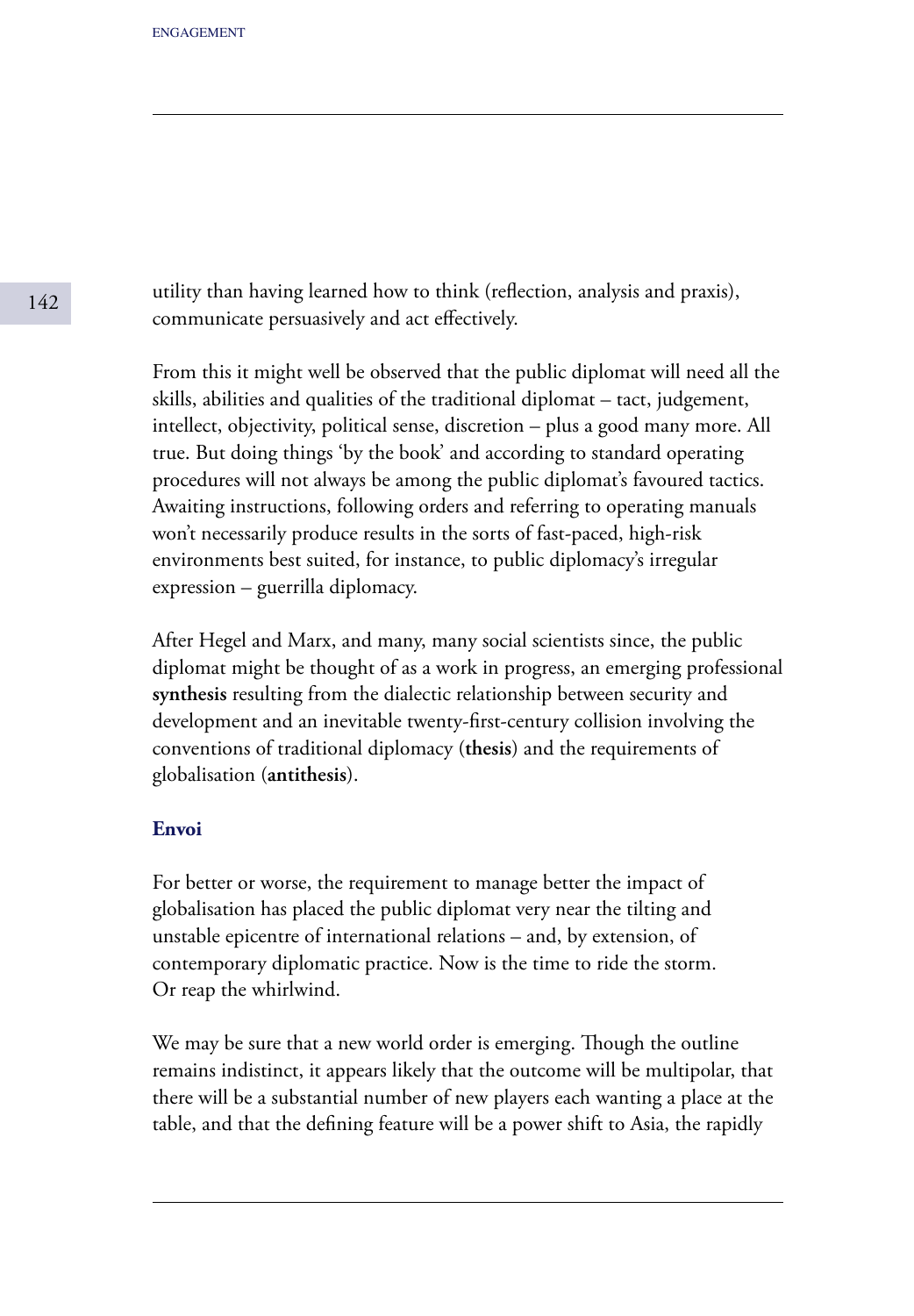utility than having learned how to think (reflection, analysis and praxis), communicate persuasively and act effectively.

From this it might well be observed that the public diplomat will need all the skills, abilities and qualities of the traditional diplomat – tact, judgement, intellect, objectivity, political sense, discretion – plus a good many more. All true. But doing things 'by the book' and according to standard operating procedures will not always be among the public diplomat's favoured tactics. Awaiting instructions, following orders and referring to operating manuals won't necessarily produce results in the sorts of fast-paced, high-risk environments best suited, for instance, to public diplomacy's irregular expression – guerrilla diplomacy.

After Hegel and Marx, and many, many social scientists since, the public diplomat might be thought of as a work in progress, an emerging professional **synthesis** resulting from the dialectic relationship between security and development and an inevitable twenty-first-century collision involving the conventions of traditional diplomacy (**thesis**) and the requirements of globalisation (**antithesis**).

### Envoi

For better or worse, the requirement to manage better the impact of globalisation has placed the public diplomat very near the tilting and unstable epicentre of international relations – and, by extension, of contemporary diplomatic practice. Now is the time to ride the storm. Or reap the whirlwind.

We may be sure that a new world order is emerging. Though the outline remains indistinct, it appears likely that the outcome will be multipolar, that there will be a substantial number of new players each wanting a place at the table, and that the defining feature will be a power shift to Asia, the rapidly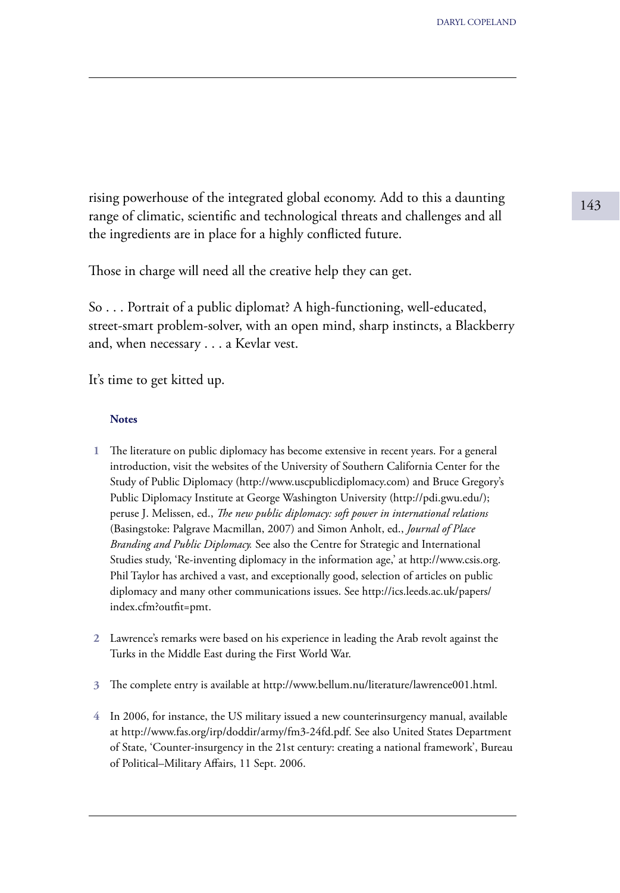rising powerhouse of the integrated global economy. Add to this a daunting range of climatic, scientific and technological threats and challenges and all the ingredients are in place for a highly conflicted future.

Those in charge will need all the creative help they can get.

So . . . Portrait of a public diplomat? A high-functioning, well-educated, street-smart problem-solver, with an open mind, sharp instincts, a Blackberry and, when necessary . . . a Kevlar vest.

It's time to get kitted up.

### Notes

1. The literature on public diplomacy has become extensive in recent years. For a general introduction, visit the websites of the University of Southern California Center for the Study of Public Diplomacy (http://www.uscpublicdiplomacy.com) and Bruce Gregory's Public Diplomacy Institute at George Washington University (http://pdi.gwu.edu/); peruse J. Melissen, ed., *The new public diplomacy: soft power in international relations* (Basingstoke: Palgrave Macmillan, 2007) and Simon Anholt, ed., *Journal of Place Branding and Public Diplomacy.* See also the Centre for Strategic and International Studies study, 'Re-inventing diplomacy in the information age,' at http://www.csis.org. Phil Taylor has archived a vast, and exceptionally good, selection of articles on public diplomacy and many other communications issues. See http://ics.leeds.ac.uk/papers/index.cfm?outfit=pmt.

2. Lawrence's remarks were based on his experience in leading the Arab revolt against the Turks in the Middle East during the First World War.

3. The complete entry is available at http://www.bellum.nu/literature/lawrence001.html.

4. In 2006, for instance, the US military issued a new counterinsurgency manual, available at http://www.fas.org/irp/doddir/army/fm3-24fd.pdf. See also United States Department of State, 'Counter-insurgency in the 21st century: creating a national framework', Bureau of Political–Military Affairs, 11 Sept. 2006.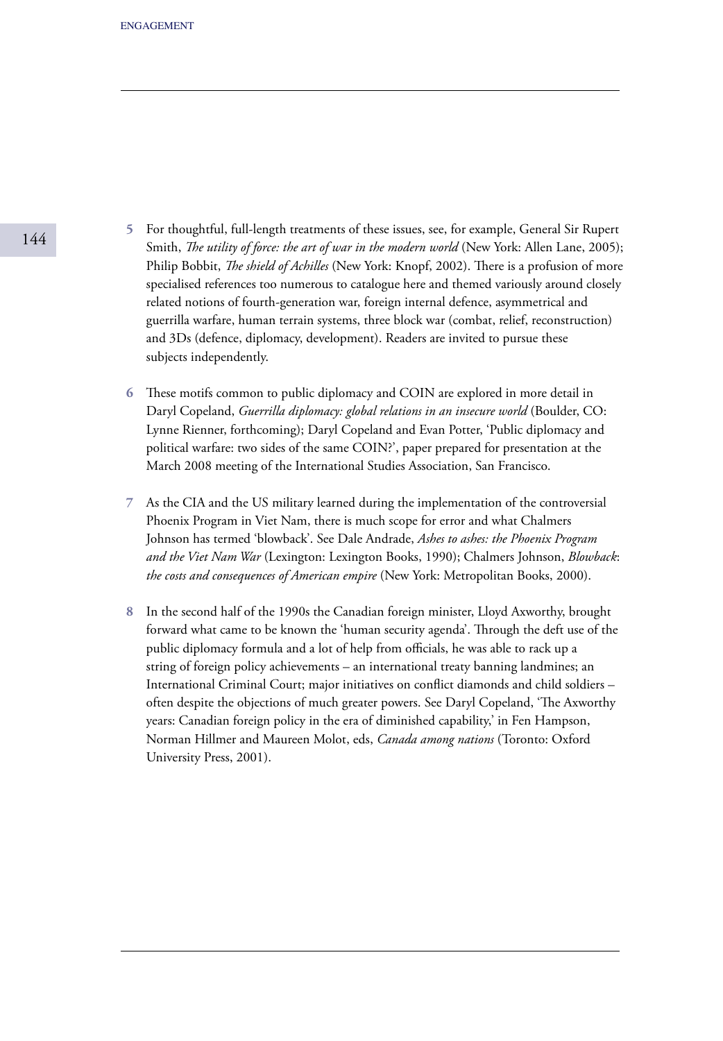5 For thoughtful, full-length treatments of these issues, see, for example, General Sir Rupert Smith, *The utility of force: the art of war in the modern world* (New York: Allen Lane, 2005); Philip Bobbit, *The shield of Achilles* (New York: Knopf, 2002). There is a profusion of more specialised references too numerous to catalogue here and themed variously around closely related notions of fourth-generation war, foreign internal defence, asymmetrical and guerrilla warfare, human terrain systems, three block war (combat, relief, reconstruction) and 3Ds (defence, diplomacy, development). Readers are invited to pursue these subjects independently.

6 These motifs common to public diplomacy and COIN are explored in more detail in Daryl Copeland, *Guerrilla diplomacy: global relations in an insecure world* (Boulder, CO: Lynne Rienner, forthcoming); Daryl Copeland and Evan Potter, 'Public diplomacy and political warfare: two sides of the same COIN?', paper prepared for presentation at the March 2008 meeting of the International Studies Association, San Francisco.

7 As the CIA and the US military learned during the implementation of the controversial Phoenix Program in Viet Nam, there is much scope for error and what Chalmers Johnson has termed 'blowback'. See Dale Andrade, *Ashes to ashes: the Phoenix Program and the Viet Nam War* (Lexington: Lexington Books, 1990); Chalmers Johnson, *Blowback*: *the costs and consequences of American empire* (New York: Metropolitan Books, 2000).

8 In the second half of the 1990s the Canadian foreign minister, Lloyd Axworthy, brought forward what came to be known the 'human security agenda'. Through the deft use of the public diplomacy formula and a lot of help from officials, he was able to rack up a string of foreign policy achievements – an international treaty banning landmines; an International Criminal Court; major initiatives on conflict diamonds and child soldiers – often despite the objections of much greater powers. See Daryl Copeland, 'The Axworthy years: Canadian foreign policy in the era of diminished capability,' in Fen Hampson, Norman Hillmer and Maureen Molot, eds, *Canada among nations* (Toronto: Oxford University Press, 2001).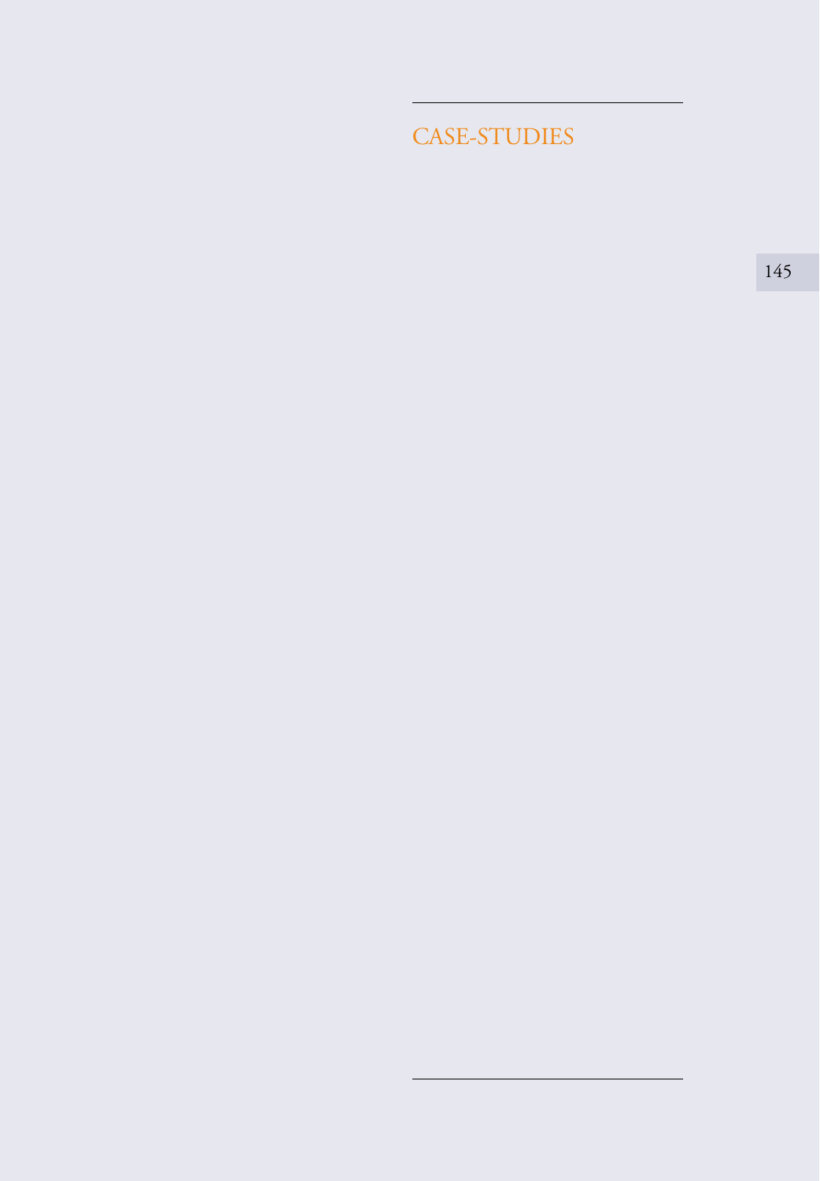# CASE-STUDIES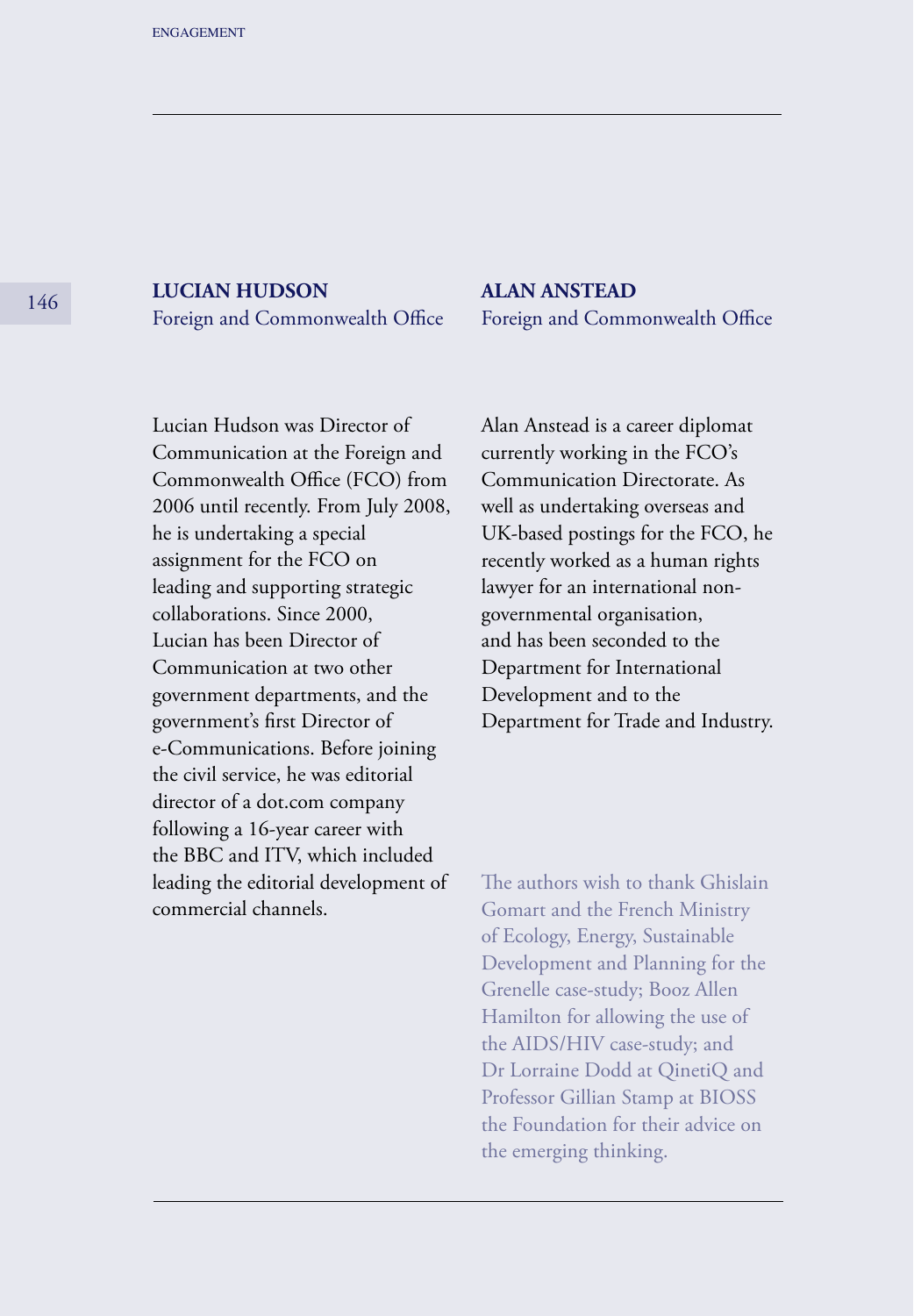**LUCIAN HUDSON**
Foreign and Commonwealth Office

Lucian Hudson was Director of Communication at the Foreign and Commonwealth Office (FCO) from 2006 until recently. From July 2008, he is undertaking a special assignment for the FCO on leading and supporting strategic collaborations. Since 2000, Lucian has been Director of Communication at two other government departments, and the government's first Director of e-Communications. Before joining the civil service, he was editorial director of a dot.com company following a 16-year career with the BBC and ITV, which included leading the editorial development of commercial channels.

**ALAN ANSTEAD**
Foreign and Commonwealth Office

Alan Anstead is a career diplomat currently working in the FCO's Communication Directorate. As well as undertaking overseas and UK-based postings for the FCO, he recently worked as a human rights lawyer for an international non-governmental organisation, and has been seconded to the Department for International Development and to the Department for Trade and Industry.

The authors wish to thank Ghislain Gomart and the French Ministry of Ecology, Energy, Sustainable Development and Planning for the Grenelle case-study; Booz Allen Hamilton for allowing the use of the AIDS/HIV case-study; and Dr Lorraine Dodd at QinetiQ and Professor Gillian Stamp at BIOSS the Foundation for their advice on the emerging thinking.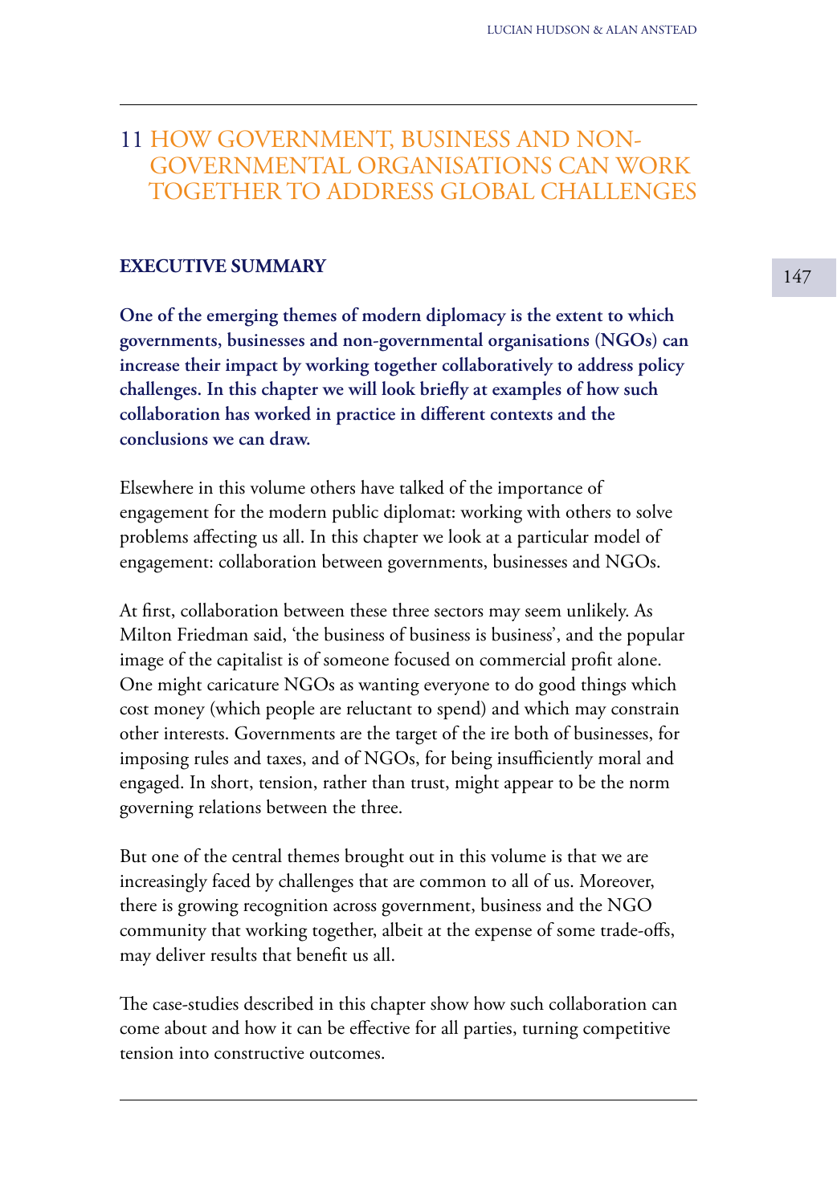# 11 HOW GOVERNMENT, BUSINESS AND NON-GOVERNMENTAL ORGANISATIONS CAN WORK TOGETHER TO ADDRESS GLOBAL CHALLENGES

## EXECUTIVE SUMMARY

**One of the emerging themes of modern diplomacy is the extent to which governments, businesses and non-governmental organisations (NGOs) can increase their impact by working together collaboratively to address policy challenges. In this chapter we will look briefly at examples of how such collaboration has worked in practice in different contexts and the conclusions we can draw.**

Elsewhere in this volume others have talked of the importance of engagement for the modern public diplomat: working with others to solve problems affecting us all. In this chapter we look at a particular model of engagement: collaboration between governments, businesses and NGOs.

At first, collaboration between these three sectors may seem unlikely. As Milton Friedman said, 'the business of business is business', and the popular image of the capitalist is of someone focused on commercial profit alone. One might caricature NGOs as wanting everyone to do good things which cost money (which people are reluctant to spend) and which may constrain other interests. Governments are the target of the ire both of businesses, for imposing rules and taxes, and of NGOs, for being insufficiently moral and engaged. In short, tension, rather than trust, might appear to be the norm governing relations between the three.

But one of the central themes brought out in this volume is that we are increasingly faced by challenges that are common to all of us. Moreover, there is growing recognition across government, business and the NGO community that working together, albeit at the expense of some trade-offs, may deliver results that benefit us all.

The case-studies described in this chapter show how such collaboration can come about and how it can be effective for all parties, turning competitive tension into constructive outcomes.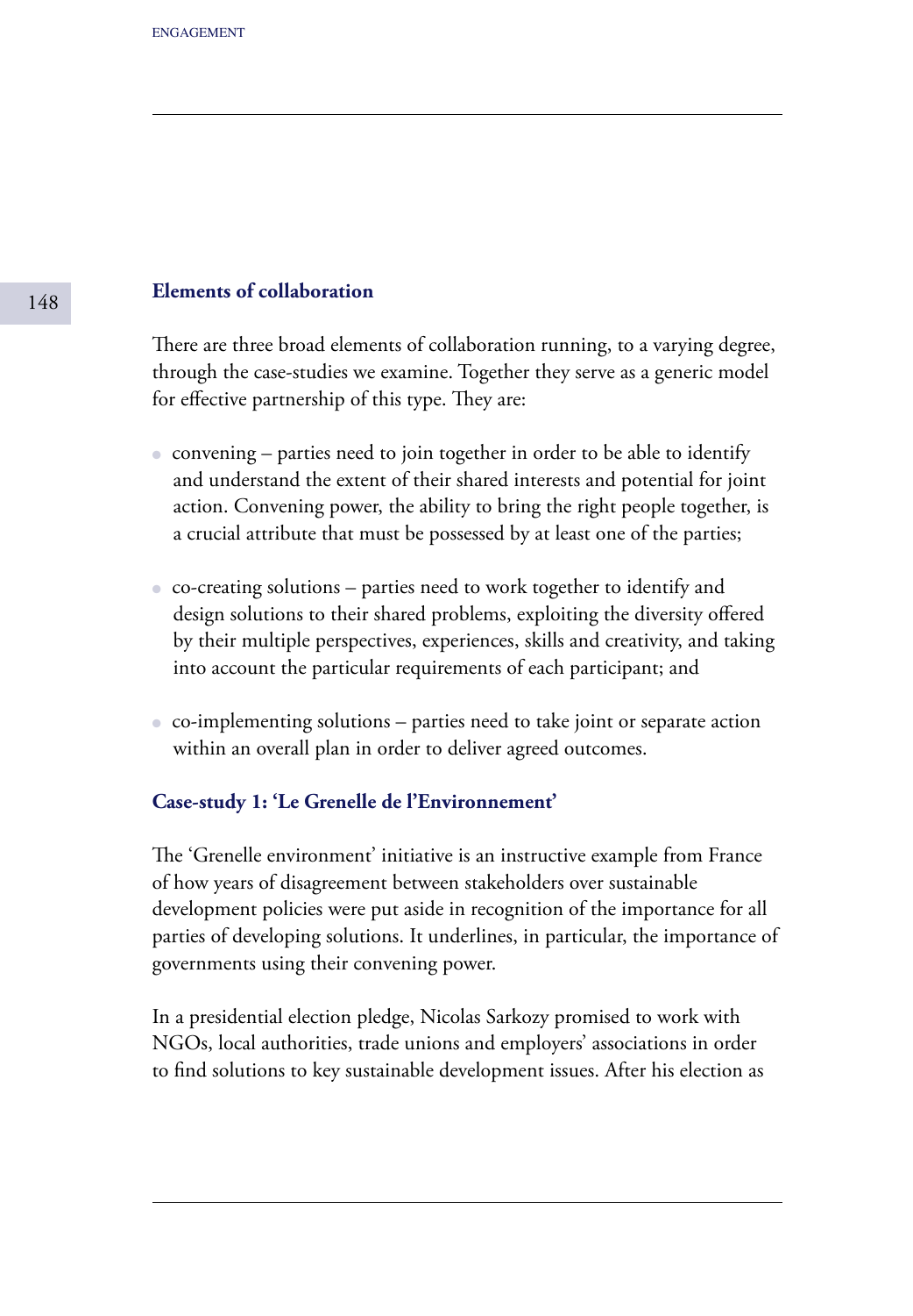## Elements of collaboration

There are three broad elements of collaboration running, to a varying degree, through the case-studies we examine. Together they serve as a generic model for effective partnership of this type. They are:

- convening – parties need to join together in order to be able to identify and understand the extent of their shared interests and potential for joint action. Convening power, the ability to bring the right people together, is a crucial attribute that must be possessed by at least one of the parties;
- co-creating solutions – parties need to work together to identify and design solutions to their shared problems, exploiting the diversity offered by their multiple perspectives, experiences, skills and creativity, and taking into account the particular requirements of each participant; and
- co-implementing solutions – parties need to take joint or separate action within an overall plan in order to deliver agreed outcomes.

### Case-study 1: 'Le Grenelle de l'Environnement'

The 'Grenelle environment' initiative is an instructive example from France of how years of disagreement between stakeholders over sustainable development policies were put aside in recognition of the importance for all parties of developing solutions. It underlines, in particular, the importance of governments using their convening power.

In a presidential election pledge, Nicolas Sarkozy promised to work with NGOs, local authorities, trade unions and employers' associations in order to find solutions to key sustainable development issues. After his election as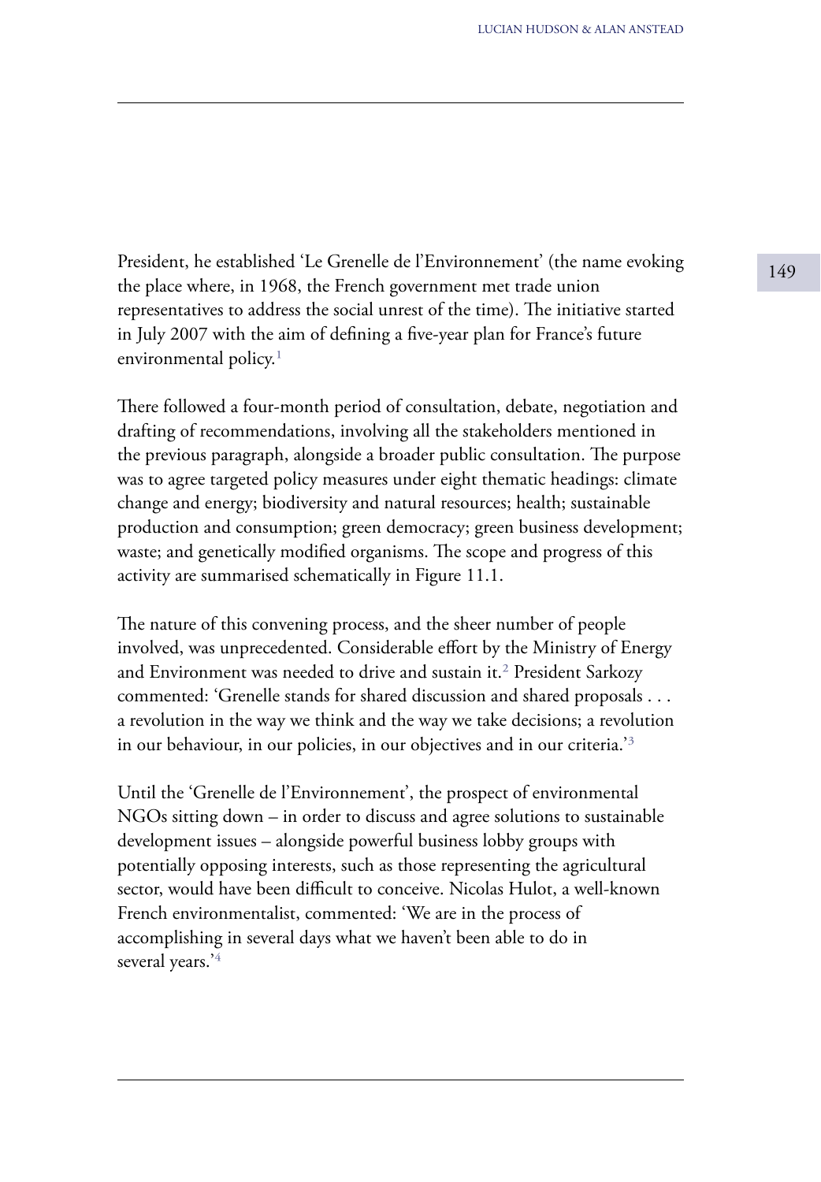President, he established 'Le Grenelle de l'Environnement' (the name evoking the place where, in 1968, the French government met trade union representatives to address the social unrest of the time). The initiative started in July 2007 with the aim of defining a five-year plan for France's future environmental policy.[1]

There followed a four-month period of consultation, debate, negotiation and drafting of recommendations, involving all the stakeholders mentioned in the previous paragraph, alongside a broader public consultation. The purpose was to agree targeted policy measures under eight thematic headings: climate change and energy; biodiversity and natural resources; health; sustainable production and consumption; green democracy; green business development; waste; and genetically modified organisms. The scope and progress of this activity are summarised schematically in Figure 11.1.

The nature of this convening process, and the sheer number of people involved, was unprecedented. Considerable effort by the Ministry of Energy and Environment was needed to drive and sustain it.[2] President Sarkozy commented: 'Grenelle stands for shared discussion and shared proposals . . . a revolution in the way we think and the way we take decisions; a revolution in our behaviour, in our policies, in our objectives and in our criteria.'[3]

Until the 'Grenelle de l'Environnement', the prospect of environmental NGOs sitting down – in order to discuss and agree solutions to sustainable development issues – alongside powerful business lobby groups with potentially opposing interests, such as those representing the agricultural sector, would have been difficult to conceive. Nicolas Hulot, a well-known French environmentalist, commented: 'We are in the process of accomplishing in several days what we haven't been able to do in several years.'[4]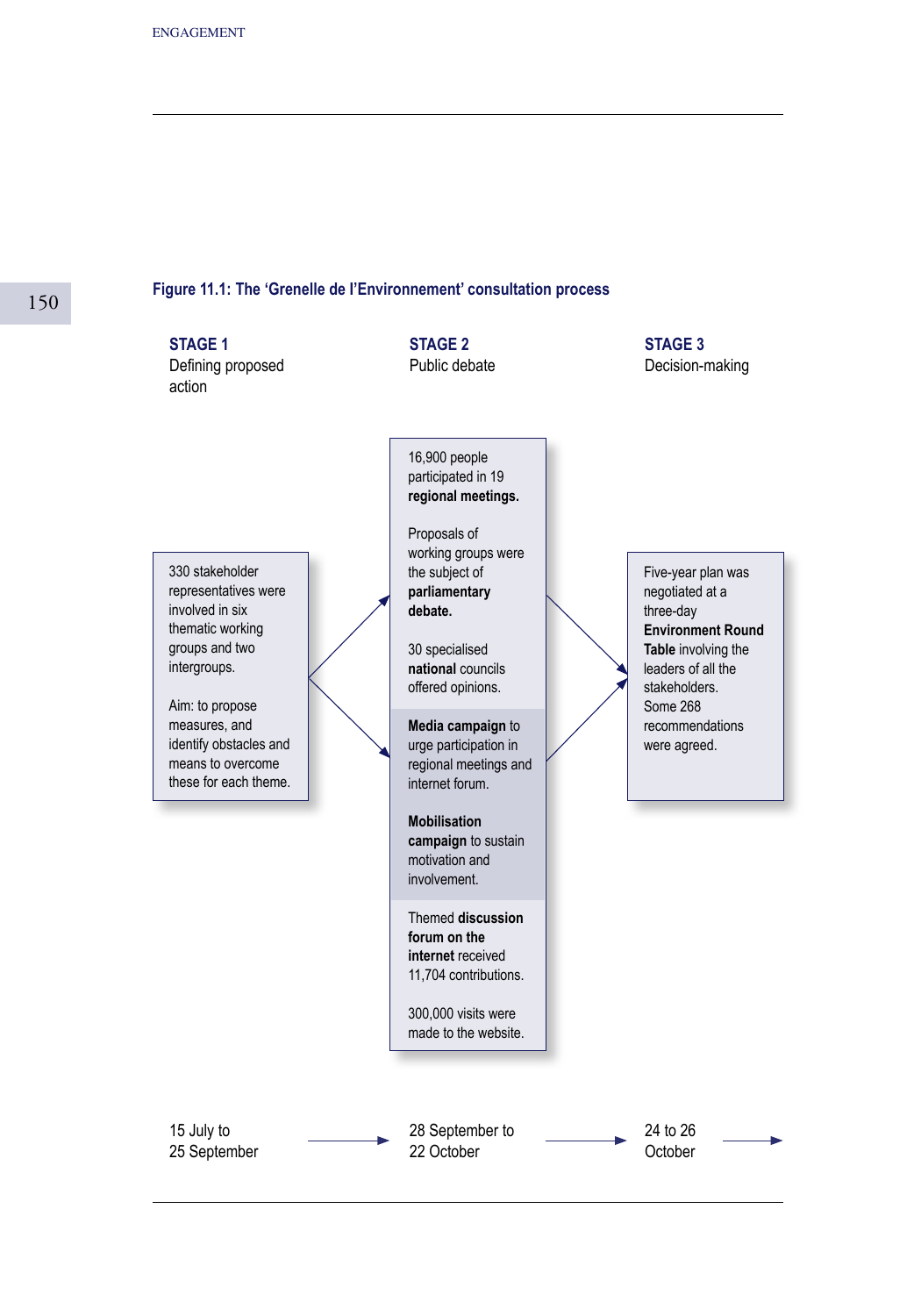**Figure 11.1: The 'Grenelle de l'Environnement' consultation process**

**STAGE 1**
Defining proposed action

330 stakeholder representatives were involved in six thematic working groups and two intergroups.

Aim: to propose measures, and identify obstacles and means to overcome these for each theme.

15 July to 25 September

**STAGE 2**
Public debate

16,900 people participated in 19 **regional meetings.**

Proposals of working groups were the subject of **parliamentary debate.**

30 specialised **national** councils offered opinions.

**Media campaign** to urge participation in regional meetings and internet forum.

**Mobilisation campaign** to sustain motivation and involvement.

Themed **discussion forum on the internet** received 11,704 contributions.

300,000 visits were made to the website.

28 September to 22 October

**STAGE 3**
Decision-making

Five-year plan was negotiated at a three-day **Environment Round Table** involving the leaders of all the stakeholders. Some 268 recommendations were agreed.

24 to 26 October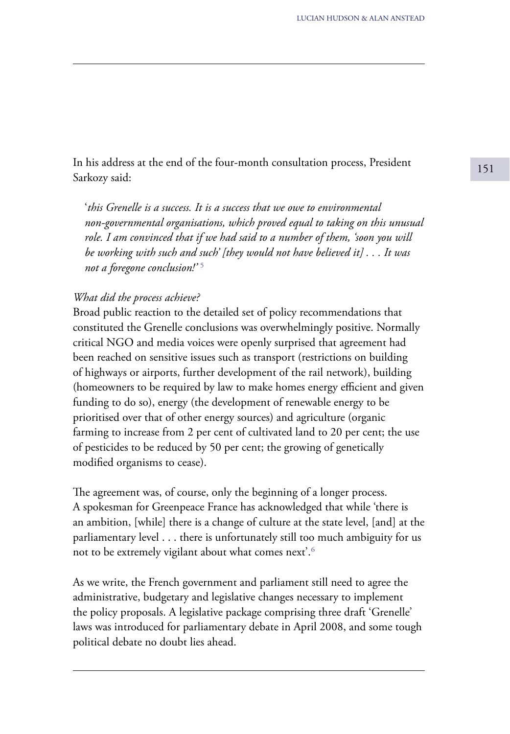In his address at the end of the four-month consultation process, President Sarkozy said:

> '*this Grenelle is a success. It is a success that we owe to environmental non-governmental organisations, which proved equal to taking on this unusual role. I am convinced that if we had said to a number of them, 'soon you will be working with such and such' [they would not have believed it] . . . It was not a foregone conclusion!*'[5]

*What did the process achieve?*

Broad public reaction to the detailed set of policy recommendations that constituted the Grenelle conclusions was overwhelmingly positive. Normally critical NGO and media voices were openly surprised that agreement had been reached on sensitive issues such as transport (restrictions on building of highways or airports, further development of the rail network), building (homeowners to be required by law to make homes energy efficient and given funding to do so), energy (the development of renewable energy to be prioritised over that of other energy sources) and agriculture (organic farming to increase from 2 per cent of cultivated land to 20 per cent; the use of pesticides to be reduced by 50 per cent; the growing of genetically modified organisms to cease).

The agreement was, of course, only the beginning of a longer process. A spokesman for Greenpeace France has acknowledged that while 'there is an ambition, [while] there is a change of culture at the state level, [and] at the parliamentary level . . . there is unfortunately still too much ambiguity for us not to be extremely vigilant about what comes next'.[6]

As we write, the French government and parliament still need to agree the administrative, budgetary and legislative changes necessary to implement the policy proposals. A legislative package comprising three draft 'Grenelle' laws was introduced for parliamentary debate in April 2008, and some tough political debate no doubt lies ahead.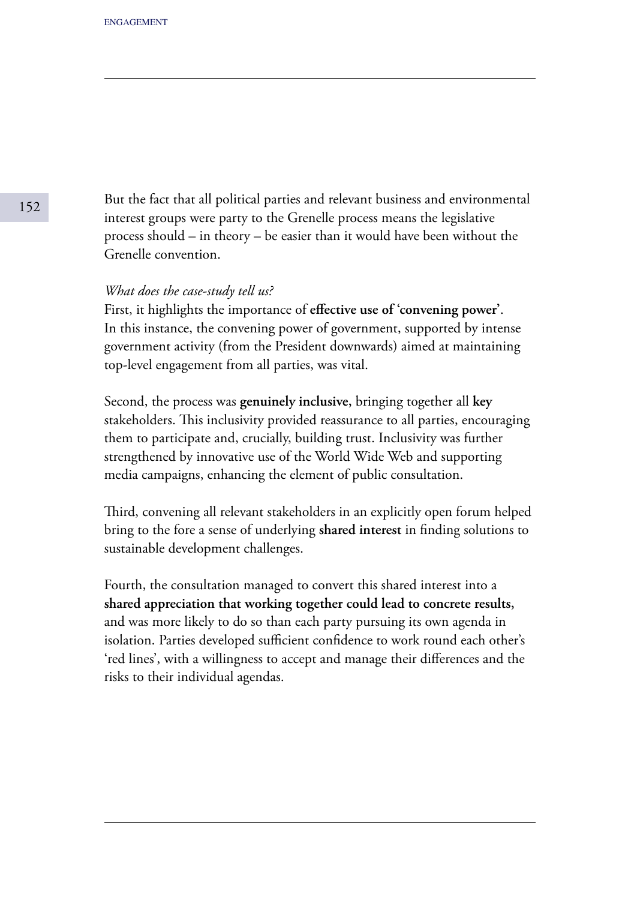But the fact that all political parties and relevant business and environmental interest groups were party to the Grenelle process means the legislative process should – in theory – be easier than it would have been without the Grenelle convention.

*What does the case-study tell us?*

First, it highlights the importance of **effective use of 'convening power'**. In this instance, the convening power of government, supported by intense government activity (from the President downwards) aimed at maintaining top-level engagement from all parties, was vital.

Second, the process was **genuinely inclusive,** bringing together all **key** stakeholders. This inclusivity provided reassurance to all parties, encouraging them to participate and, crucially, building trust. Inclusivity was further strengthened by innovative use of the World Wide Web and supporting media campaigns, enhancing the element of public consultation.

Third, convening all relevant stakeholders in an explicitly open forum helped bring to the fore a sense of underlying **shared interest** in finding solutions to sustainable development challenges.

Fourth, the consultation managed to convert this shared interest into a **shared appreciation that working together could lead to concrete results,** and was more likely to do so than each party pursuing its own agenda in isolation. Parties developed sufficient confidence to work round each other's 'red lines', with a willingness to accept and manage their differences and the risks to their individual agendas.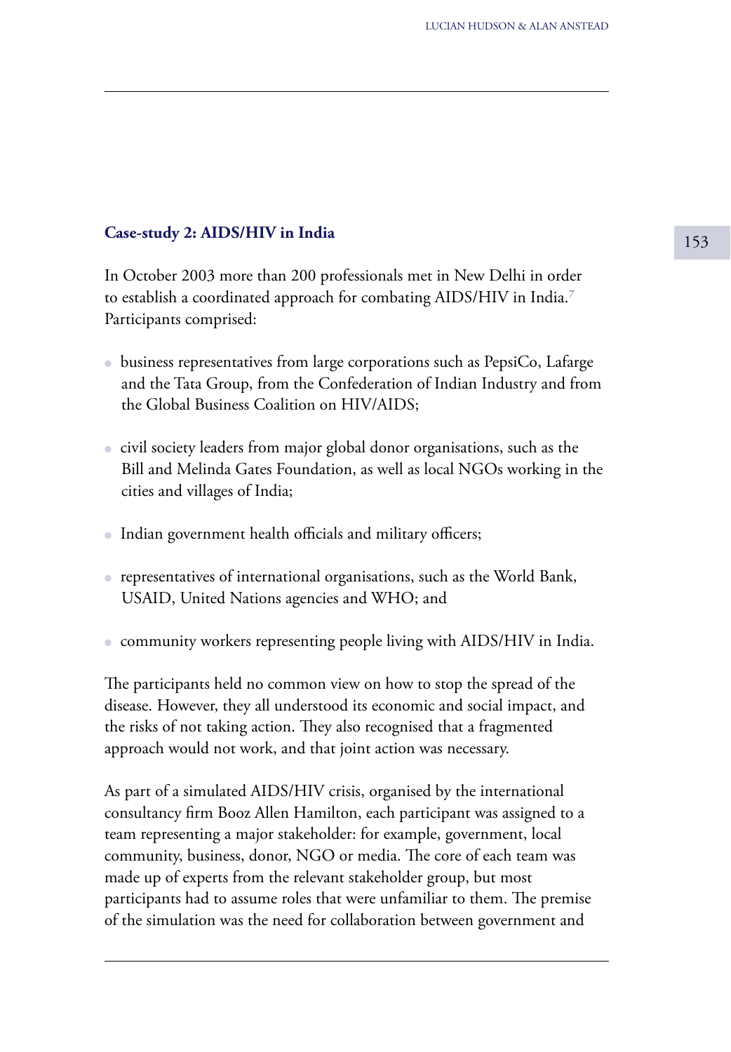### Case-study 2: AIDS/HIV in India

In October 2003 more than 200 professionals met in New Delhi in order to establish a coordinated approach for combating AIDS/HIV in India.[7] Participants comprised:

- business representatives from large corporations such as PepsiCo, Lafarge and the Tata Group, from the Confederation of Indian Industry and from the Global Business Coalition on HIV/AIDS;
- civil society leaders from major global donor organisations, such as the Bill and Melinda Gates Foundation, as well as local NGOs working in the cities and villages of India;
- Indian government health officials and military officers;
- representatives of international organisations, such as the World Bank, USAID, United Nations agencies and WHO; and
- community workers representing people living with AIDS/HIV in India.

The participants held no common view on how to stop the spread of the disease. However, they all understood its economic and social impact, and the risks of not taking action. They also recognised that a fragmented approach would not work, and that joint action was necessary.

As part of a simulated AIDS/HIV crisis, organised by the international consultancy firm Booz Allen Hamilton, each participant was assigned to a team representing a major stakeholder: for example, government, local community, business, donor, NGO or media. The core of each team was made up of experts from the relevant stakeholder group, but most participants had to assume roles that were unfamiliar to them. The premise of the simulation was the need for collaboration between government and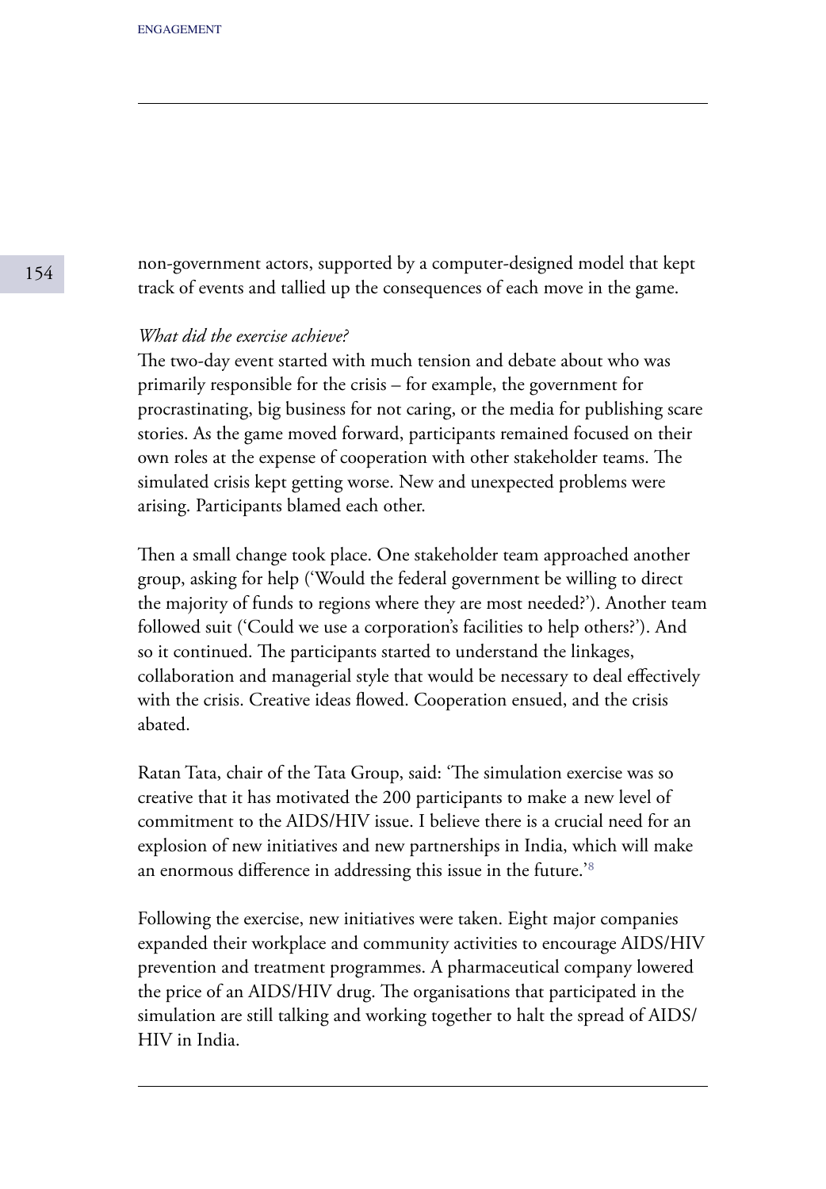non-government actors, supported by a computer-designed model that kept track of events and tallied up the consequences of each move in the game.

*What did the exercise achieve?*

The two-day event started with much tension and debate about who was primarily responsible for the crisis – for example, the government for procrastinating, big business for not caring, or the media for publishing scare stories. As the game moved forward, participants remained focused on their own roles at the expense of cooperation with other stakeholder teams. The simulated crisis kept getting worse. New and unexpected problems were arising. Participants blamed each other.

Then a small change took place. One stakeholder team approached another group, asking for help ('Would the federal government be willing to direct the majority of funds to regions where they are most needed?'). Another team followed suit ('Could we use a corporation's facilities to help others?'). And so it continued. The participants started to understand the linkages, collaboration and managerial style that would be necessary to deal effectively with the crisis. Creative ideas flowed. Cooperation ensued, and the crisis abated.

Ratan Tata, chair of the Tata Group, said: 'The simulation exercise was so creative that it has motivated the 200 participants to make a new level of commitment to the AIDS/HIV issue. I believe there is a crucial need for an explosion of new initiatives and new partnerships in India, which will make an enormous difference in addressing this issue in the future.'[8]

Following the exercise, new initiatives were taken. Eight major companies expanded their workplace and community activities to encourage AIDS/HIV prevention and treatment programmes. A pharmaceutical company lowered the price of an AIDS/HIV drug. The organisations that participated in the simulation are still talking and working together to halt the spread of AIDS/HIV in India.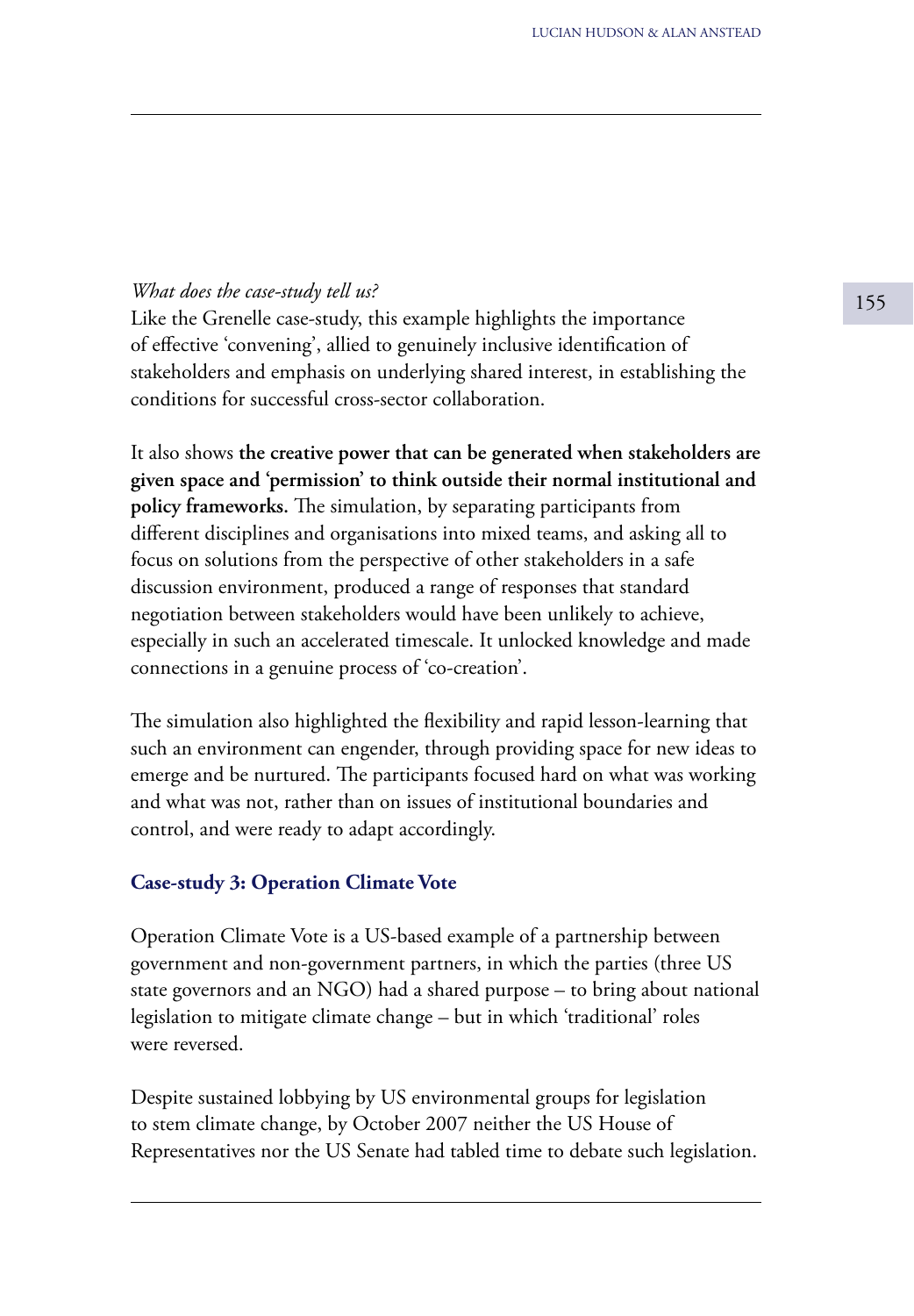*What does the case-study tell us?*

Like the Grenelle case-study, this example highlights the importance of effective 'convening', allied to genuinely inclusive identification of stakeholders and emphasis on underlying shared interest, in establishing the conditions for successful cross-sector collaboration.

It also shows **the creative power that can be generated when stakeholders are given space and 'permission' to think outside their normal institutional and policy frameworks.** The simulation, by separating participants from different disciplines and organisations into mixed teams, and asking all to focus on solutions from the perspective of other stakeholders in a safe discussion environment, produced a range of responses that standard negotiation between stakeholders would have been unlikely to achieve, especially in such an accelerated timescale. It unlocked knowledge and made connections in a genuine process of 'co-creation'.

The simulation also highlighted the flexibility and rapid lesson-learning that such an environment can engender, through providing space for new ideas to emerge and be nurtured. The participants focused hard on what was working and what was not, rather than on issues of institutional boundaries and control, and were ready to adapt accordingly.

### Case-study 3: Operation Climate Vote

Operation Climate Vote is a US-based example of a partnership between government and non-government partners, in which the parties (three US state governors and an NGO) had a shared purpose – to bring about national legislation to mitigate climate change – but in which 'traditional' roles were reversed.

Despite sustained lobbying by US environmental groups for legislation to stem climate change, by October 2007 neither the US House of Representatives nor the US Senate had tabled time to debate such legislation.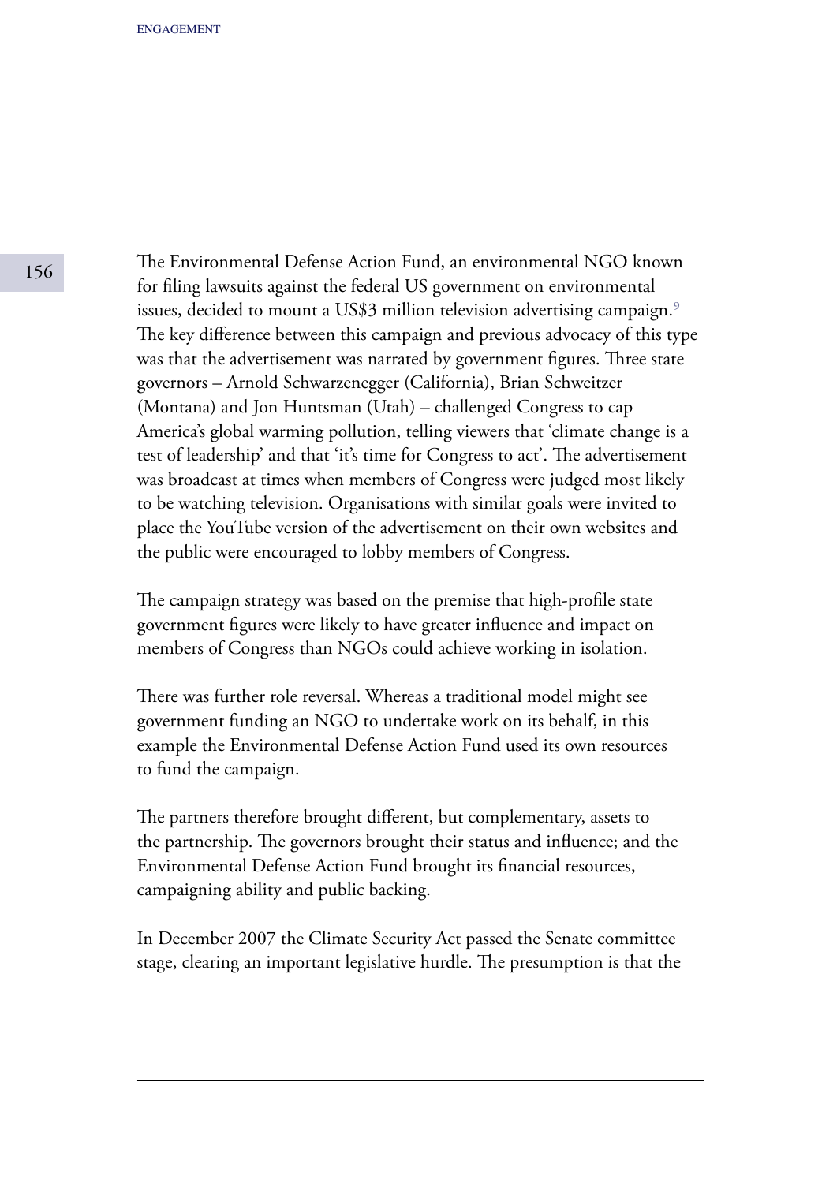The Environmental Defense Action Fund, an environmental NGO known for filing lawsuits against the federal US government on environmental issues, decided to mount a US$3 million television advertising campaign.[9] The key difference between this campaign and previous advocacy of this type was that the advertisement was narrated by government figures. Three state governors – Arnold Schwarzenegger (California), Brian Schweitzer (Montana) and Jon Huntsman (Utah) – challenged Congress to cap America's global warming pollution, telling viewers that 'climate change is a test of leadership' and that 'it's time for Congress to act'. The advertisement was broadcast at times when members of Congress were judged most likely to be watching television. Organisations with similar goals were invited to place the YouTube version of the advertisement on their own websites and the public were encouraged to lobby members of Congress.

The campaign strategy was based on the premise that high-profile state government figures were likely to have greater influence and impact on members of Congress than NGOs could achieve working in isolation.

There was further role reversal. Whereas a traditional model might see government funding an NGO to undertake work on its behalf, in this example the Environmental Defense Action Fund used its own resources to fund the campaign.

The partners therefore brought different, but complementary, assets to the partnership. The governors brought their status and influence; and the Environmental Defense Action Fund brought its financial resources, campaigning ability and public backing.

In December 2007 the Climate Security Act passed the Senate committee stage, clearing an important legislative hurdle. The presumption is that the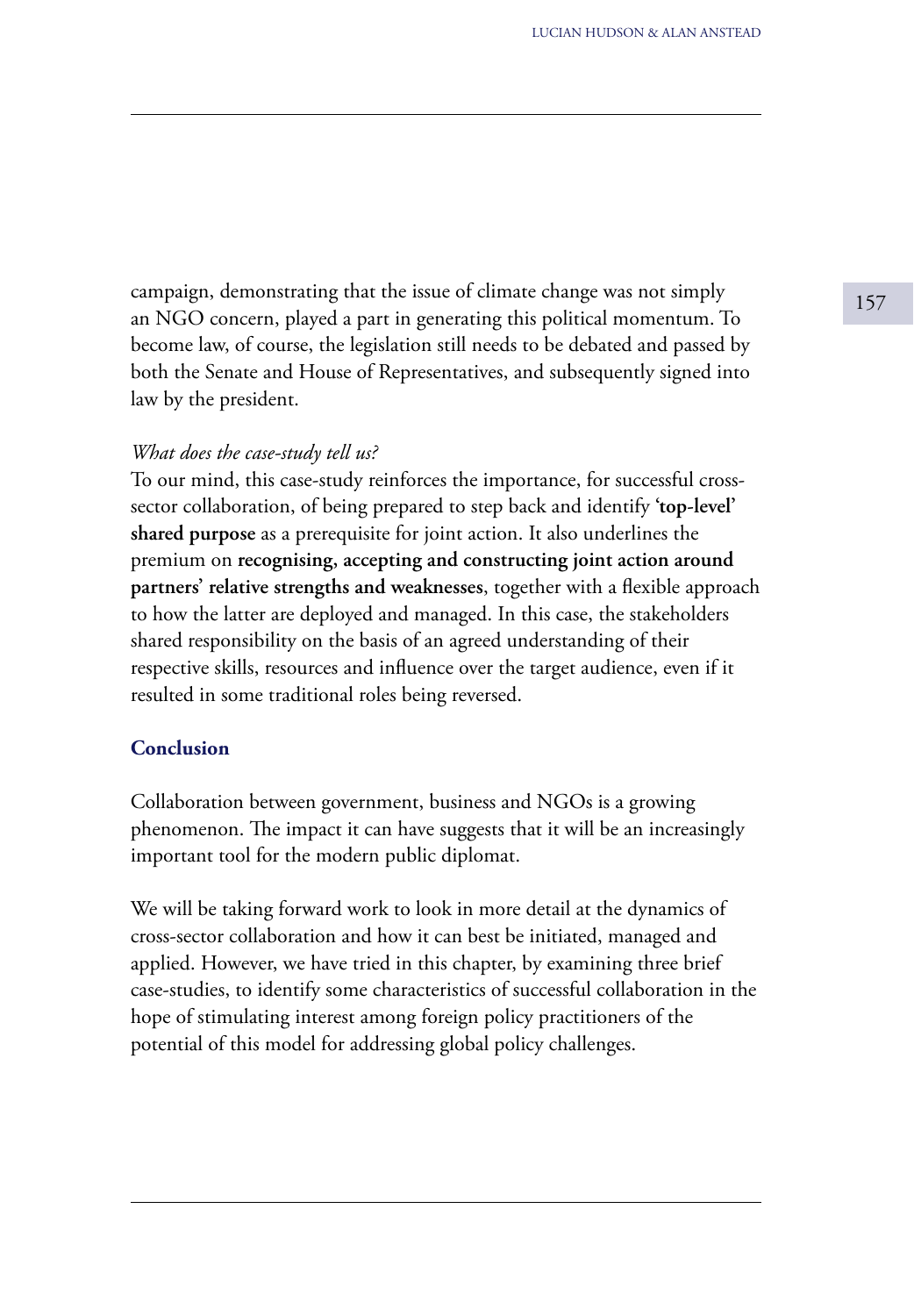campaign, demonstrating that the issue of climate change was not simply an NGO concern, played a part in generating this political momentum. To become law, of course, the legislation still needs to be debated and passed by both the Senate and House of Representatives, and subsequently signed into law by the president.

*What does the case-study tell us?*

To our mind, this case-study reinforces the importance, for successful cross-sector collaboration, of being prepared to step back and identify **'top-level' shared purpose** as a prerequisite for joint action. It also underlines the premium on **recognising, accepting and constructing joint action around partners' relative strengths and weaknesses**, together with a flexible approach to how the latter are deployed and managed. In this case, the stakeholders shared responsibility on the basis of an agreed understanding of their respective skills, resources and influence over the target audience, even if it resulted in some traditional roles being reversed.

## Conclusion

Collaboration between government, business and NGOs is a growing phenomenon. The impact it can have suggests that it will be an increasingly important tool for the modern public diplomat.

We will be taking forward work to look in more detail at the dynamics of cross-sector collaboration and how it can best be initiated, managed and applied. However, we have tried in this chapter, by examining three brief case-studies, to identify some characteristics of successful collaboration in the hope of stimulating interest among foreign policy practitioners of the potential of this model for addressing global policy challenges.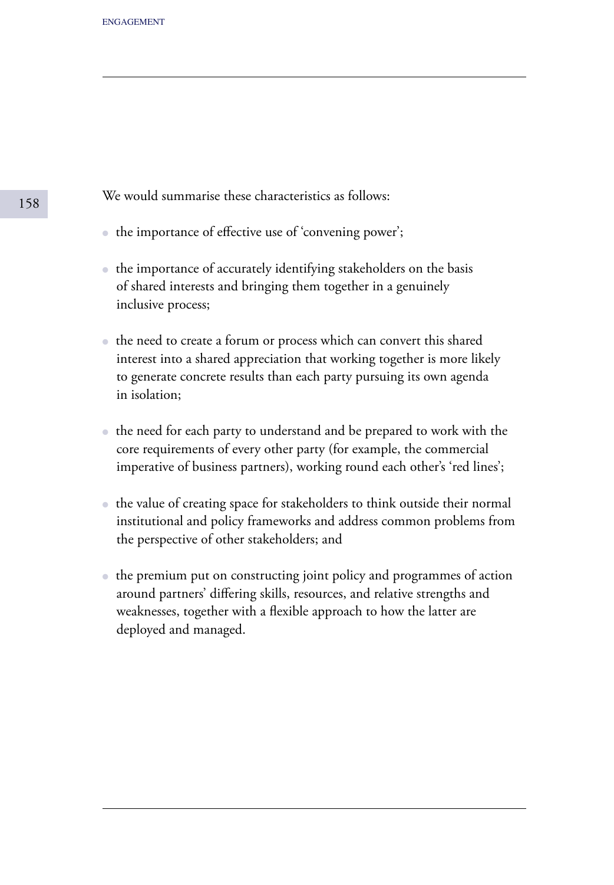We would summarise these characteristics as follows:

- the importance of effective use of 'convening power';
- the importance of accurately identifying stakeholders on the basis of shared interests and bringing them together in a genuinely inclusive process;
- the need to create a forum or process which can convert this shared interest into a shared appreciation that working together is more likely to generate concrete results than each party pursuing its own agenda in isolation;
- the need for each party to understand and be prepared to work with the core requirements of every other party (for example, the commercial imperative of business partners), working round each other's 'red lines';
- the value of creating space for stakeholders to think outside their normal institutional and policy frameworks and address common problems from the perspective of other stakeholders; and
- the premium put on constructing joint policy and programmes of action around partners' differing skills, resources, and relative strengths and weaknesses, together with a flexible approach to how the latter are deployed and managed.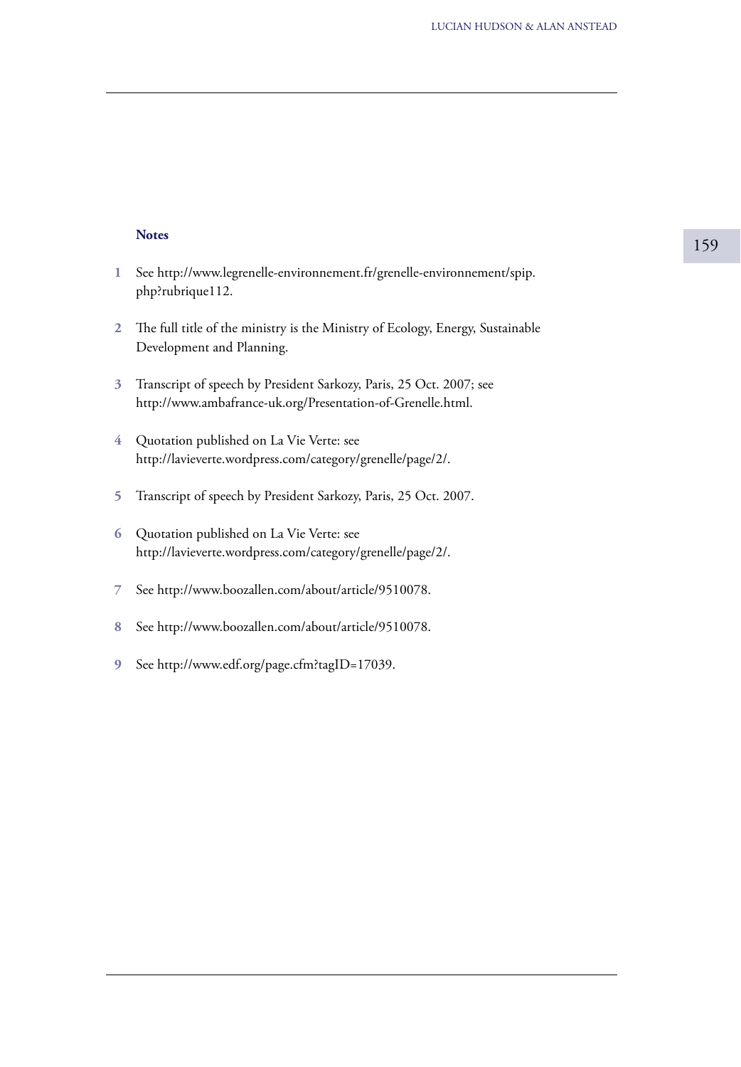### Notes

1. See http://www.legrenelle-environnement.fr/grenelle-environnement/spip.php?rubrique112.
2. The full title of the ministry is the Ministry of Ecology, Energy, Sustainable Development and Planning.
3. Transcript of speech by President Sarkozy, Paris, 25 Oct. 2007; see http://www.ambafrance-uk.org/Presentation-of-Grenelle.html.
4. Quotation published on La Vie Verte: see http://lavieverte.wordpress.com/category/grenelle/page/2/.
5. Transcript of speech by President Sarkozy, Paris, 25 Oct. 2007.
6. Quotation published on La Vie Verte: see http://lavieverte.wordpress.com/category/grenelle/page/2/.
7. See http://www.boozallen.com/about/article/9510078.
8. See http://www.boozallen.com/about/article/9510078.
9. See http://www.edf.org/page.cfm?tagID=17039.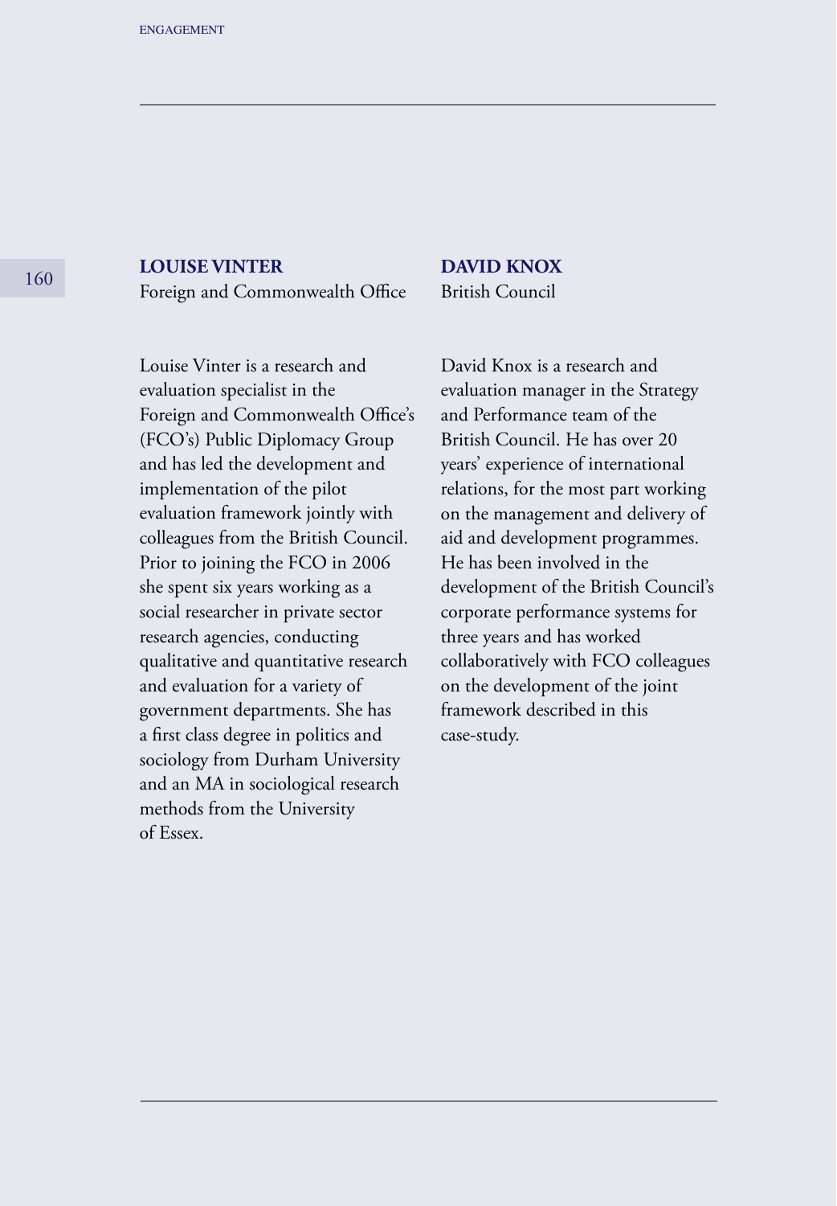**LOUISE VINTER**
Foreign and Commonwealth Office

Louise Vinter is a research and evaluation specialist in the Foreign and Commonwealth Office's (FCO's) Public Diplomacy Group and has led the development and implementation of the pilot evaluation framework jointly with colleagues from the British Council. Prior to joining the FCO in 2006 she spent six years working as a social researcher in private sector research agencies, conducting qualitative and quantitative research and evaluation for a variety of government departments. She has a first class degree in politics and sociology from Durham University and an MA in sociological research methods from the University of Essex.

**DAVID KNOX**
British Council

David Knox is a research and evaluation manager in the Strategy and Performance team of the British Council. He has over 20 years' experience of international relations, for the most part working on the management and delivery of aid and development programmes. He has been involved in the development of the British Council's corporate performance systems for three years and has worked collaboratively with FCO colleagues on the development of the joint framework described in this case-study.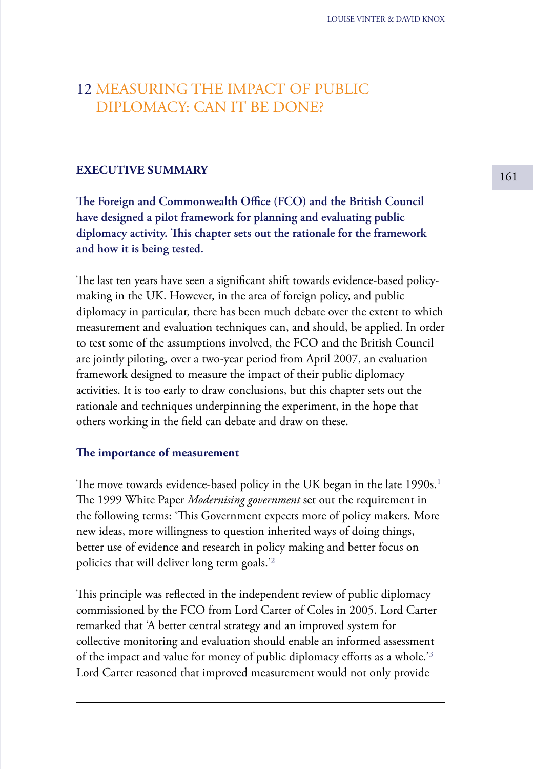# 12 MEASURING THE IMPACT OF PUBLIC DIPLOMACY: CAN IT BE DONE?

## EXECUTIVE SUMMARY

**The Foreign and Commonwealth Office (FCO) and the British Council have designed a pilot framework for planning and evaluating public diplomacy activity. This chapter sets out the rationale for the framework and how it is being tested.**

The last ten years have seen a significant shift towards evidence-based policy-making in the UK. However, in the area of foreign policy, and public diplomacy in particular, there has been much debate over the extent to which measurement and evaluation techniques can, and should, be applied. In order to test some of the assumptions involved, the FCO and the British Council are jointly piloting, over a two-year period from April 2007, an evaluation framework designed to measure the impact of their public diplomacy activities. It is too early to draw conclusions, but this chapter sets out the rationale and techniques underpinning the experiment, in the hope that others working in the field can debate and draw on these.

### The importance of measurement

The move towards evidence-based policy in the UK began in the late 1990s.[1] The 1999 White Paper *Modernising government* set out the requirement in the following terms: 'This Government expects more of policy makers. More new ideas, more willingness to question inherited ways of doing things, better use of evidence and research in policy making and better focus on policies that will deliver long term goals.'[2]

This principle was reflected in the independent review of public diplomacy commissioned by the FCO from Lord Carter of Coles in 2005. Lord Carter remarked that 'A better central strategy and an improved system for collective monitoring and evaluation should enable an informed assessment of the impact and value for money of public diplomacy efforts as a whole.'[3] Lord Carter reasoned that improved measurement would not only provide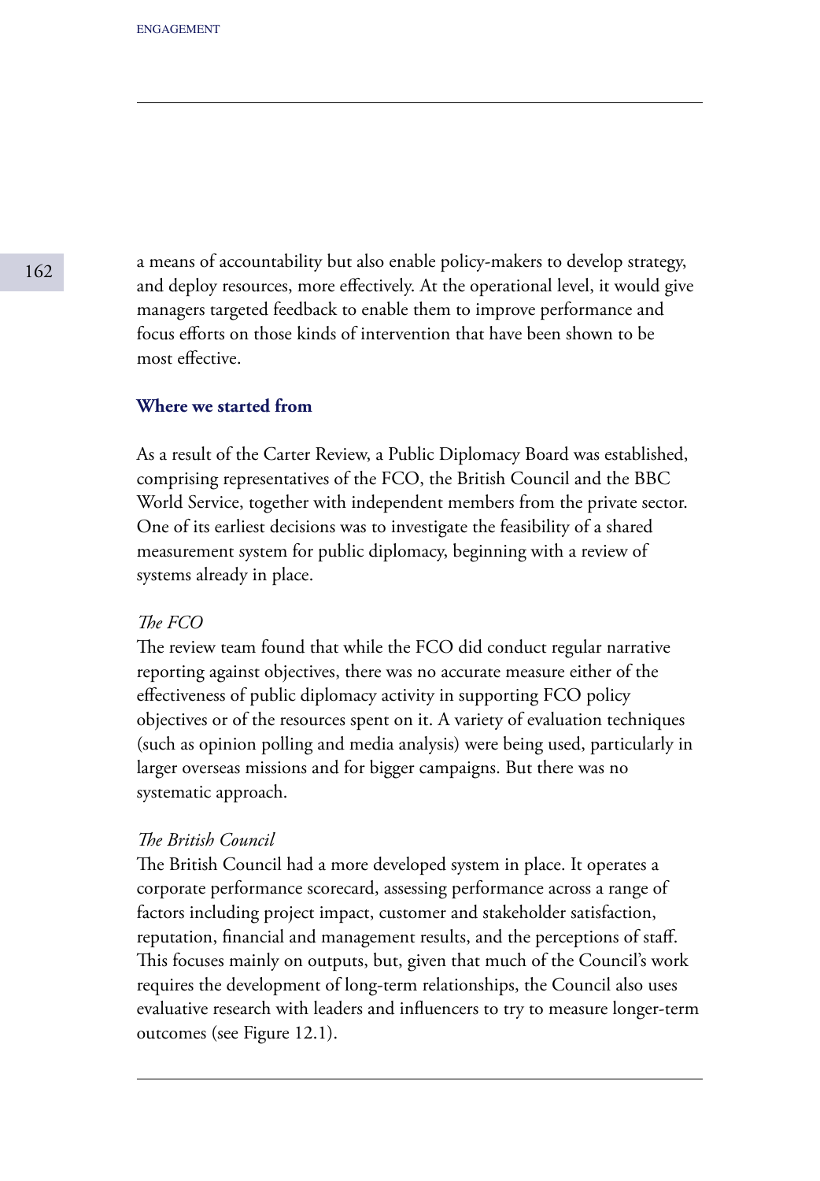a means of accountability but also enable policy-makers to develop strategy, and deploy resources, more effectively. At the operational level, it would give managers targeted feedback to enable them to improve performance and focus efforts on those kinds of intervention that have been shown to be most effective.

## Where we started from

As a result of the Carter Review, a Public Diplomacy Board was established, comprising representatives of the FCO, the British Council and the BBC World Service, together with independent members from the private sector. One of its earliest decisions was to investigate the feasibility of a shared measurement system for public diplomacy, beginning with a review of systems already in place.

### *The FCO*

The review team found that while the FCO did conduct regular narrative reporting against objectives, there was no accurate measure either of the effectiveness of public diplomacy activity in supporting FCO policy objectives or of the resources spent on it. A variety of evaluation techniques (such as opinion polling and media analysis) were being used, particularly in larger overseas missions and for bigger campaigns. But there was no systematic approach.

### *The British Council*

The British Council had a more developed system in place. It operates a corporate performance scorecard, assessing performance across a range of factors including project impact, customer and stakeholder satisfaction, reputation, financial and management results, and the perceptions of staff. This focuses mainly on outputs, but, given that much of the Council's work requires the development of long-term relationships, the Council also uses evaluative research with leaders and influencers to try to measure longer-term outcomes (see Figure 12.1).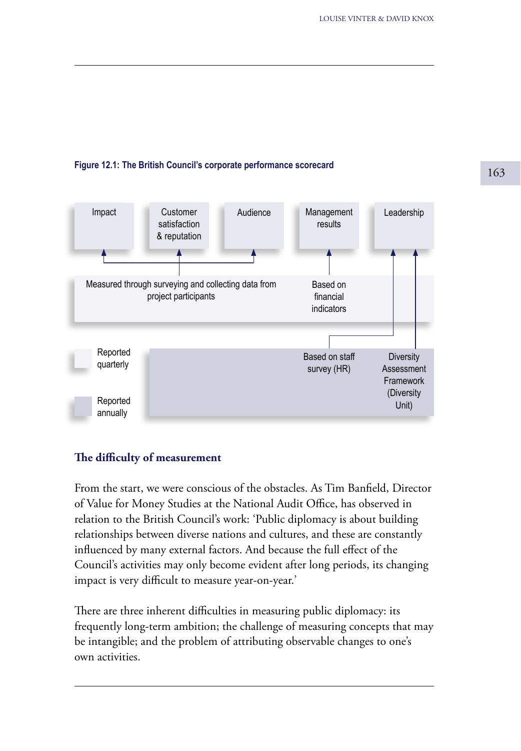**Figure 12.1: The British Council's corporate performance scorecard**

| Impact | Customer satisfaction & reputation | Audience | Management results | Leadership |
|---|---|---|---|---|
| Measured through surveying and collecting data from project participants | | | Based on financial indicators | |
| | | | Based on staff survey (HR) | Diversity Assessment Framework (Diversity Unit) |

Reported quarterly

Reported annually

## The difficulty of measurement

From the start, we were conscious of the obstacles. As Tim Banfield, Director of Value for Money Studies at the National Audit Office, has observed in relation to the British Council's work: 'Public diplomacy is about building relationships between diverse nations and cultures, and these are constantly influenced by many external factors. And because the full effect of the Council's activities may only become evident after long periods, its changing impact is very difficult to measure year-on-year.'

There are three inherent difficulties in measuring public diplomacy: its frequently long-term ambition; the challenge of measuring concepts that may be intangible; and the problem of attributing observable changes to one's own activities.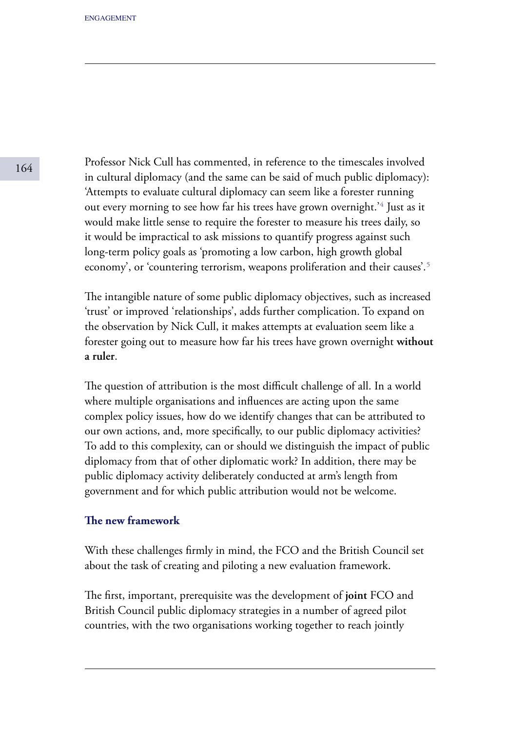Professor Nick Cull has commented, in reference to the timescales involved in cultural diplomacy (and the same can be said of much public diplomacy): 'Attempts to evaluate cultural diplomacy can seem like a forester running out every morning to see how far his trees have grown overnight.'[4] Just as it would make little sense to require the forester to measure his trees daily, so it would be impractical to ask missions to quantify progress against such long-term policy goals as 'promoting a low carbon, high growth global economy', or 'countering terrorism, weapons proliferation and their causes'.[5]

The intangible nature of some public diplomacy objectives, such as increased 'trust' or improved 'relationships', adds further complication. To expand on the observation by Nick Cull, it makes attempts at evaluation seem like a forester going out to measure how far his trees have grown overnight **without a ruler**.

The question of attribution is the most difficult challenge of all. In a world where multiple organisations and influences are acting upon the same complex policy issues, how do we identify changes that can be attributed to our own actions, and, more specifically, to our public diplomacy activities? To add to this complexity, can or should we distinguish the impact of public diplomacy from that of other diplomatic work? In addition, there may be public diplomacy activity deliberately conducted at arm's length from government and for which public attribution would not be welcome.

### The new framework

With these challenges firmly in mind, the FCO and the British Council set about the task of creating and piloting a new evaluation framework.

The first, important, prerequisite was the development of **joint** FCO and British Council public diplomacy strategies in a number of agreed pilot countries, with the two organisations working together to reach jointly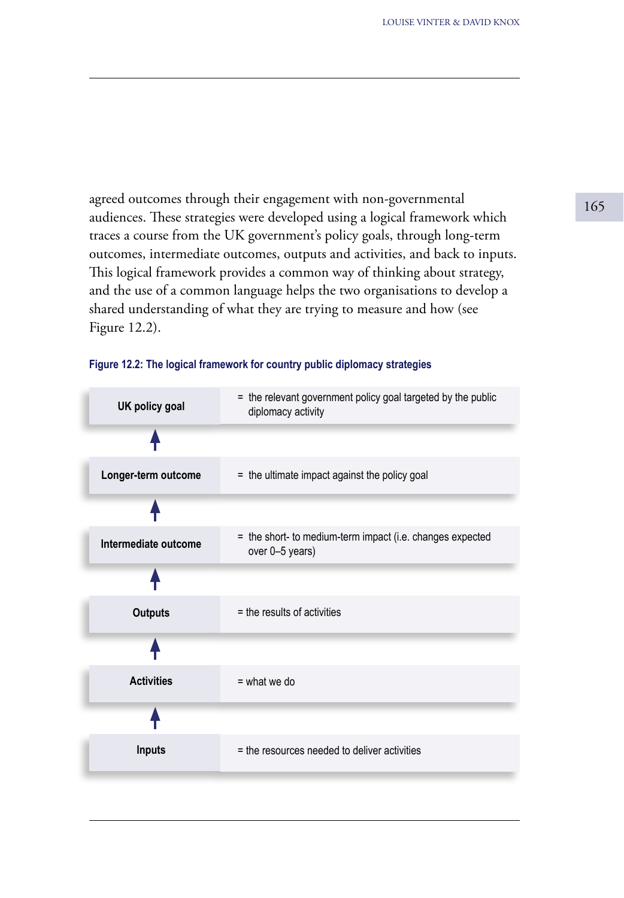agreed outcomes through their engagement with non-governmental audiences. These strategies were developed using a logical framework which traces a course from the UK government's policy goals, through long-term outcomes, intermediate outcomes, outputs and activities, and back to inputs. This logical framework provides a common way of thinking about strategy, and the use of a common language helps the two organisations to develop a shared understanding of what they are trying to measure and how (see Figure 12.2).

**Figure 12.2: The logical framework for country public diplomacy strategies**

| | |
|---|---|
| **UK policy goal** | = the relevant government policy goal targeted by the public diplomacy activity |
| ↑ | |
| **Longer-term outcome** | = the ultimate impact against the policy goal |
| ↑ | |
| **Intermediate outcome** | = the short- to medium-term impact (i.e. changes expected over 0–5 years) |
| ↑ | |
| **Outputs** | = the results of activities |
| ↑ | |
| **Activities** | = what we do |
| ↑ | |
| **Inputs** | = the resources needed to deliver activities |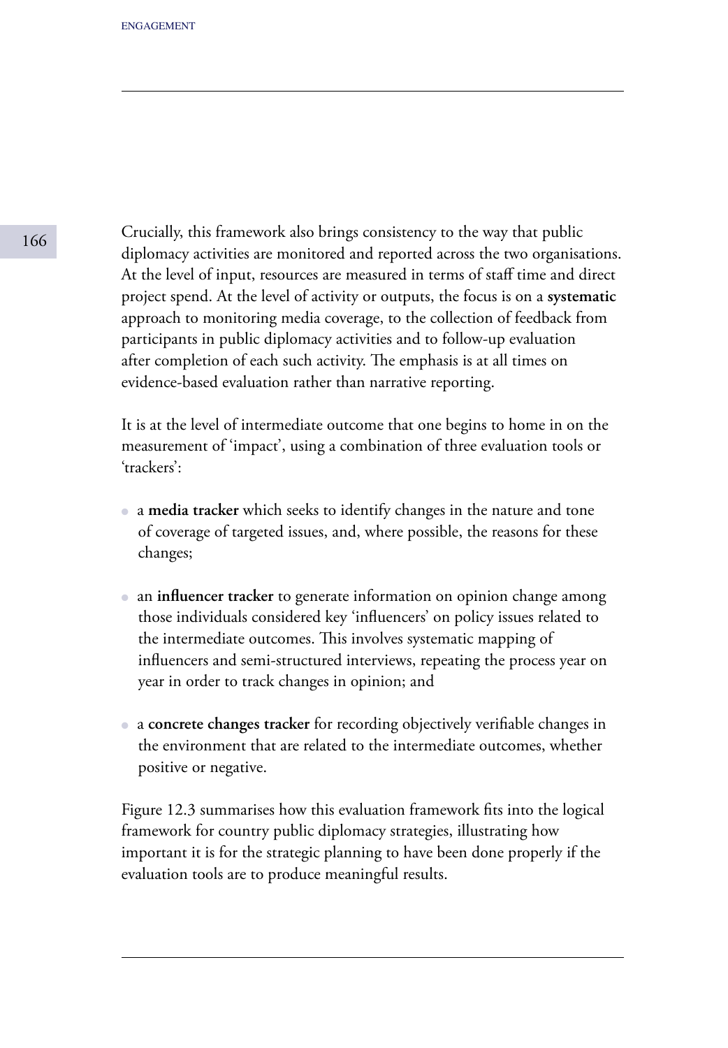Crucially, this framework also brings consistency to the way that public diplomacy activities are monitored and reported across the two organisations. At the level of input, resources are measured in terms of staff time and direct project spend. At the level of activity or outputs, the focus is on a **systematic** approach to monitoring media coverage, to the collection of feedback from participants in public diplomacy activities and to follow-up evaluation after completion of each such activity. The emphasis is at all times on evidence-based evaluation rather than narrative reporting.

It is at the level of intermediate outcome that one begins to home in on the measurement of 'impact', using a combination of three evaluation tools or 'trackers':

- a **media tracker** which seeks to identify changes in the nature and tone of coverage of targeted issues, and, where possible, the reasons for these changes;
- an **influencer tracker** to generate information on opinion change among those individuals considered key 'influencers' on policy issues related to the intermediate outcomes. This involves systematic mapping of influencers and semi-structured interviews, repeating the process year on year in order to track changes in opinion; and
- a **concrete changes tracker** for recording objectively verifiable changes in the environment that are related to the intermediate outcomes, whether positive or negative.

Figure 12.3 summarises how this evaluation framework fits into the logical framework for country public diplomacy strategies, illustrating how important it is for the strategic planning to have been done properly if the evaluation tools are to produce meaningful results.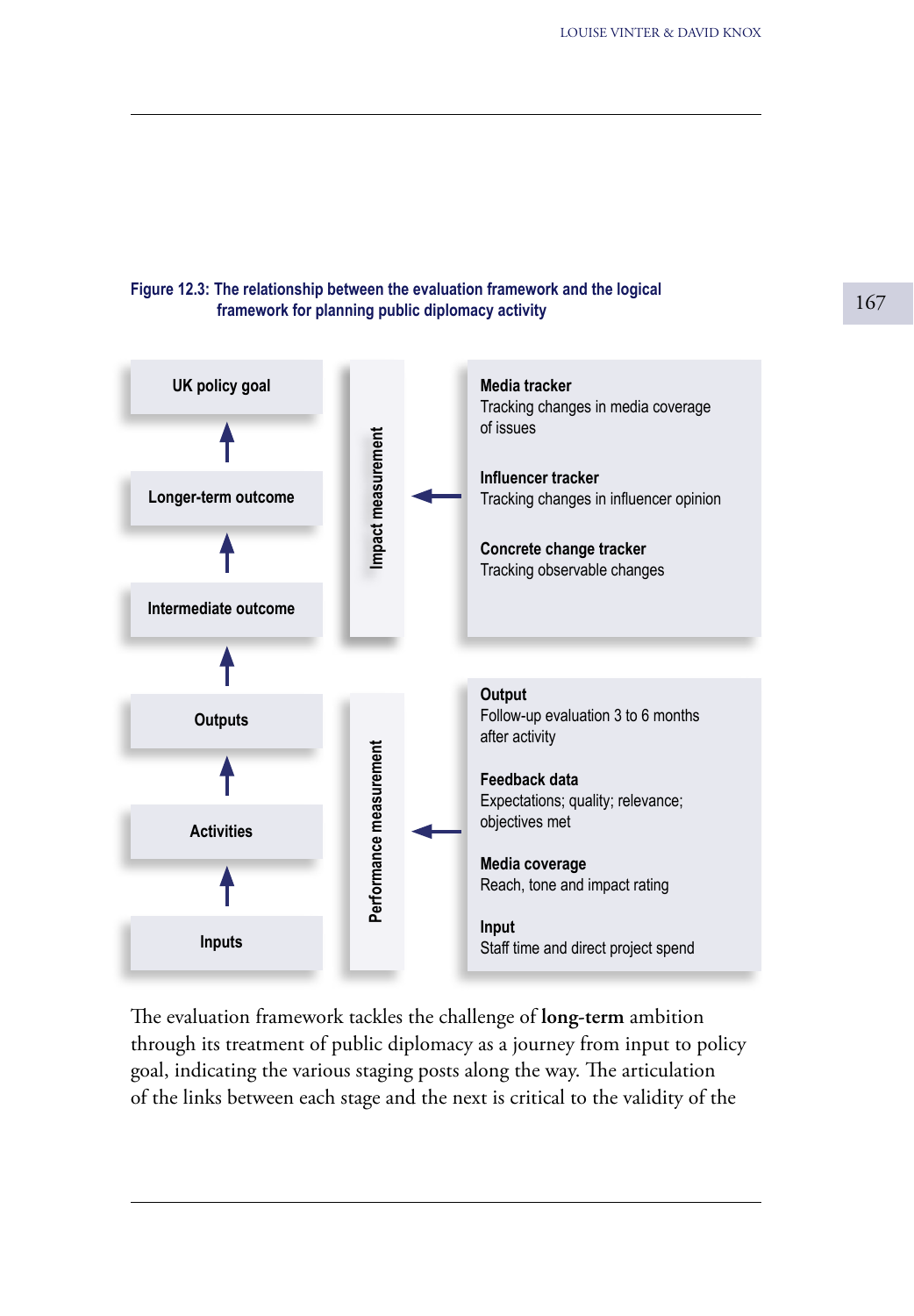**Figure 12.3: The relationship between the evaluation framework and the logical framework for planning public diplomacy activity**

| Logical framework | Measurement | Evaluation framework |
|---|---|---|
| UK policy goal ↑ Longer-term outcome ↑ Intermediate outcome | Impact measurement ← | **Media tracker** Tracking changes in media coverage of issues<br>**Influencer tracker** Tracking changes in influencer opinion<br>**Concrete change tracker** Tracking observable changes |
| ↑ Outputs ↑ Activities ↑ Inputs | Performance measurement ← | **Output** Follow-up evaluation 3 to 6 months after activity<br>**Feedback data** Expectations; quality; relevance; objectives met<br>**Media coverage** Reach, tone and impact rating<br>**Input** Staff time and direct project spend |

The evaluation framework tackles the challenge of **long-term** ambition through its treatment of public diplomacy as a journey from input to policy goal, indicating the various staging posts along the way. The articulation of the links between each stage and the next is critical to the validity of the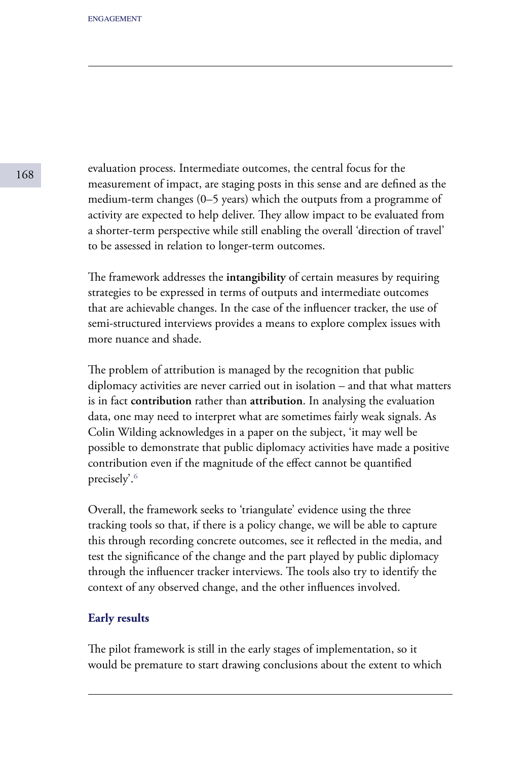evaluation process. Intermediate outcomes, the central focus for the measurement of impact, are staging posts in this sense and are defined as the medium-term changes (0–5 years) which the outputs from a programme of activity are expected to help deliver. They allow impact to be evaluated from a shorter-term perspective while still enabling the overall 'direction of travel' to be assessed in relation to longer-term outcomes.

The framework addresses the **intangibility** of certain measures by requiring strategies to be expressed in terms of outputs and intermediate outcomes that are achievable changes. In the case of the influencer tracker, the use of semi-structured interviews provides a means to explore complex issues with more nuance and shade.

The problem of attribution is managed by the recognition that public diplomacy activities are never carried out in isolation – and that what matters is in fact **contribution** rather than **attribution**. In analysing the evaluation data, one may need to interpret what are sometimes fairly weak signals. As Colin Wilding acknowledges in a paper on the subject, 'it may well be possible to demonstrate that public diplomacy activities have made a positive contribution even if the magnitude of the effect cannot be quantified precisely'.[6]

Overall, the framework seeks to 'triangulate' evidence using the three tracking tools so that, if there is a policy change, we will be able to capture this through recording concrete outcomes, see it reflected in the media, and test the significance of the change and the part played by public diplomacy through the influencer tracker interviews. The tools also try to identify the context of any observed change, and the other influences involved.

### Early results

The pilot framework is still in the early stages of implementation, so it would be premature to start drawing conclusions about the extent to which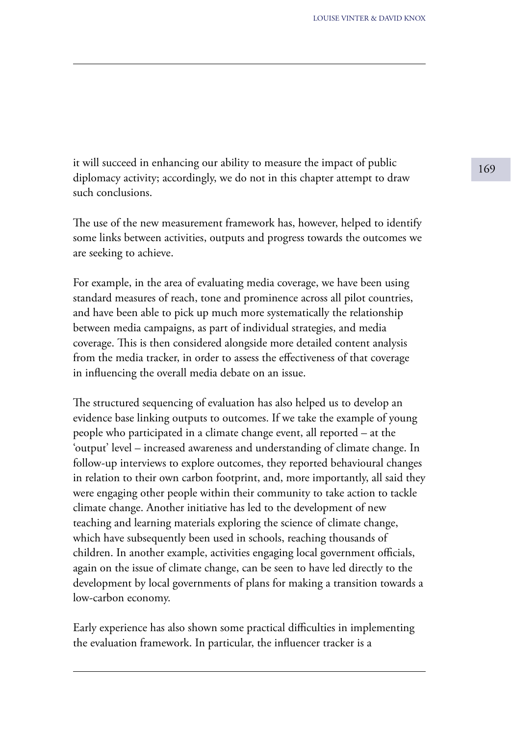it will succeed in enhancing our ability to measure the impact of public diplomacy activity; accordingly, we do not in this chapter attempt to draw such conclusions.

The use of the new measurement framework has, however, helped to identify some links between activities, outputs and progress towards the outcomes we are seeking to achieve.

For example, in the area of evaluating media coverage, we have been using standard measures of reach, tone and prominence across all pilot countries, and have been able to pick up much more systematically the relationship between media campaigns, as part of individual strategies, and media coverage. This is then considered alongside more detailed content analysis from the media tracker, in order to assess the effectiveness of that coverage in influencing the overall media debate on an issue.

The structured sequencing of evaluation has also helped us to develop an evidence base linking outputs to outcomes. If we take the example of young people who participated in a climate change event, all reported – at the 'output' level – increased awareness and understanding of climate change. In follow-up interviews to explore outcomes, they reported behavioural changes in relation to their own carbon footprint, and, more importantly, all said they were engaging other people within their community to take action to tackle climate change. Another initiative has led to the development of new teaching and learning materials exploring the science of climate change, which have subsequently been used in schools, reaching thousands of children. In another example, activities engaging local government officials, again on the issue of climate change, can be seen to have led directly to the development by local governments of plans for making a transition towards a low-carbon economy.

Early experience has also shown some practical difficulties in implementing the evaluation framework. In particular, the influencer tracker is a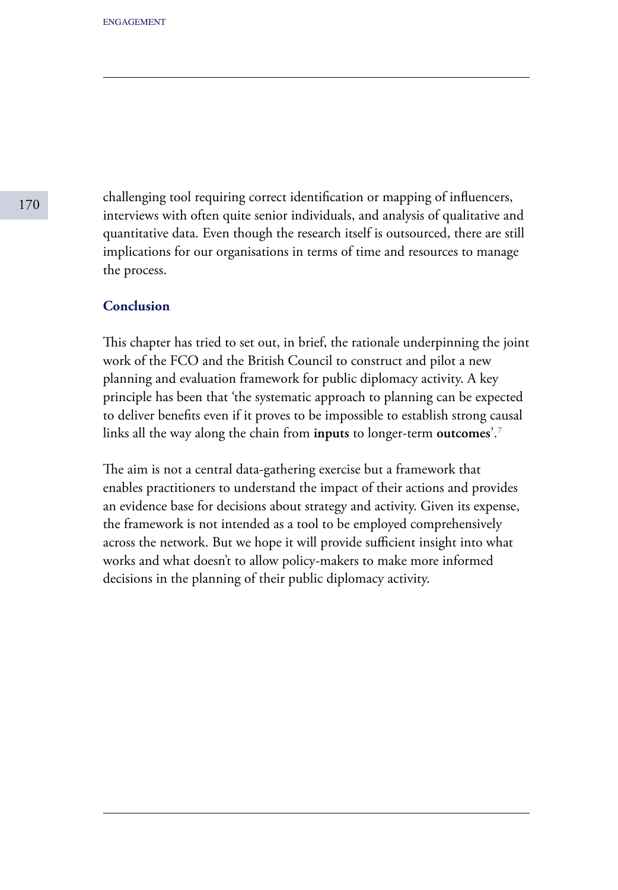challenging tool requiring correct identification or mapping of influencers, interviews with often quite senior individuals, and analysis of qualitative and quantitative data. Even though the research itself is outsourced, there are still implications for our organisations in terms of time and resources to manage the process.

## Conclusion

This chapter has tried to set out, in brief, the rationale underpinning the joint work of the FCO and the British Council to construct and pilot a new planning and evaluation framework for public diplomacy activity. A key principle has been that 'the systematic approach to planning can be expected to deliver benefits even if it proves to be impossible to establish strong causal links all the way along the chain from **inputs** to longer-term **outcomes**'.[7]

The aim is not a central data-gathering exercise but a framework that enables practitioners to understand the impact of their actions and provides an evidence base for decisions about strategy and activity. Given its expense, the framework is not intended as a tool to be employed comprehensively across the network. But we hope it will provide sufficient insight into what works and what doesn't to allow policy-makers to make more informed decisions in the planning of their public diplomacy activity.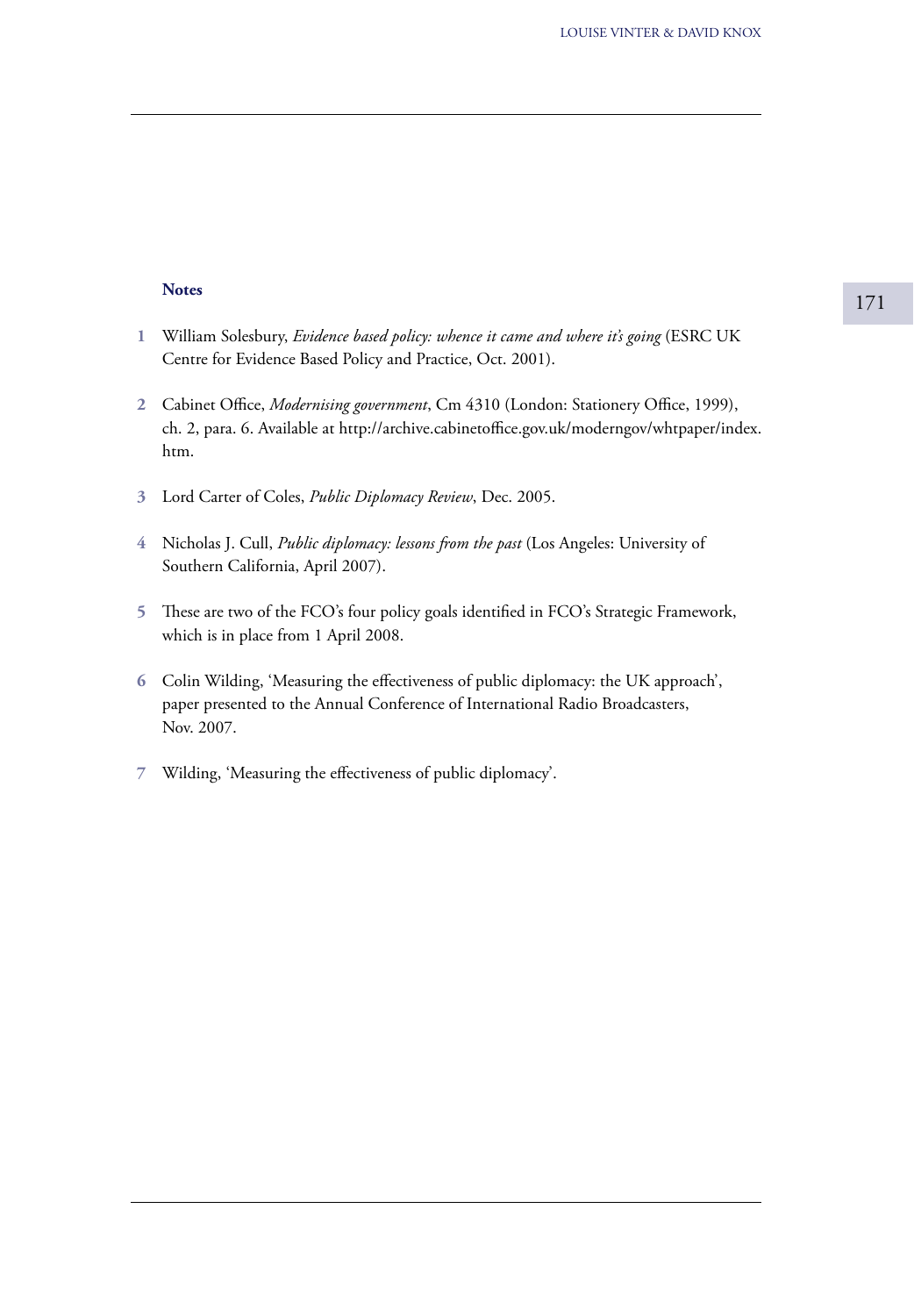**Notes**

1. William Solesbury, *Evidence based policy: whence it came and where it's going* (ESRC UK Centre for Evidence Based Policy and Practice, Oct. 2001).

2. Cabinet Office, *Modernising government*, Cm 4310 (London: Stationery Office, 1999), ch. 2, para. 6. Available at http://archive.cabinetoffice.gov.uk/moderngov/whtpaper/index.htm.

3. Lord Carter of Coles, *Public Diplomacy Review*, Dec. 2005.

4. Nicholas J. Cull, *Public diplomacy: lessons from the past* (Los Angeles: University of Southern California, April 2007).

5. These are two of the FCO's four policy goals identified in FCO's Strategic Framework, which is in place from 1 April 2008.

6. Colin Wilding, 'Measuring the effectiveness of public diplomacy: the UK approach', paper presented to the Annual Conference of International Radio Broadcasters, Nov. 2007.

7. Wilding, 'Measuring the effectiveness of public diplomacy'.